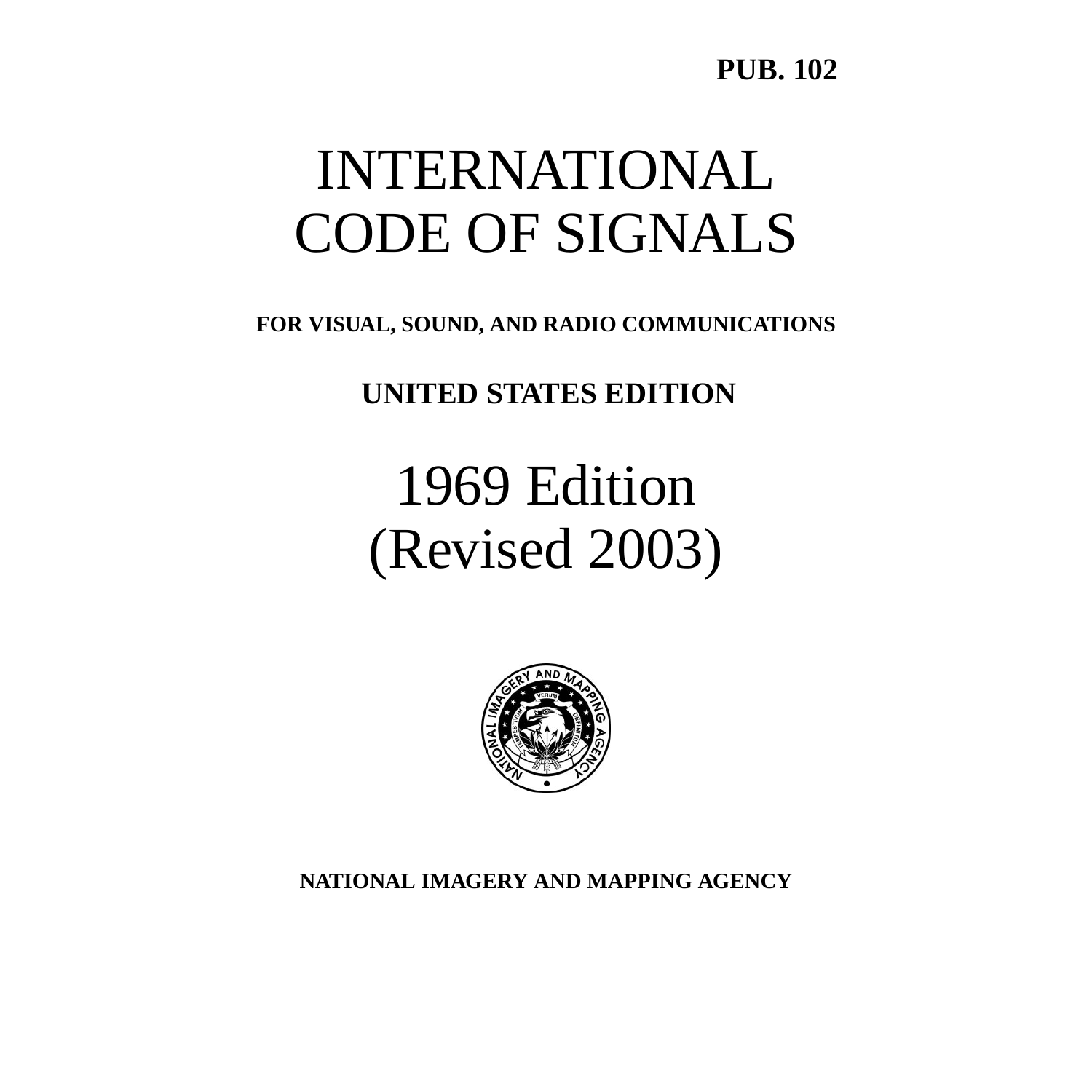**PUB. 102**

# INTERNATIONAL CODE OF SIGNALS

**FOR VISUAL, SOUND, AND RADIO COMMUNICATIONS**

**UNITED STATES EDITION**

## 1969 Edition (Revised 2003)

**NATIONAL IMAGERY AND MAPPING AGENCY**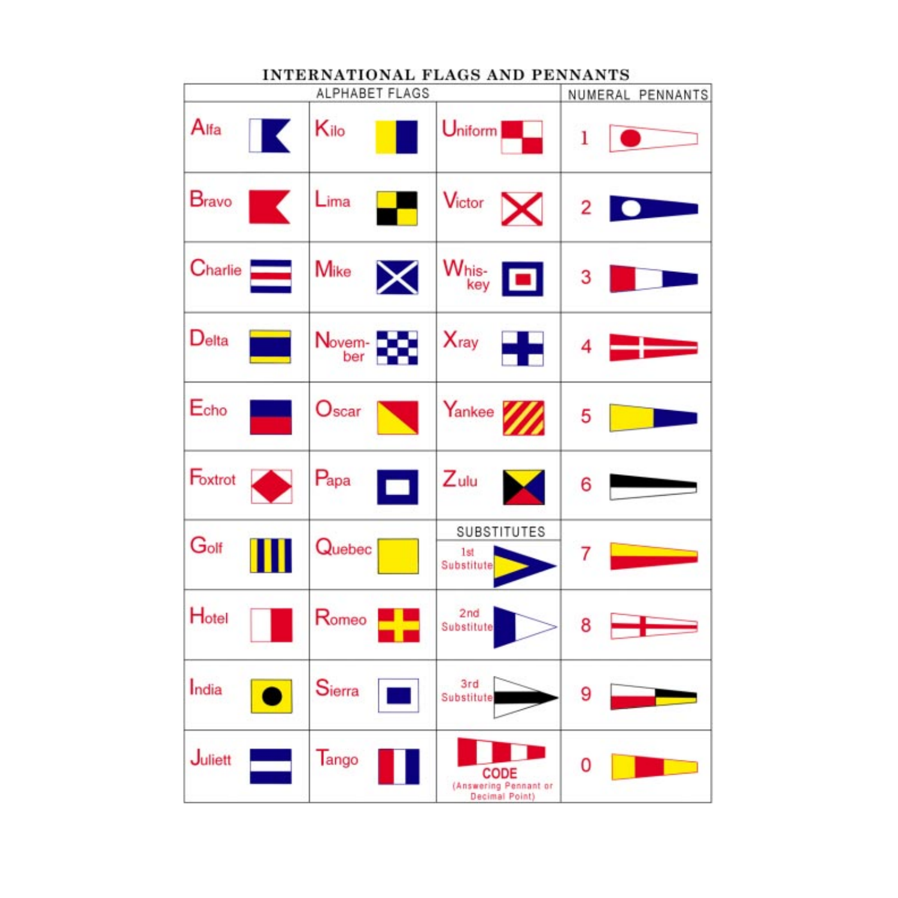# INTERNATIONAL FLAGS AND PENNANTS

| ALPHABET FLAGS | | | NUMERAL PENNANTS |
|---|---|---|---|
| Alfa | Kilo | Uniform | 1 |
| Bravo | Lima | Victor | 2 |
| Charlie | Mike | Whis-key | 3 |
| Delta | Novem-ber | Xray | 4 |
| Echo | Oscar | Yankee | 5 |
| Foxtrot | Papa | Zulu | 6 |
| Golf | Quebec | SUBSTITUTES: 1st Substitute | 7 |
| Hotel | Romeo | 2nd Substitute | 8 |
| India | Sierra | 3rd Substitute | 9 |
| Juliett | Tango | CODE (Answering Pennant or Decimal Point) | 0 |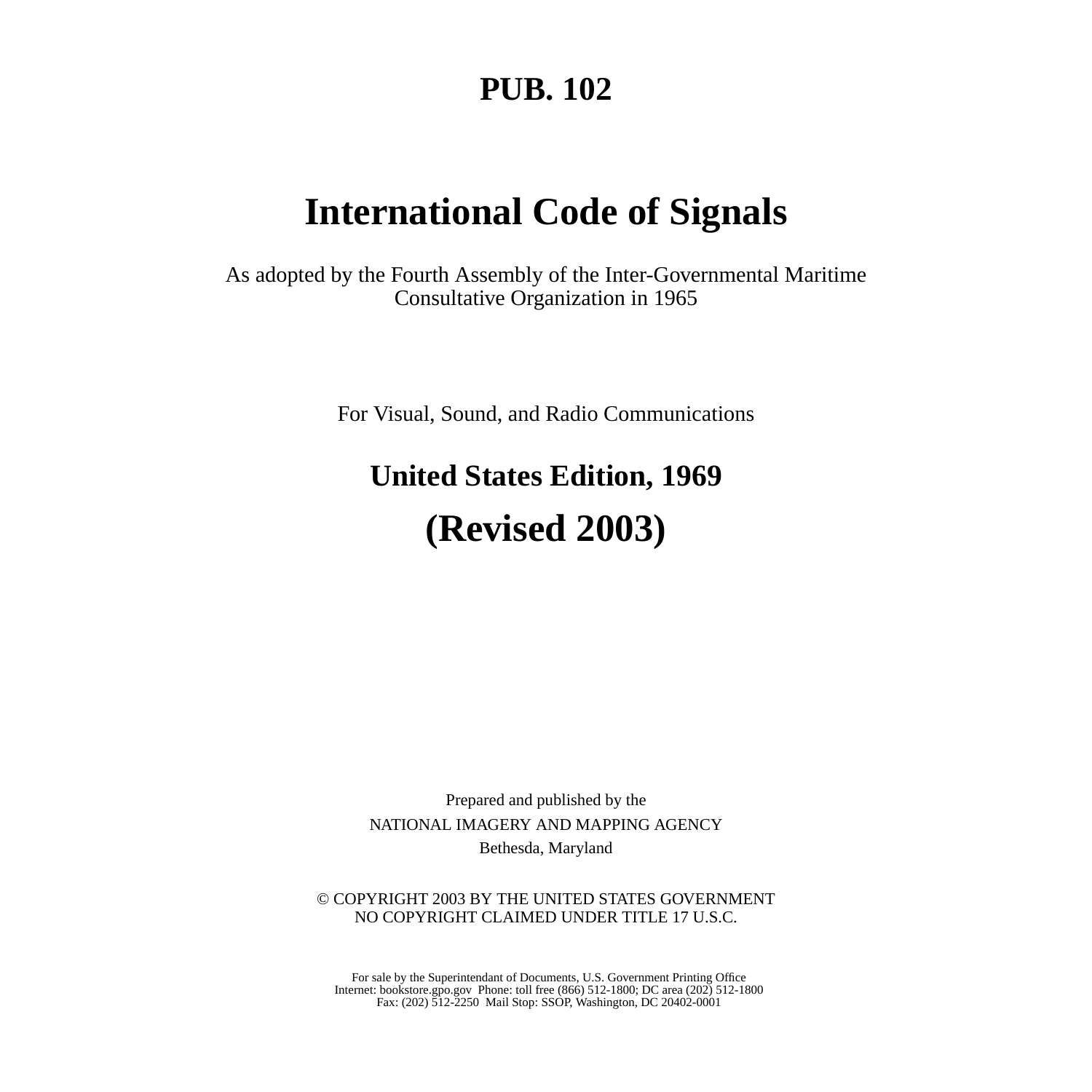# PUB. 102

# International Code of Signals

As adopted by the Fourth Assembly of the Inter-Governmental Maritime Consultative Organization in 1965

For Visual, Sound, and Radio Communications

## United States Edition, 1969

## (Revised 2003)

Prepared and published by the

NATIONAL IMAGERY AND MAPPING AGENCY

Bethesda, Maryland

© COPYRIGHT 2003 BY THE UNITED STATES GOVERNMENT
NO COPYRIGHT CLAIMED UNDER TITLE 17 U.S.C.

For sale by the Superintendant of Documents, U.S. Government Printing Office
Internet: bookstore.gpo.gov Phone: toll free (866) 512-1800; DC area (202) 512-1800
Fax: (202) 512-2250 Mail Stop: SSOP, Washington, DC 20402-0001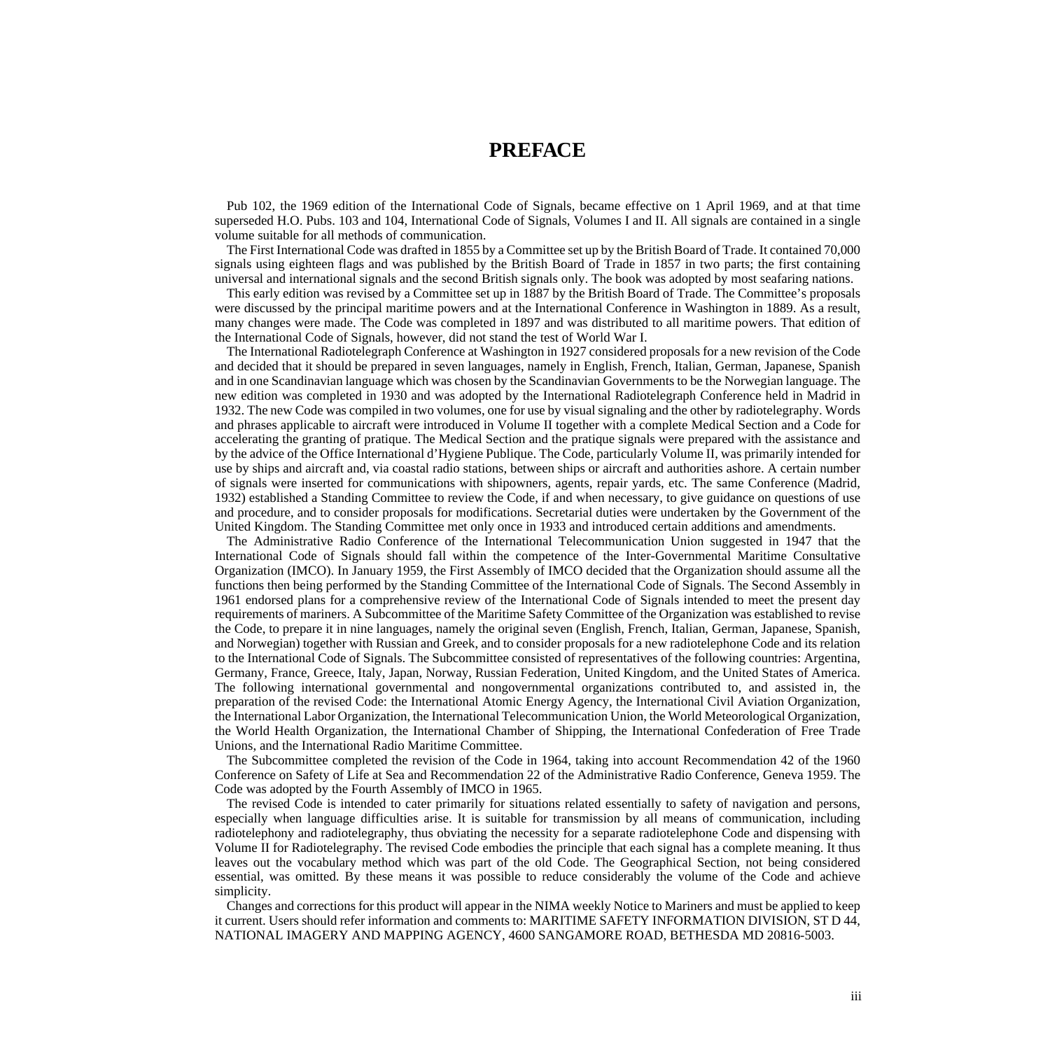# PREFACE

Pub 102, the 1969 edition of the International Code of Signals, became effective on 1 April 1969, and at that time superseded H.O. Pubs. 103 and 104, International Code of Signals, Volumes I and II. All signals are contained in a single volume suitable for all methods of communication.

The First International Code was drafted in 1855 by a Committee set up by the British Board of Trade. It contained 70,000 signals using eighteen flags and was published by the British Board of Trade in 1857 in two parts; the first containing universal and international signals and the second British signals only. The book was adopted by most seafaring nations.

This early edition was revised by a Committee set up in 1887 by the British Board of Trade. The Committee's proposals were discussed by the principal maritime powers and at the International Conference in Washington in 1889. As a result, many changes were made. The Code was completed in 1897 and was distributed to all maritime powers. That edition of the International Code of Signals, however, did not stand the test of World War I.

The International Radiotelegraph Conference at Washington in 1927 considered proposals for a new revision of the Code and decided that it should be prepared in seven languages, namely in English, French, Italian, German, Japanese, Spanish and in one Scandinavian language which was chosen by the Scandinavian Governments to be the Norwegian language. The new edition was completed in 1930 and was adopted by the International Radiotelegraph Conference held in Madrid in 1932. The new Code was compiled in two volumes, one for use by visual signaling and the other by radiotelegraphy. Words and phrases applicable to aircraft were introduced in Volume II together with a complete Medical Section and a Code for accelerating the granting of pratique. The Medical Section and the pratique signals were prepared with the assistance and by the advice of the Office International d'Hygiene Publique. The Code, particularly Volume II, was primarily intended for use by ships and aircraft and, via coastal radio stations, between ships or aircraft and authorities ashore. A certain number of signals were inserted for communications with shipowners, agents, repair yards, etc. The same Conference (Madrid, 1932) established a Standing Committee to review the Code, if and when necessary, to give guidance on questions of use and procedure, and to consider proposals for modifications. Secretarial duties were undertaken by the Government of the United Kingdom. The Standing Committee met only once in 1933 and introduced certain additions and amendments.

The Administrative Radio Conference of the International Telecommunication Union suggested in 1947 that the International Code of Signals should fall within the competence of the Inter-Governmental Maritime Consultative Organization (IMCO). In January 1959, the First Assembly of IMCO decided that the Organization should assume all the functions then being performed by the Standing Committee of the International Code of Signals. The Second Assembly in 1961 endorsed plans for a comprehensive review of the International Code of Signals intended to meet the present day requirements of mariners. A Subcommittee of the Maritime Safety Committee of the Organization was established to revise the Code, to prepare it in nine languages, namely the original seven (English, French, Italian, German, Japanese, Spanish, and Norwegian) together with Russian and Greek, and to consider proposals for a new radiotelephone Code and its relation to the International Code of Signals. The Subcommittee consisted of representatives of the following countries: Argentina, Germany, France, Greece, Italy, Japan, Norway, Russian Federation, United Kingdom, and the United States of America. The following international governmental and nongovernmental organizations contributed to, and assisted in, the preparation of the revised Code: the International Atomic Energy Agency, the International Civil Aviation Organization, the International Labor Organization, the International Telecommunication Union, the World Meteorological Organization, the World Health Organization, the International Chamber of Shipping, the International Confederation of Free Trade Unions, and the International Radio Maritime Committee.

The Subcommittee completed the revision of the Code in 1964, taking into account Recommendation 42 of the 1960 Conference on Safety of Life at Sea and Recommendation 22 of the Administrative Radio Conference, Geneva 1959. The Code was adopted by the Fourth Assembly of IMCO in 1965.

The revised Code is intended to cater primarily for situations related essentially to safety of navigation and persons, especially when language difficulties arise. It is suitable for transmission by all means of communication, including radiotelephony and radiotelegraphy, thus obviating the necessity for a separate radiotelephone Code and dispensing with Volume II for Radiotelegraphy. The revised Code embodies the principle that each signal has a complete meaning. It thus leaves out the vocabulary method which was part of the old Code. The Geographical Section, not being considered essential, was omitted. By these means it was possible to reduce considerably the volume of the Code and achieve simplicity.

Changes and corrections for this product will appear in the NIMA weekly Notice to Mariners and must be applied to keep it current. Users should refer information and comments to: MARITIME SAFETY INFORMATION DIVISION, ST D 44, NATIONAL IMAGERY AND MAPPING AGENCY, 4600 SANGAMORE ROAD, BETHESDA MD 20816-5003.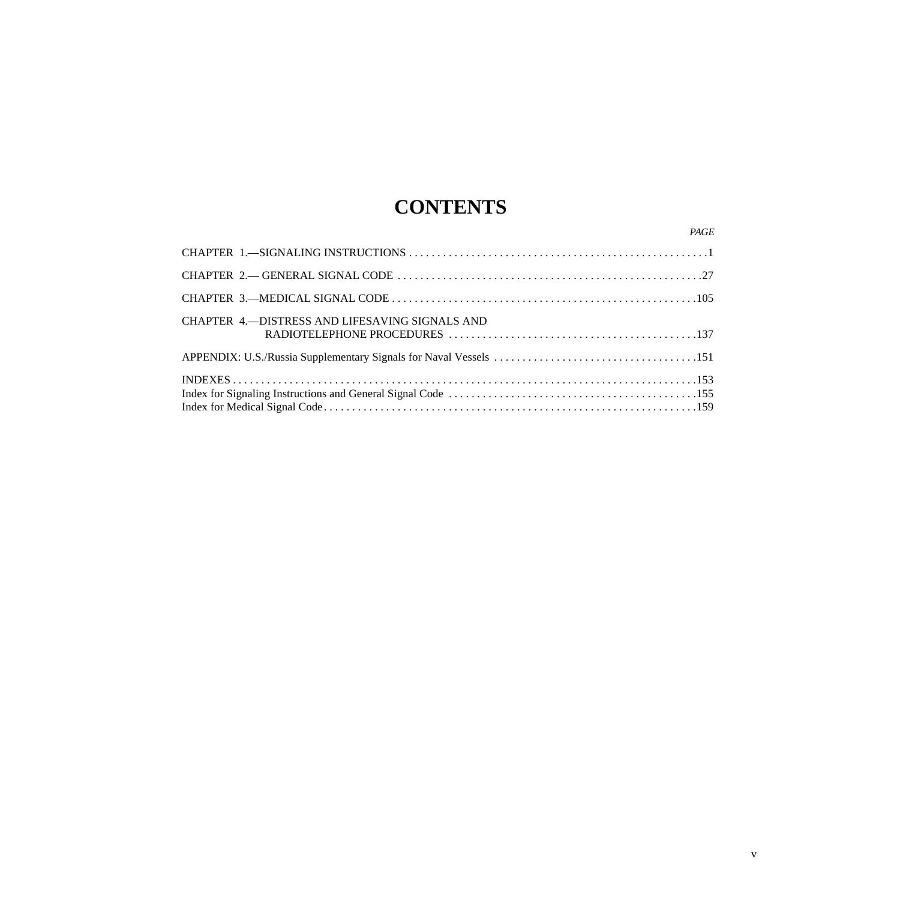# CONTENTS

| | PAGE |
|---|---|
| CHAPTER 1.—SIGNALING INSTRUCTIONS | 1 |
| CHAPTER 2.— GENERAL SIGNAL CODE | 27 |
| CHAPTER 3.—MEDICAL SIGNAL CODE | 105 |
| CHAPTER 4.—DISTRESS AND LIFESAVING SIGNALS AND RADIOTELEPHONE PROCEDURES | 137 |
| APPENDIX: U.S./Russia Supplementary Signals for Naval Vessels | 151 |
| INDEXES | 153 |
| Index for Signaling Instructions and General Signal Code | 155 |
| Index for Medical Signal Code | 159 |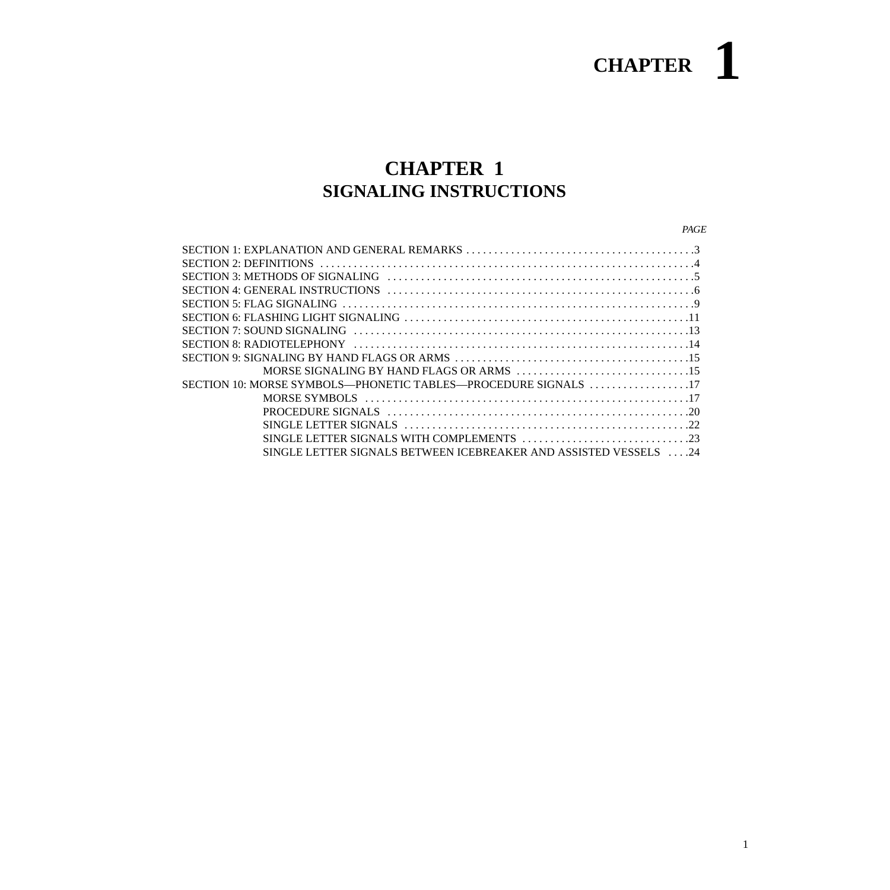# CHAPTER 1

## CHAPTER 1
## SIGNALING INSTRUCTIONS

| | *PAGE* |
|---|---|
| SECTION 1: EXPLANATION AND GENERAL REMARKS | 3 |
| SECTION 2: DEFINITIONS | 4 |
| SECTION 3: METHODS OF SIGNALING | 5 |
| SECTION 4: GENERAL INSTRUCTIONS | 6 |
| SECTION 5: FLAG SIGNALING | 9 |
| SECTION 6: FLASHING LIGHT SIGNALING | 11 |
| SECTION 7: SOUND SIGNALING | 13 |
| SECTION 8: RADIOTELEPHONY | 14 |
| SECTION 9: SIGNALING BY HAND FLAGS OR ARMS | 15 |
| MORSE SIGNALING BY HAND FLAGS OR ARMS | 15 |
| SECTION 10: MORSE SYMBOLS—PHONETIC TABLES—PROCEDURE SIGNALS | 17 |
| MORSE SYMBOLS | 17 |
| PROCEDURE SIGNALS | 20 |
| SINGLE LETTER SIGNALS | 22 |
| SINGLE LETTER SIGNALS WITH COMPLEMENTS | 23 |
| SINGLE LETTER SIGNALS BETWEEN ICEBREAKER AND ASSISTED VESSELS | 24 |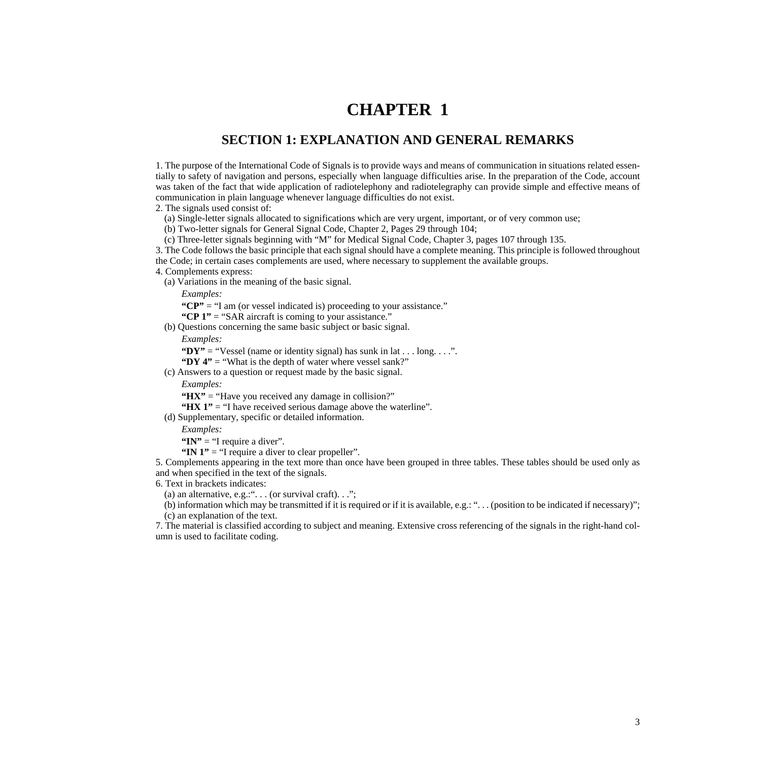# CHAPTER 1

## SECTION 1: EXPLANATION AND GENERAL REMARKS

1. The purpose of the International Code of Signals is to provide ways and means of communication in situations related essentially to safety of navigation and persons, especially when language difficulties arise. In the preparation of the Code, account was taken of the fact that wide application of radiotelephony and radiotelegraphy can provide simple and effective means of communication in plain language whenever language difficulties do not exist.

2. The signals used consist of:

   (a) Single-letter signals allocated to significations which are very urgent, important, or of very common use;

   (b) Two-letter signals for General Signal Code, Chapter 2, Pages 29 through 104;

   (c) Three-letter signals beginning with "M" for Medical Signal Code, Chapter 3, pages 107 through 135.

3. The Code follows the basic principle that each signal should have a complete meaning. This principle is followed throughout the Code; in certain cases complements are used, where necessary to supplement the available groups.

4. Complements express:

   (a) Variations in the meaning of the basic signal.

   *Examples:*

   **"CP"** = "I am (or vessel indicated is) proceeding to your assistance."

   **"CP 1"** = "SAR aircraft is coming to your assistance."

   (b) Questions concerning the same basic subject or basic signal.

   *Examples:*

   **"DY"** = "Vessel (name or identity signal) has sunk in lat . . . long. . . .".

   **"DY 4"** = "What is the depth of water where vessel sank?"

   (c) Answers to a question or request made by the basic signal.

   *Examples:*

   **"HX"** = "Have you received any damage in collision?"

   **"HX 1"** = "I have received serious damage above the waterline".

   (d) Supplementary, specific or detailed information.

   *Examples:*

   **"IN"** = "I require a diver".

   **"IN 1"** = "I require a diver to clear propeller".

5. Complements appearing in the text more than once have been grouped in three tables. These tables should be used only as and when specified in the text of the signals.

6. Text in brackets indicates:

   (a) an alternative, e.g.:". . . (or survival craft). . .";

   (b) information which may be transmitted if it is required or if it is available, e.g.: ". . . (position to be indicated if necessary)";

   (c) an explanation of the text.

7. The material is classified according to subject and meaning. Extensive cross referencing of the signals in the right-hand column is used to facilitate coding.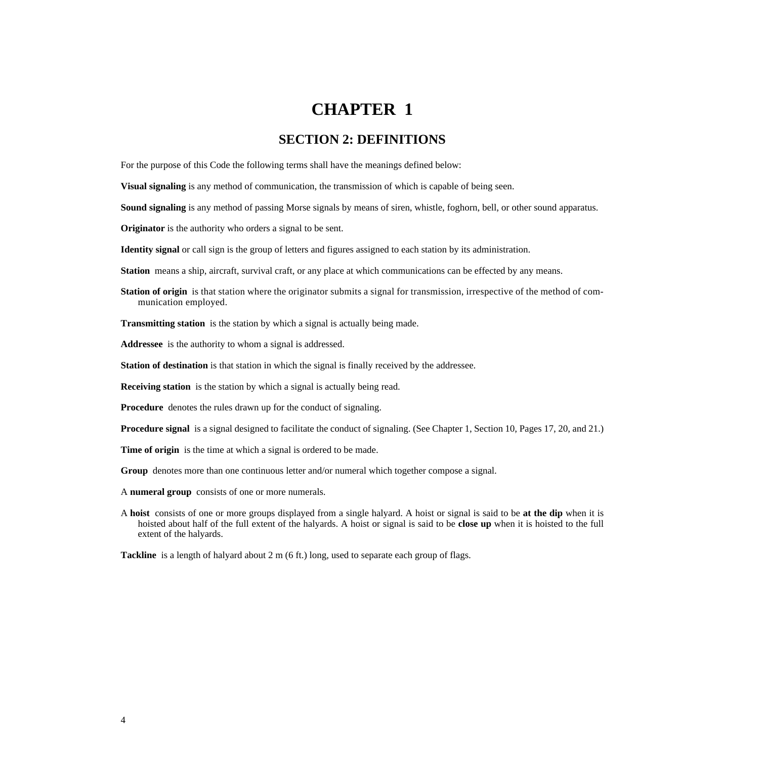# CHAPTER 1

## SECTION 2: DEFINITIONS

For the purpose of this Code the following terms shall have the meanings defined below:

**Visual signaling** is any method of communication, the transmission of which is capable of being seen.

**Sound signaling** is any method of passing Morse signals by means of siren, whistle, foghorn, bell, or other sound apparatus.

**Originator** is the authority who orders a signal to be sent.

**Identity signal** or call sign is the group of letters and figures assigned to each station by its administration.

**Station** means a ship, aircraft, survival craft, or any place at which communications can be effected by any means.

**Station of origin** is that station where the originator submits a signal for transmission, irrespective of the method of communication employed.

**Transmitting station** is the station by which a signal is actually being made.

**Addressee** is the authority to whom a signal is addressed.

**Station of destination** is that station in which the signal is finally received by the addressee.

**Receiving station** is the station by which a signal is actually being read.

**Procedure** denotes the rules drawn up for the conduct of signaling.

**Procedure signal** is a signal designed to facilitate the conduct of signaling. (See Chapter 1, Section 10, Pages 17, 20, and 21.)

**Time of origin** is the time at which a signal is ordered to be made.

**Group** denotes more than one continuous letter and/or numeral which together compose a signal.

A **numeral group** consists of one or more numerals.

A **hoist** consists of one or more groups displayed from a single halyard. A hoist or signal is said to be **at the dip** when it is hoisted about half of the full extent of the halyards. A hoist or signal is said to be **close up** when it is hoisted to the full extent of the halyards.

**Tackline** is a length of halyard about 2 m (6 ft.) long, used to separate each group of flags.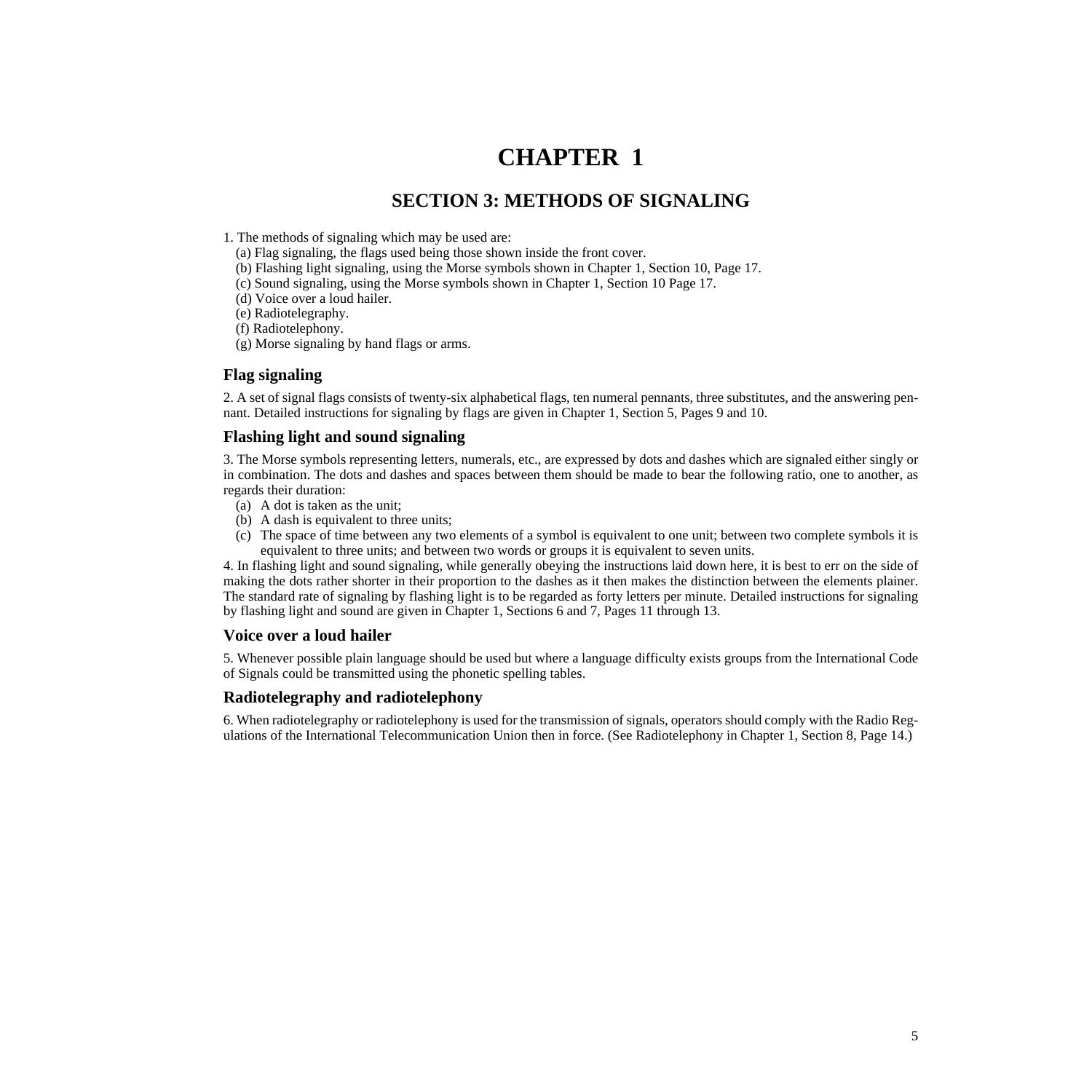# CHAPTER 1

## SECTION 3: METHODS OF SIGNALING

1. The methods of signaling which may be used are:
   (a) Flag signaling, the flags used being those shown inside the front cover.
   (b) Flashing light signaling, using the Morse symbols shown in Chapter 1, Section 10, Page 17.
   (c) Sound signaling, using the Morse symbols shown in Chapter 1, Section 10 Page 17.
   (d) Voice over a loud hailer.
   (e) Radiotelegraphy.
   (f) Radiotelephony.
   (g) Morse signaling by hand flags or arms.

### Flag signaling

2. A set of signal flags consists of twenty-six alphabetical flags, ten numeral pennants, three substitutes, and the answering pennant. Detailed instructions for signaling by flags are given in Chapter 1, Section 5, Pages 9 and 10.

### Flashing light and sound signaling

3. The Morse symbols representing letters, numerals, etc., are expressed by dots and dashes which are signaled either singly or in combination. The dots and dashes and spaces between them should be made to bear the following ratio, one to another, as regards their duration:
   (a) A dot is taken as the unit;
   (b) A dash is equivalent to three units;
   (c) The space of time between any two elements of a symbol is equivalent to one unit; between two complete symbols it is equivalent to three units; and between two words or groups it is equivalent to seven units.

4. In flashing light and sound signaling, while generally obeying the instructions laid down here, it is best to err on the side of making the dots rather shorter in their proportion to the dashes as it then makes the distinction between the elements plainer. The standard rate of signaling by flashing light is to be regarded as forty letters per minute. Detailed instructions for signaling by flashing light and sound are given in Chapter 1, Sections 6 and 7, Pages 11 through 13.

### Voice over a loud hailer

5. Whenever possible plain language should be used but where a language difficulty exists groups from the International Code of Signals could be transmitted using the phonetic spelling tables.

### Radiotelegraphy and radiotelephony

6. When radiotelegraphy or radiotelephony is used for the transmission of signals, operators should comply with the Radio Regulations of the International Telecommunication Union then in force. (See Radiotelephony in Chapter 1, Section 8, Page 14.)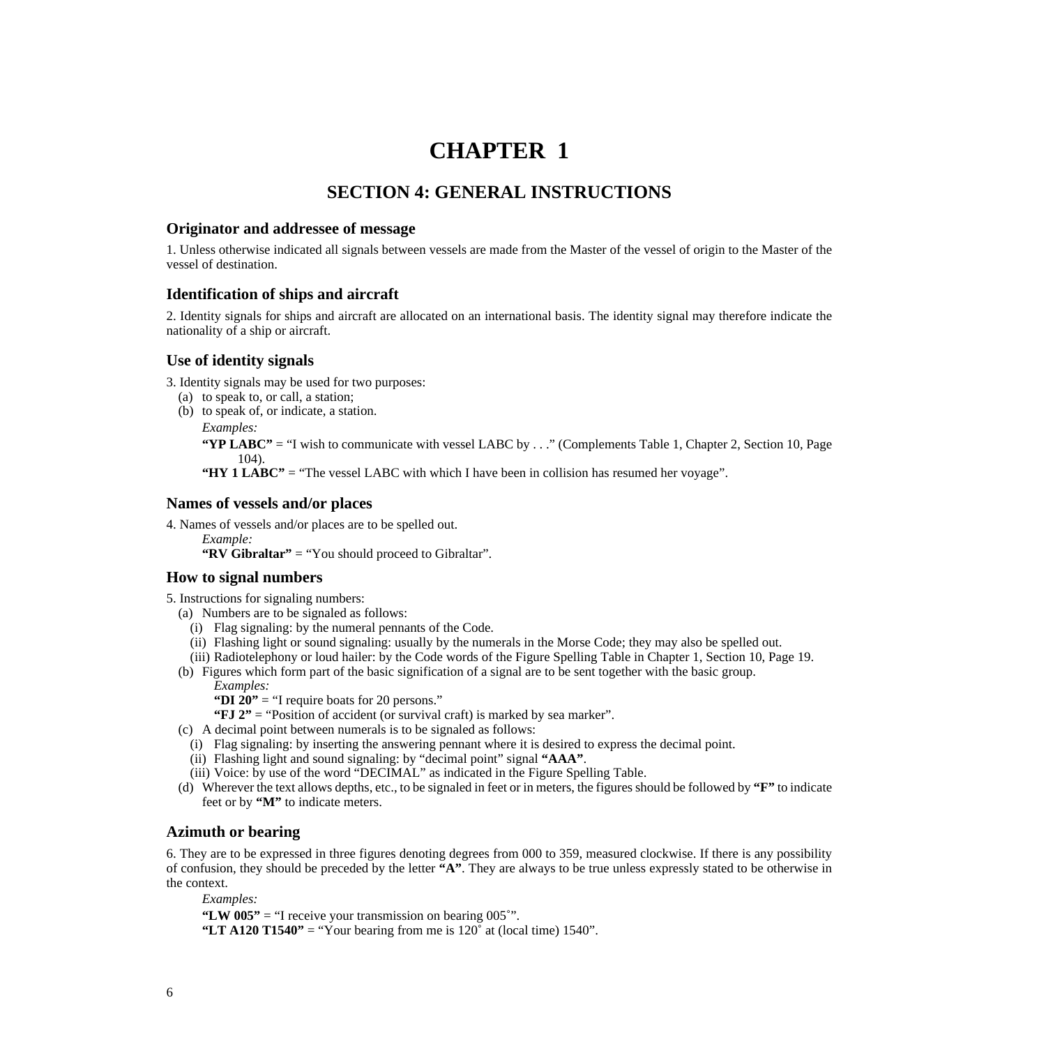# CHAPTER 1

## SECTION 4: GENERAL INSTRUCTIONS

### Originator and addressee of message

1. Unless otherwise indicated all signals between vessels are made from the Master of the vessel of origin to the Master of the vessel of destination.

### Identification of ships and aircraft

2. Identity signals for ships and aircraft are allocated on an international basis. The identity signal may therefore indicate the nationality of a ship or aircraft.

### Use of identity signals

3. Identity signals may be used for two purposes:
   - (a) to speak to, or call, a station;
   - (b) to speak of, or indicate, a station.

     *Examples:*

     **"YP LABC"** = "I wish to communicate with vessel LABC by . . ." (Complements Table 1, Chapter 2, Section 10, Page 104).

     **"HY 1 LABC"** = "The vessel LABC with which I have been in collision has resumed her voyage".

### Names of vessels and/or places

4. Names of vessels and/or places are to be spelled out.

   *Example:*

   **"RV Gibraltar"** = "You should proceed to Gibraltar".

### How to signal numbers

5. Instructions for signaling numbers:
   - (a) Numbers are to be signaled as follows:
     - (i) Flag signaling: by the numeral pennants of the Code.
     - (ii) Flashing light or sound signaling: usually by the numerals in the Morse Code; they may also be spelled out.
     - (iii) Radiotelephony or loud hailer: by the Code words of the Figure Spelling Table in Chapter 1, Section 10, Page 19.
   - (b) Figures which form part of the basic signification of a signal are to be sent together with the basic group.

     *Examples:*

     **"DI 20"** = "I require boats for 20 persons."

     **"FJ 2"** = "Position of accident (or survival craft) is marked by sea marker".
   - (c) A decimal point between numerals is to be signaled as follows:
     - (i) Flag signaling: by inserting the answering pennant where it is desired to express the decimal point.
     - (ii) Flashing light and sound signaling: by "decimal point" signal **"AAA"**.
     - (iii) Voice: by use of the word "DECIMAL" as indicated in the Figure Spelling Table.
   - (d) Wherever the text allows depths, etc., to be signaled in feet or in meters, the figures should be followed by **"F"** to indicate feet or by **"M"** to indicate meters.

### Azimuth or bearing

6. They are to be expressed in three figures denoting degrees from 000 to 359, measured clockwise. If there is any possibility of confusion, they should be preceded by the letter **"A"**. They are always to be true unless expressly stated to be otherwise in the context.

   *Examples:*

   **"LW 005"** = "I receive your transmission on bearing 005°".

   **"LT A120 T1540"** = "Your bearing from me is 120° at (local time) 1540".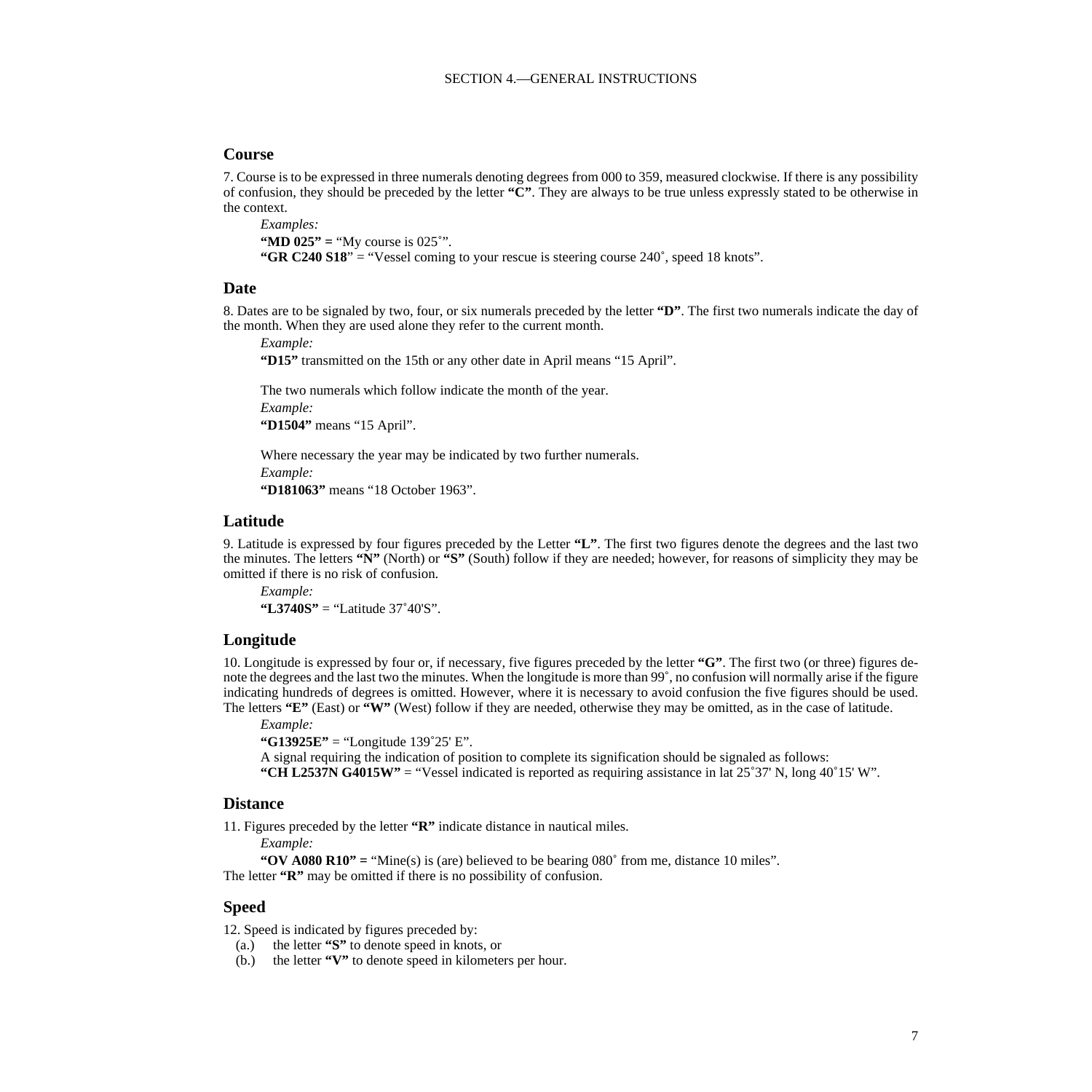## Course

7. Course is to be expressed in three numerals denoting degrees from 000 to 359, measured clockwise. If there is any possibility of confusion, they should be preceded by the letter **"C"**. They are always to be true unless expressly stated to be otherwise in the context.

*Examples:*

**"MD 025" =** "My course is 025˚".

**"GR C240 S18**" = "Vessel coming to your rescue is steering course 240˚, speed 18 knots".

## Date

8. Dates are to be signaled by two, four, or six numerals preceded by the letter **"D"**. The first two numerals indicate the day of the month. When they are used alone they refer to the current month.

*Example:*

**"D15"** transmitted on the 15th or any other date in April means "15 April".

The two numerals which follow indicate the month of the year.

*Example:*

**"D1504"** means "15 April".

Where necessary the year may be indicated by two further numerals.

*Example:*

**"D181063"** means "18 October 1963".

## Latitude

9. Latitude is expressed by four figures preceded by the Letter **"L"**. The first two figures denote the degrees and the last two the minutes. The letters **"N"** (North) or **"S"** (South) follow if they are needed; however, for reasons of simplicity they may be omitted if there is no risk of confusion.

*Example:*

**"L3740S"** = "Latitude 37˚40'S".

## Longitude

10. Longitude is expressed by four or, if necessary, five figures preceded by the letter **"G"**. The first two (or three) figures denote the degrees and the last two the minutes. When the longitude is more than 99˚, no confusion will normally arise if the figure indicating hundreds of degrees is omitted. However, where it is necessary to avoid confusion the five figures should be used. The letters **"E"** (East) or **"W"** (West) follow if they are needed, otherwise they may be omitted, as in the case of latitude.

*Example:*

**"G13925E"** = "Longitude 139˚25' E".

A signal requiring the indication of position to complete its signification should be signaled as follows:

**"CH L2537N G4015W"** = "Vessel indicated is reported as requiring assistance in lat 25˚37' N, long 40˚15' W".

## Distance

11. Figures preceded by the letter **"R"** indicate distance in nautical miles.

*Example:*

**"OV A080 R10" =** "Mine(s) is (are) believed to be bearing 080˚ from me, distance 10 miles".

The letter **"R"** may be omitted if there is no possibility of confusion.

## Speed

12. Speed is indicated by figures preceded by:

(a.) the letter **"S"** to denote speed in knots, or

(b.) the letter **"V"** to denote speed in kilometers per hour.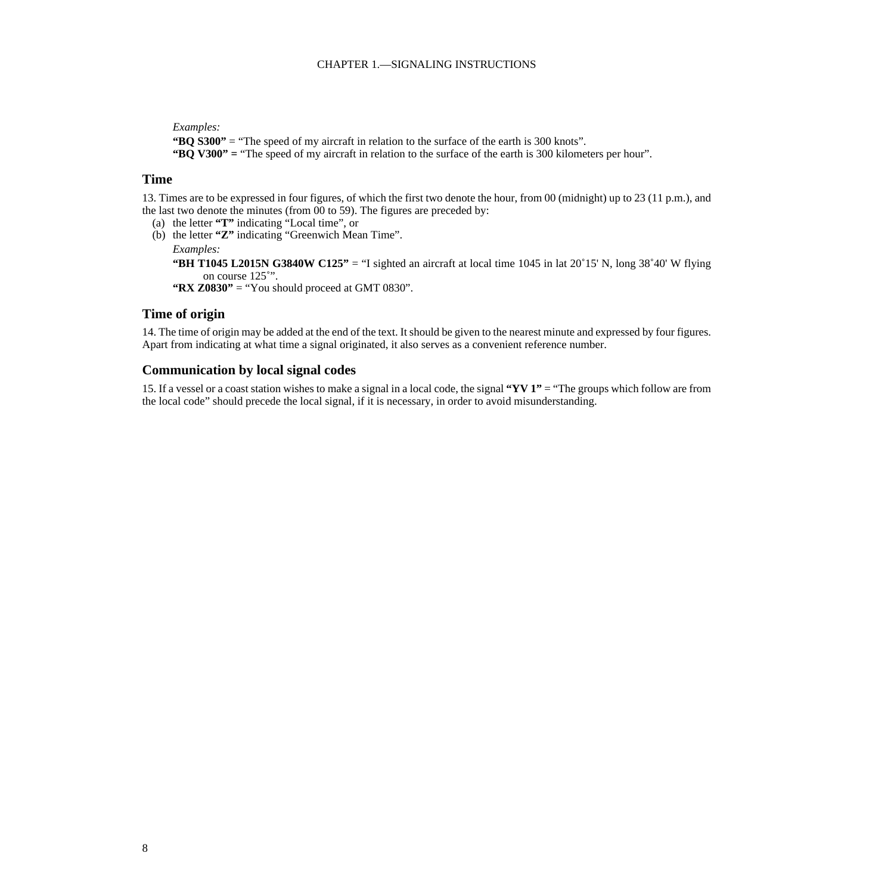*Examples:*

**“BQ S300”** = “The speed of my aircraft in relation to the surface of the earth is 300 knots”.

**“BQ V300” =** “The speed of my aircraft in relation to the surface of the earth is 300 kilometers per hour”.

## Time

13. Times are to be expressed in four figures, of which the first two denote the hour, from 00 (midnight) up to 23 (11 p.m.), and the last two denote the minutes (from 00 to 59). The figures are preceded by:

(a) the letter **“T”** indicating “Local time”, or

(b) the letter **“Z”** indicating “Greenwich Mean Time”.

*Examples:*

**“BH T1045 L2015N G3840W C125”** = “I sighted an aircraft at local time 1045 in lat 20˚15' N, long 38˚40' W flying on course 125°”.

**“RX Z0830”** = “You should proceed at GMT 0830”.

## Time of origin

14. The time of origin may be added at the end of the text. It should be given to the nearest minute and expressed by four figures. Apart from indicating at what time a signal originated, it also serves as a convenient reference number.

## Communication by local signal codes

15. If a vessel or a coast station wishes to make a signal in a local code, the signal **“YV 1”** = “The groups which follow are from the local code” should precede the local signal, if it is necessary, in order to avoid misunderstanding.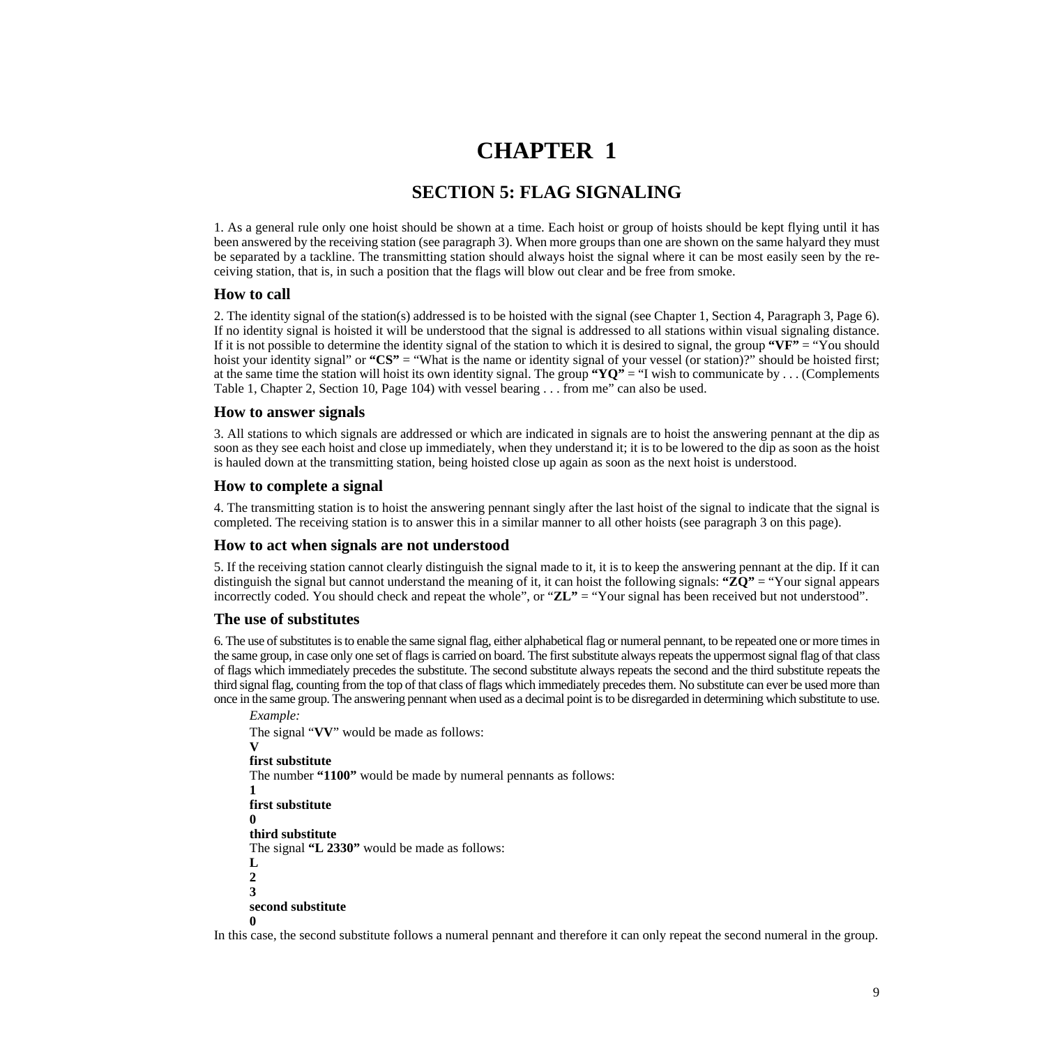# CHAPTER 1

## SECTION 5: FLAG SIGNALING

1. As a general rule only one hoist should be shown at a time. Each hoist or group of hoists should be kept flying until it has been answered by the receiving station (see paragraph 3). When more groups than one are shown on the same halyard they must be separated by a tackline. The transmitting station should always hoist the signal where it can be most easily seen by the receiving station, that is, in such a position that the flags will blow out clear and be free from smoke.

### How to call

2. The identity signal of the station(s) addressed is to be hoisted with the signal (see Chapter 1, Section 4, Paragraph 3, Page 6). If no identity signal is hoisted it will be understood that the signal is addressed to all stations within visual signaling distance. If it is not possible to determine the identity signal of the station to which it is desired to signal, the group **"VF"** = "You should hoist your identity signal" or **"CS"** = "What is the name or identity signal of your vessel (or station)?" should be hoisted first; at the same time the station will hoist its own identity signal. The group **"YQ"** = "I wish to communicate by . . . (Complements Table 1, Chapter 2, Section 10, Page 104) with vessel bearing . . . from me" can also be used.

### How to answer signals

3. All stations to which signals are addressed or which are indicated in signals are to hoist the answering pennant at the dip as soon as they see each hoist and close up immediately, when they understand it; it is to be lowered to the dip as soon as the hoist is hauled down at the transmitting station, being hoisted close up again as soon as the next hoist is understood.

### How to complete a signal

4. The transmitting station is to hoist the answering pennant singly after the last hoist of the signal to indicate that the signal is completed. The receiving station is to answer this in a similar manner to all other hoists (see paragraph 3 on this page).

### How to act when signals are not understood

5. If the receiving station cannot clearly distinguish the signal made to it, it is to keep the answering pennant at the dip. If it can distinguish the signal but cannot understand the meaning of it, it can hoist the following signals: **"ZQ"** = "Your signal appears incorrectly coded. You should check and repeat the whole", or "**ZL"** = "Your signal has been received but not understood".

### The use of substitutes

6. The use of substitutes is to enable the same signal flag, either alphabetical flag or numeral pennant, to be repeated one or more times in the same group, in case only one set of flags is carried on board. The first substitute always repeats the uppermost signal flag of that class of flags which immediately precedes the substitute. The second substitute always repeats the second and the third substitute repeats the third signal flag, counting from the top of that class of flags which immediately precedes them. No substitute can ever be used more than once in the same group. The answering pennant when used as a decimal point is to be disregarded in determining which substitute to use.

*Example:*

The signal "**VV**" would be made as follows:

**V**
**first substitute**

The number **"1100"** would be made by numeral pennants as follows:

**1**
**first substitute**
**0**
**third substitute**

The signal **"L 2330"** would be made as follows:

**L**
**2**
**3**
**second substitute**
**0**

In this case, the second substitute follows a numeral pennant and therefore it can only repeat the second numeral in the group.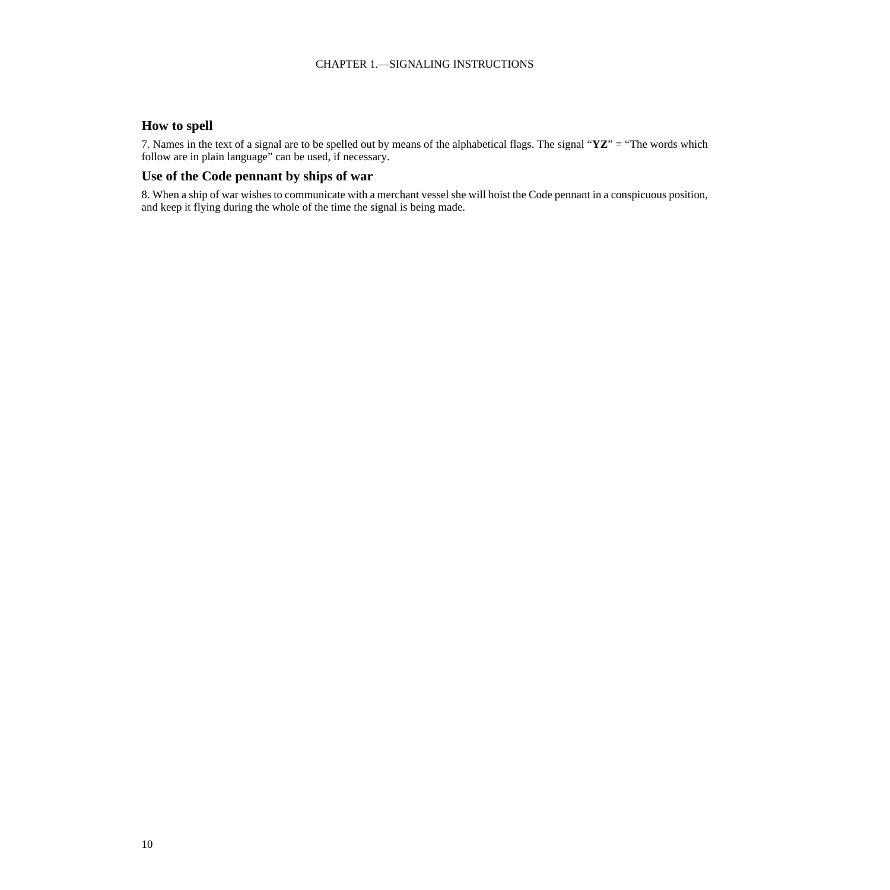### How to spell

7. Names in the text of a signal are to be spelled out by means of the alphabetical flags. The signal "**YZ**" = "The words which follow are in plain language" can be used, if necessary.

### Use of the Code pennant by ships of war

8. When a ship of war wishes to communicate with a merchant vessel she will hoist the Code pennant in a conspicuous position, and keep it flying during the whole of the time the signal is being made.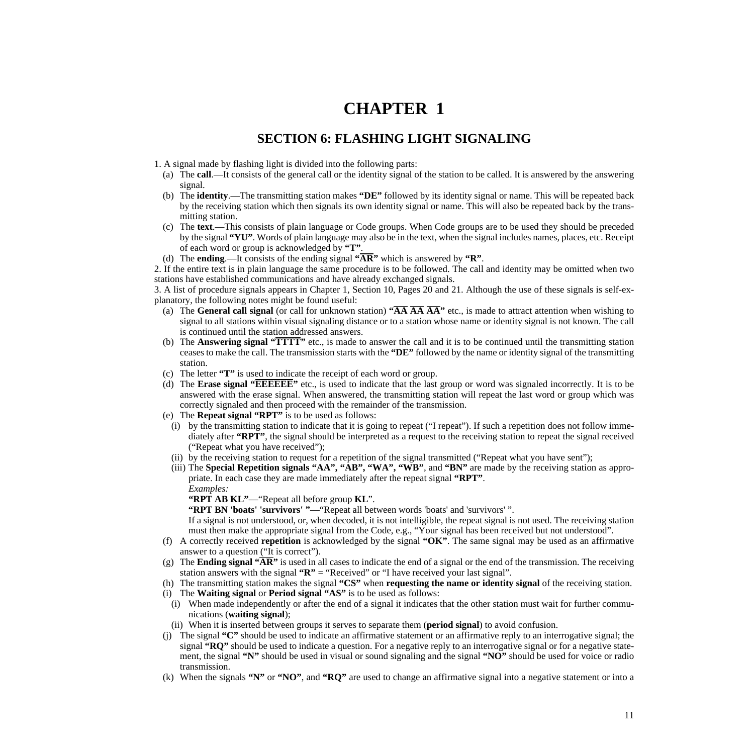# CHAPTER 1

## SECTION 6: FLASHING LIGHT SIGNALING

1. A signal made by flashing light is divided into the following parts:
   - (a) The **call**.—It consists of the general call or the identity signal of the station to be called. It is answered by the answering signal.
   - (b) The **identity**.—The transmitting station makes **"DE"** followed by its identity signal or name. This will be repeated back by the receiving station which then signals its own identity signal or name. This will also be repeated back by the transmitting station.
   - (c) The **text**.—This consists of plain language or Code groups. When Code groups are to be used they should be preceded by the signal **"YU"**. Words of plain language may also be in the text, when the signal includes names, places, etc. Receipt of each word or group is acknowledged by **"T"**.
   - (d) The **ending**.—It consists of the ending signal **"$\overline{\text{AR}}$"** which is answered by **"R"**.

2. If the entire text is in plain language the same procedure is to be followed. The call and identity may be omitted when two stations have established communications and have already exchanged signals.

3. A list of procedure signals appears in Chapter 1, Section 10, Pages 20 and 21. Although the use of these signals is self-explanatory, the following notes might be found useful:
   - (a) The **General call signal** (or call for unknown station) **"$\overline{\text{AA}}$ $\overline{\text{AA}}$ $\overline{\text{AA}}$"** etc., is made to attract attention when wishing to signal to all stations within visual signaling distance or to a station whose name or identity signal is not known. The call is continued until the station addressed answers.
   - (b) The **Answering signal "$\overline{\text{TTTT}}$"** etc., is made to answer the call and it is to be continued until the transmitting station ceases to make the call. The transmission starts with the **"DE"** followed by the name or identity signal of the transmitting station.
   - (c) The letter **"T"** is used to indicate the receipt of each word or group.
   - (d) The **Erase signal "$\overline{\text{EEEEEE}}$"** etc., is used to indicate that the last group or word was signaled incorrectly. It is to be answered with the erase signal. When answered, the transmitting station will repeat the last word or group which was correctly signaled and then proceed with the remainder of the transmission.
   - (e) The **Repeat signal "RPT"** is to be used as follows:
     - (i) by the transmitting station to indicate that it is going to repeat ("I repeat"). If such a repetition does not follow immediately after **"RPT"**, the signal should be interpreted as a request to the receiving station to repeat the signal received ("Repeat what you have received");
     - (ii) by the receiving station to request for a repetition of the signal transmitted ("Repeat what you have sent");
     - (iii) The **Special Repetition signals "AA", "AB", "WA", "WB"**, and **"BN"** are made by the receiving station as appropriate. In each case they are made immediately after the repeat signal **"RPT"**.

       *Examples:*

       **"RPT AB KL"**—"Repeat all before group **KL**".

       **"RPT BN 'boats' 'survivors' "**—"Repeat all between words 'boats' and 'survivors' ".

       If a signal is not understood, or, when decoded, it is not intelligible, the repeat signal is not used. The receiving station must then make the appropriate signal from the Code, e.g., "Your signal has been received but not understood".
   - (f) A correctly received **repetition** is acknowledged by the signal **"OK"**. The same signal may be used as an affirmative answer to a question ("It is correct").
   - (g) The **Ending signal "$\overline{\text{AR}}$"** is used in all cases to indicate the end of a signal or the end of the transmission. The receiving station answers with the signal **"R"** = "Received" or "I have received your last signal".
   - (h) The transmitting station makes the signal **"CS"** when **requesting the name or identity signal** of the receiving station.
   - (i) The **Waiting signal** or **Period signal "AS"** is to be used as follows:
     - (i) When made independently or after the end of a signal it indicates that the other station must wait for further communications (**waiting signal**);
     - (ii) When it is inserted between groups it serves to separate them (**period signal**) to avoid confusion.
   - (j) The signal **"C"** should be used to indicate an affirmative statement or an affirmative reply to an interrogative signal; the signal **"RQ"** should be used to indicate a question. For a negative reply to an interrogative signal or for a negative statement, the signal **"N"** should be used in visual or sound signaling and the signal **"NO"** should be used for voice or radio transmission.
   - (k) When the signals **"N"** or **"NO"**, and **"RQ"** are used to change an affirmative signal into a negative statement or into a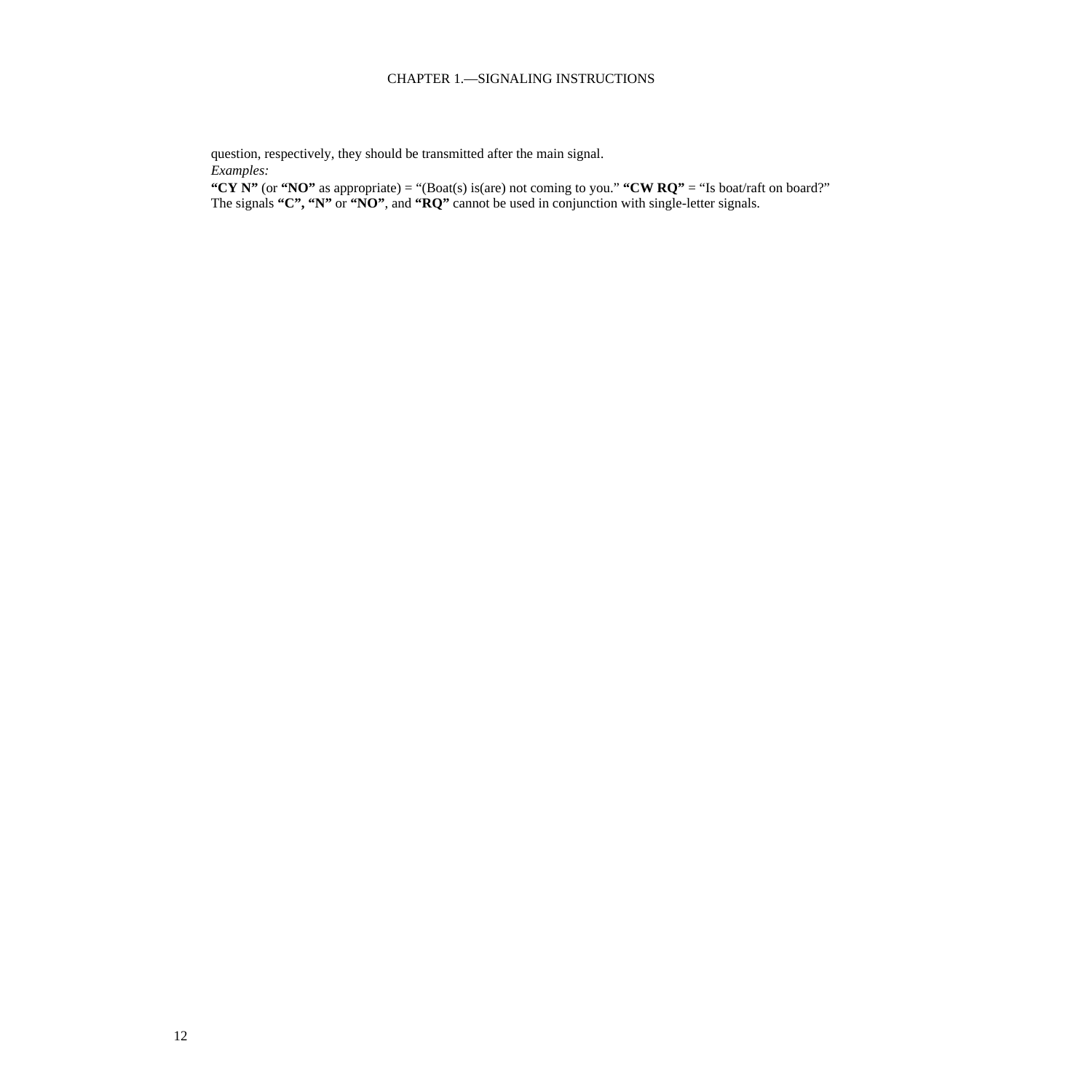question, respectively, they should be transmitted after the main signal.

*Examples:*

**"CY N"** (or **"NO"** as appropriate) = "(Boat(s) is(are) not coming to you." **"CW RQ"** = "Is boat/raft on board?"

The signals **"C", "N"** or **"NO"**, and **"RQ"** cannot be used in conjunction with single-letter signals.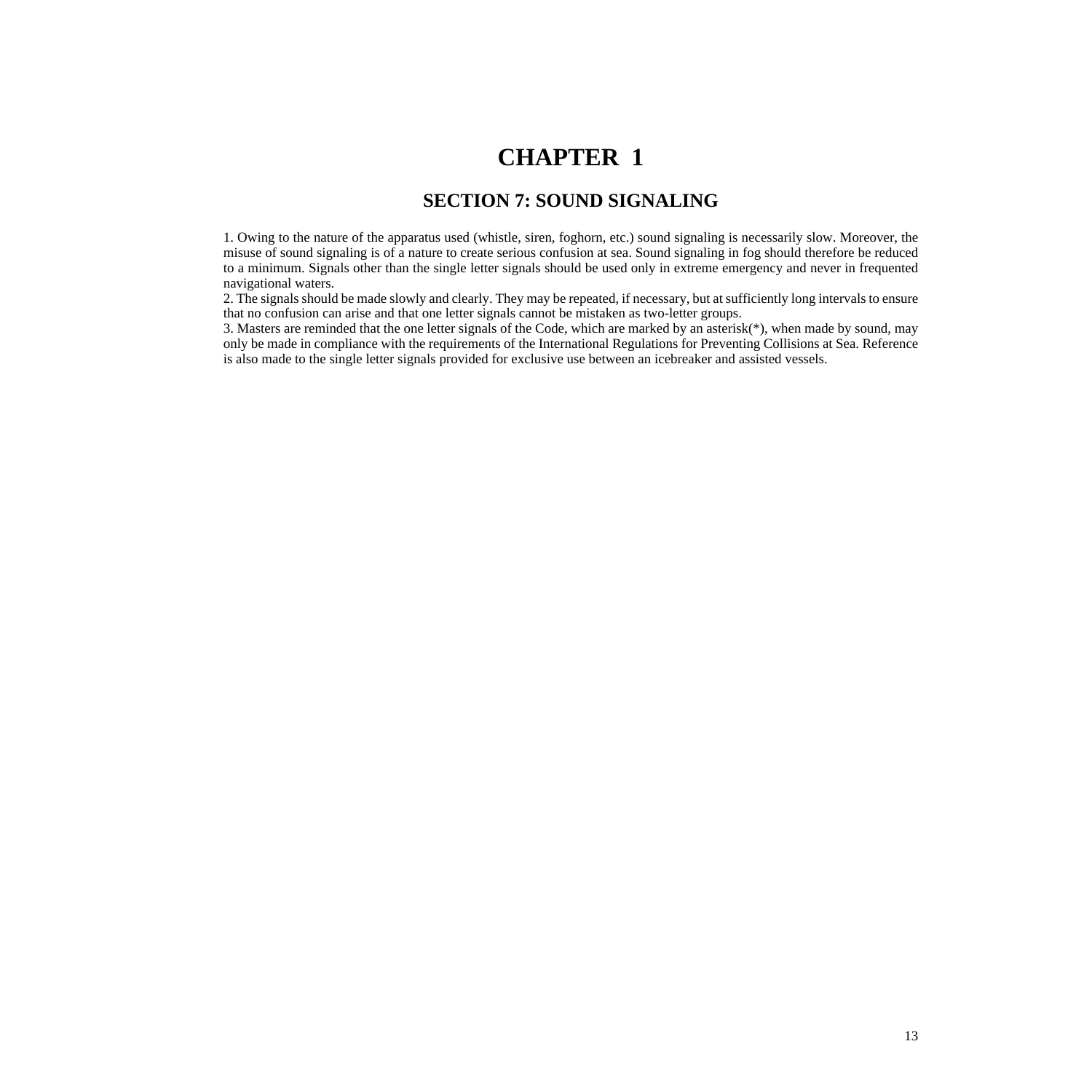# CHAPTER 1

## SECTION 7: SOUND SIGNALING

1. Owing to the nature of the apparatus used (whistle, siren, foghorn, etc.) sound signaling is necessarily slow. Moreover, the misuse of sound signaling is of a nature to create serious confusion at sea. Sound signaling in fog should therefore be reduced to a minimum. Signals other than the single letter signals should be used only in extreme emergency and never in frequented navigational waters.
2. The signals should be made slowly and clearly. They may be repeated, if necessary, but at sufficiently long intervals to ensure that no confusion can arise and that one letter signals cannot be mistaken as two-letter groups.
3. Masters are reminded that the one letter signals of the Code, which are marked by an asterisk(*), when made by sound, may only be made in compliance with the requirements of the International Regulations for Preventing Collisions at Sea. Reference is also made to the single letter signals provided for exclusive use between an icebreaker and assisted vessels.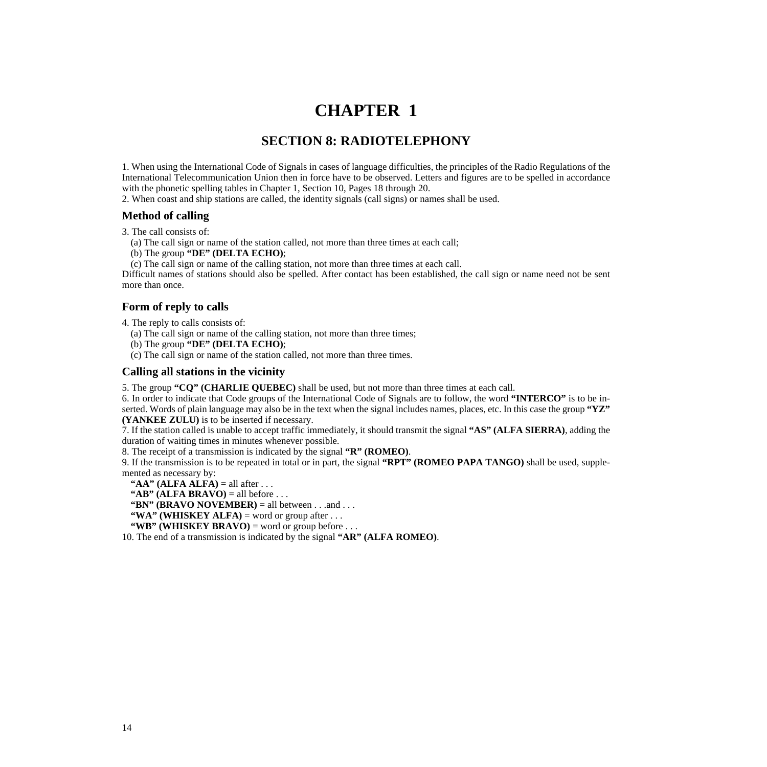# CHAPTER 1

## SECTION 8: RADIOTELEPHONY

1. When using the International Code of Signals in cases of language difficulties, the principles of the Radio Regulations of the International Telecommunication Union then in force have to be observed. Letters and figures are to be spelled in accordance with the phonetic spelling tables in Chapter 1, Section 10, Pages 18 through 20.
2. When coast and ship stations are called, the identity signals (call signs) or names shall be used.

### Method of calling

3. The call consists of:
   (a) The call sign or name of the station called, not more than three times at each call;
   (b) The group **"DE" (DELTA ECHO)**;
   (c) The call sign or name of the calling station, not more than three times at each call.

Difficult names of stations should also be spelled. After contact has been established, the call sign or name need not be sent more than once.

### Form of reply to calls

4. The reply to calls consists of:
   (a) The call sign or name of the calling station, not more than three times;
   (b) The group **"DE" (DELTA ECHO)**;
   (c) The call sign or name of the station called, not more than three times.

### Calling all stations in the vicinity

5. The group **"CQ" (CHARLIE QUEBEC)** shall be used, but not more than three times at each call.
6. In order to indicate that Code groups of the International Code of Signals are to follow, the word **"INTERCO"** is to be inserted. Words of plain language may also be in the text when the signal includes names, places, etc. In this case the group **"YZ" (YANKEE ZULU)** is to be inserted if necessary.
7. If the station called is unable to accept traffic immediately, it should transmit the signal **"AS" (ALFA SIERRA)**, adding the duration of waiting times in minutes whenever possible.
8. The receipt of a transmission is indicated by the signal **"R" (ROMEO)**.
9. If the transmission is to be repeated in total or in part, the signal **"RPT" (ROMEO PAPA TANGO)** shall be used, supplemented as necessary by:
   **"AA" (ALFA ALFA)** = all after . . .
   **"AB" (ALFA BRAVO)** = all before . . .
   **"BN" (BRAVO NOVEMBER)** = all between . . .and . . .
   **"WA" (WHISKEY ALFA)** = word or group after . . .
   **"WB" (WHISKEY BRAVO)** = word or group before . . .
10. The end of a transmission is indicated by the signal **"AR" (ALFA ROMEO)**.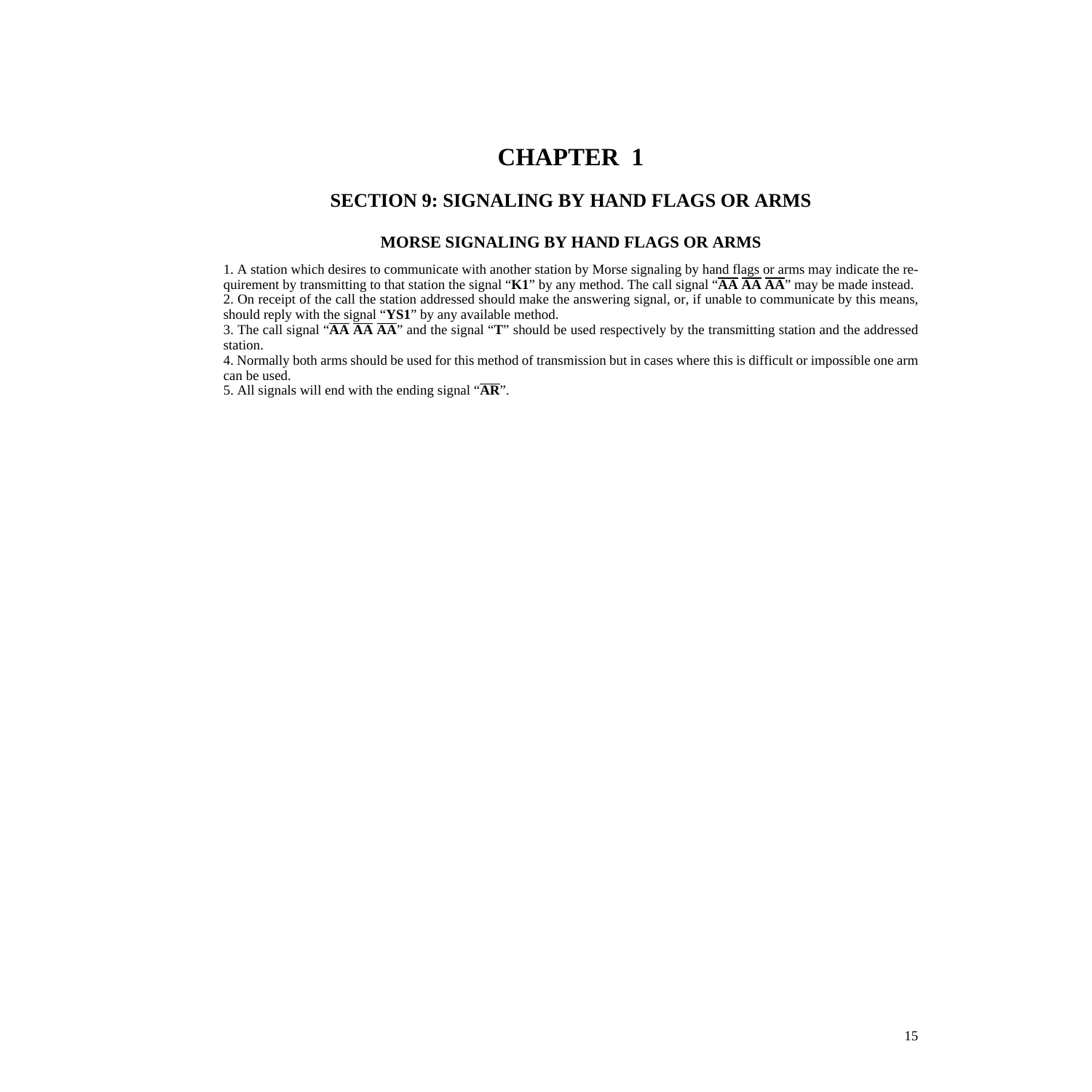# CHAPTER 1

## SECTION 9: SIGNALING BY HAND FLAGS OR ARMS

### MORSE SIGNALING BY HAND FLAGS OR ARMS

1. A station which desires to communicate with another station by Morse signaling by hand flags or arms may indicate the requirement by transmitting to that station the signal "**K1**" by any method. The call signal "$\overline{\textbf{AA}}$ $\overline{\textbf{AA}}$ $\overline{\textbf{AA}}$" may be made instead.
2. On receipt of the call the station addressed should make the answering signal, or, if unable to communicate by this means, should reply with the signal "**YS1**" by any available method.
3. The call signal "$\overline{\textbf{AA}}$ $\overline{\textbf{AA}}$ $\overline{\textbf{AA}}$" and the signal "**T**" should be used respectively by the transmitting station and the addressed station.
4. Normally both arms should be used for this method of transmission but in cases where this is difficult or impossible one arm can be used.
5. All signals will end with the ending signal "$\overline{\textbf{AR}}$".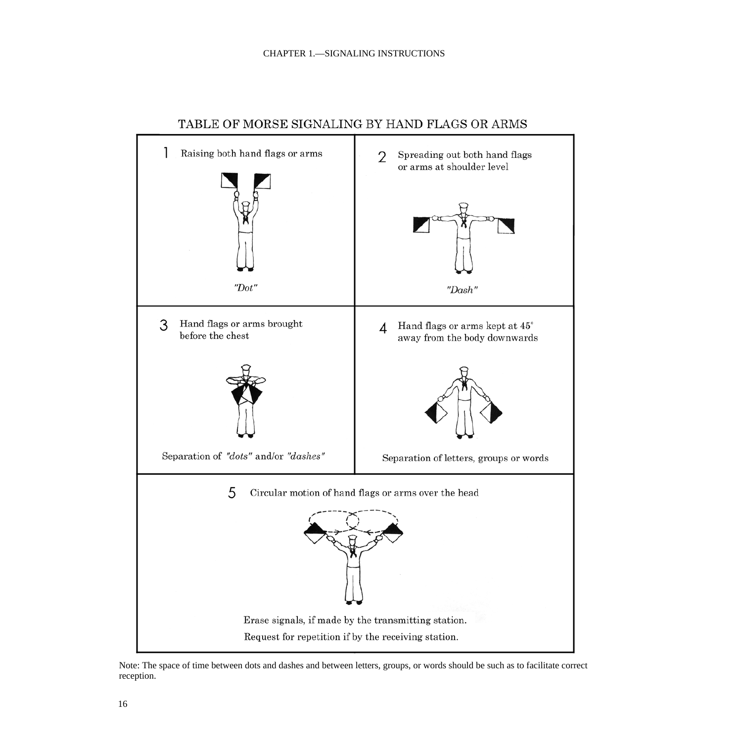## TABLE OF MORSE SIGNALING BY HAND FLAGS OR ARMS

| | |
|---|---|
| 1 Raising both hand flags or arms<br><br>*"Dot"* | 2 Spreading out both hand flags or arms at shoulder level<br><br>*"Dash"* |
| 3 Hand flags or arms brought before the chest<br><br>Separation of *"dots"* and/or *"dashes"* | 4 Hand flags or arms kept at 45° away from the body downwards<br><br>Separation of letters, groups or words |
| 5 Circular motion of hand flags or arms over the head<br><br>Erase signals, if made by the transmitting station.<br>Request for repetition if by the receiving station. | |

Note: The space of time between dots and dashes and between letters, groups, or words should be such as to facilitate correct reception.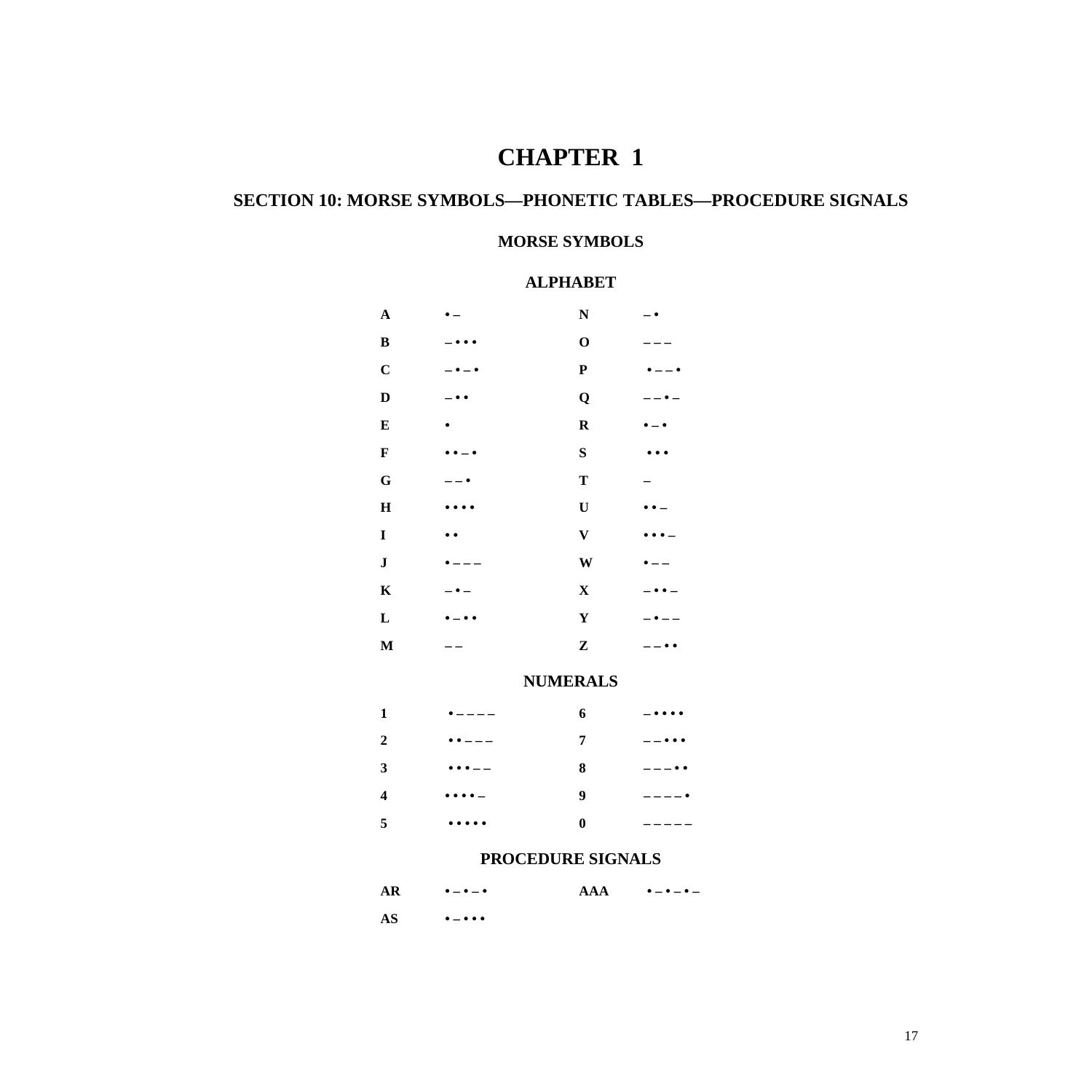# CHAPTER 1

## SECTION 10: MORSE SYMBOLS—PHONETIC TABLES—PROCEDURE SIGNALS

### MORSE SYMBOLS

#### ALPHABET

| | | | |
|---|---|---|---|
| **A** | • – | **N** | – • |
| **B** | – • • • | **O** | – – – |
| **C** | – • – • | **P** | • – – • |
| **D** | – • • | **Q** | – – • – |
| **E** | • | **R** | • – • |
| **F** | • • – • | **S** | • • • |
| **G** | – – • | **T** | – |
| **H** | • • • • | **U** | • • – |
| **I** | • • | **V** | • • • – |
| **J** | • – – – | **W** | • – – |
| **K** | – • – | **X** | – • • – |
| **L** | • – • • | **Y** | – • – – |
| **M** | – – | **Z** | – – • • |

#### NUMERALS

| | | | |
|---|---|---|---|
| **1** | • – – – – | **6** | – • • • • |
| **2** | • • – – – | **7** | – – • • • |
| **3** | • • • – – | **8** | – – – • • |
| **4** | • • • • – | **9** | – – – – • |
| **5** | • • • • • | **0** | – – – – – |

#### PROCEDURE SIGNALS

| | | | |
|---|---|---|---|
| **AR** | • – • – • | **AAA** | • – • – • – |
| **AS** | • – • • • | | |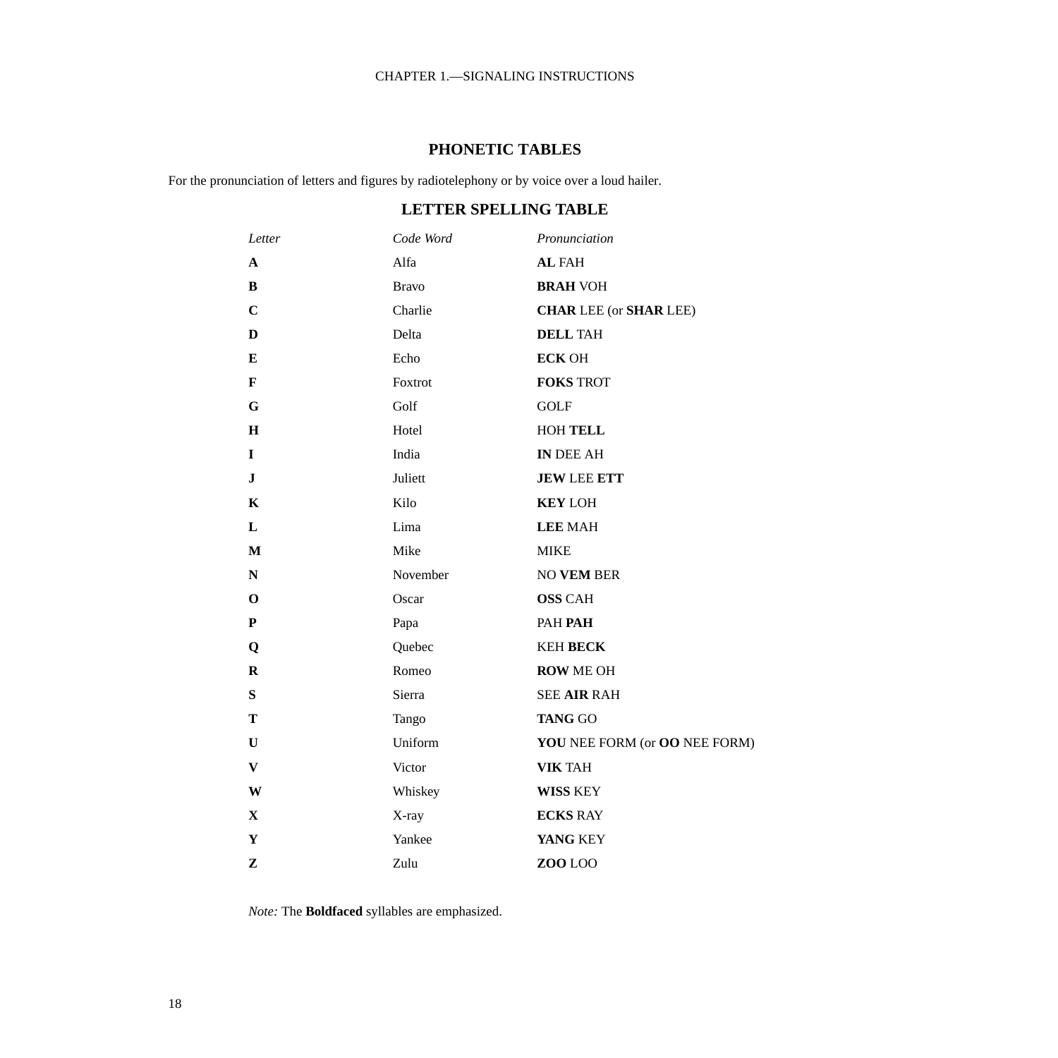## PHONETIC TABLES

For the pronunciation of letters and figures by radiotelephony or by voice over a loud hailer.

### LETTER SPELLING TABLE

| *Letter* | *Code Word* | *Pronunciation* |
|---|---|---|
| **A** | Alfa | **AL** FAH |
| **B** | Bravo | **BRAH** VOH |
| **C** | Charlie | **CHAR** LEE (or **SHAR** LEE) |
| **D** | Delta | **DELL** TAH |
| **E** | Echo | **ECK** OH |
| **F** | Foxtrot | **FOKS** TROT |
| **G** | Golf | GOLF |
| **H** | Hotel | HOH **TELL** |
| **I** | India | **IN** DEE AH |
| **J** | Juliett | **JEW** LEE **ETT** |
| **K** | Kilo | **KEY** LOH |
| **L** | Lima | **LEE** MAH |
| **M** | Mike | MIKE |
| **N** | November | NO **VEM** BER |
| **O** | Oscar | **OSS** CAH |
| **P** | Papa | PAH **PAH** |
| **Q** | Quebec | KEH **BECK** |
| **R** | Romeo | **ROW** ME OH |
| **S** | Sierra | SEE **AIR** RAH |
| **T** | Tango | **TANG** GO |
| **U** | Uniform | **YOU** NEE FORM (or **OO** NEE FORM) |
| **V** | Victor | **VIK** TAH |
| **W** | Whiskey | **WISS** KEY |
| **X** | X-ray | **ECKS** RAY |
| **Y** | Yankee | **YANG** KEY |
| **Z** | Zulu | **ZOO** LOO |

*Note:* The **Boldfaced** syllables are emphasized.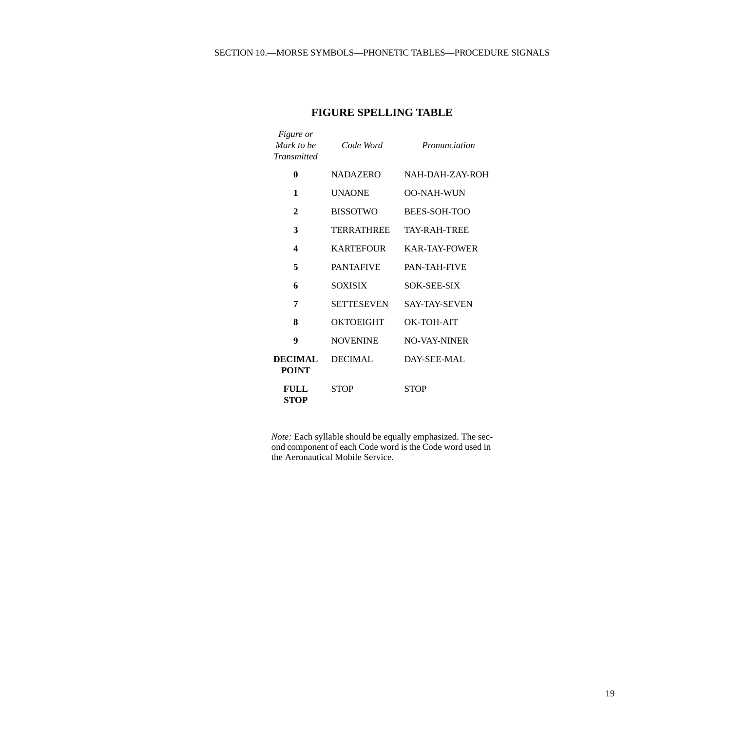## FIGURE SPELLING TABLE

| *Figure or Mark to be Transmitted* | *Code Word* | *Pronunciation* |
|---|---|---|
| **0** | NADAZERO | NAH-DAH-ZAY-ROH |
| **1** | UNAONE | OO-NAH-WUN |
| **2** | BISSOTWO | BEES-SOH-TOO |
| **3** | TERRATHREE | TAY-RAH-TREE |
| **4** | KARTEFOUR | KAR-TAY-FOWER |
| **5** | PANTAFIVE | PAN-TAH-FIVE |
| **6** | SOXISIX | SOK-SEE-SIX |
| **7** | SETTESEVEN | SAY-TAY-SEVEN |
| **8** | OKTOEIGHT | OK-TOH-AIT |
| **9** | NOVENINE | NO-VAY-NINER |
| **DECIMAL POINT** | DECIMAL | DAY-SEE-MAL |
| **FULL STOP** | STOP | STOP |

*Note:* Each syllable should be equally emphasized. The second component of each Code word is the Code word used in the Aeronautical Mobile Service.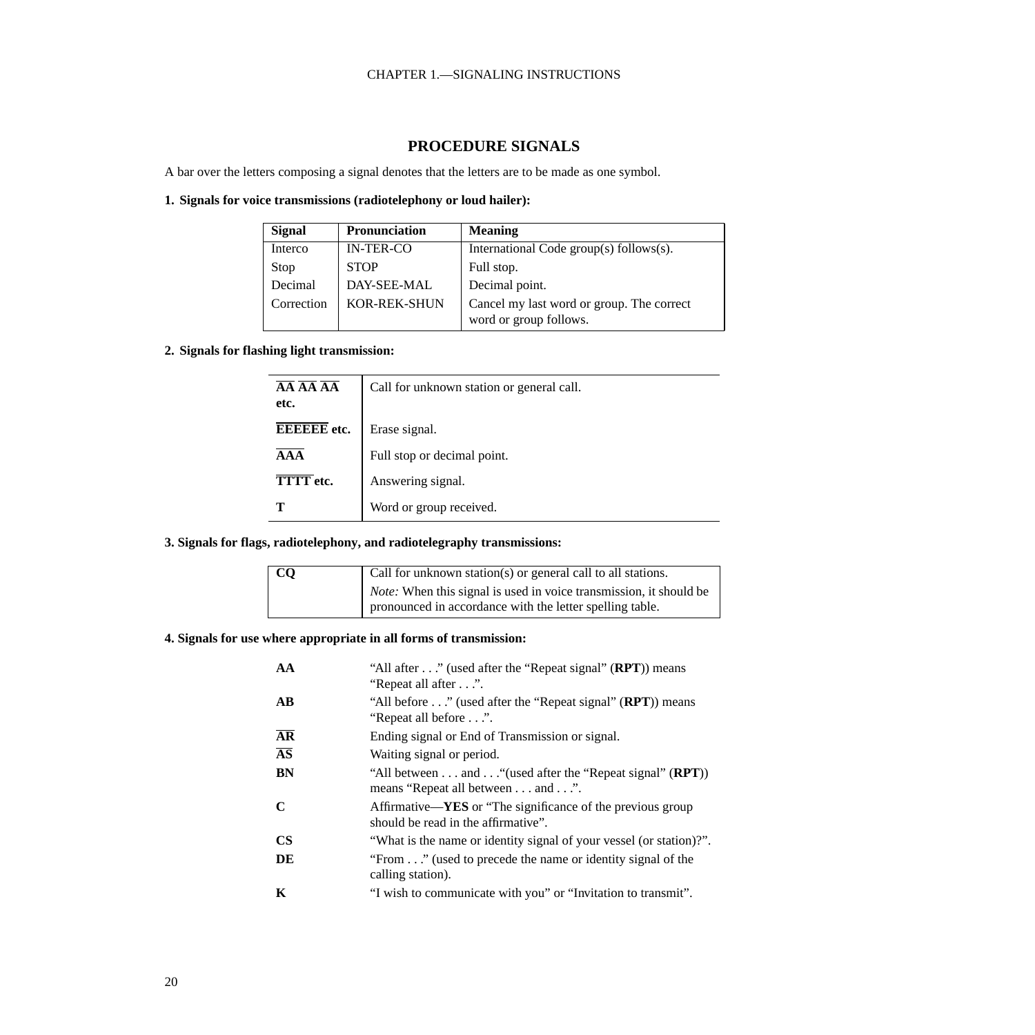## PROCEDURE SIGNALS

A bar over the letters composing a signal denotes that the letters are to be made as one symbol.

**1. Signals for voice transmissions (radiotelephony or loud hailer):**

| Signal | Pronunciation | Meaning |
|---|---|---|
| Interco | IN-TER-CO | International Code group(s) follows(s). |
| Stop | STOP | Full stop. |
| Decimal | DAY-SEE-MAL | Decimal point. |
| Correction | KOR-REK-SHUN | Cancel my last word or group. The correct word or group follows. |

**2. Signals for flashing light transmission:**

| | |
|---|---|
| **$\overline{\text{AA}}$ $\overline{\text{AA}}$ $\overline{\text{AA}}$ etc.** | Call for unknown station or general call. |
| **$\overline{\text{EEEEEE}}$ etc.** | Erase signal. |
| **$\overline{\text{AAA}}$** | Full stop or decimal point. |
| **$\overline{\text{TTTT}}$ etc.** | Answering signal. |
| **T** | Word or group received. |

**3. Signals for flags, radiotelephony, and radiotelegraphy transmissions:**

| | |
|---|---|
| **CQ** | Call for unknown station(s) or general call to all stations. *Note:* When this signal is used in voice transmission, it should be pronounced in accordance with the letter spelling table. |

**4. Signals for use where appropriate in all forms of transmission:**

| | |
|---|---|
| **AA** | "All after . . ." (used after the "Repeat signal" (**RPT**)) means "Repeat all after . . .". |
| **AB** | "All before . . ." (used after the "Repeat signal" (**RPT**)) means "Repeat all before . . .". |
| **$\overline{\text{AR}}$** | Ending signal or End of Transmission or signal. |
| **$\overline{\text{AS}}$** | Waiting signal or period. |
| **BN** | "All between . . . and . . ."(used after the "Repeat signal" (**RPT**)) means "Repeat all between . . . and . . .". |
| **C** | Affirmative—**YES** or "The significance of the previous group should be read in the affirmative". |
| **CS** | "What is the name or identity signal of your vessel (or station)?". |
| **DE** | "From . . ." (used to precede the name or identity signal of the calling station). |
| **K** | "I wish to communicate with you" or "Invitation to transmit". |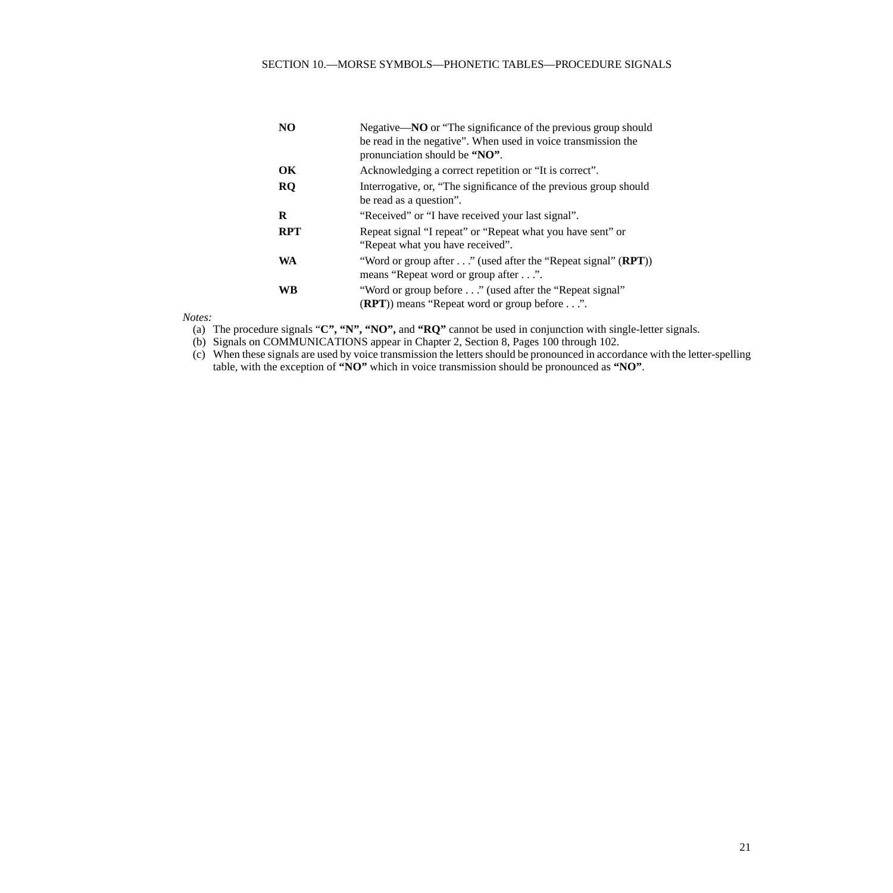| | |
|---|---|
| **NO** | Negative—**NO** or "The significance of the previous group should be read in the negative". When used in voice transmission the pronunciation should be **"NO"**. |
| **OK** | Acknowledging a correct repetition or "It is correct". |
| **RQ** | Interrogative, or, "The significance of the previous group should be read as a question". |
| **R** | "Received" or "I have received your last signal". |
| **RPT** | Repeat signal "I repeat" or "Repeat what you have sent" or "Repeat what you have received". |
| **WA** | "Word or group after . . ." (used after the "Repeat signal" (**RPT**)) means "Repeat word or group after . . .". |
| **WB** | "Word or group before . . ." (used after the "Repeat signal" (**RPT**)) means "Repeat word or group before . . .". |

*Notes:*

(a) The procedure signals "**C", "N", "NO",** and **"RQ"** cannot be used in conjunction with single-letter signals.

(b) Signals on COMMUNICATIONS appear in Chapter 2, Section 8, Pages 100 through 102.

(c) When these signals are used by voice transmission the letters should be pronounced in accordance with the letter-spelling table, with the exception of **"NO"** which in voice transmission should be pronounced as **"NO"**.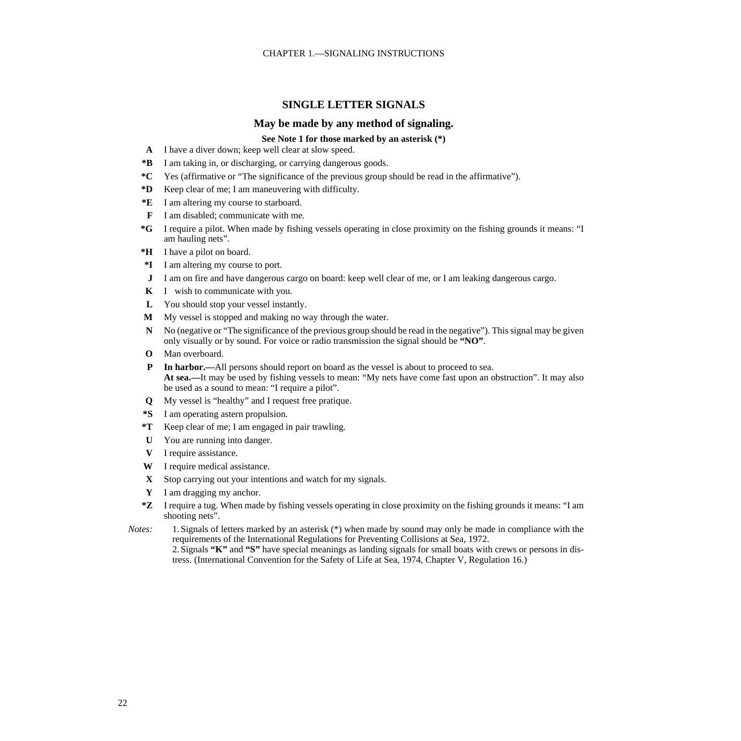## SINGLE LETTER SIGNALS

### May be made by any method of signaling.

**See Note 1 for those marked by an asterisk (*)**

**A** I have a diver down; keep well clear at slow speed.

***B** I am taking in, or discharging, or carrying dangerous goods.

***C** Yes (affirmative or "The significance of the previous group should be read in the affirmative").

***D** Keep clear of me; I am maneuvering with difficulty.

***E** I am altering my course to starboard.

**F** I am disabled; communicate with me.

***G** I require a pilot. When made by fishing vessels operating in close proximity on the fishing grounds it means: "I am hauling nets".

***H** I have a pilot on board.

***I** I am altering my course to port.

**J** I am on fire and have dangerous cargo on board: keep well clear of me, or I am leaking dangerous cargo.

**K** I wish to communicate with you.

**L** You should stop your vessel instantly.

**M** My vessel is stopped and making no way through the water.

**N** No (negative or "The significance of the previous group should be read in the negative"). This signal may be given only visually or by sound. For voice or radio transmission the signal should be **"NO"**.

**O** Man overboard.

**P** **In harbor.—**All persons should report on board as the vessel is about to proceed to sea.
**At sea.—**It may be used by fishing vessels to mean: "My nets have come fast upon an obstruction". It may also be used as a sound to mean: "I require a pilot".

**Q** My vessel is "healthy" and I request free pratique.

***S** I am operating astern propulsion.

***T** Keep clear of me; I am engaged in pair trawling.

**U** You are running into danger.

**V** I require assistance.

**W** I require medical assistance.

**X** Stop carrying out your intentions and watch for my signals.

**Y** I am dragging my anchor.

***Z** I require a tug. When made by fishing vessels operating in close proximity on the fishing grounds it means: "I am shooting nets".

*Notes:*

1. Signals of letters marked by an asterisk (*) when made by sound may only be made in compliance with the requirements of the International Regulations for Preventing Collisions at Sea, 1972.
2. Signals **"K"** and **"S"** have special meanings as landing signals for small boats with crews or persons in distress. (International Convention for the Safety of Life at Sea, 1974, Chapter V, Regulation 16.)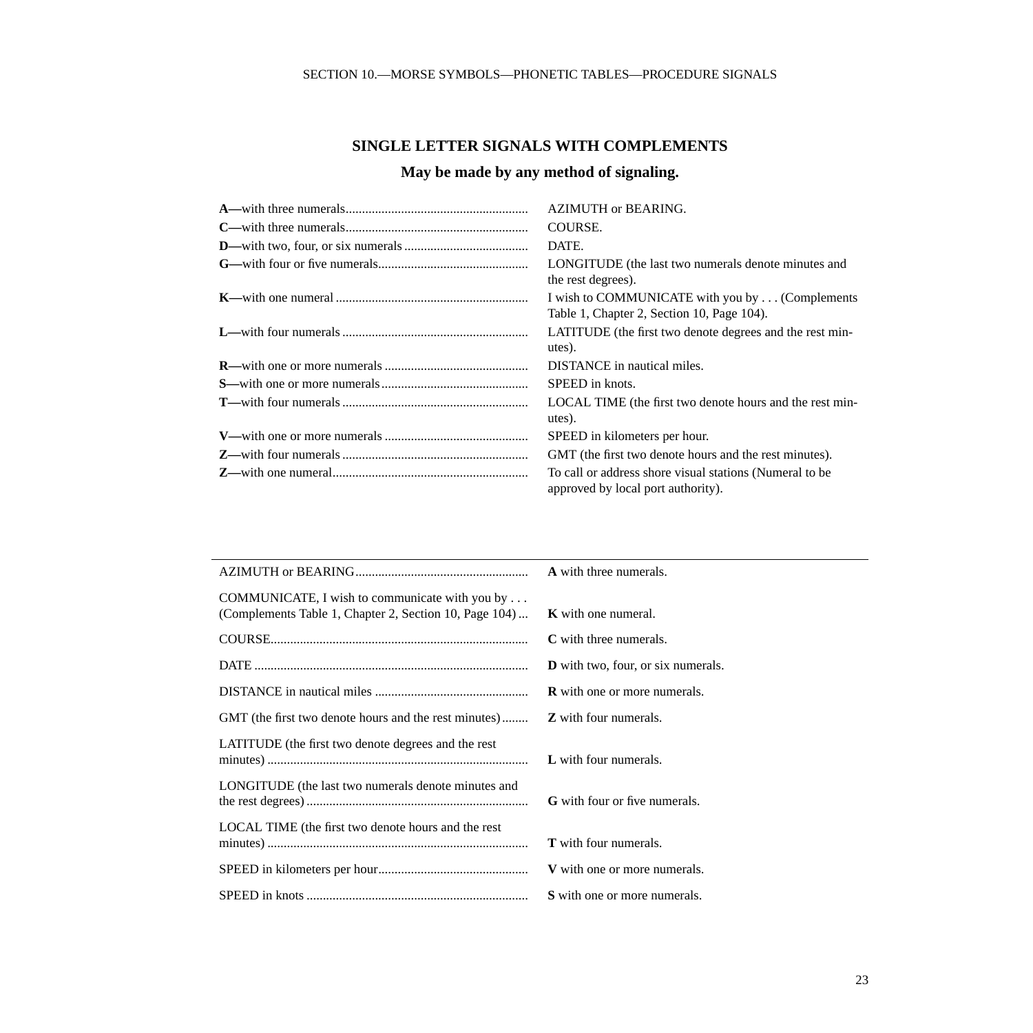## SINGLE LETTER SIGNALS WITH COMPLEMENTS

### May be made by any method of signaling.

| | |
|---|---|
| **A—**with three numerals | AZIMUTH or BEARING. |
| **C—**with three numerals | COURSE. |
| **D—**with two, four, or six numerals | DATE. |
| **G—**with four or five numerals | LONGITUDE (the last two numerals denote minutes and the rest degrees). |
| **K—**with one numeral | I wish to COMMUNICATE with you by . . . (Complements Table 1, Chapter 2, Section 10, Page 104). |
| **L—**with four numerals | LATITUDE (the first two denote degrees and the rest minutes). |
| **R—**with one or more numerals | DISTANCE in nautical miles. |
| **S—**with one or more numerals | SPEED in knots. |
| **T—**with four numerals | LOCAL TIME (the first two denote hours and the rest minutes). |
| **V—**with one or more numerals | SPEED in kilometers per hour. |
| **Z—**with four numerals | GMT (the first two denote hours and the rest minutes). |
| **Z—**with one numeral | To call or address shore visual stations (Numeral to be approved by local port authority). |

| | |
|---|---|
| AZIMUTH or BEARING | **A** with three numerals. |
| COMMUNICATE, I wish to communicate with you by . . . (Complements Table 1, Chapter 2, Section 10, Page 104) | **K** with one numeral. |
| COURSE | **C** with three numerals. |
| DATE | **D** with two, four, or six numerals. |
| DISTANCE in nautical miles | **R** with one or more numerals. |
| GMT (the first two denote hours and the rest minutes) | **Z** with four numerals. |
| LATITUDE (the first two denote degrees and the rest minutes) | **L** with four numerals. |
| LONGITUDE (the last two numerals denote minutes and the rest degrees) | **G** with four or five numerals. |
| LOCAL TIME (the first two denote hours and the rest minutes) | **T** with four numerals. |
| SPEED in kilometers per hour | **V** with one or more numerals. |
| SPEED in knots | **S** with one or more numerals. |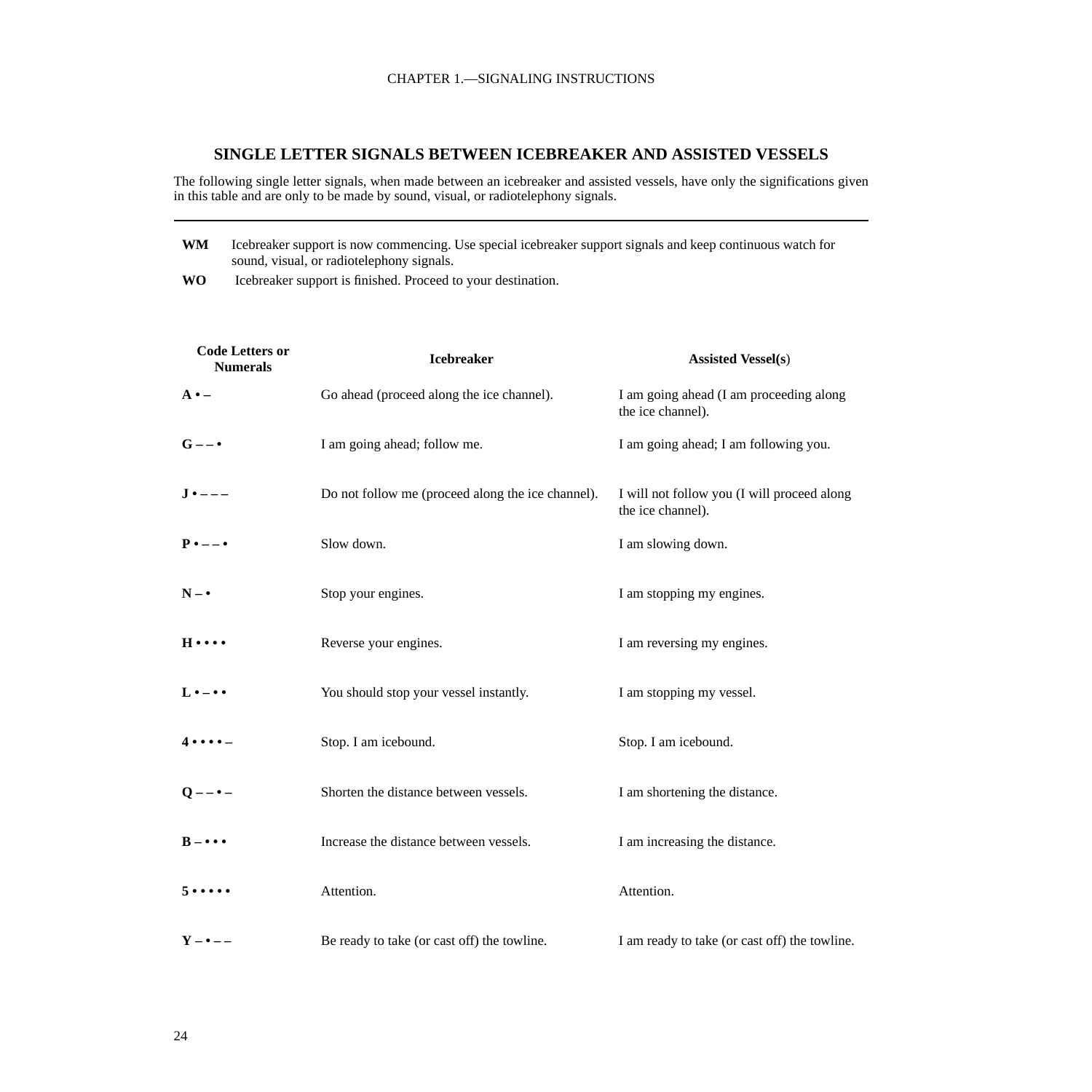## SINGLE LETTER SIGNALS BETWEEN ICEBREAKER AND ASSISTED VESSELS

The following single letter signals, when made between an icebreaker and assisted vessels, have only the significations given in this table and are only to be made by sound, visual, or radiotelephony signals.

---

**WM** Icebreaker support is now commencing. Use special icebreaker support signals and keep continuous watch for sound, visual, or radiotelephony signals.

**WO** Icebreaker support is finished. Proceed to your destination.

| Code Letters or Numerals | Icebreaker | Assisted Vessel(s) |
|---|---|---|
| **A • –** | Go ahead (proceed along the ice channel). | I am going ahead (I am proceeding along the ice channel). |
| **G – – •** | I am going ahead; follow me. | I am going ahead; I am following you. |
| **J • – – –** | Do not follow me (proceed along the ice channel). | I will not follow you (I will proceed along the ice channel). |
| **P • – – •** | Slow down. | I am slowing down. |
| **N – •** | Stop your engines. | I am stopping my engines. |
| **H • • • •** | Reverse your engines. | I am reversing my engines. |
| **L • – • •** | You should stop your vessel instantly. | I am stopping my vessel. |
| **4 • • • • –** | Stop. I am icebound. | Stop. I am icebound. |
| **Q – – • –** | Shorten the distance between vessels. | I am shortening the distance. |
| **B – • • •** | Increase the distance between vessels. | I am increasing the distance. |
| **5 • • • • •** | Attention. | Attention. |
| **Y – • – –** | Be ready to take (or cast off) the towline. | I am ready to take (or cast off) the towline. |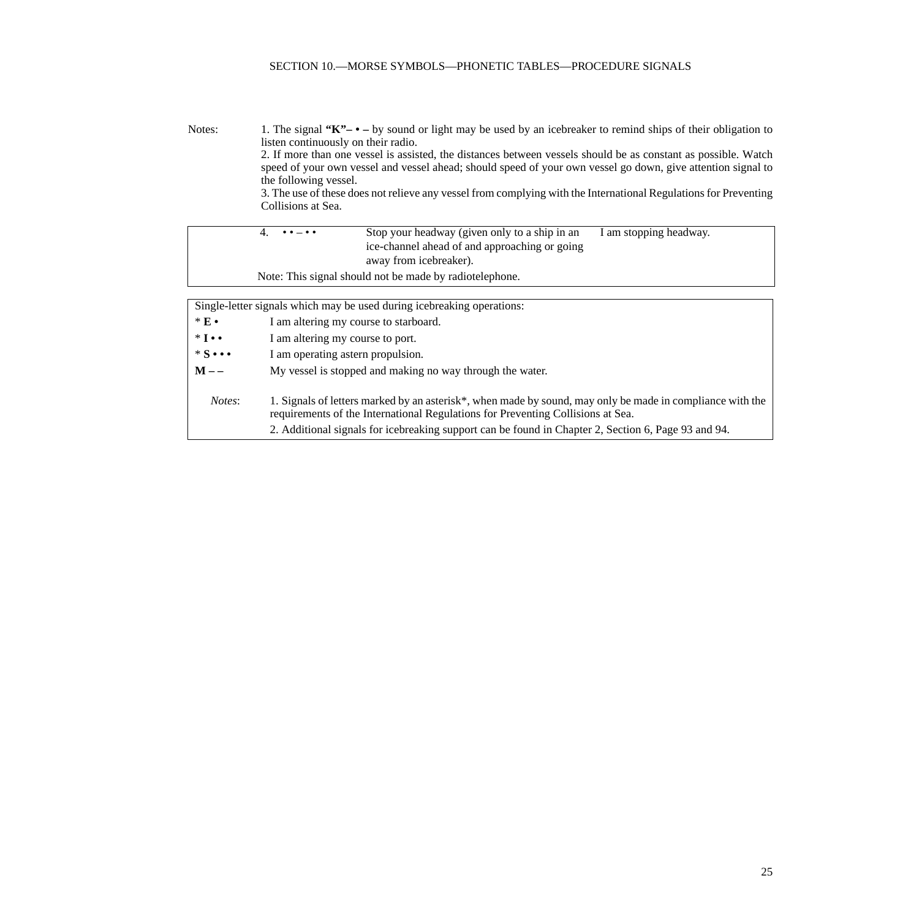Notes:

1. The signal **"K"– • –** by sound or light may be used by an icebreaker to remind ships of their obligation to listen continuously on their radio.
2. If more than one vessel is assisted, the distances between vessels should be as constant as possible. Watch speed of your own vessel and vessel ahead; should speed of your own vessel go down, give attention signal to the following vessel.
3. The use of these does not relieve any vessel from complying with the International Regulations for Preventing Collisions at Sea.

| | | |
|---|---|---|
| 4. • • – • • | Stop your headway (given only to a ship in an ice-channel ahead of and approaching or going away from icebreaker). | I am stopping headway. |

Note: This signal should not be made by radiotelephone.

Single-letter signals which may be used during icebreaking operations:

| | |
|---|---|
| * **E •** | I am altering my course to starboard. |
| * **I • •** | I am altering my course to port. |
| * **S • • •** | I am operating astern propulsion. |
| **M – –** | My vessel is stopped and making no way through the water. |

*Notes*:

1. Signals of letters marked by an asterisk*, when made by sound, may only be made in compliance with the requirements of the International Regulations for Preventing Collisions at Sea.
2. Additional signals for icebreaking support can be found in Chapter 2, Section 6, Page 93 and 94.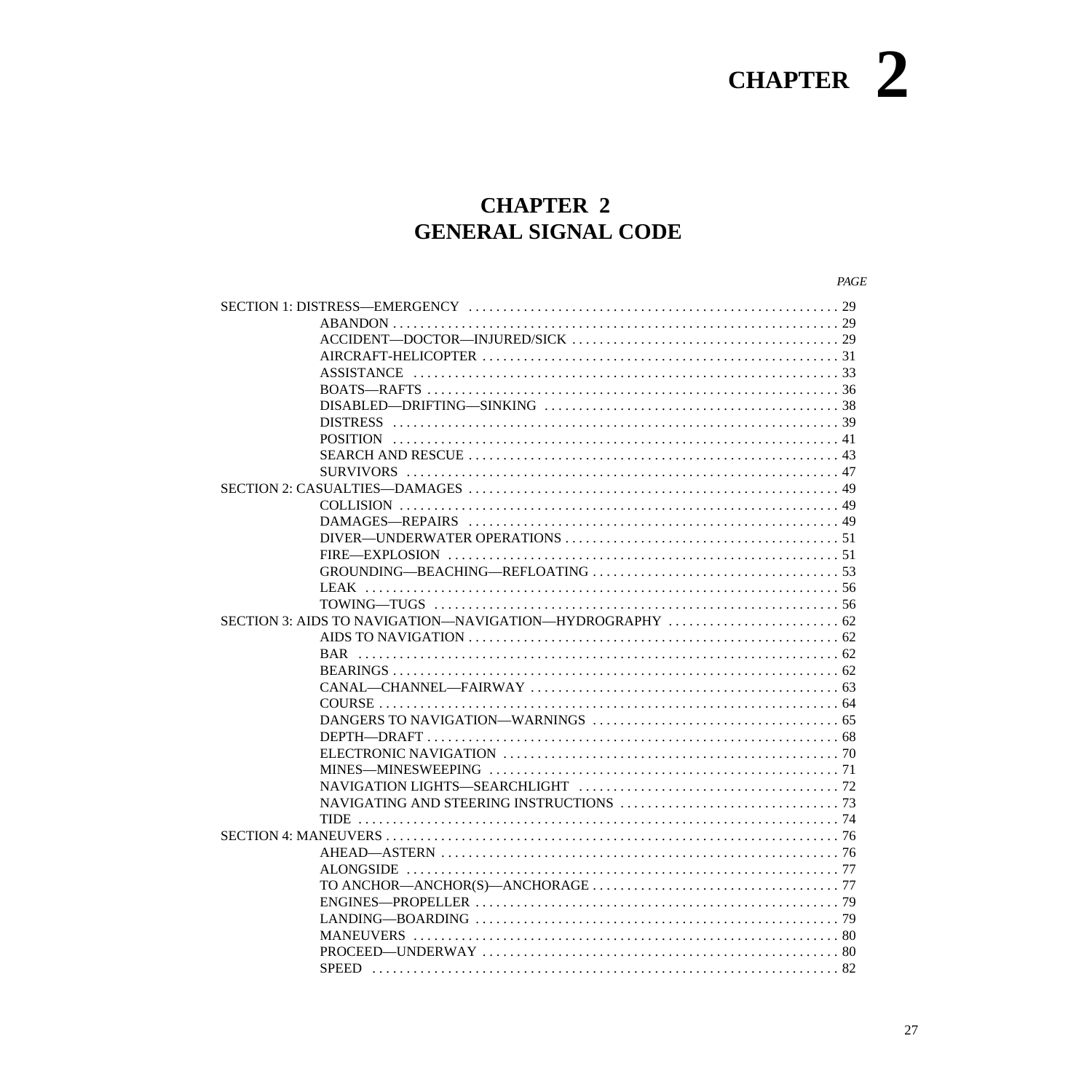# CHAPTER 2

## CHAPTER 2
## GENERAL SIGNAL CODE

| | *PAGE* |
|---|---|
| SECTION 1: DISTRESS—EMERGENCY | 29 |
| ABANDON | 29 |
| ACCIDENT—DOCTOR—INJURED/SICK | 29 |
| AIRCRAFT-HELICOPTER | 31 |
| ASSISTANCE | 33 |
| BOATS—RAFTS | 36 |
| DISABLED—DRIFTING—SINKING | 38 |
| DISTRESS | 39 |
| POSITION | 41 |
| SEARCH AND RESCUE | 43 |
| SURVIVORS | 47 |
| SECTION 2: CASUALTIES—DAMAGES | 49 |
| COLLISION | 49 |
| DAMAGES—REPAIRS | 49 |
| DIVER—UNDERWATER OPERATIONS | 51 |
| FIRE—EXPLOSION | 51 |
| GROUNDING—BEACHING—REFLOATING | 53 |
| LEAK | 56 |
| TOWING—TUGS | 56 |
| SECTION 3: AIDS TO NAVIGATION—NAVIGATION—HYDROGRAPHY | 62 |
| AIDS TO NAVIGATION | 62 |
| BAR | 62 |
| BEARINGS | 62 |
| CANAL—CHANNEL—FAIRWAY | 63 |
| COURSE | 64 |
| DANGERS TO NAVIGATION—WARNINGS | 65 |
| DEPTH—DRAFT | 68 |
| ELECTRONIC NAVIGATION | 70 |
| MINES—MINESWEEPING | 71 |
| NAVIGATION LIGHTS—SEARCHLIGHT | 72 |
| NAVIGATING AND STEERING INSTRUCTIONS | 73 |
| TIDE | 74 |
| SECTION 4: MANEUVERS | 76 |
| AHEAD—ASTERN | 76 |
| ALONGSIDE | 77 |
| TO ANCHOR—ANCHOR(S)—ANCHORAGE | 77 |
| ENGINES—PROPELLER | 79 |
| LANDING—BOARDING | 79 |
| MANEUVERS | 80 |
| PROCEED—UNDERWAY | 80 |
| SPEED | 82 |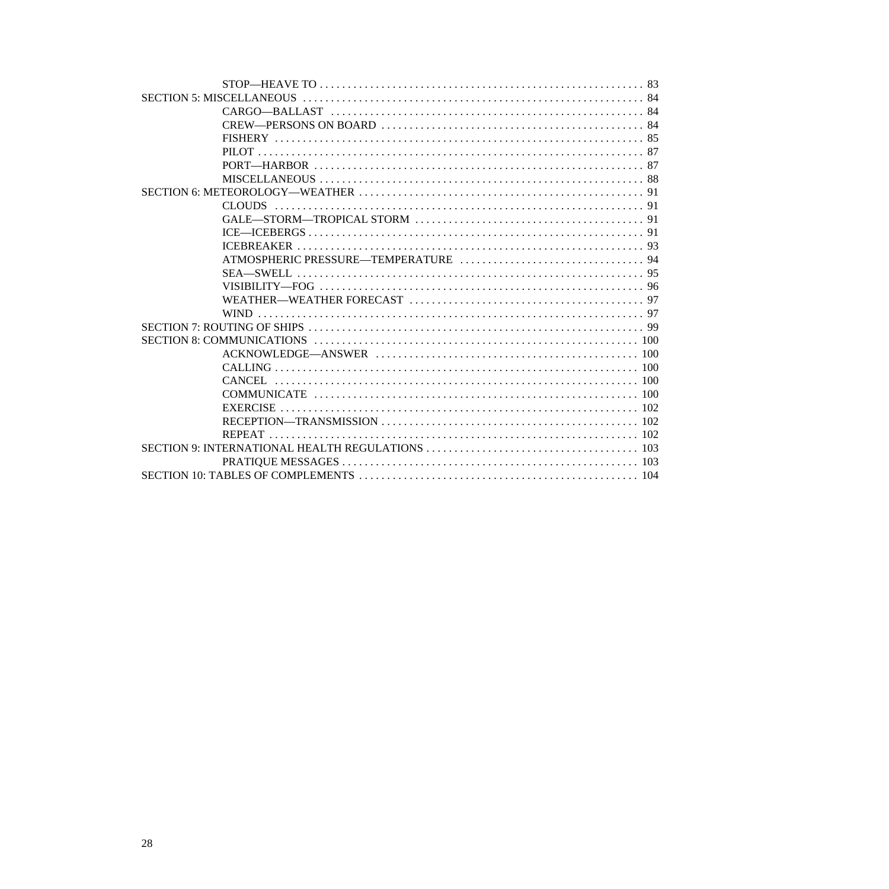STOP—HEAVE TO . . . . . . . . . . . . . . . . . . . . . . . . . . . . . . . . . . . . . . . . . . . . . . . . . . . . . . . . . 83

SECTION 5: MISCELLANEOUS . . . . . . . . . . . . . . . . . . . . . . . . . . . . . . . . . . . . . . . . . . . . . . . . . . . . . . . . . . . . 84

CARGO—BALLAST . . . . . . . . . . . . . . . . . . . . . . . . . . . . . . . . . . . . . . . . . . . . . . . . . . . . . . . 84

CREW—PERSONS ON BOARD . . . . . . . . . . . . . . . . . . . . . . . . . . . . . . . . . . . . . . . . . . . . . . 84

FISHERY . . . . . . . . . . . . . . . . . . . . . . . . . . . . . . . . . . . . . . . . . . . . . . . . . . . . . . . . . . . . . . . . . 85

PILOT . . . . . . . . . . . . . . . . . . . . . . . . . . . . . . . . . . . . . . . . . . . . . . . . . . . . . . . . . . . . . . . . . . . . 87

PORT—HARBOR . . . . . . . . . . . . . . . . . . . . . . . . . . . . . . . . . . . . . . . . . . . . . . . . . . . . . . . . . . 87

MISCELLANEOUS . . . . . . . . . . . . . . . . . . . . . . . . . . . . . . . . . . . . . . . . . . . . . . . . . . . . . . . . . 88

SECTION 6: METEOROLOGY—WEATHER . . . . . . . . . . . . . . . . . . . . . . . . . . . . . . . . . . . . . . . . . . . . . . . . . . 91

CLOUDS . . . . . . . . . . . . . . . . . . . . . . . . . . . . . . . . . . . . . . . . . . . . . . . . . . . . . . . . . . . . . . . . . 91

GALE—STORM—TROPICAL STORM . . . . . . . . . . . . . . . . . . . . . . . . . . . . . . . . . . . . . . . . . 91

ICE—ICEBERGS . . . . . . . . . . . . . . . . . . . . . . . . . . . . . . . . . . . . . . . . . . . . . . . . . . . . . . . . . . . 91

ICEBREAKER . . . . . . . . . . . . . . . . . . . . . . . . . . . . . . . . . . . . . . . . . . . . . . . . . . . . . . . . . . . . . 93

ATMOSPHERIC PRESSURE—TEMPERATURE . . . . . . . . . . . . . . . . . . . . . . . . . . . . . . . . 94

SEA—SWELL . . . . . . . . . . . . . . . . . . . . . . . . . . . . . . . . . . . . . . . . . . . . . . . . . . . . . . . . . . . . . 95

VISIBILITY—FOG . . . . . . . . . . . . . . . . . . . . . . . . . . . . . . . . . . . . . . . . . . . . . . . . . . . . . . . . . 96

WEATHER—WEATHER FORECAST . . . . . . . . . . . . . . . . . . . . . . . . . . . . . . . . . . . . . . . . . 97

WIND . . . . . . . . . . . . . . . . . . . . . . . . . . . . . . . . . . . . . . . . . . . . . . . . . . . . . . . . . . . . . . . . . . . . 97

SECTION 7: ROUTING OF SHIPS . . . . . . . . . . . . . . . . . . . . . . . . . . . . . . . . . . . . . . . . . . . . . . . . . . . . . . . . . . . 99

SECTION 8: COMMUNICATIONS . . . . . . . . . . . . . . . . . . . . . . . . . . . . . . . . . . . . . . . . . . . . . . . . . . . . . . . . . 100

ACKNOWLEDGE—ANSWER . . . . . . . . . . . . . . . . . . . . . . . . . . . . . . . . . . . . . . . . . . . . . . 100

CALLING . . . . . . . . . . . . . . . . . . . . . . . . . . . . . . . . . . . . . . . . . . . . . . . . . . . . . . . . . . . . . . . . 100

CANCEL . . . . . . . . . . . . . . . . . . . . . . . . . . . . . . . . . . . . . . . . . . . . . . . . . . . . . . . . . . . . . . . . . 100

COMMUNICATE . . . . . . . . . . . . . . . . . . . . . . . . . . . . . . . . . . . . . . . . . . . . . . . . . . . . . . . . . 100

EXERCISE . . . . . . . . . . . . . . . . . . . . . . . . . . . . . . . . . . . . . . . . . . . . . . . . . . . . . . . . . . . . . . . 102

RECEPTION—TRANSMISSION . . . . . . . . . . . . . . . . . . . . . . . . . . . . . . . . . . . . . . . . . . . . . 102

REPEAT . . . . . . . . . . . . . . . . . . . . . . . . . . . . . . . . . . . . . . . . . . . . . . . . . . . . . . . . . . . . . . . . . 102

SECTION 9: INTERNATIONAL HEALTH REGULATIONS . . . . . . . . . . . . . . . . . . . . . . . . . . . . . . . . . . . . . . 103

PRATIQUE MESSAGES . . . . . . . . . . . . . . . . . . . . . . . . . . . . . . . . . . . . . . . . . . . . . . . . . . . . 103

SECTION 10: TABLES OF COMPLEMENTS . . . . . . . . . . . . . . . . . . . . . . . . . . . . . . . . . . . . . . . . . . . . . . . . . 104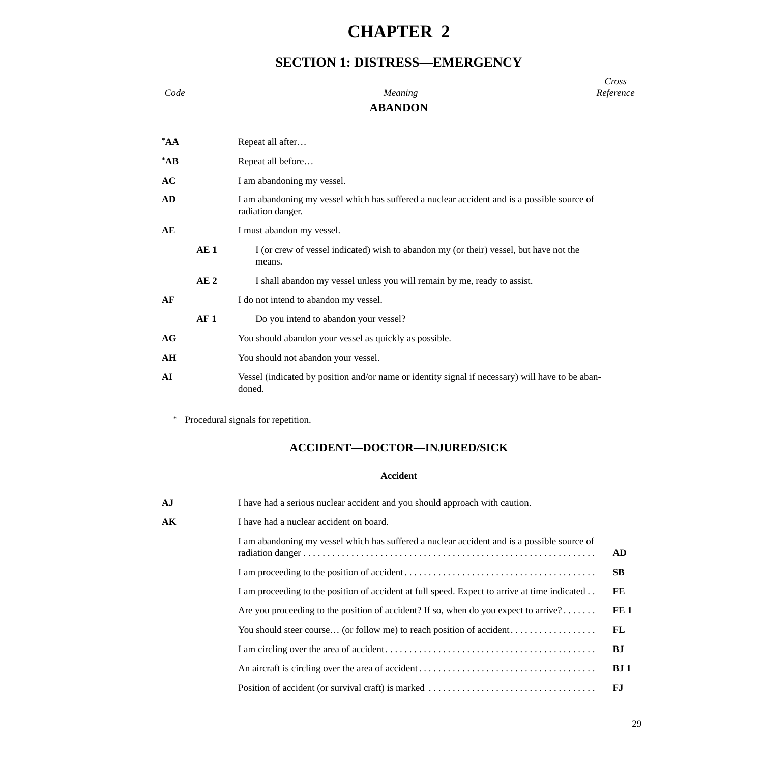# CHAPTER 2

## SECTION 1: DISTRESS—EMERGENCY

| Code | Meaning | Cross Reference |
|---|---|---|
| | **ABANDON** | |
| ***AA** | Repeat all after… | |
| ***AB** | Repeat all before… | |
| **AC** | I am abandoning my vessel. | |
| **AD** | I am abandoning my vessel which has suffered a nuclear accident and is a possible source of radiation danger. | |
| **AE** | I must abandon my vessel. | |
| **AE 1** | I (or crew of vessel indicated) wish to abandon my (or their) vessel, but have not the means. | |
| **AE 2** | I shall abandon my vessel unless you will remain by me, ready to assist. | |
| **AF** | I do not intend to abandon my vessel. | |
| **AF 1** | Do you intend to abandon your vessel? | |
| **AG** | You should abandon your vessel as quickly as possible. | |
| **AH** | You should not abandon your vessel. | |
| **AI** | Vessel (indicated by position and/or name or identity signal if necessary) will have to be abandoned. | |

* Procedural signals for repetition.

### ACCIDENT—DOCTOR—INJURED/SICK

#### Accident

| Code | Meaning | Cross Reference |
|---|---|---|
| **AJ** | I have had a serious nuclear accident and you should approach with caution. | |
| **AK** | I have had a nuclear accident on board. | |
| | I am abandoning my vessel which has suffered a nuclear accident and is a possible source of radiation danger | **AD** |
| | I am proceeding to the position of accident | **SB** |
| | I am proceeding to the position of accident at full speed. Expect to arrive at time indicated | **FE** |
| | Are you proceeding to the position of accident? If so, when do you expect to arrive? | **FE 1** |
| | You should steer course… (or follow me) to reach position of accident | **FL** |
| | I am circling over the area of accident | **BJ** |
| | An aircraft is circling over the area of accident | **BJ 1** |
| | Position of accident (or survival craft) is marked | **FJ** |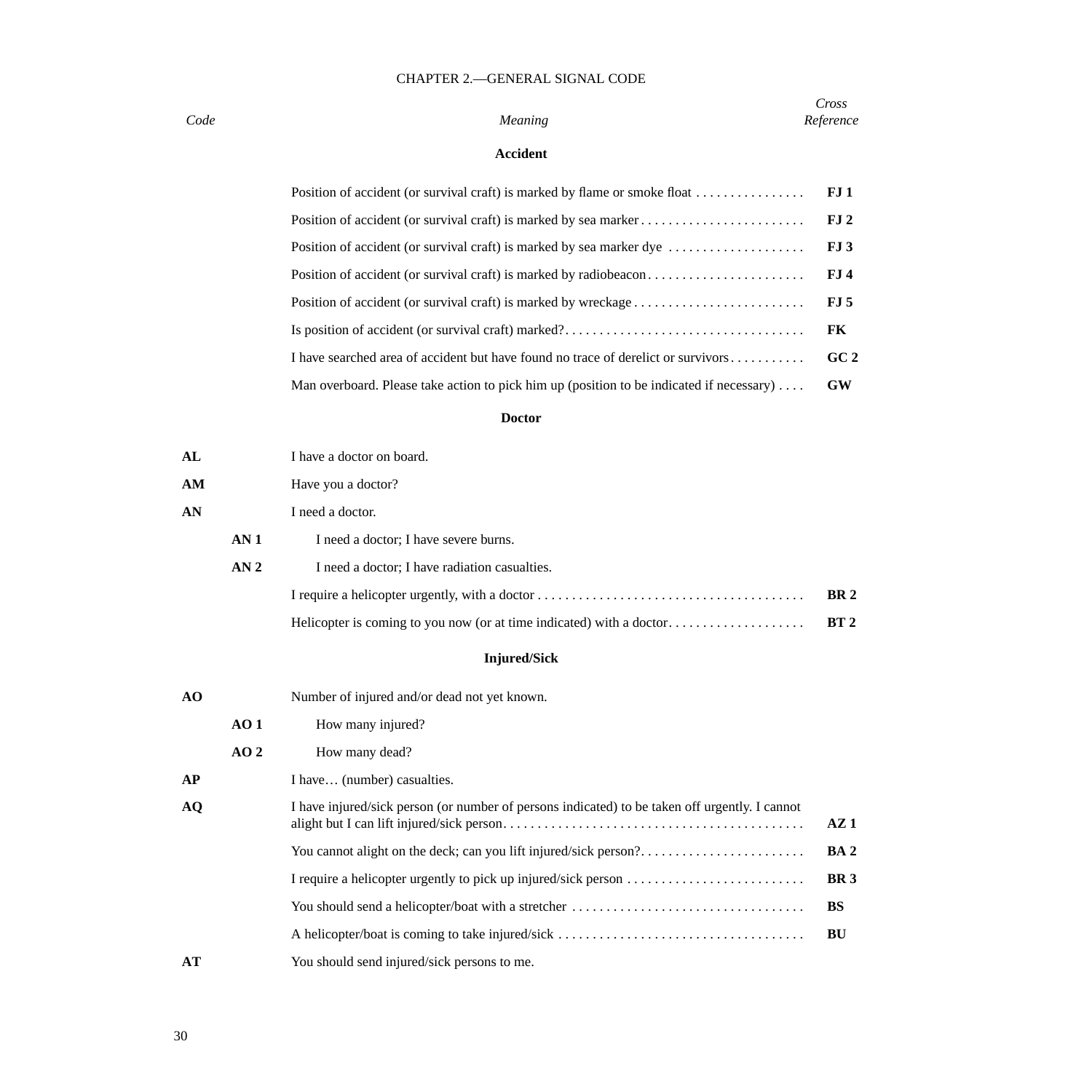CHAPTER 2.—GENERAL SIGNAL CODE

| *Code* | | *Meaning* | *Cross Reference* |
|---|---|---|---|
| | | **Accident** | |
| | | Position of accident (or survival craft) is marked by flame or smoke float | **FJ 1** |
| | | Position of accident (or survival craft) is marked by sea marker | **FJ 2** |
| | | Position of accident (or survival craft) is marked by sea marker dye | **FJ 3** |
| | | Position of accident (or survival craft) is marked by radiobeacon | **FJ 4** |
| | | Position of accident (or survival craft) is marked by wreckage | **FJ 5** |
| | | Is position of accident (or survival craft) marked? | **FK** |
| | | I have searched area of accident but have found no trace of derelict or survivors | **GC 2** |
| | | Man overboard. Please take action to pick him up (position to be indicated if necessary) | **GW** |
| | | **Doctor** | |
| **AL** | | I have a doctor on board. | |
| **AM** | | Have you a doctor? | |
| **AN** | | I need a doctor. | |
| | **AN 1** | I need a doctor; I have severe burns. | |
| | **AN 2** | I need a doctor; I have radiation casualties. | |
| | | I require a helicopter urgently, with a doctor | **BR 2** |
| | | Helicopter is coming to you now (or at time indicated) with a doctor | **BT 2** |
| | | **Injured/Sick** | |
| **AO** | | Number of injured and/or dead not yet known. | |
| | **AO 1** | How many injured? | |
| | **AO 2** | How many dead? | |
| **AP** | | I have… (number) casualties. | |
| **AQ** | | I have injured/sick person (or number of persons indicated) to be taken off urgently. I cannot alight but I can lift injured/sick person | **AZ 1** |
| | | You cannot alight on the deck; can you lift injured/sick person? | **BA 2** |
| | | I require a helicopter urgently to pick up injured/sick person | **BR 3** |
| | | You should send a helicopter/boat with a stretcher | **BS** |
| | | A helicopter/boat is coming to take injured/sick | **BU** |
| **AT** | | You should send injured/sick persons to me. | |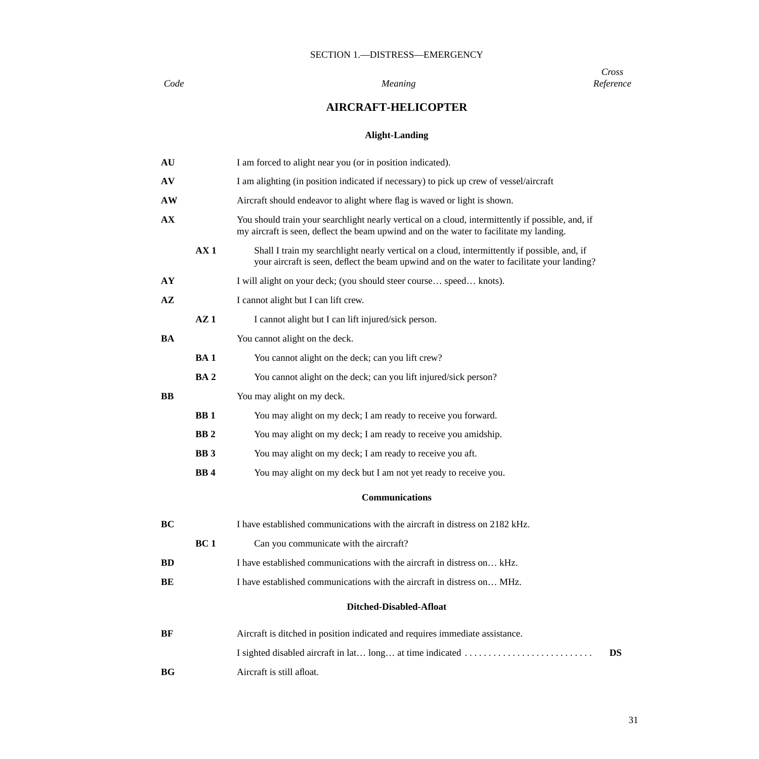## SECTION 1.—DISTRESS—EMERGENCY

| *Code* | | *Meaning* | *Cross Reference* |
|---|---|---|---|

### AIRCRAFT-HELICOPTER

#### Alight-Landing

| Code | | Meaning | Cross Reference |
|---|---|---|---|
| **AU** | | I am forced to alight near you (or in position indicated). | |
| **AV** | | I am alighting (in position indicated if necessary) to pick up crew of vessel/aircraft | |
| **AW** | | Aircraft should endeavor to alight where flag is waved or light is shown. | |
| **AX** | | You should train your searchlight nearly vertical on a cloud, intermittently if possible, and, if my aircraft is seen, deflect the beam upwind and on the water to facilitate my landing. | |
| | **AX 1** | Shall I train my searchlight nearly vertical on a cloud, intermittently if possible, and, if your aircraft is seen, deflect the beam upwind and on the water to facilitate your landing? | |
| **AY** | | I will alight on your deck; (you should steer course… speed… knots). | |
| **AZ** | | I cannot alight but I can lift crew. | |
| | **AZ 1** | I cannot alight but I can lift injured/sick person. | |
| **BA** | | You cannot alight on the deck. | |
| | **BA 1** | You cannot alight on the deck; can you lift crew? | |
| | **BA 2** | You cannot alight on the deck; can you lift injured/sick person? | |
| **BB** | | You may alight on my deck. | |
| | **BB 1** | You may alight on my deck; I am ready to receive you forward. | |
| | **BB 2** | You may alight on my deck; I am ready to receive you amidship. | |
| | **BB 3** | You may alight on my deck; I am ready to receive you aft. | |
| | **BB 4** | You may alight on my deck but I am not yet ready to receive you. | |

#### Communications

| Code | | Meaning | Cross Reference |
|---|---|---|---|
| **BC** | | I have established communications with the aircraft in distress on 2182 kHz. | |
| | **BC 1** | Can you communicate with the aircraft? | |
| **BD** | | I have established communications with the aircraft in distress on… kHz. | |
| **BE** | | I have established communications with the aircraft in distress on… MHz. | |

#### Ditched-Disabled-Afloat

| Code | | Meaning | Cross Reference |
|---|---|---|---|
| **BF** | | Aircraft is ditched in position indicated and requires immediate assistance. | |
| | | I sighted disabled aircraft in lat… long… at time indicated | **DS** |
| **BG** | | Aircraft is still afloat. | |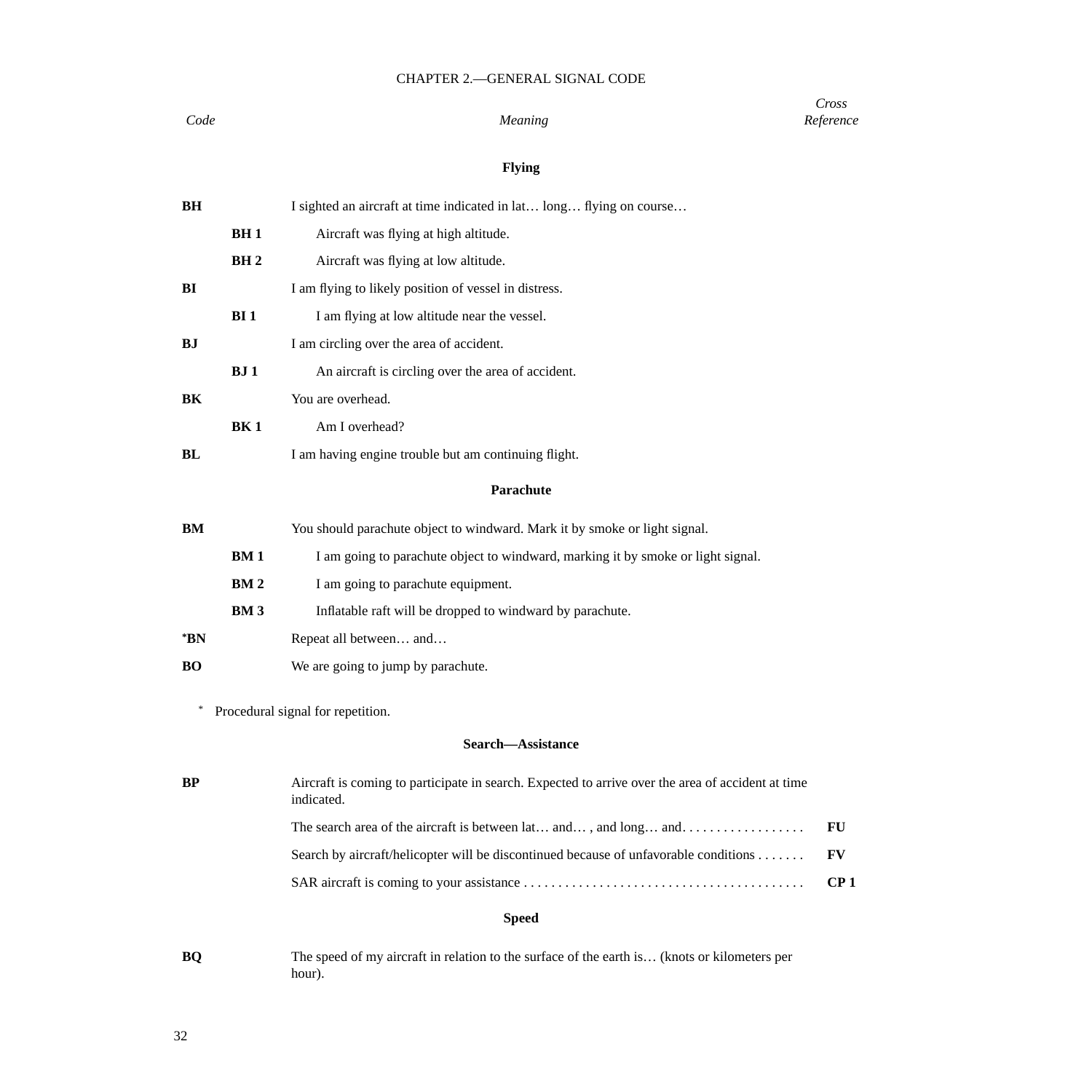CHAPTER 2.—GENERAL SIGNAL CODE

| *Code* | | *Meaning* | *Cross Reference* |
|---|---|---|---|
| | | **Flying** | |
| **BH** | | I sighted an aircraft at time indicated in lat… long… flying on course… | |
| | **BH 1** | Aircraft was flying at high altitude. | |
| | **BH 2** | Aircraft was flying at low altitude. | |
| **BI** | | I am flying to likely position of vessel in distress. | |
| | **BI 1** | I am flying at low altitude near the vessel. | |
| **BJ** | | I am circling over the area of accident. | |
| | **BJ 1** | An aircraft is circling over the area of accident. | |
| **BK** | | You are overhead. | |
| | **BK 1** | Am I overhead? | |
| **BL** | | I am having engine trouble but am continuing flight. | |
| | | **Parachute** | |
| **BM** | | You should parachute object to windward. Mark it by smoke or light signal. | |
| | **BM 1** | I am going to parachute object to windward, marking it by smoke or light signal. | |
| | **BM 2** | I am going to parachute equipment. | |
| | **BM 3** | Inflatable raft will be dropped to windward by parachute. | |
| ***BN** | | Repeat all between… and… | |
| **BO** | | We are going to jump by parachute. | |

\* Procedural signal for repetition.

| *Code* | | *Meaning* | *Cross Reference* |
|---|---|---|---|
| | | **Search—Assistance** | |
| **BP** | | Aircraft is coming to participate in search. Expected to arrive over the area of accident at time indicated. | |
| | | The search area of the aircraft is between lat… and… , and long… and. . . . . . . . . . . . . . . . . . | **FU** |
| | | Search by aircraft/helicopter will be discontinued because of unfavorable conditions . . . . . . . | **FV** |
| | | SAR aircraft is coming to your assistance . . . . . . . . . . . . . . . . . . . . . . . . . . . . . . . . . . . . . . . . . | **CP 1** |
| | | **Speed** | |
| **BQ** | | The speed of my aircraft in relation to the surface of the earth is… (knots or kilometers per hour). | |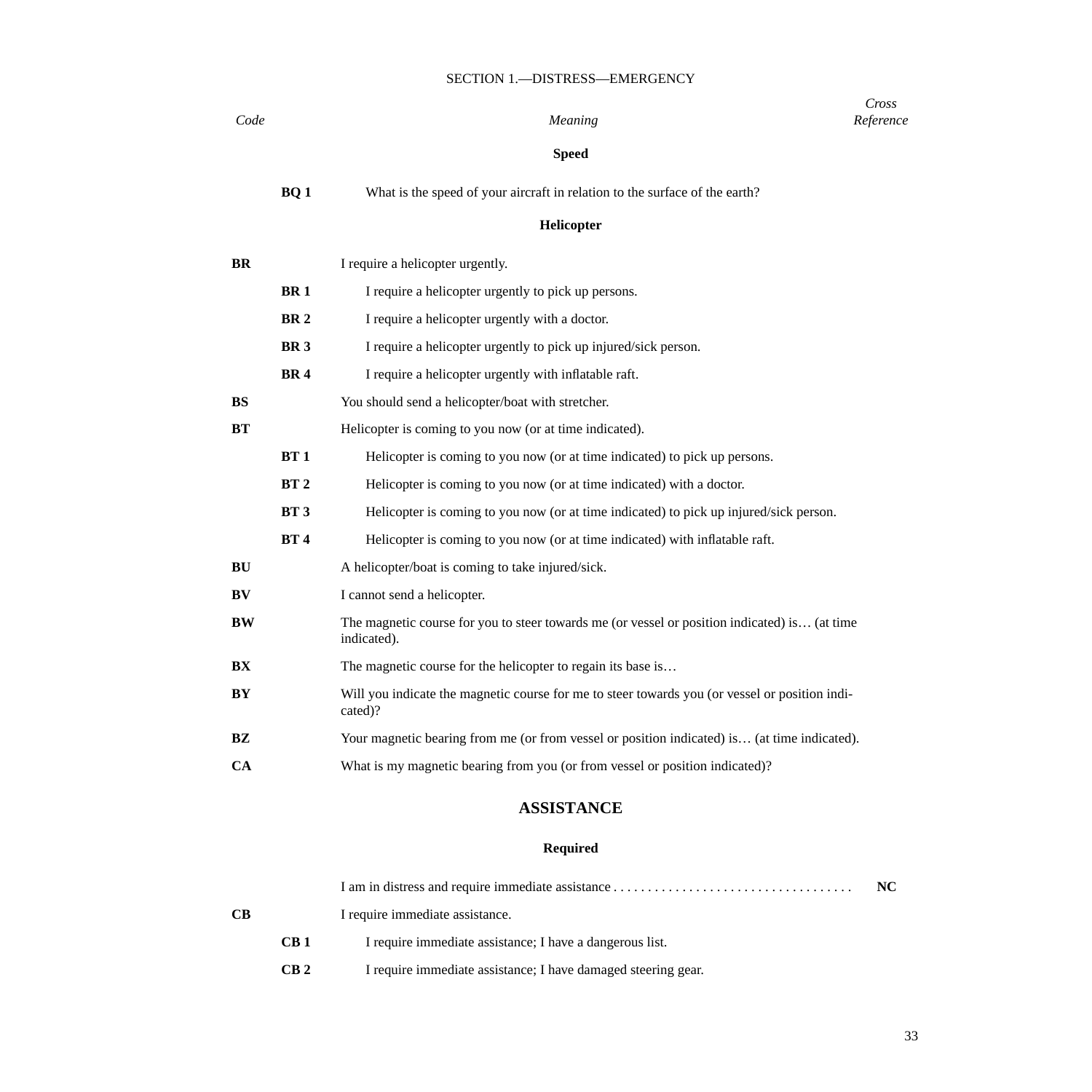SECTION 1.—DISTRESS—EMERGENCY

| *Code* | | *Meaning* | *Cross Reference* |
|---|---|---|---|
| | | **Speed** | |
| | **BQ 1** | What is the speed of your aircraft in relation to the surface of the earth? | |
| | | **Helicopter** | |
| **BR** | | I require a helicopter urgently. | |
| | **BR 1** | I require a helicopter urgently to pick up persons. | |
| | **BR 2** | I require a helicopter urgently with a doctor. | |
| | **BR 3** | I require a helicopter urgently to pick up injured/sick person. | |
| | **BR 4** | I require a helicopter urgently with inflatable raft. | |
| **BS** | | You should send a helicopter/boat with stretcher. | |
| **BT** | | Helicopter is coming to you now (or at time indicated). | |
| | **BT 1** | Helicopter is coming to you now (or at time indicated) to pick up persons. | |
| | **BT 2** | Helicopter is coming to you now (or at time indicated) with a doctor. | |
| | **BT 3** | Helicopter is coming to you now (or at time indicated) to pick up injured/sick person. | |
| | **BT 4** | Helicopter is coming to you now (or at time indicated) with inflatable raft. | |
| **BU** | | A helicopter/boat is coming to take injured/sick. | |
| **BV** | | I cannot send a helicopter. | |
| **BW** | | The magnetic course for you to steer towards me (or vessel or position indicated) is… (at time indicated). | |
| **BX** | | The magnetic course for the helicopter to regain its base is… | |
| **BY** | | Will you indicate the magnetic course for me to steer towards you (or vessel or position indicated)? | |
| **BZ** | | Your magnetic bearing from me (or from vessel or position indicated) is… (at time indicated). | |
| **CA** | | What is my magnetic bearing from you (or from vessel or position indicated)? | |

## ASSISTANCE

| *Code* | | *Meaning* | *Cross Reference* |
|---|---|---|---|
| | | **Required** | |
| | | I am in distress and require immediate assistance . . . . . . . . . . . . . . . . . . . . . . . . . . . . . . . . . . . | **NC** |
| **CB** | | I require immediate assistance. | |
| | **CB 1** | I require immediate assistance; I have a dangerous list. | |
| | **CB 2** | I require immediate assistance; I have damaged steering gear. | |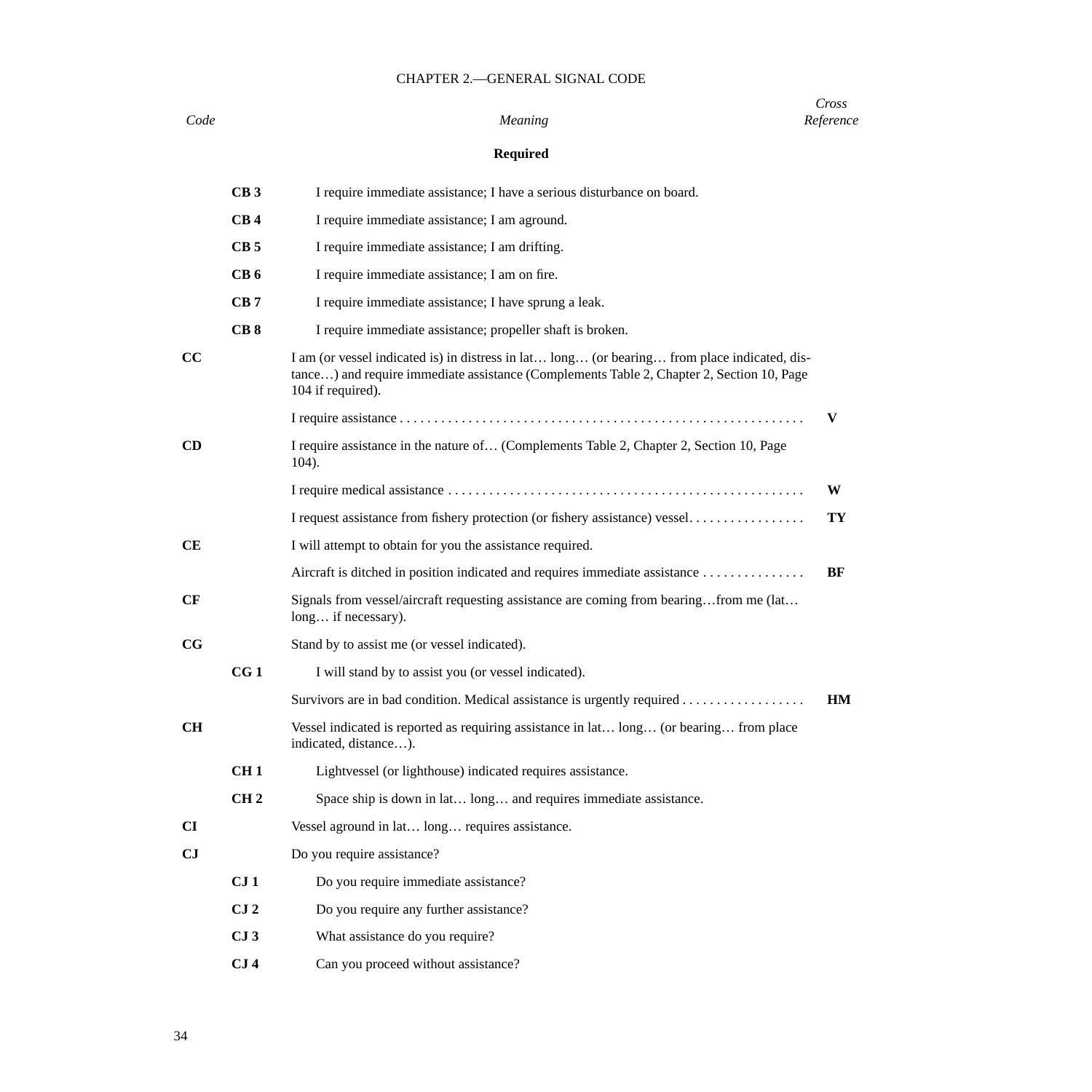CHAPTER 2.—GENERAL SIGNAL CODE

| *Code* | | *Meaning* | *Cross Reference* |
|---|---|---|---|
| | | **Required** | |
| | **CB 3** | I require immediate assistance; I have a serious disturbance on board. | |
| | **CB 4** | I require immediate assistance; I am aground. | |
| | **CB 5** | I require immediate assistance; I am drifting. | |
| | **CB 6** | I require immediate assistance; I am on fire. | |
| | **CB 7** | I require immediate assistance; I have sprung a leak. | |
| | **CB 8** | I require immediate assistance; propeller shaft is broken. | |
| **CC** | | I am (or vessel indicated is) in distress in lat… long… (or bearing… from place indicated, distance…) and require immediate assistance (Complements Table 2, Chapter 2, Section 10, Page 104 if required). | |
| | | I require assistance . . . . . . . . . . . . . . . . . . . . . . . . . . . . . . . . . . . . . . . . . . . . . . . . . . . . . . . . . | **V** |
| **CD** | | I require assistance in the nature of… (Complements Table 2, Chapter 2, Section 10, Page 104). | |
| | | I require medical assistance . . . . . . . . . . . . . . . . . . . . . . . . . . . . . . . . . . . . . . . . . . . . . . . . . . . | **W** |
| | | I request assistance from fishery protection (or fishery assistance) vessel. . . . . . . . . . . . . . . . . | **TY** |
| **CE** | | I will attempt to obtain for you the assistance required. | |
| | | Aircraft is ditched in position indicated and requires immediate assistance . . . . . . . . . . . . . . | **BF** |
| **CF** | | Signals from vessel/aircraft requesting assistance are coming from bearing…from me (lat… long… if necessary). | |
| **CG** | | Stand by to assist me (or vessel indicated). | |
| | **CG 1** | I will stand by to assist you (or vessel indicated). | |
| | | Survivors are in bad condition. Medical assistance is urgently required . . . . . . . . . . . . . . . . . . | **HM** |
| **CH** | | Vessel indicated is reported as requiring assistance in lat… long… (or bearing… from place indicated, distance…). | |
| | **CH 1** | Lightvessel (or lighthouse) indicated requires assistance. | |
| | **CH 2** | Space ship is down in lat… long… and requires immediate assistance. | |
| **CI** | | Vessel aground in lat… long… requires assistance. | |
| **CJ** | | Do you require assistance? | |
| | **CJ 1** | Do you require immediate assistance? | |
| | **CJ 2** | Do you require any further assistance? | |
| | **CJ 3** | What assistance do you require? | |
| | **CJ 4** | Can you proceed without assistance? | |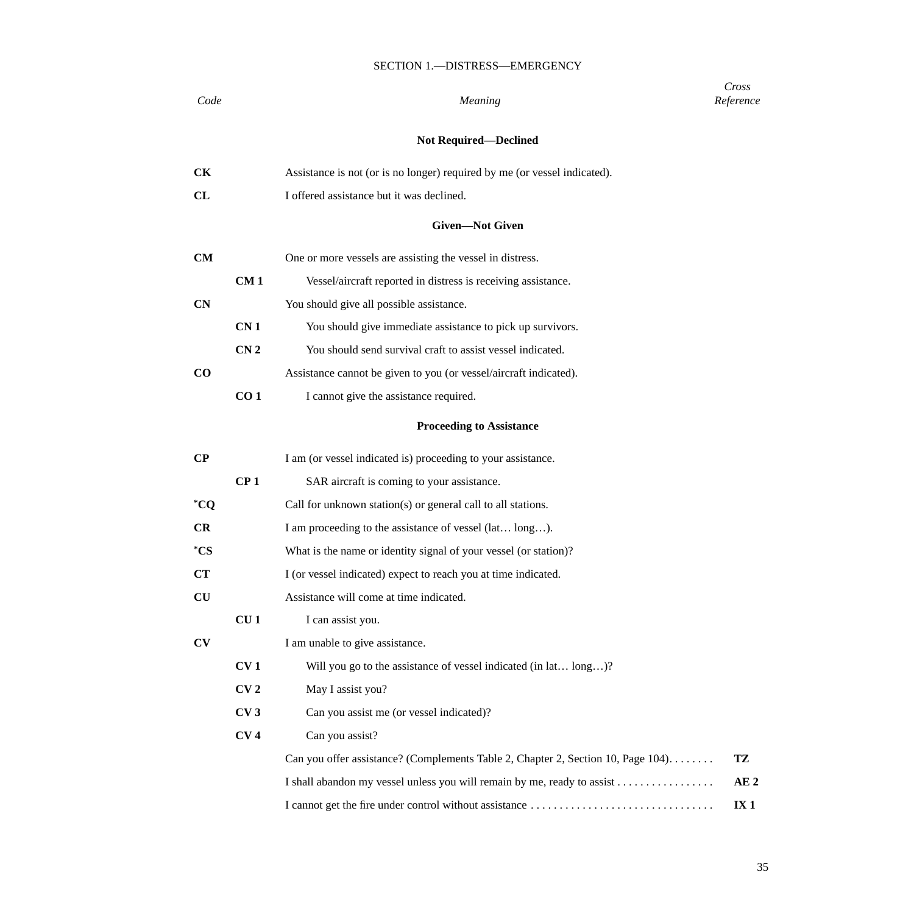SECTION 1.—DISTRESS—EMERGENCY

| *Code* | | *Meaning* | *Cross Reference* |
|---|---|---|---|
| | | **Not Required—Declined** | |
| **CK** | | Assistance is not (or is no longer) required by me (or vessel indicated). | |
| **CL** | | I offered assistance but it was declined. | |
| | | **Given—Not Given** | |
| **CM** | | One or more vessels are assisting the vessel in distress. | |
| | **CM 1** | Vessel/aircraft reported in distress is receiving assistance. | |
| **CN** | | You should give all possible assistance. | |
| | **CN 1** | You should give immediate assistance to pick up survivors. | |
| | **CN 2** | You should send survival craft to assist vessel indicated. | |
| **CO** | | Assistance cannot be given to you (or vessel/aircraft indicated). | |
| | **CO 1** | I cannot give the assistance required. | |
| | | **Proceeding to Assistance** | |
| **CP** | | I am (or vessel indicated is) proceeding to your assistance. | |
| | **CP 1** | SAR aircraft is coming to your assistance. | |
| ***CQ** | | Call for unknown station(s) or general call to all stations. | |
| **CR** | | I am proceeding to the assistance of vessel (lat… long…). | |
| ***CS** | | What is the name or identity signal of your vessel (or station)? | |
| **CT** | | I (or vessel indicated) expect to reach you at time indicated. | |
| **CU** | | Assistance will come at time indicated. | |
| | **CU 1** | I can assist you. | |
| **CV** | | I am unable to give assistance. | |
| | **CV 1** | Will you go to the assistance of vessel indicated (in lat… long…)? | |
| | **CV 2** | May I assist you? | |
| | **CV 3** | Can you assist me (or vessel indicated)? | |
| | **CV 4** | Can you assist? | |
| | | Can you offer assistance? (Complements Table 2, Chapter 2, Section 10, Page 104) | **TZ** |
| | | I shall abandon my vessel unless you will remain by me, ready to assist | **AE 2** |
| | | I cannot get the fire under control without assistance | **IX 1** |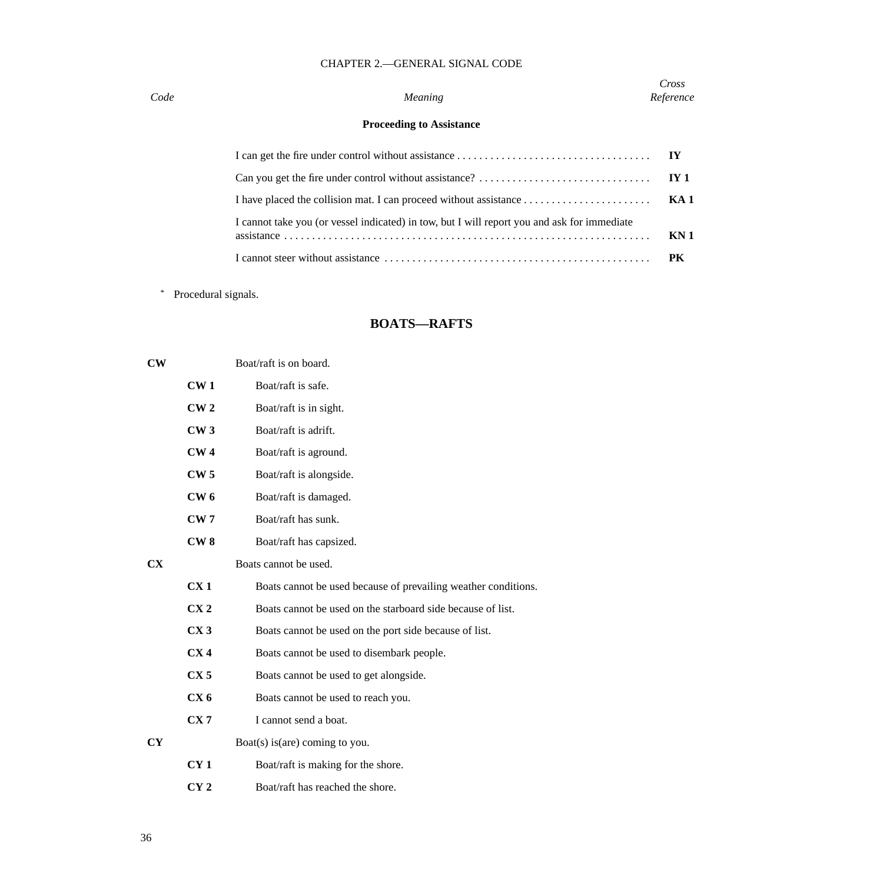| *Code* | *Meaning* | *Cross Reference* |
|---|---|---|

**Proceeding to Assistance**

| | | |
|---|---|---|
| | I can get the fire under control without assistance | **IY** |
| | Can you get the fire under control without assistance? | **IY 1** |
| | I have placed the collision mat. I can proceed without assistance | **KA 1** |
| | I cannot take you (or vessel indicated) in tow, but I will report you and ask for immediate assistance | **KN 1** |
| | I cannot steer without assistance | **PK** |

\* Procedural signals.

## BOATS—RAFTS

**CW** Boat/raft is on board.

- **CW 1** Boat/raft is safe.
- **CW 2** Boat/raft is in sight.
- **CW 3** Boat/raft is adrift.
- **CW 4** Boat/raft is aground.
- **CW 5** Boat/raft is alongside.
- **CW 6** Boat/raft is damaged.
- **CW 7** Boat/raft has sunk.
- **CW 8** Boat/raft has capsized.

**CX** Boats cannot be used.

- **CX 1** Boats cannot be used because of prevailing weather conditions.
- **CX 2** Boats cannot be used on the starboard side because of list.
- **CX 3** Boats cannot be used on the port side because of list.
- **CX 4** Boats cannot be used to disembark people.
- **CX 5** Boats cannot be used to get alongside.
- **CX 6** Boats cannot be used to reach you.
- **CX 7** I cannot send a boat.

**CY** Boat(s) is(are) coming to you.

- **CY 1** Boat/raft is making for the shore.
- **CY 2** Boat/raft has reached the shore.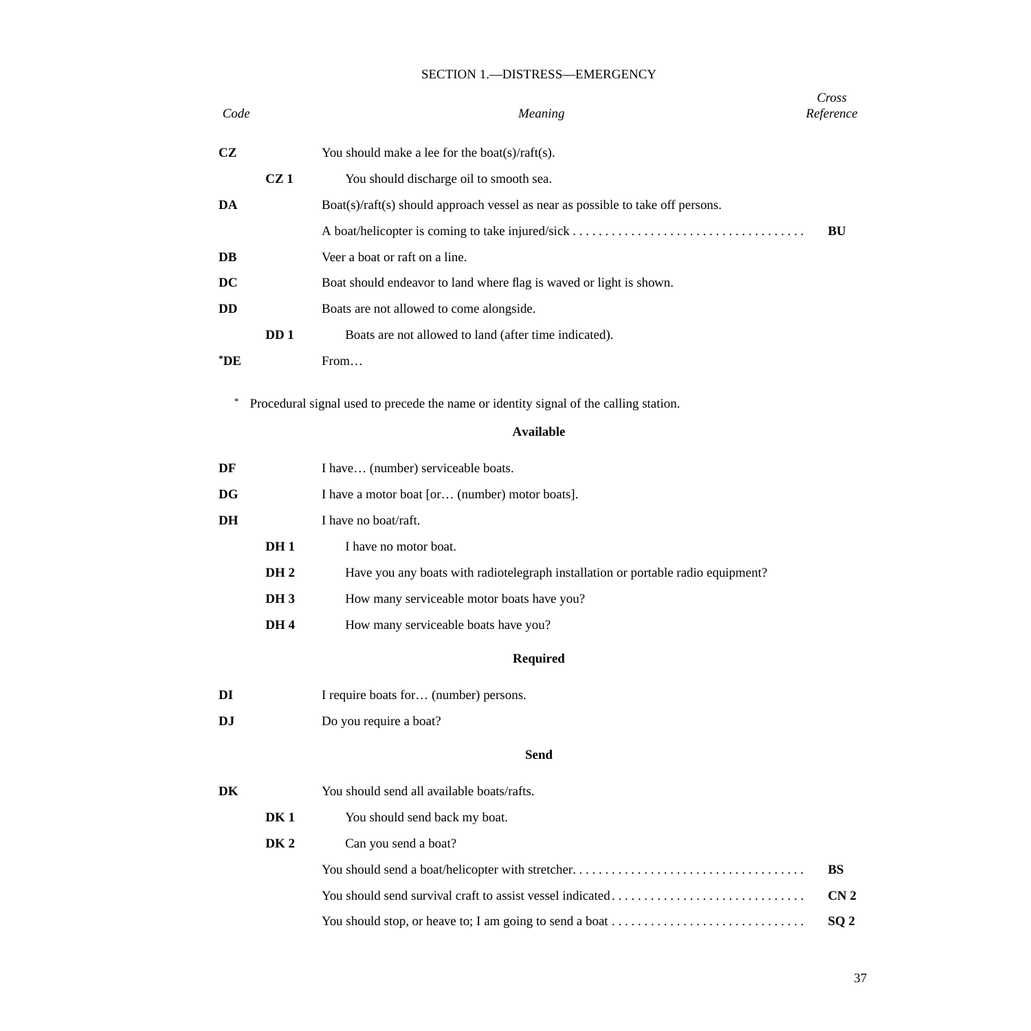SECTION 1.—DISTRESS—EMERGENCY

| Code | | Meaning | Cross Reference |
|---|---|---|---|
| **CZ** | | You should make a lee for the boat(s)/raft(s). | |
| | **CZ 1** | You should discharge oil to smooth sea. | |
| **DA** | | Boat(s)/raft(s) should approach vessel as near as possible to take off persons. | |
| | | A boat/helicopter is coming to take injured/sick . . . . . . . . . . . . . . . . . . . . . . . . . . . . . . . . . . . . | **BU** |
| **DB** | | Veer a boat or raft on a line. | |
| **DC** | | Boat should endeavor to land where flag is waved or light is shown. | |
| **DD** | | Boats are not allowed to come alongside. | |
| | **DD 1** | Boats are not allowed to land (after time indicated). | |
| **\*DE** | | From… | |

\* Procedural signal used to precede the name or identity signal of the calling station.

**Available**

| Code | | Meaning | Cross Reference |
|---|---|---|---|
| **DF** | | I have… (number) serviceable boats. | |
| **DG** | | I have a motor boat [or… (number) motor boats]. | |
| **DH** | | I have no boat/raft. | |
| | **DH 1** | I have no motor boat. | |
| | **DH 2** | Have you any boats with radiotelegraph installation or portable radio equipment? | |
| | **DH 3** | How many serviceable motor boats have you? | |
| | **DH 4** | How many serviceable boats have you? | |

**Required**

| Code | | Meaning | Cross Reference |
|---|---|---|---|
| **DI** | | I require boats for… (number) persons. | |
| **DJ** | | Do you require a boat? | |

**Send**

| Code | | Meaning | Cross Reference |
|---|---|---|---|
| **DK** | | You should send all available boats/rafts. | |
| | **DK 1** | You should send back my boat. | |
| | **DK 2** | Can you send a boat? | |
| | | You should send a boat/helicopter with stretcher. . . . . . . . . . . . . . . . . . . . . . . . . . . . . . . . . . . . | **BS** |
| | | You should send survival craft to assist vessel indicated . . . . . . . . . . . . . . . . . . . . . . . . . . . . . . | **CN 2** |
| | | You should stop, or heave to; I am going to send a boat . . . . . . . . . . . . . . . . . . . . . . . . . . . . . . | **SQ 2** |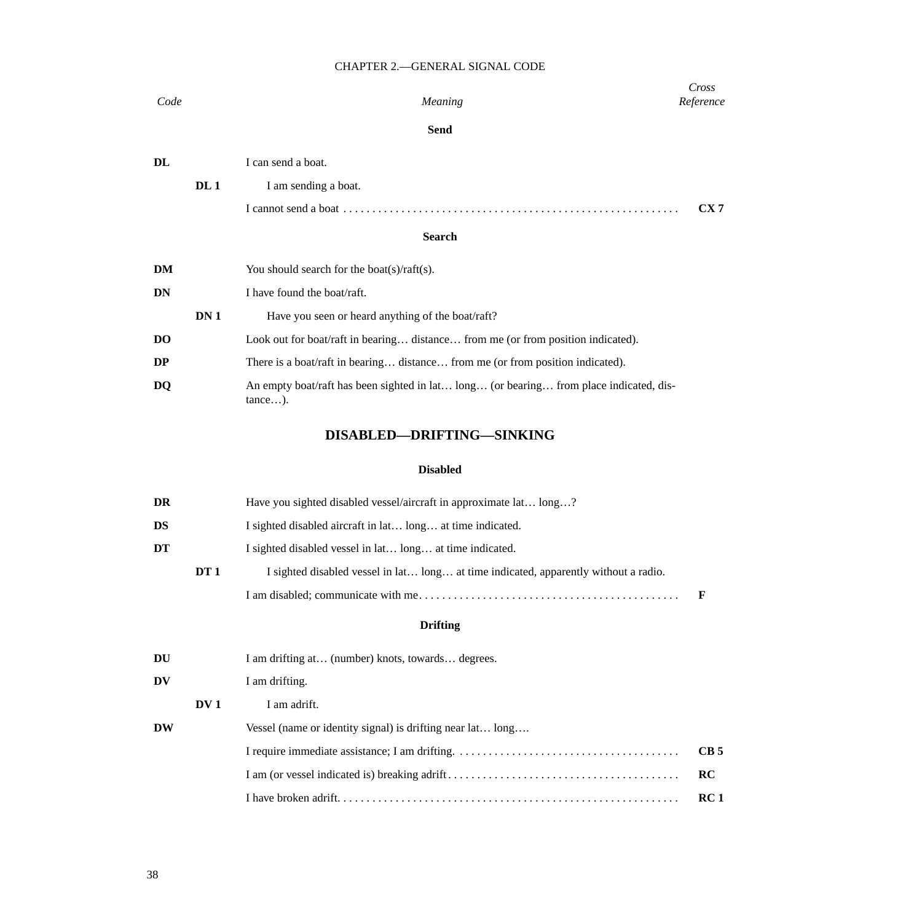| Code | | Meaning | Cross Reference |
|---|---|---|---|
| | | **Send** | |
| **DL** | | I can send a boat. | |
| | **DL 1** | I am sending a boat. | |
| | | I cannot send a boat | **CX 7** |
| | | **Search** | |
| **DM** | | You should search for the boat(s)/raft(s). | |
| **DN** | | I have found the boat/raft. | |
| | **DN 1** | Have you seen or heard anything of the boat/raft? | |
| **DO** | | Look out for boat/raft in bearing… distance… from me (or from position indicated). | |
| **DP** | | There is a boat/raft in bearing… distance… from me (or from position indicated). | |
| **DQ** | | An empty boat/raft has been sighted in lat… long… (or bearing… from place indicated, distance…). | |

## DISABLED—DRIFTING—SINKING

| Code | | Meaning | Cross Reference |
|---|---|---|---|
| | | **Disabled** | |
| **DR** | | Have you sighted disabled vessel/aircraft in approximate lat… long…? | |
| **DS** | | I sighted disabled aircraft in lat… long… at time indicated. | |
| **DT** | | I sighted disabled vessel in lat… long… at time indicated. | |
| | **DT 1** | I sighted disabled vessel in lat… long… at time indicated, apparently without a radio. | |
| | | I am disabled; communicate with me | **F** |
| | | **Drifting** | |
| **DU** | | I am drifting at… (number) knots, towards… degrees. | |
| **DV** | | I am drifting. | |
| | **DV 1** | I am adrift. | |
| **DW** | | Vessel (name or identity signal) is drifting near lat… long…. | |
| | | I require immediate assistance; I am drifting. | **CB 5** |
| | | I am (or vessel indicated is) breaking adrift | **RC** |
| | | I have broken adrift. | **RC 1** |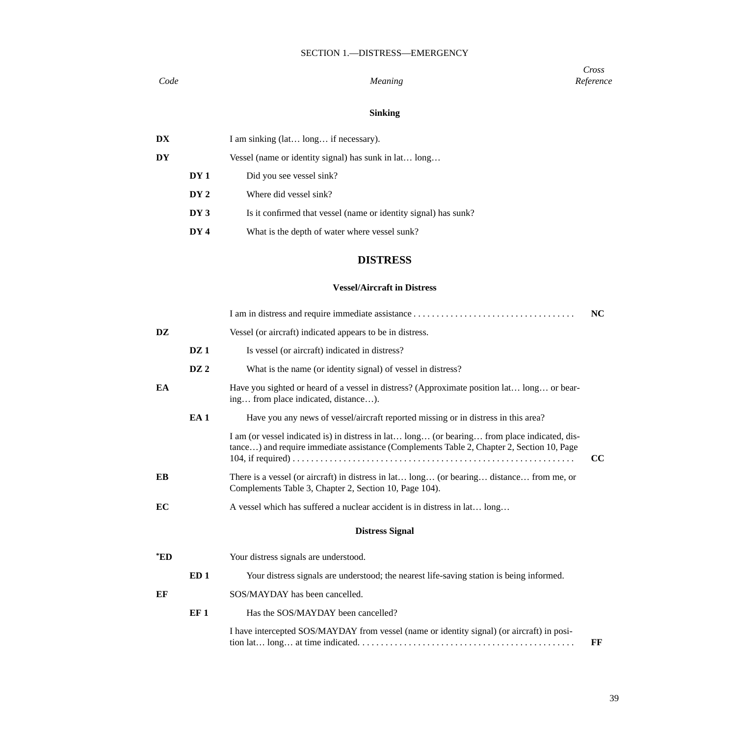SECTION 1.—DISTRESS—EMERGENCY

| *Code* | | *Meaning* | *Cross Reference* |
|---|---|---|---|
| | | **Sinking** | |
| **DX** | | I am sinking (lat… long… if necessary). | |
| **DY** | | Vessel (name or identity signal) has sunk in lat… long… | |
| | **DY 1** | Did you see vessel sink? | |
| | **DY 2** | Where did vessel sink? | |
| | **DY 3** | Is it confirmed that vessel (name or identity signal) has sunk? | |
| | **DY 4** | What is the depth of water where vessel sunk? | |

## DISTRESS

### Vessel/Aircraft in Distress

| *Code* | | *Meaning* | *Cross Reference* |
|---|---|---|---|
| | | I am in distress and require immediate assistance . . . . . . . . . . . . . . . . . . . . . . . . . . . . . . . . . . . | **NC** |
| **DZ** | | Vessel (or aircraft) indicated appears to be in distress. | |
| | **DZ 1** | Is vessel (or aircraft) indicated in distress? | |
| | **DZ 2** | What is the name (or identity signal) of vessel in distress? | |
| **EA** | | Have you sighted or heard of a vessel in distress? (Approximate position lat… long… or bearing… from place indicated, distance…). | |
| | **EA 1** | Have you any news of vessel/aircraft reported missing or in distress in this area? | |
| | | I am (or vessel indicated is) in distress in lat… long… (or bearing… from place indicated, distance…) and require immediate assistance (Complements Table 2, Chapter 2, Section 10, Page 104, if required) . . . . . . . . . . . . . . . . . . . . . . . . . . . . . . . . . . . . . . . . . . . . . . . . . . . . . . . . . . . . | **CC** |
| **EB** | | There is a vessel (or aircraft) in distress in lat… long… (or bearing… distance… from me, or Complements Table 3, Chapter 2, Section 10, Page 104). | |
| **EC** | | A vessel which has suffered a nuclear accident is in distress in lat… long… | |

### Distress Signal

| *Code* | | *Meaning* | *Cross Reference* |
|---|---|---|---|
| ***ED** | | Your distress signals are understood. | |
| | **ED 1** | Your distress signals are understood; the nearest life-saving station is being informed. | |
| **EF** | | SOS/MAYDAY has been cancelled. | |
| | **EF 1** | Has the SOS/MAYDAY been cancelled? | |
| | | I have intercepted SOS/MAYDAY from vessel (name or identity signal) (or aircraft) in position lat… long… at time indicated. . . . . . . . . . . . . . . . . . . . . . . . . . . . . . . . . . . . . . . . . . . . . . . | **FF** |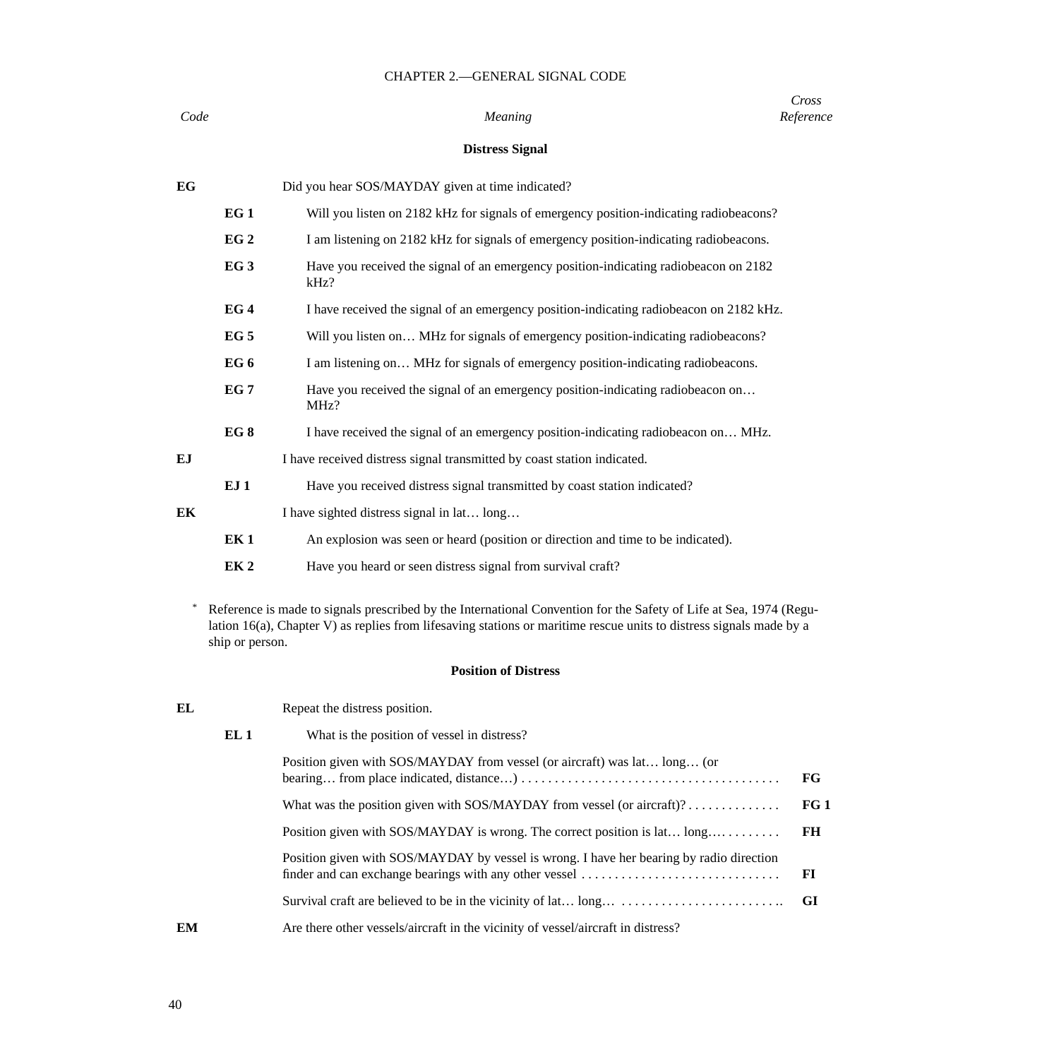CHAPTER 2.—GENERAL SIGNAL CODE

| *Code* | | *Meaning* | *Cross Reference* |
|---|---|---|---|

### Distress Signal

| Code | | Meaning | Cross Reference |
|---|---|---|---|
| **EG** | | Did you hear SOS/MAYDAY given at time indicated? | |
| | **EG 1** | Will you listen on 2182 kHz for signals of emergency position-indicating radiobeacons? | |
| | **EG 2** | I am listening on 2182 kHz for signals of emergency position-indicating radiobeacons. | |
| | **EG 3** | Have you received the signal of an emergency position-indicating radiobeacon on 2182 kHz? | |
| | **EG 4** | I have received the signal of an emergency position-indicating radiobeacon on 2182 kHz. | |
| | **EG 5** | Will you listen on… MHz for signals of emergency position-indicating radiobeacons? | |
| | **EG 6** | I am listening on… MHz for signals of emergency position-indicating radiobeacons. | |
| | **EG 7** | Have you received the signal of an emergency position-indicating radiobeacon on… MHz? | |
| | **EG 8** | I have received the signal of an emergency position-indicating radiobeacon on… MHz. | |
| **EJ** | | I have received distress signal transmitted by coast station indicated. | |
| | **EJ 1** | Have you received distress signal transmitted by coast station indicated? | |
| **EK** | | I have sighted distress signal in lat… long… | |
| | **EK 1** | An explosion was seen or heard (position or direction and time to be indicated). | |
| | **EK 2** | Have you heard or seen distress signal from survival craft? | |

\* Reference is made to signals prescribed by the International Convention for the Safety of Life at Sea, 1974 (Regulation 16(a), Chapter V) as replies from lifesaving stations or maritime rescue units to distress signals made by a ship or person.

### Position of Distress

| Code | | Meaning | Cross Reference |
|---|---|---|---|
| **EL** | | Repeat the distress position. | |
| | **EL 1** | What is the position of vessel in distress? | |
| | | Position given with SOS/MAYDAY from vessel (or aircraft) was lat… long… (or bearing… from place indicated, distance…) | **FG** |
| | | What was the position given with SOS/MAYDAY from vessel (or aircraft)? | **FG 1** |
| | | Position given with SOS/MAYDAY is wrong. The correct position is lat… long… | **FH** |
| | | Position given with SOS/MAYDAY by vessel is wrong. I have her bearing by radio direction finder and can exchange bearings with any other vessel | **FI** |
| | | Survival craft are believed to be in the vicinity of lat… long… | **GI** |
| **EM** | | Are there other vessels/aircraft in the vicinity of vessel/aircraft in distress? | |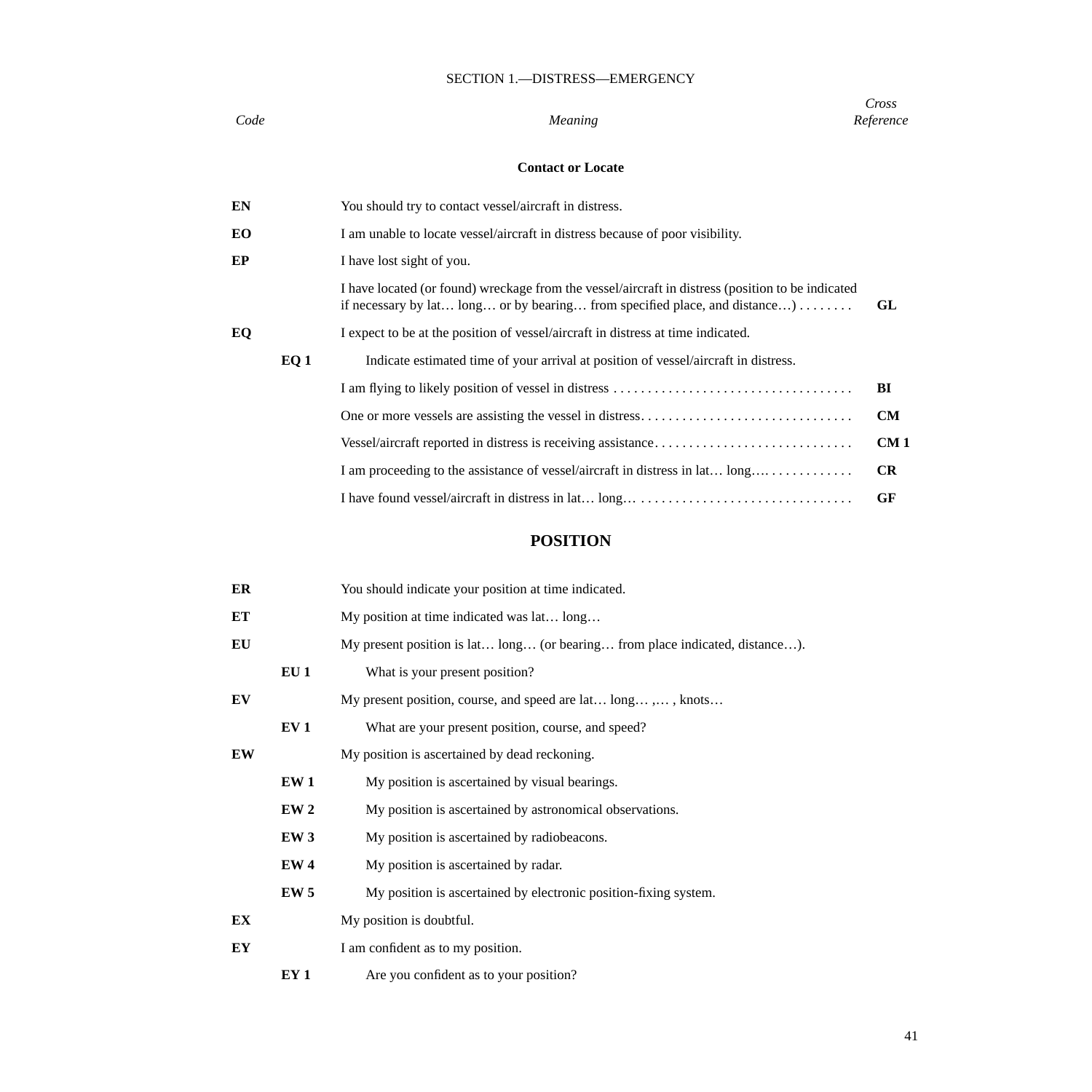SECTION 1.—DISTRESS—EMERGENCY

| *Code* | | *Meaning* | *Cross Reference* |
|---|---|---|---|
| | | **Contact or Locate** | |
| **EN** | | You should try to contact vessel/aircraft in distress. | |
| **EO** | | I am unable to locate vessel/aircraft in distress because of poor visibility. | |
| **EP** | | I have lost sight of you. | |
| | | I have located (or found) wreckage from the vessel/aircraft in distress (position to be indicated if necessary by lat… long… or by bearing… from specified place, and distance…) | **GL** |
| **EQ** | | I expect to be at the position of vessel/aircraft in distress at time indicated. | |
| | **EQ 1** | Indicate estimated time of your arrival at position of vessel/aircraft in distress. | |
| | | I am flying to likely position of vessel in distress | **BI** |
| | | One or more vessels are assisting the vessel in distress | **CM** |
| | | Vessel/aircraft reported in distress is receiving assistance | **CM 1** |
| | | I am proceeding to the assistance of vessel/aircraft in distress in lat… long… | **CR** |
| | | I have found vessel/aircraft in distress in lat… long… | **GF** |

## POSITION

| *Code* | | *Meaning* | *Cross Reference* |
|---|---|---|---|
| **ER** | | You should indicate your position at time indicated. | |
| **ET** | | My position at time indicated was lat… long… | |
| **EU** | | My present position is lat… long… (or bearing… from place indicated, distance…). | |
| | **EU 1** | What is your present position? | |
| **EV** | | My present position, course, and speed are lat… long… ,… , knots… | |
| | **EV 1** | What are your present position, course, and speed? | |
| **EW** | | My position is ascertained by dead reckoning. | |
| | **EW 1** | My position is ascertained by visual bearings. | |
| | **EW 2** | My position is ascertained by astronomical observations. | |
| | **EW 3** | My position is ascertained by radiobeacons. | |
| | **EW 4** | My position is ascertained by radar. | |
| | **EW 5** | My position is ascertained by electronic position-fixing system. | |
| **EX** | | My position is doubtful. | |
| **EY** | | I am confident as to my position. | |
| | **EY 1** | Are you confident as to your position? | |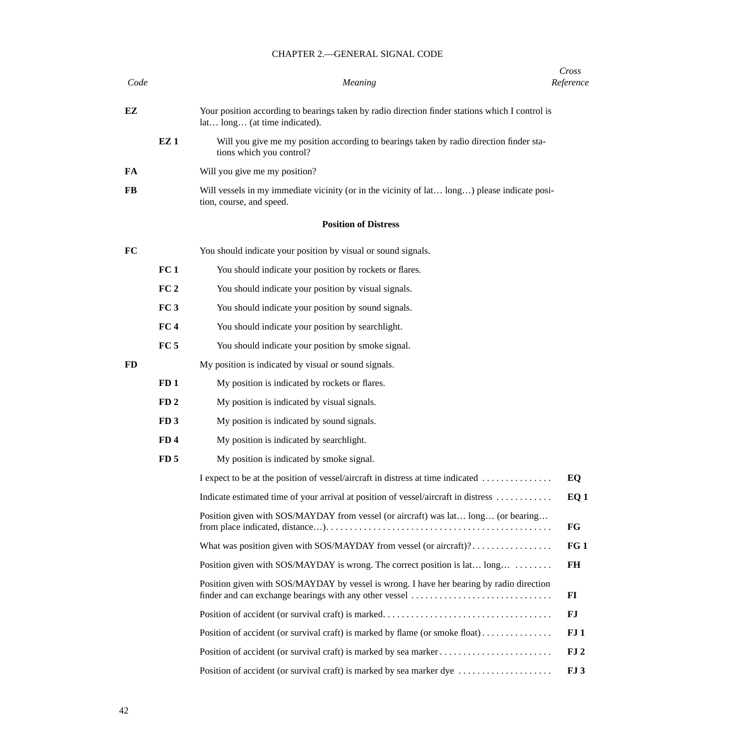## CHAPTER 2.—GENERAL SIGNAL CODE

| *Code* | | *Meaning* | *Cross Reference* |
|---|---|---|---|
| **EZ** | | Your position according to bearings taken by radio direction finder stations which I control is lat… long… (at time indicated). | |
| | **EZ 1** | Will you give me my position according to bearings taken by radio direction finder stations which you control? | |
| **FA** | | Will you give me my position? | |
| **FB** | | Will vessels in my immediate vicinity (or in the vicinity of lat… long…) please indicate position, course, and speed. | |
| | | **Position of Distress** | |
| **FC** | | You should indicate your position by visual or sound signals. | |
| | **FC 1** | You should indicate your position by rockets or flares. | |
| | **FC 2** | You should indicate your position by visual signals. | |
| | **FC 3** | You should indicate your position by sound signals. | |
| | **FC 4** | You should indicate your position by searchlight. | |
| | **FC 5** | You should indicate your position by smoke signal. | |
| **FD** | | My position is indicated by visual or sound signals. | |
| | **FD 1** | My position is indicated by rockets or flares. | |
| | **FD 2** | My position is indicated by visual signals. | |
| | **FD 3** | My position is indicated by sound signals. | |
| | **FD 4** | My position is indicated by searchlight. | |
| | **FD 5** | My position is indicated by smoke signal. | |
| | | I expect to be at the position of vessel/aircraft in distress at time indicated | **EQ** |
| | | Indicate estimated time of your arrival at position of vessel/aircraft in distress | **EQ 1** |
| | | Position given with SOS/MAYDAY from vessel (or aircraft) was lat… long… (or bearing… from place indicated, distance…). | **FG** |
| | | What was position given with SOS/MAYDAY from vessel (or aircraft)? | **FG 1** |
| | | Position given with SOS/MAYDAY is wrong. The correct position is lat… long… | **FH** |
| | | Position given with SOS/MAYDAY by vessel is wrong. I have her bearing by radio direction finder and can exchange bearings with any other vessel | **FI** |
| | | Position of accident (or survival craft) is marked. | **FJ** |
| | | Position of accident (or survival craft) is marked by flame (or smoke float) | **FJ 1** |
| | | Position of accident (or survival craft) is marked by sea marker | **FJ 2** |
| | | Position of accident (or survival craft) is marked by sea marker dye | **FJ 3** |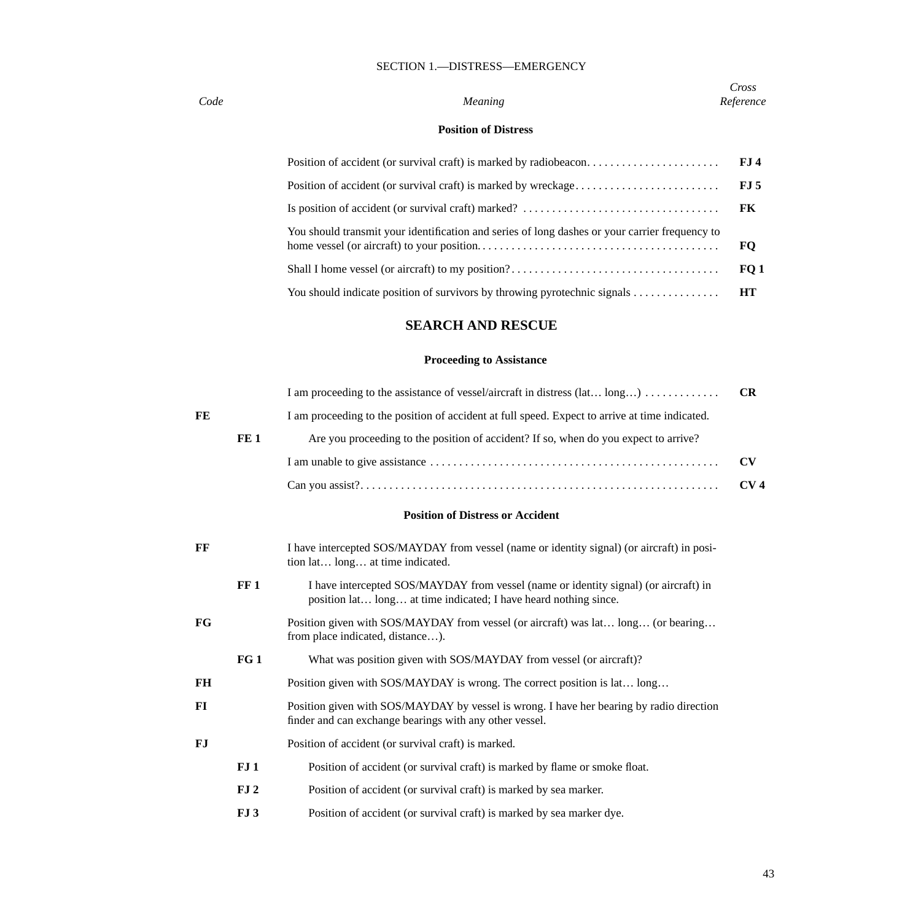SECTION 1.—DISTRESS—EMERGENCY

| *Code* | | *Meaning* | *Cross Reference* |
|---|---|---|---|

**Position of Distress**

| Code | | Meaning | Cross Reference |
|---|---|---|---|
| | | Position of accident (or survival craft) is marked by radiobeacon. | **FJ 4** |
| | | Position of accident (or survival craft) is marked by wreckage | **FJ 5** |
| | | Is position of accident (or survival craft) marked? | **FK** |
| | | You should transmit your identification and series of long dashes or your carrier frequency to home vessel (or aircraft) to your position. | **FQ** |
| | | Shall I home vessel (or aircraft) to my position? | **FQ 1** |
| | | You should indicate position of survivors by throwing pyrotechnic signals | **HT** |

## SEARCH AND RESCUE

**Proceeding to Assistance**

| Code | | Meaning | Cross Reference |
|---|---|---|---|
| | | I am proceeding to the assistance of vessel/aircraft in distress (lat… long…) | **CR** |
| **FE** | | I am proceeding to the position of accident at full speed. Expect to arrive at time indicated. | |
| | **FE 1** | Are you proceeding to the position of accident? If so, when do you expect to arrive? | |
| | | I am unable to give assistance | **CV** |
| | | Can you assist? | **CV 4** |

**Position of Distress or Accident**

| Code | | Meaning | Cross Reference |
|---|---|---|---|
| **FF** | | I have intercepted SOS/MAYDAY from vessel (name or identity signal) (or aircraft) in position lat… long… at time indicated. | |
| | **FF 1** | I have intercepted SOS/MAYDAY from vessel (name or identity signal) (or aircraft) in position lat… long… at time indicated; I have heard nothing since. | |
| **FG** | | Position given with SOS/MAYDAY from vessel (or aircraft) was lat… long… (or bearing… from place indicated, distance…). | |
| | **FG 1** | What was position given with SOS/MAYDAY from vessel (or aircraft)? | |
| **FH** | | Position given with SOS/MAYDAY is wrong. The correct position is lat… long… | |
| **FI** | | Position given with SOS/MAYDAY by vessel is wrong. I have her bearing by radio direction finder and can exchange bearings with any other vessel. | |
| **FJ** | | Position of accident (or survival craft) is marked. | |
| | **FJ 1** | Position of accident (or survival craft) is marked by flame or smoke float. | |
| | **FJ 2** | Position of accident (or survival craft) is marked by sea marker. | |
| | **FJ 3** | Position of accident (or survival craft) is marked by sea marker dye. | |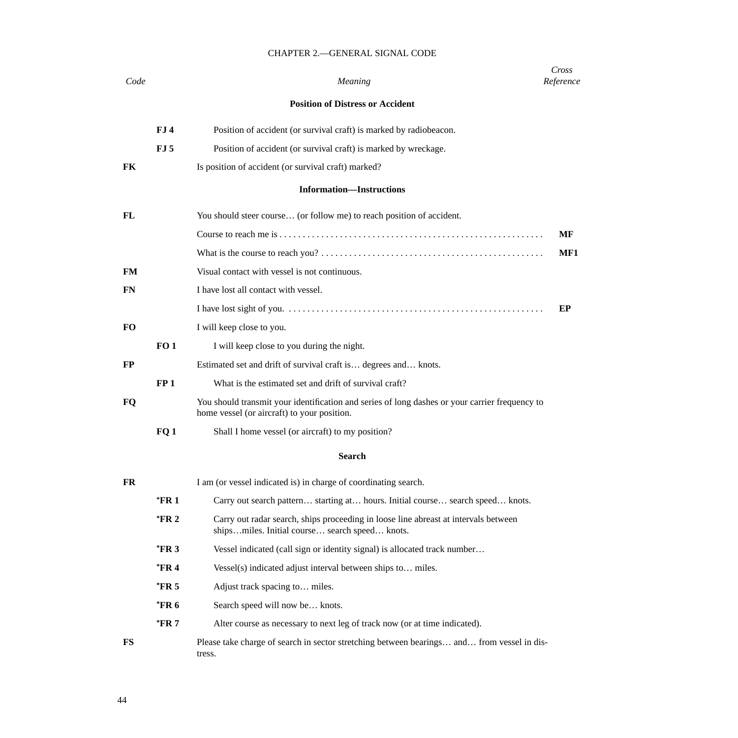## CHAPTER 2.—GENERAL SIGNAL CODE

| *Code* | | *Meaning* | *Cross Reference* |
|---|---|---|---|
| | | **Position of Distress or Accident** | |
| | **FJ 4** | Position of accident (or survival craft) is marked by radiobeacon. | |
| | **FJ 5** | Position of accident (or survival craft) is marked by wreckage. | |
| **FK** | | Is position of accident (or survival craft) marked? | |
| | | **Information—Instructions** | |
| **FL** | | You should steer course… (or follow me) to reach position of accident. | |
| | | Course to reach me is . . . . . . . . . . . . . . . . . . . . . . . . . . . . . . . . . . . . . . . . . . . . . . . . . . . . . . . . | **MF** |
| | | What is the course to reach you? . . . . . . . . . . . . . . . . . . . . . . . . . . . . . . . . . . . . . . . . . . . . . . . | **MF1** |
| **FM** | | Visual contact with vessel is not continuous. | |
| **FN** | | I have lost all contact with vessel. | |
| | | I have lost sight of you. . . . . . . . . . . . . . . . . . . . . . . . . . . . . . . . . . . . . . . . . . . . . . . . . . . . . . . | **EP** |
| **FO** | | I will keep close to you. | |
| | **FO 1** | I will keep close to you during the night. | |
| **FP** | | Estimated set and drift of survival craft is… degrees and… knots. | |
| | **FP 1** | What is the estimated set and drift of survival craft? | |
| **FQ** | | You should transmit your identification and series of long dashes or your carrier frequency to home vessel (or aircraft) to your position. | |
| | **FQ 1** | Shall I home vessel (or aircraft) to my position? | |
| | | **Search** | |
| **FR** | | I am (or vessel indicated is) in charge of coordinating search. | |
| | ***FR 1** | Carry out search pattern… starting at… hours. Initial course… search speed… knots. | |
| | ***FR 2** | Carry out radar search, ships proceeding in loose line abreast at intervals between ships…miles. Initial course… search speed… knots. | |
| | ***FR 3** | Vessel indicated (call sign or identity signal) is allocated track number… | |
| | ***FR 4** | Vessel(s) indicated adjust interval between ships to… miles. | |
| | ***FR 5** | Adjust track spacing to… miles. | |
| | ***FR 6** | Search speed will now be… knots. | |
| | ***FR 7** | Alter course as necessary to next leg of track now (or at time indicated). | |
| **FS** | | Please take charge of search in sector stretching between bearings… and… from vessel in distress. | |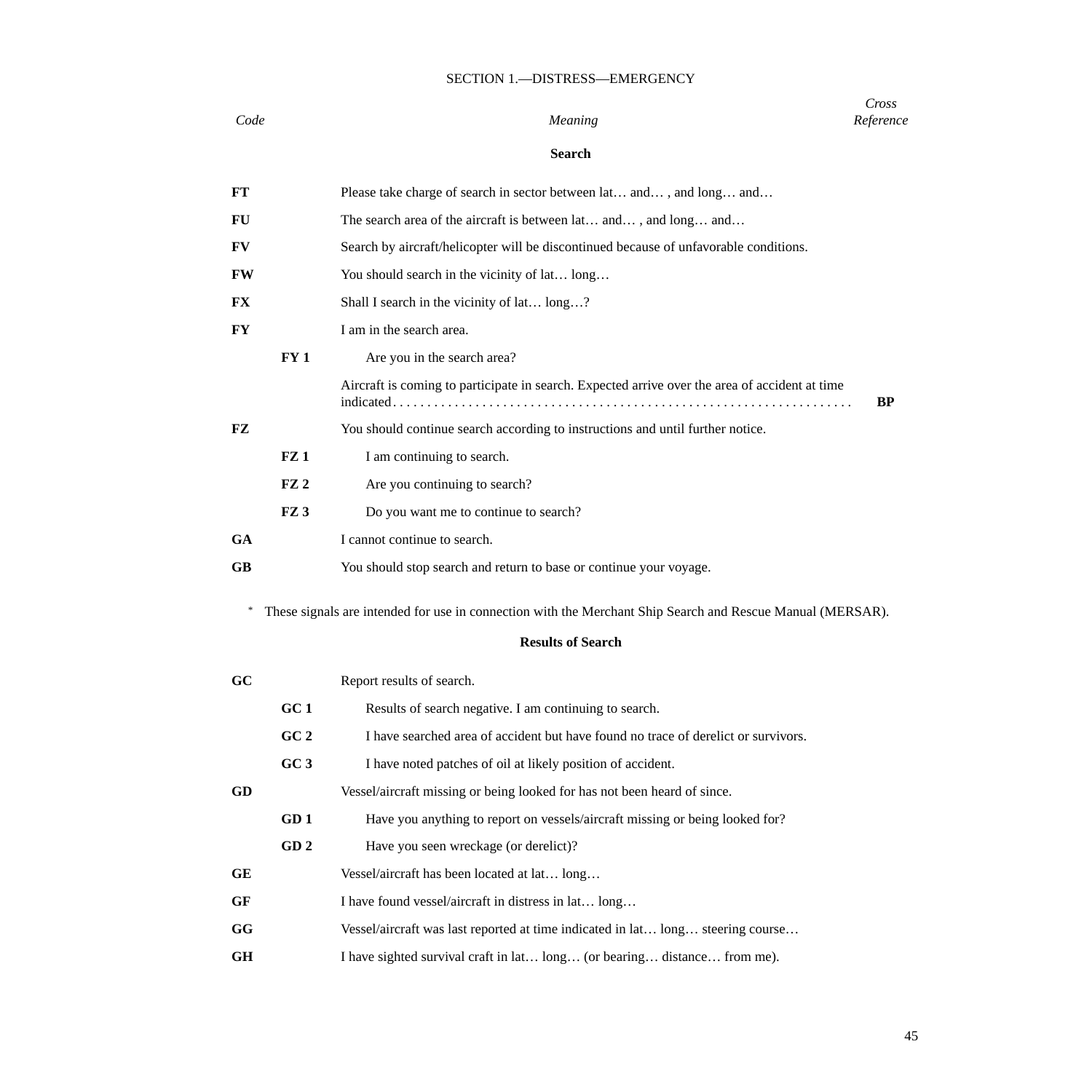SECTION 1.—DISTRESS—EMERGENCY

| *Code* | | *Meaning* | *Cross Reference* |
|---|---|---|---|
| | | **Search** | |
| **FT** | | Please take charge of search in sector between lat… and… , and long… and… | |
| **FU** | | The search area of the aircraft is between lat… and… , and long… and… | |
| **FV** | | Search by aircraft/helicopter will be discontinued because of unfavorable conditions. | |
| **FW** | | You should search in the vicinity of lat… long… | |
| **FX** | | Shall I search in the vicinity of lat… long…? | |
| **FY** | | I am in the search area. | |
| | **FY 1** | Are you in the search area? | |
| | | Aircraft is coming to participate in search. Expected arrive over the area of accident at time indicated. . . . . . . . . . . . . . . . . . . . . . . . . . . . . . . . . . . . . . . . . . . . . . . . . . . . . . . . . . . . . . . . . | **BP** |
| **FZ** | | You should continue search according to instructions and until further notice. | |
| | **FZ 1** | I am continuing to search. | |
| | **FZ 2** | Are you continuing to search? | |
| | **FZ 3** | Do you want me to continue to search? | |
| **GA** | | I cannot continue to search. | |
| **GB** | | You should stop search and return to base or continue your voyage. | |

* These signals are intended for use in connection with the Merchant Ship Search and Rescue Manual (MERSAR).

| *Code* | | *Meaning* | *Cross Reference* |
|---|---|---|---|
| | | **Results of Search** | |
| **GC** | | Report results of search. | |
| | **GC 1** | Results of search negative. I am continuing to search. | |
| | **GC 2** | I have searched area of accident but have found no trace of derelict or survivors. | |
| | **GC 3** | I have noted patches of oil at likely position of accident. | |
| **GD** | | Vessel/aircraft missing or being looked for has not been heard of since. | |
| | **GD 1** | Have you anything to report on vessels/aircraft missing or being looked for? | |
| | **GD 2** | Have you seen wreckage (or derelict)? | |
| **GE** | | Vessel/aircraft has been located at lat… long… | |
| **GF** | | I have found vessel/aircraft in distress in lat… long… | |
| **GG** | | Vessel/aircraft was last reported at time indicated in lat… long… steering course… | |
| **GH** | | I have sighted survival craft in lat… long… (or bearing… distance… from me). | |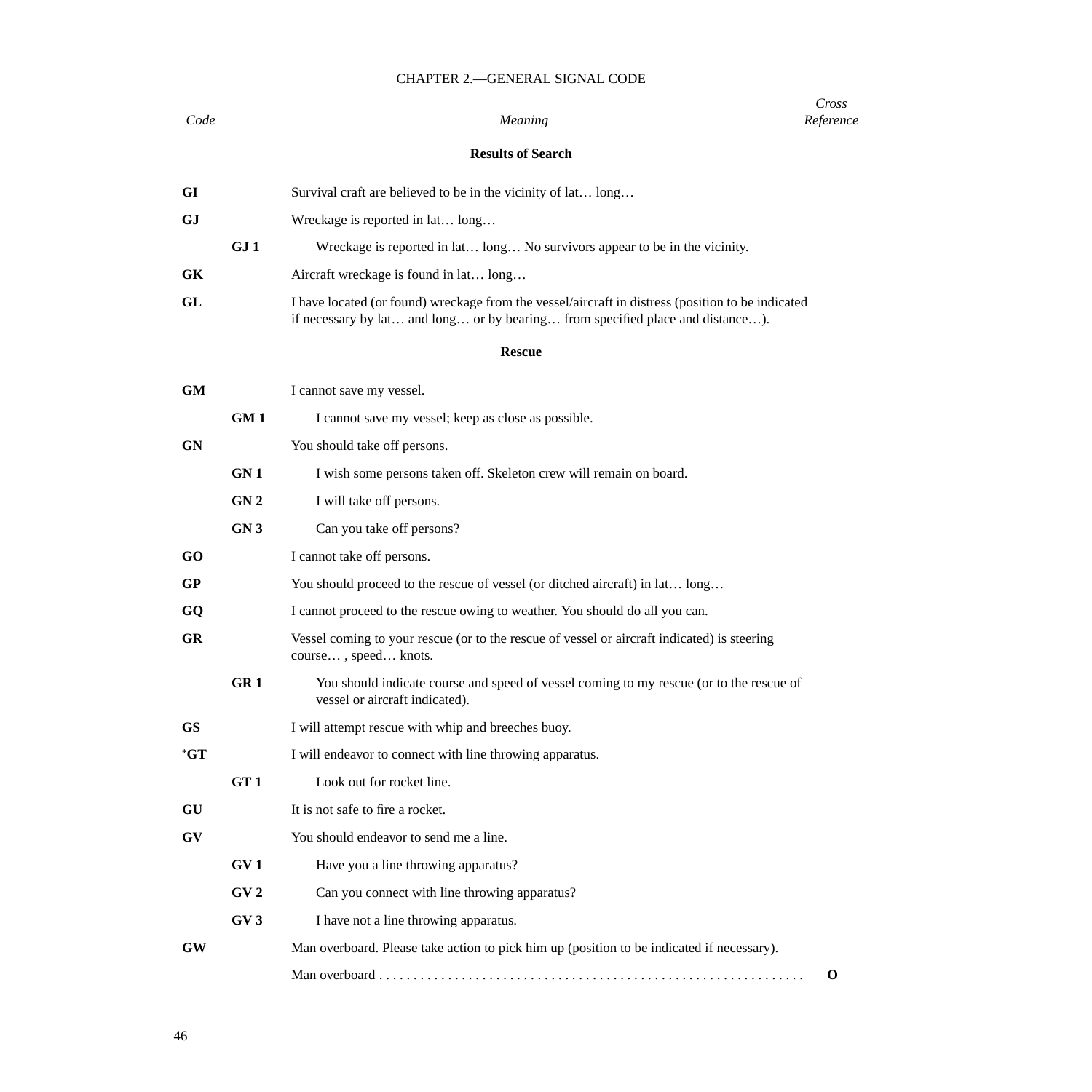CHAPTER 2.—GENERAL SIGNAL CODE

| *Code* | | *Meaning* | *Cross Reference* |
|---|---|---|---|
| | | **Results of Search** | |
| **GI** | | Survival craft are believed to be in the vicinity of lat… long… | |
| **GJ** | | Wreckage is reported in lat… long… | |
| | **GJ 1** | Wreckage is reported in lat… long… No survivors appear to be in the vicinity. | |
| **GK** | | Aircraft wreckage is found in lat… long… | |
| **GL** | | I have located (or found) wreckage from the vessel/aircraft in distress (position to be indicated if necessary by lat… and long… or by bearing… from specified place and distance…). | |
| | | **Rescue** | |
| **GM** | | I cannot save my vessel. | |
| | **GM 1** | I cannot save my vessel; keep as close as possible. | |
| **GN** | | You should take off persons. | |
| | **GN 1** | I wish some persons taken off. Skeleton crew will remain on board. | |
| | **GN 2** | I will take off persons. | |
| | **GN 3** | Can you take off persons? | |
| **GO** | | I cannot take off persons. | |
| **GP** | | You should proceed to the rescue of vessel (or ditched aircraft) in lat… long… | |
| **GQ** | | I cannot proceed to the rescue owing to weather. You should do all you can. | |
| **GR** | | Vessel coming to your rescue (or to the rescue of vessel or aircraft indicated) is steering course… , speed… knots. | |
| | **GR 1** | You should indicate course and speed of vessel coming to my rescue (or to the rescue of vessel or aircraft indicated). | |
| **GS** | | I will attempt rescue with whip and breeches buoy. | |
| ***GT** | | I will endeavor to connect with line throwing apparatus. | |
| | **GT 1** | Look out for rocket line. | |
| **GU** | | It is not safe to fire a rocket. | |
| **GV** | | You should endeavor to send me a line. | |
| | **GV 1** | Have you a line throwing apparatus? | |
| | **GV 2** | Can you connect with line throwing apparatus? | |
| | **GV 3** | I have not a line throwing apparatus. | |
| **GW** | | Man overboard. Please take action to pick him up (position to be indicated if necessary). | |
| | | Man overboard . . . . . . . . . . . . . . . . . . . . . . . . . . . . . . . . . . . . . . . . . . . . . . . . . . . . . . . . . . . . . . | **O** |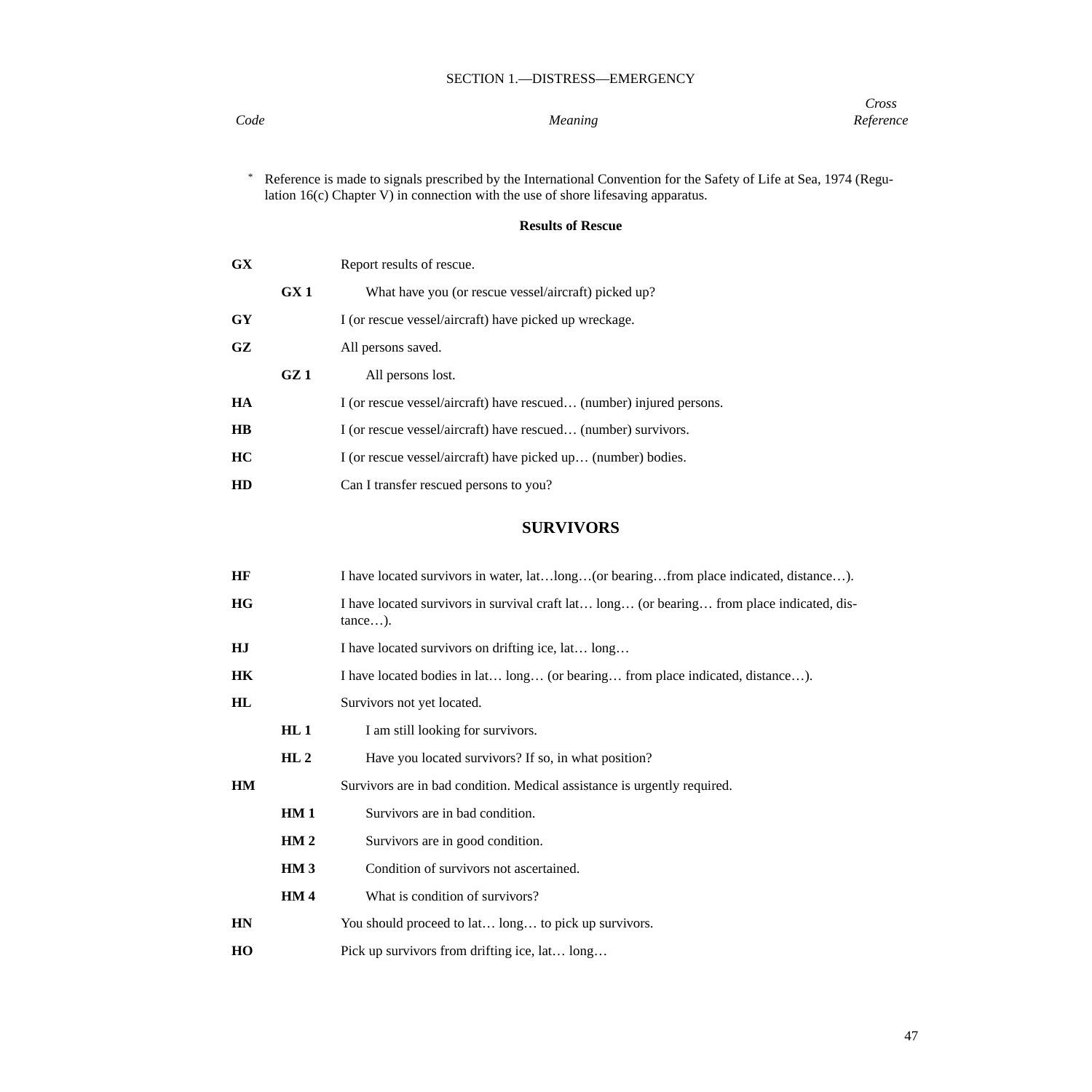SECTION 1.—DISTRESS—EMERGENCY

| *Code* | | *Meaning* | *Cross Reference* |
|---|---|---|---|

\* Reference is made to signals prescribed by the International Convention for the Safety of Life at Sea, 1974 (Regulation 16(c) Chapter V) in connection with the use of shore lifesaving apparatus.

**Results of Rescue**

| Code | | Meaning |
|---|---|---|
| **GX** | | Report results of rescue. |
| | **GX 1** | What have you (or rescue vessel/aircraft) picked up? |
| **GY** | | I (or rescue vessel/aircraft) have picked up wreckage. |
| **GZ** | | All persons saved. |
| | **GZ 1** | All persons lost. |
| **HA** | | I (or rescue vessel/aircraft) have rescued… (number) injured persons. |
| **HB** | | I (or rescue vessel/aircraft) have rescued… (number) survivors. |
| **HC** | | I (or rescue vessel/aircraft) have picked up… (number) bodies. |
| **HD** | | Can I transfer rescued persons to you? |

## SURVIVORS

| Code | | Meaning |
|---|---|---|
| **HF** | | I have located survivors in water, lat…long…(or bearing…from place indicated, distance…). |
| **HG** | | I have located survivors in survival craft lat… long… (or bearing… from place indicated, distance…). |
| **HJ** | | I have located survivors on drifting ice, lat… long… |
| **HK** | | I have located bodies in lat… long… (or bearing… from place indicated, distance…). |
| **HL** | | Survivors not yet located. |
| | **HL 1** | I am still looking for survivors. |
| | **HL 2** | Have you located survivors? If so, in what position? |
| **HM** | | Survivors are in bad condition. Medical assistance is urgently required. |
| | **HM 1** | Survivors are in bad condition. |
| | **HM 2** | Survivors are in good condition. |
| | **HM 3** | Condition of survivors not ascertained. |
| | **HM 4** | What is condition of survivors? |
| **HN** | | You should proceed to lat… long… to pick up survivors. |
| **HO** | | Pick up survivors from drifting ice, lat… long… |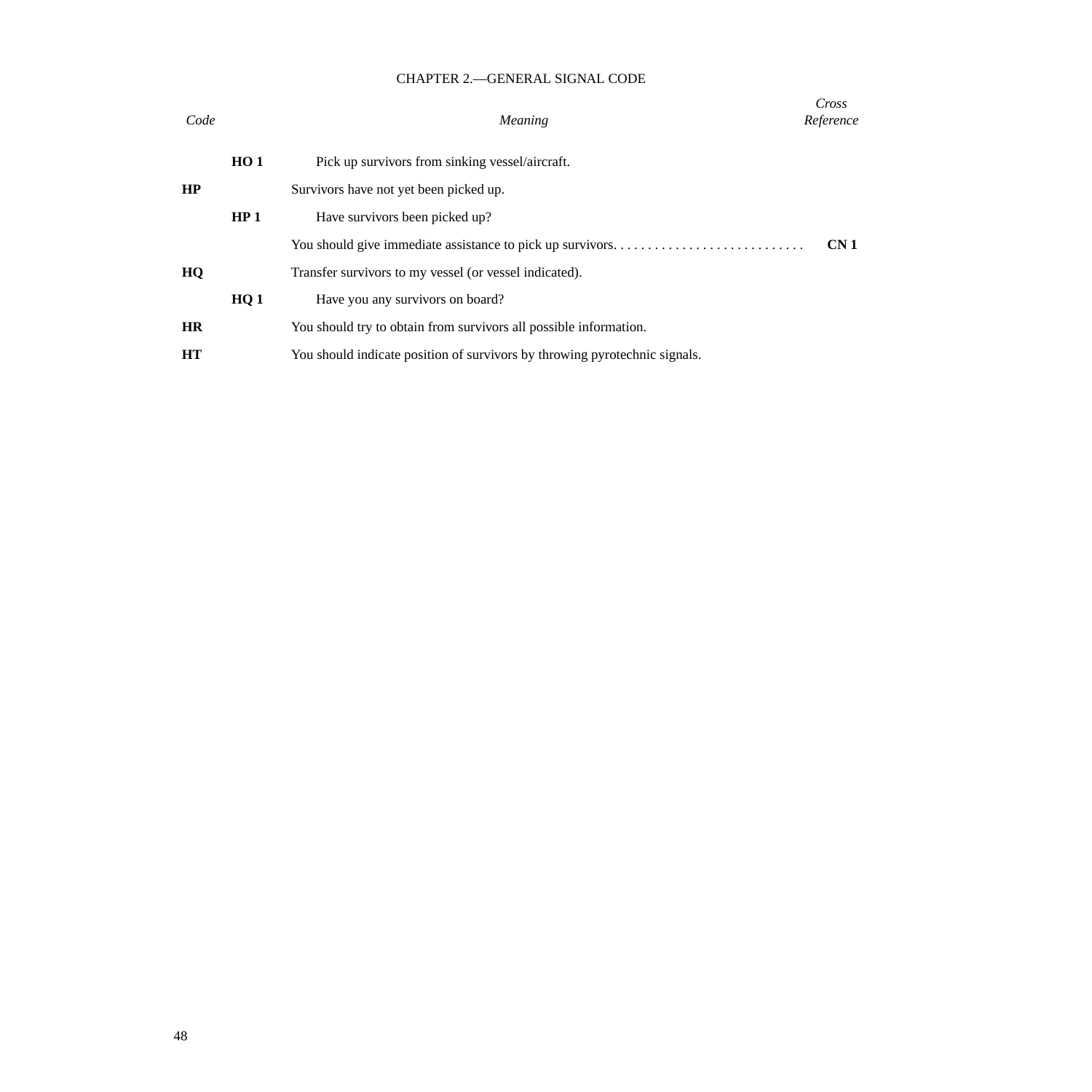CHAPTER 2.—GENERAL SIGNAL CODE

| *Code* | | *Meaning* | *Cross Reference* |
|---|---|---|---|
| | **HO 1** | Pick up survivors from sinking vessel/aircraft. | |
| **HP** | | Survivors have not yet been picked up. | |
| | **HP 1** | Have survivors been picked up? | |
| | | You should give immediate assistance to pick up survivors. | **CN 1** |
| **HQ** | | Transfer survivors to my vessel (or vessel indicated). | |
| | **HQ 1** | Have you any survivors on board? | |
| **HR** | | You should try to obtain from survivors all possible information. | |
| **HT** | | You should indicate position of survivors by throwing pyrotechnic signals. | |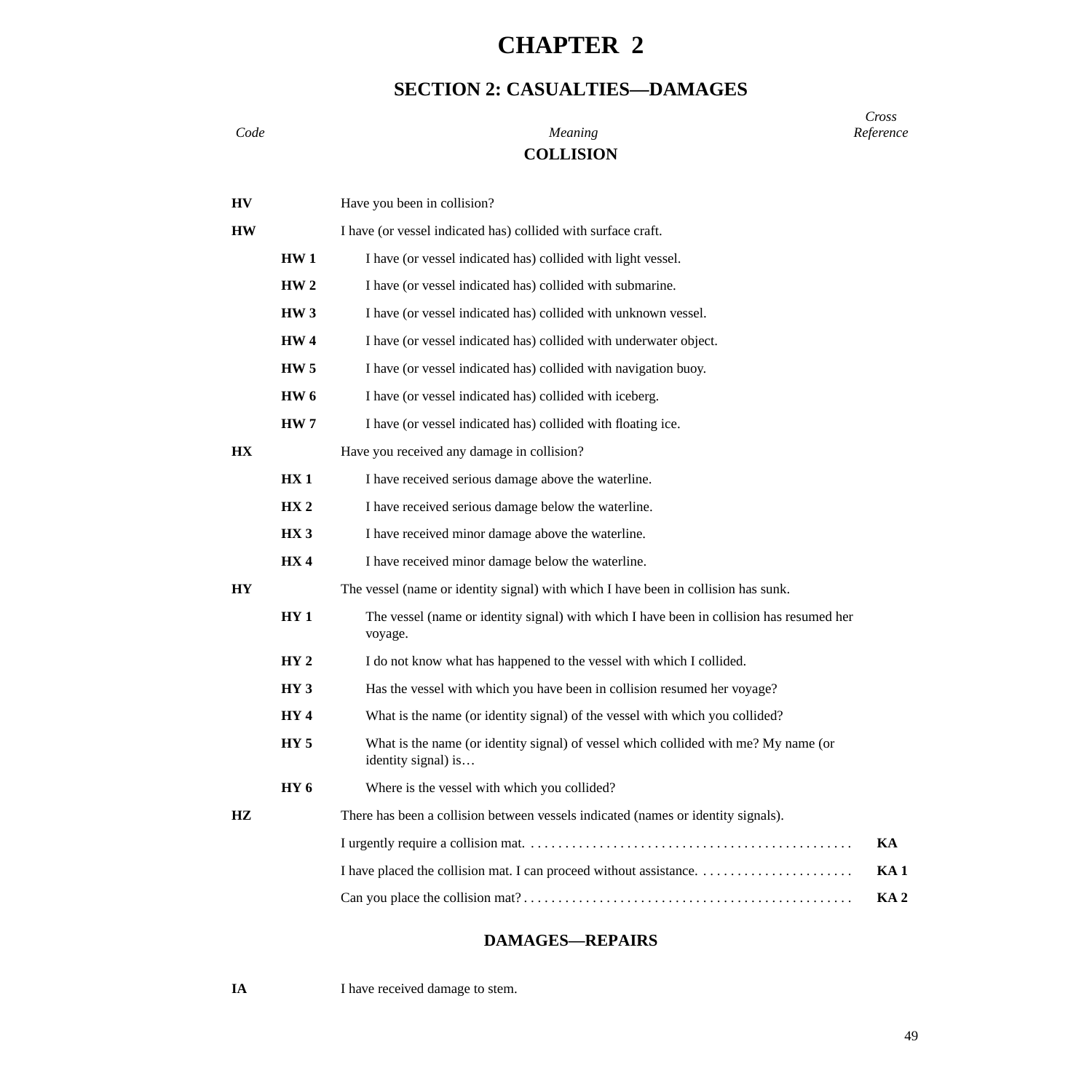# CHAPTER 2

## SECTION 2: CASUALTIES—DAMAGES

| *Code* | | *Meaning* | *Cross Reference* |
|---|---|---|---|
| | | **COLLISION** | |
| **HV** | | Have you been in collision? | |
| **HW** | | I have (or vessel indicated has) collided with surface craft. | |
| | **HW 1** | I have (or vessel indicated has) collided with light vessel. | |
| | **HW 2** | I have (or vessel indicated has) collided with submarine. | |
| | **HW 3** | I have (or vessel indicated has) collided with unknown vessel. | |
| | **HW 4** | I have (or vessel indicated has) collided with underwater object. | |
| | **HW 5** | I have (or vessel indicated has) collided with navigation buoy. | |
| | **HW 6** | I have (or vessel indicated has) collided with iceberg. | |
| | **HW 7** | I have (or vessel indicated has) collided with floating ice. | |
| **HX** | | Have you received any damage in collision? | |
| | **HX 1** | I have received serious damage above the waterline. | |
| | **HX 2** | I have received serious damage below the waterline. | |
| | **HX 3** | I have received minor damage above the waterline. | |
| | **HX 4** | I have received minor damage below the waterline. | |
| **HY** | | The vessel (name or identity signal) with which I have been in collision has sunk. | |
| | **HY 1** | The vessel (name or identity signal) with which I have been in collision has resumed her voyage. | |
| | **HY 2** | I do not know what has happened to the vessel with which I collided. | |
| | **HY 3** | Has the vessel with which you have been in collision resumed her voyage? | |
| | **HY 4** | What is the name (or identity signal) of the vessel with which you collided? | |
| | **HY 5** | What is the name (or identity signal) of vessel which collided with me? My name (or identity signal) is… | |
| | **HY 6** | Where is the vessel with which you collided? | |
| **HZ** | | There has been a collision between vessels indicated (names or identity signals). | |
| | | I urgently require a collision mat. | **KA** |
| | | I have placed the collision mat. I can proceed without assistance. | **KA 1** |
| | | Can you place the collision mat? | **KA 2** |
| | | **DAMAGES—REPAIRS** | |
| **IA** | | I have received damage to stem. | |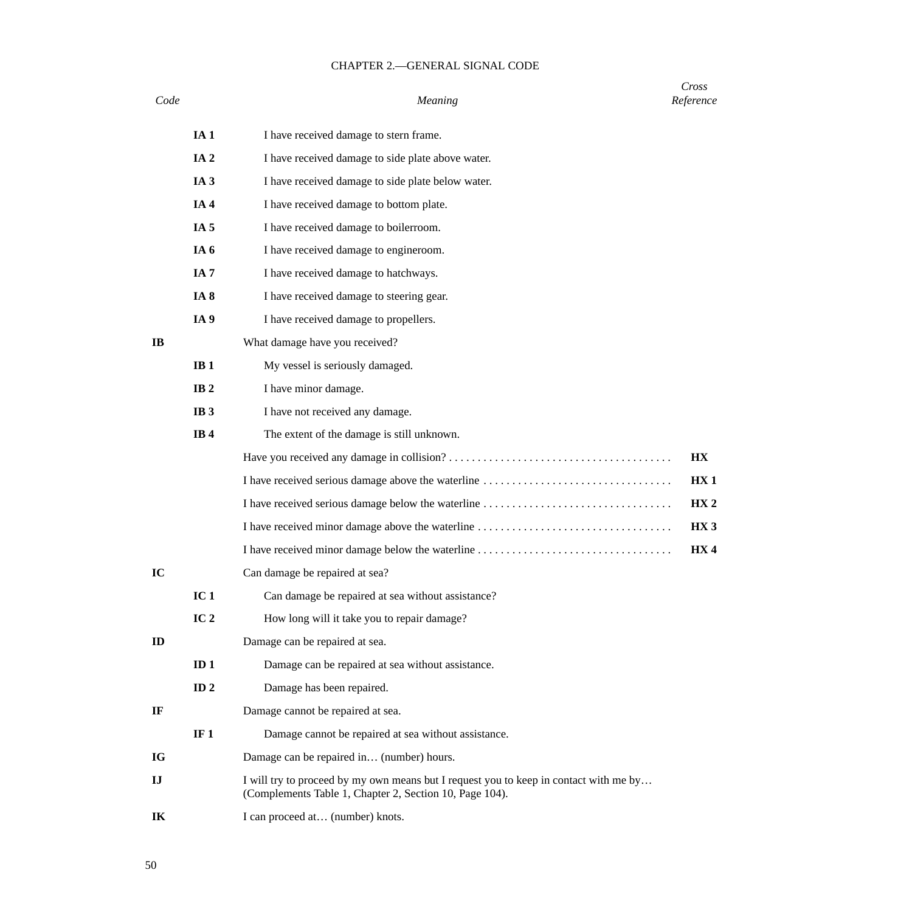CHAPTER 2.—GENERAL SIGNAL CODE

| *Code* | | *Meaning* | *Cross Reference* |
|---|---|---|---|
| | **IA 1** | I have received damage to stern frame. | |
| | **IA 2** | I have received damage to side plate above water. | |
| | **IA 3** | I have received damage to side plate below water. | |
| | **IA 4** | I have received damage to bottom plate. | |
| | **IA 5** | I have received damage to boilerroom. | |
| | **IA 6** | I have received damage to engineroom. | |
| | **IA 7** | I have received damage to hatchways. | |
| | **IA 8** | I have received damage to steering gear. | |
| | **IA 9** | I have received damage to propellers. | |
| **IB** | | What damage have you received? | |
| | **IB 1** | My vessel is seriously damaged. | |
| | **IB 2** | I have minor damage. | |
| | **IB 3** | I have not received any damage. | |
| | **IB 4** | The extent of the damage is still unknown. | |
| | | Have you received any damage in collision? | **HX** |
| | | I have received serious damage above the waterline | **HX 1** |
| | | I have received serious damage below the waterline | **HX 2** |
| | | I have received minor damage above the waterline | **HX 3** |
| | | I have received minor damage below the waterline | **HX 4** |
| **IC** | | Can damage be repaired at sea? | |
| | **IC 1** | Can damage be repaired at sea without assistance? | |
| | **IC 2** | How long will it take you to repair damage? | |
| **ID** | | Damage can be repaired at sea. | |
| | **ID 1** | Damage can be repaired at sea without assistance. | |
| | **ID 2** | Damage has been repaired. | |
| **IF** | | Damage cannot be repaired at sea. | |
| | **IF 1** | Damage cannot be repaired at sea without assistance. | |
| **IG** | | Damage can be repaired in… (number) hours. | |
| **IJ** | | I will try to proceed by my own means but I request you to keep in contact with me by… (Complements Table 1, Chapter 2, Section 10, Page 104). | |
| **IK** | | I can proceed at… (number) knots. | |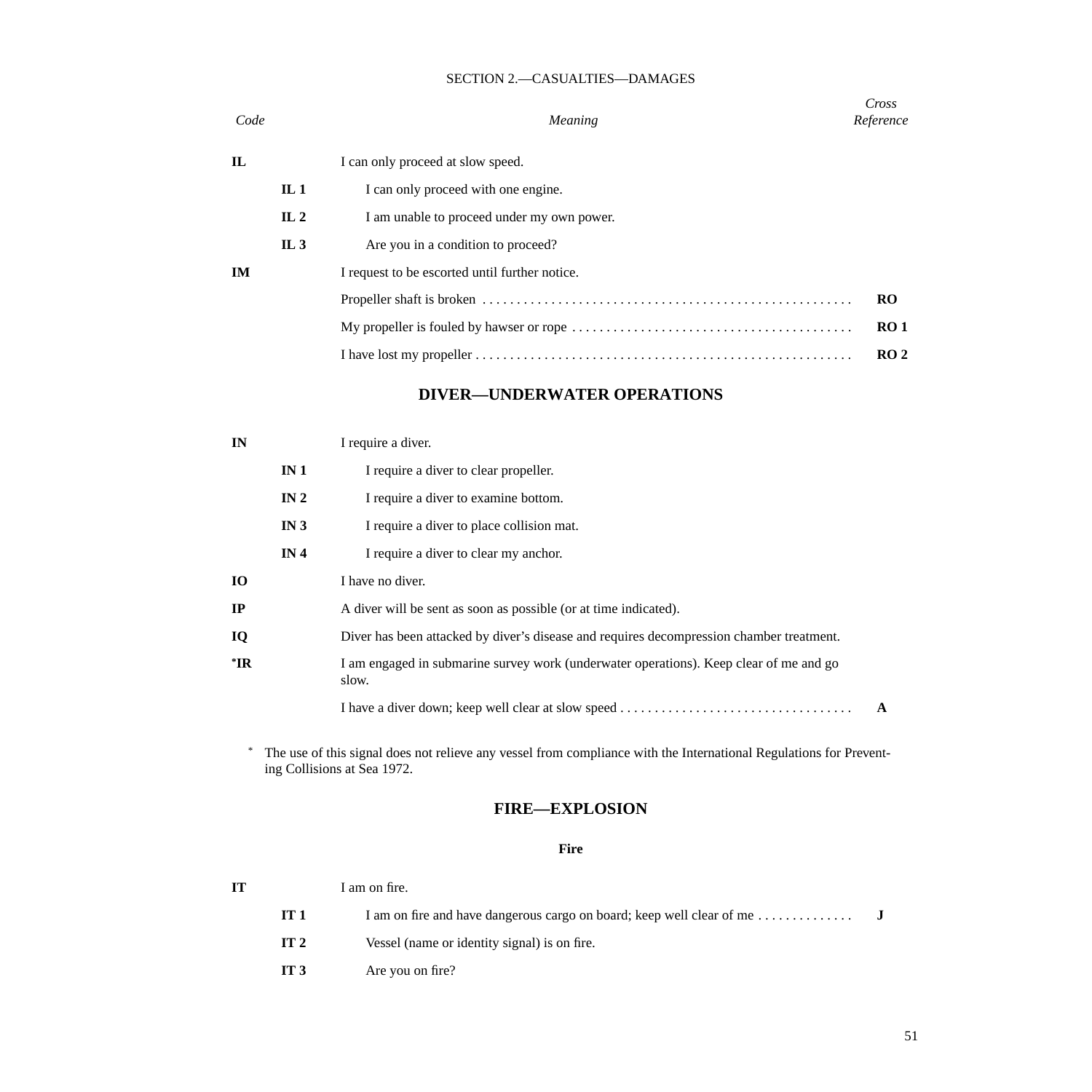## SECTION 2.—CASUALTIES—DAMAGES

| Code | | Meaning | Cross Reference |
|---|---|---|---|
| **IL** | | I can only proceed at slow speed. | |
| | **IL 1** | I can only proceed with one engine. | |
| | **IL 2** | I am unable to proceed under my own power. | |
| | **IL 3** | Are you in a condition to proceed? | |
| **IM** | | I request to be escorted until further notice. | |
| | | Propeller shaft is broken | **RO** |
| | | My propeller is fouled by hawser or rope | **RO 1** |
| | | I have lost my propeller | **RO 2** |

### DIVER—UNDERWATER OPERATIONS

| Code | | Meaning | Cross Reference |
|---|---|---|---|
| **IN** | | I require a diver. | |
| | **IN 1** | I require a diver to clear propeller. | |
| | **IN 2** | I require a diver to examine bottom. | |
| | **IN 3** | I require a diver to place collision mat. | |
| | **IN 4** | I require a diver to clear my anchor. | |
| **IO** | | I have no diver. | |
| **IP** | | A diver will be sent as soon as possible (or at time indicated). | |
| **IQ** | | Diver has been attacked by diver's disease and requires decompression chamber treatment. | |
| ***IR** | | I am engaged in submarine survey work (underwater operations). Keep clear of me and go slow. | |
| | | I have a diver down; keep well clear at slow speed | **A** |

* The use of this signal does not relieve any vessel from compliance with the International Regulations for Preventing Collisions at Sea 1972.

### FIRE—EXPLOSION

#### Fire

| Code | | Meaning | Cross Reference |
|---|---|---|---|
| **IT** | | I am on fire. | |
| | **IT 1** | I am on fire and have dangerous cargo on board; keep well clear of me | **J** |
| | **IT 2** | Vessel (name or identity signal) is on fire. | |
| | **IT 3** | Are you on fire? | |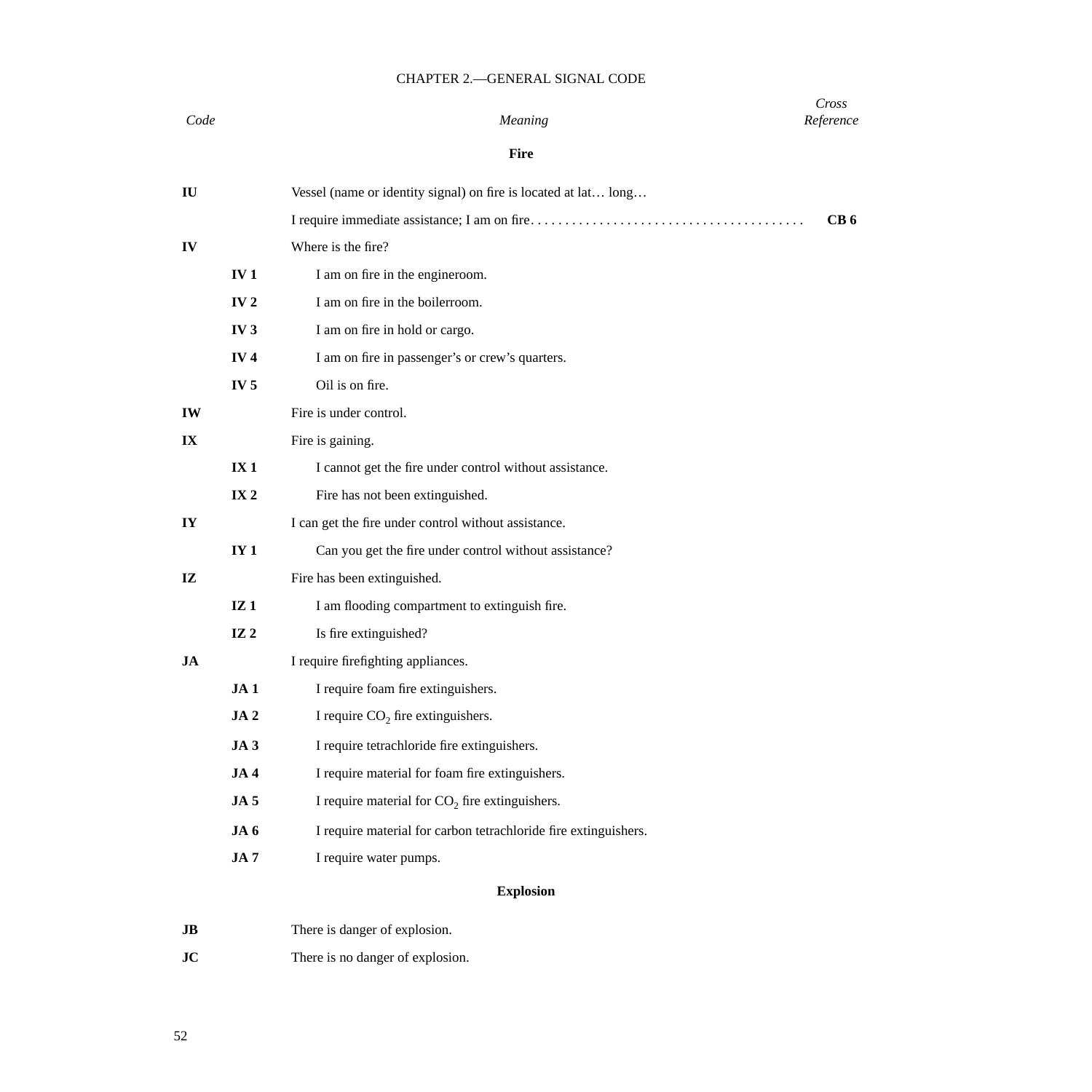## CHAPTER 2.—GENERAL SIGNAL CODE

| *Code* | | *Meaning* | *Cross Reference* |
|---|---|---|---|
| | | **Fire** | |
| **IU** | | Vessel (name or identity signal) on fire is located at lat… long… | |
| | | I require immediate assistance; I am on fire | **CB 6** |
| **IV** | | Where is the fire? | |
| | **IV 1** | I am on fire in the engineroom. | |
| | **IV 2** | I am on fire in the boilerroom. | |
| | **IV 3** | I am on fire in hold or cargo. | |
| | **IV 4** | I am on fire in passenger's or crew's quarters. | |
| | **IV 5** | Oil is on fire. | |
| **IW** | | Fire is under control. | |
| **IX** | | Fire is gaining. | |
| | **IX 1** | I cannot get the fire under control without assistance. | |
| | **IX 2** | Fire has not been extinguished. | |
| **IY** | | I can get the fire under control without assistance. | |
| | **IY 1** | Can you get the fire under control without assistance? | |
| **IZ** | | Fire has been extinguished. | |
| | **IZ 1** | I am flooding compartment to extinguish fire. | |
| | **IZ 2** | Is fire extinguished? | |
| **JA** | | I require firefighting appliances. | |
| | **JA 1** | I require foam fire extinguishers. | |
| | **JA 2** | I require $CO_2$ fire extinguishers. | |
| | **JA 3** | I require tetrachloride fire extinguishers. | |
| | **JA 4** | I require material for foam fire extinguishers. | |
| | **JA 5** | I require material for $CO_2$ fire extinguishers. | |
| | **JA 6** | I require material for carbon tetrachloride fire extinguishers. | |
| | **JA 7** | I require water pumps. | |
| | | **Explosion** | |
| **JB** | | There is danger of explosion. | |
| **JC** | | There is no danger of explosion. | |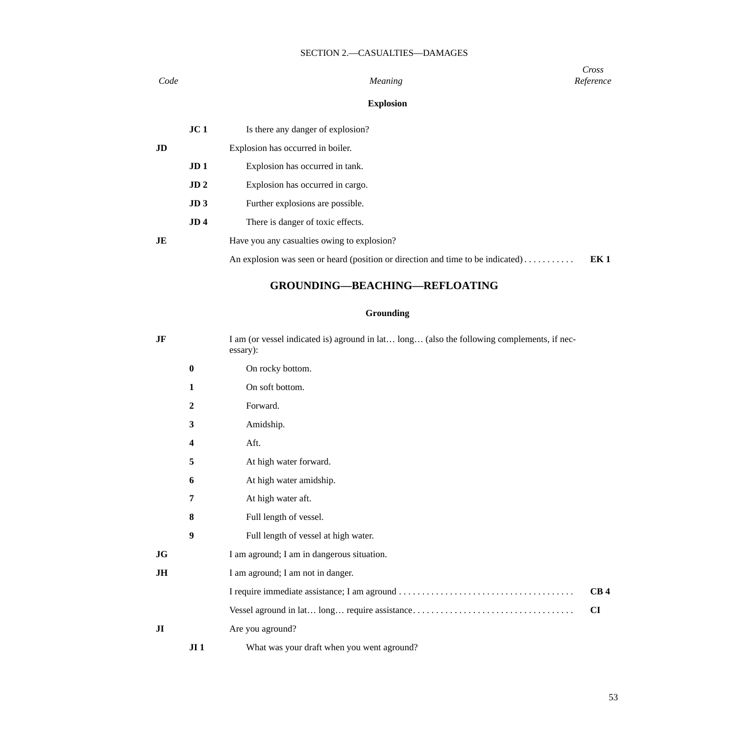SECTION 2.—CASUALTIES—DAMAGES

| *Code* | | *Meaning* | *Cross Reference* |
|---|---|---|---|

### Explosion

| Code | | Meaning | Cross Reference |
|---|---|---|---|
| | **JC 1** | Is there any danger of explosion? | |
| **JD** | | Explosion has occurred in boiler. | |
| | **JD 1** | Explosion has occurred in tank. | |
| | **JD 2** | Explosion has occurred in cargo. | |
| | **JD 3** | Further explosions are possible. | |
| | **JD 4** | There is danger of toxic effects. | |
| **JE** | | Have you any casualties owing to explosion? | |
| | | An explosion was seen or heard (position or direction and time to be indicated) | **EK 1** |

## GROUNDING—BEACHING—REFLOATING

### Grounding

| Code | | Meaning | Cross Reference |
|---|---|---|---|
| **JF** | | I am (or vessel indicated is) aground in lat… long… (also the following complements, if necessary): | |
| | **0** | On rocky bottom. | |
| | **1** | On soft bottom. | |
| | **2** | Forward. | |
| | **3** | Amidship. | |
| | **4** | Aft. | |
| | **5** | At high water forward. | |
| | **6** | At high water amidship. | |
| | **7** | At high water aft. | |
| | **8** | Full length of vessel. | |
| | **9** | Full length of vessel at high water. | |
| **JG** | | I am aground; I am in dangerous situation. | |
| **JH** | | I am aground; I am not in danger. | |
| | | I require immediate assistance; I am aground | **CB 4** |
| | | Vessel aground in lat… long… require assistance | **CI** |
| **JI** | | Are you aground? | |
| | **JI 1** | What was your draft when you went aground? | |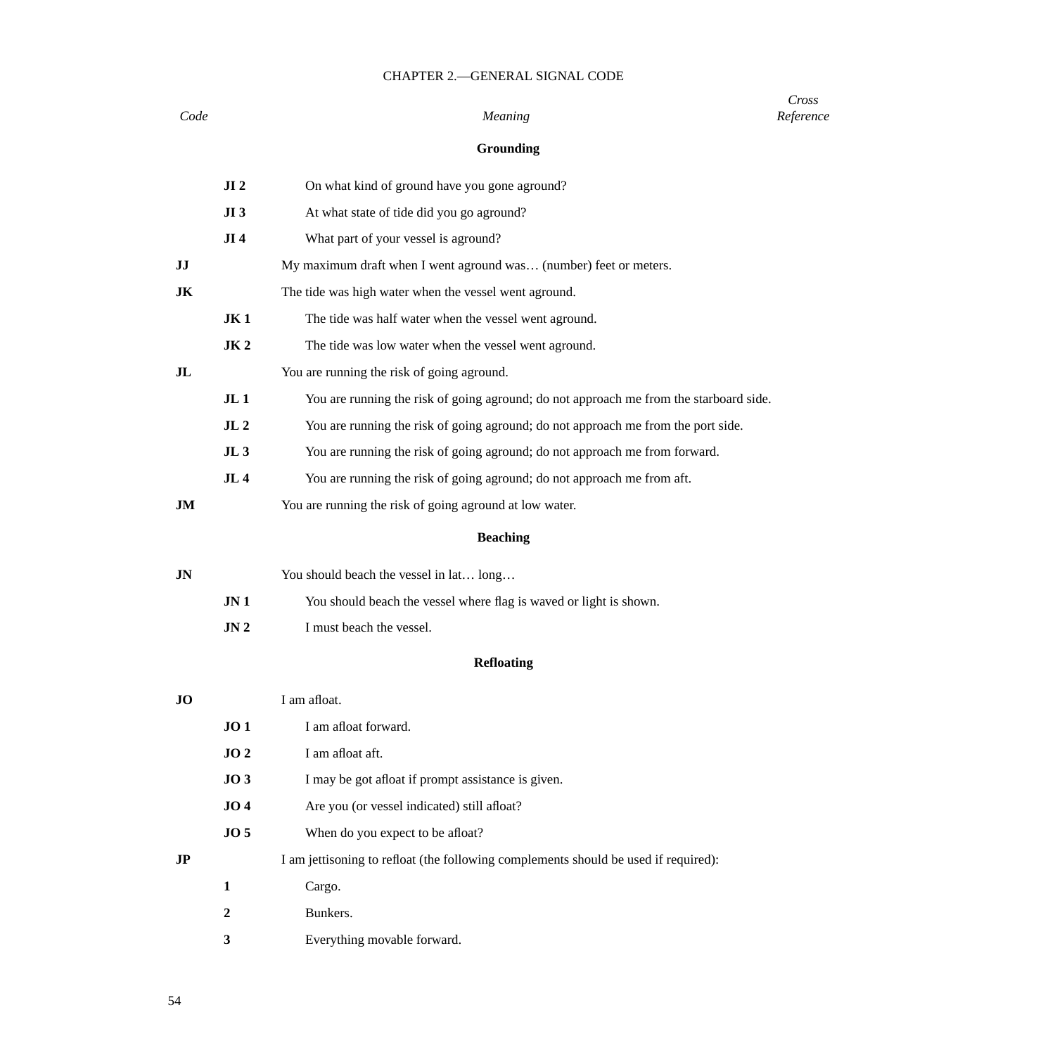| *Code* | | *Meaning* | *Cross Reference* |
|---|---|---|---|
| | | **Grounding** | |
| | **JI 2** | On what kind of ground have you gone aground? | |
| | **JI 3** | At what state of tide did you go aground? | |
| | **JI 4** | What part of your vessel is aground? | |
| **JJ** | | My maximum draft when I went aground was… (number) feet or meters. | |
| **JK** | | The tide was high water when the vessel went aground. | |
| | **JK 1** | The tide was half water when the vessel went aground. | |
| | **JK 2** | The tide was low water when the vessel went aground. | |
| **JL** | | You are running the risk of going aground. | |
| | **JL 1** | You are running the risk of going aground; do not approach me from the starboard side. | |
| | **JL 2** | You are running the risk of going aground; do not approach me from the port side. | |
| | **JL 3** | You are running the risk of going aground; do not approach me from forward. | |
| | **JL 4** | You are running the risk of going aground; do not approach me from aft. | |
| **JM** | | You are running the risk of going aground at low water. | |
| | | **Beaching** | |
| **JN** | | You should beach the vessel in lat… long… | |
| | **JN 1** | You should beach the vessel where flag is waved or light is shown. | |
| | **JN 2** | I must beach the vessel. | |
| | | **Refloating** | |
| **JO** | | I am afloat. | |
| | **JO 1** | I am afloat forward. | |
| | **JO 2** | I am afloat aft. | |
| | **JO 3** | I may be got afloat if prompt assistance is given. | |
| | **JO 4** | Are you (or vessel indicated) still afloat? | |
| | **JO 5** | When do you expect to be afloat? | |
| **JP** | | I am jettisoning to refloat (the following complements should be used if required): | |
| | **1** | Cargo. | |
| | **2** | Bunkers. | |
| | **3** | Everything movable forward. | |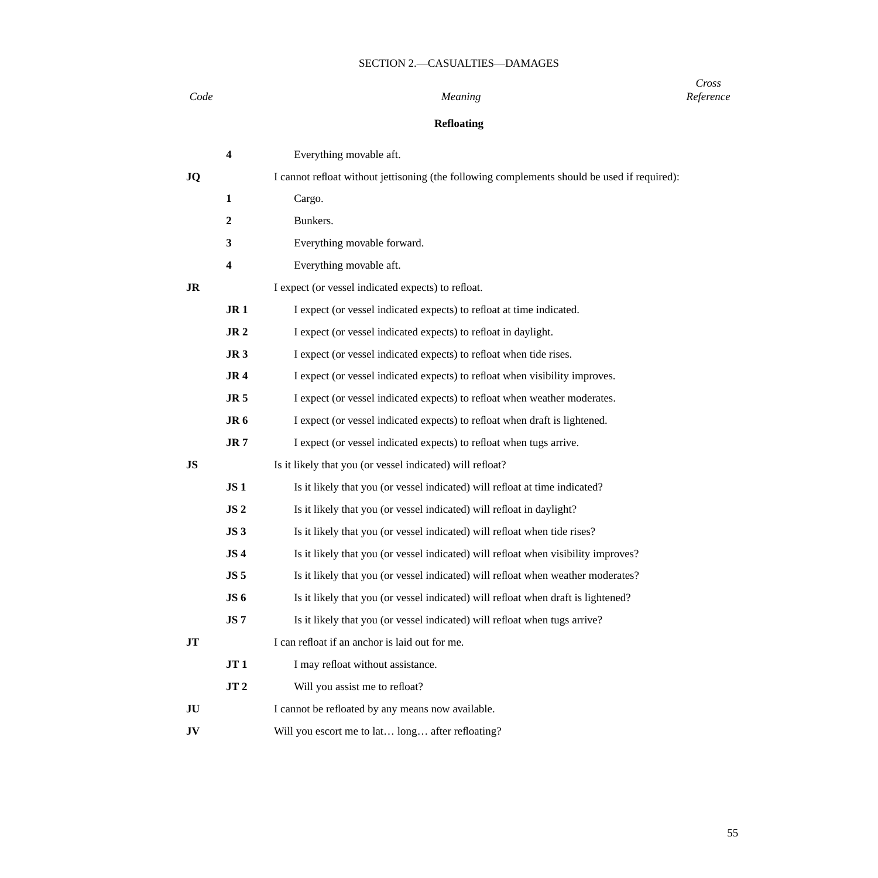SECTION 2.—CASUALTIES—DAMAGES

| *Code* | | *Meaning* | *Cross Reference* |
|---|---|---|---|
| | | **Refloating** | |
| | **4** | Everything movable aft. | |
| **JQ** | | I cannot refloat without jettisoning (the following complements should be used if required): | |
| | **1** | Cargo. | |
| | **2** | Bunkers. | |
| | **3** | Everything movable forward. | |
| | **4** | Everything movable aft. | |
| **JR** | | I expect (or vessel indicated expects) to refloat. | |
| | **JR 1** | I expect (or vessel indicated expects) to refloat at time indicated. | |
| | **JR 2** | I expect (or vessel indicated expects) to refloat in daylight. | |
| | **JR 3** | I expect (or vessel indicated expects) to refloat when tide rises. | |
| | **JR 4** | I expect (or vessel indicated expects) to refloat when visibility improves. | |
| | **JR 5** | I expect (or vessel indicated expects) to refloat when weather moderates. | |
| | **JR 6** | I expect (or vessel indicated expects) to refloat when draft is lightened. | |
| | **JR 7** | I expect (or vessel indicated expects) to refloat when tugs arrive. | |
| **JS** | | Is it likely that you (or vessel indicated) will refloat? | |
| | **JS 1** | Is it likely that you (or vessel indicated) will refloat at time indicated? | |
| | **JS 2** | Is it likely that you (or vessel indicated) will refloat in daylight? | |
| | **JS 3** | Is it likely that you (or vessel indicated) will refloat when tide rises? | |
| | **JS 4** | Is it likely that you (or vessel indicated) will refloat when visibility improves? | |
| | **JS 5** | Is it likely that you (or vessel indicated) will refloat when weather moderates? | |
| | **JS 6** | Is it likely that you (or vessel indicated) will refloat when draft is lightened? | |
| | **JS 7** | Is it likely that you (or vessel indicated) will refloat when tugs arrive? | |
| **JT** | | I can refloat if an anchor is laid out for me. | |
| | **JT 1** | I may refloat without assistance. | |
| | **JT 2** | Will you assist me to refloat? | |
| **JU** | | I cannot be refloated by any means now available. | |
| **JV** | | Will you escort me to lat… long… after refloating? | |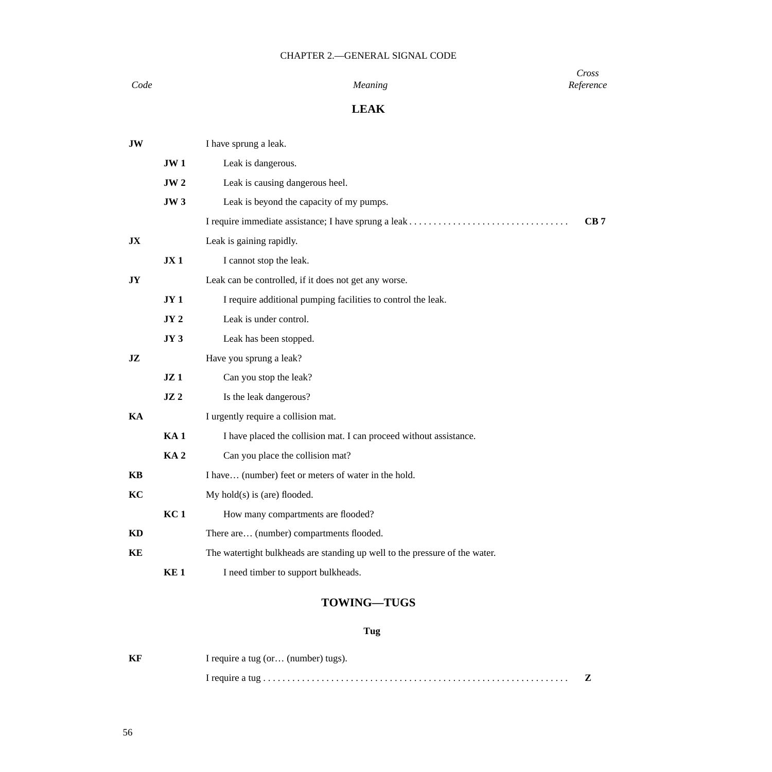| Code | | Meaning | Cross Reference |
|---|---|---|---|

## LEAK

| Code | | Meaning | Cross Reference |
|---|---|---|---|
| **JW** | | I have sprung a leak. | |
| | **JW 1** | Leak is dangerous. | |
| | **JW 2** | Leak is causing dangerous heel. | |
| | **JW 3** | Leak is beyond the capacity of my pumps. | |
| | | I require immediate assistance; I have sprung a leak . . . . . . . . . . . . . . . . . . . . . . . . . . . . . . . . . | **CB 7** |
| **JX** | | Leak is gaining rapidly. | |
| | **JX 1** | I cannot stop the leak. | |
| **JY** | | Leak can be controlled, if it does not get any worse. | |
| | **JY 1** | I require additional pumping facilities to control the leak. | |
| | **JY 2** | Leak is under control. | |
| | **JY 3** | Leak has been stopped. | |
| **JZ** | | Have you sprung a leak? | |
| | **JZ 1** | Can you stop the leak? | |
| | **JZ 2** | Is the leak dangerous? | |
| **KA** | | I urgently require a collision mat. | |
| | **KA 1** | I have placed the collision mat. I can proceed without assistance. | |
| | **KA 2** | Can you place the collision mat? | |
| **KB** | | I have… (number) feet or meters of water in the hold. | |
| **KC** | | My hold(s) is (are) flooded. | |
| | **KC 1** | How many compartments are flooded? | |
| **KD** | | There are… (number) compartments flooded. | |
| **KE** | | The watertight bulkheads are standing up well to the pressure of the water. | |
| | **KE 1** | I need timber to support bulkheads. | |

## TOWING—TUGS

### Tug

| Code | | Meaning | Cross Reference |
|---|---|---|---|
| **KF** | | I require a tug (or… (number) tugs). | |
| | | I require a tug . . . . . . . . . . . . . . . . . . . . . . . . . . . . . . . . . . . . . . . . . . . . . . . . . . . . . . . . . . . . . . | **Z** |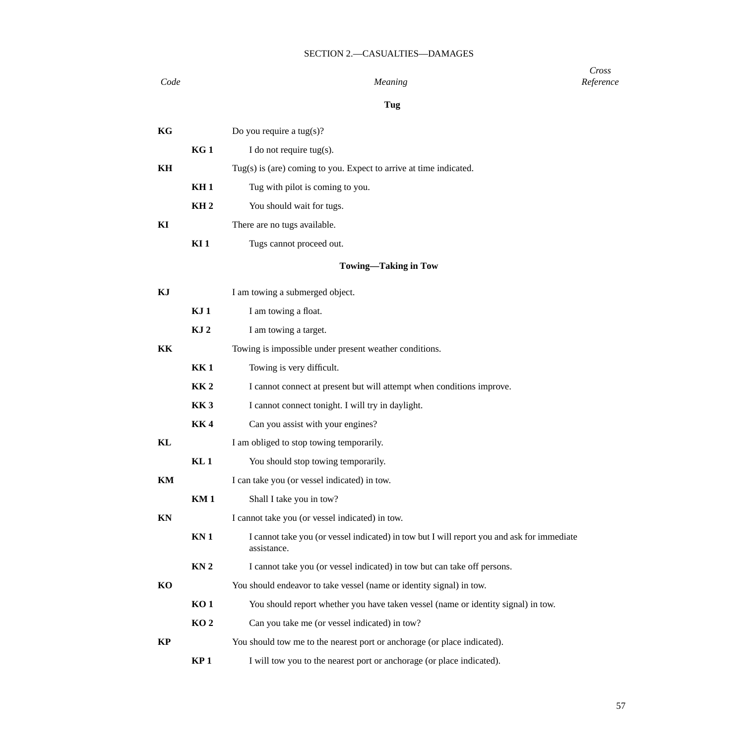SECTION 2.—CASUALTIES—DAMAGES

| Code | | Meaning | Cross Reference |
|---|---|---|---|
| | | **Tug** | |
| **KG** | | Do you require a tug(s)? | |
| | **KG 1** | I do not require tug(s). | |
| **KH** | | Tug(s) is (are) coming to you. Expect to arrive at time indicated. | |
| | **KH 1** | Tug with pilot is coming to you. | |
| | **KH 2** | You should wait for tugs. | |
| **KI** | | There are no tugs available. | |
| | **KI 1** | Tugs cannot proceed out. | |
| | | **Towing—Taking in Tow** | |
| **KJ** | | I am towing a submerged object. | |
| | **KJ 1** | I am towing a float. | |
| | **KJ 2** | I am towing a target. | |
| **KK** | | Towing is impossible under present weather conditions. | |
| | **KK 1** | Towing is very difficult. | |
| | **KK 2** | I cannot connect at present but will attempt when conditions improve. | |
| | **KK 3** | I cannot connect tonight. I will try in daylight. | |
| | **KK 4** | Can you assist with your engines? | |
| **KL** | | I am obliged to stop towing temporarily. | |
| | **KL 1** | You should stop towing temporarily. | |
| **KM** | | I can take you (or vessel indicated) in tow. | |
| | **KM 1** | Shall I take you in tow? | |
| **KN** | | I cannot take you (or vessel indicated) in tow. | |
| | **KN 1** | I cannot take you (or vessel indicated) in tow but I will report you and ask for immediate assistance. | |
| | **KN 2** | I cannot take you (or vessel indicated) in tow but can take off persons. | |
| **KO** | | You should endeavor to take vessel (name or identity signal) in tow. | |
| | **KO 1** | You should report whether you have taken vessel (name or identity signal) in tow. | |
| | **KO 2** | Can you take me (or vessel indicated) in tow? | |
| **KP** | | You should tow me to the nearest port or anchorage (or place indicated). | |
| | **KP 1** | I will tow you to the nearest port or anchorage (or place indicated). | |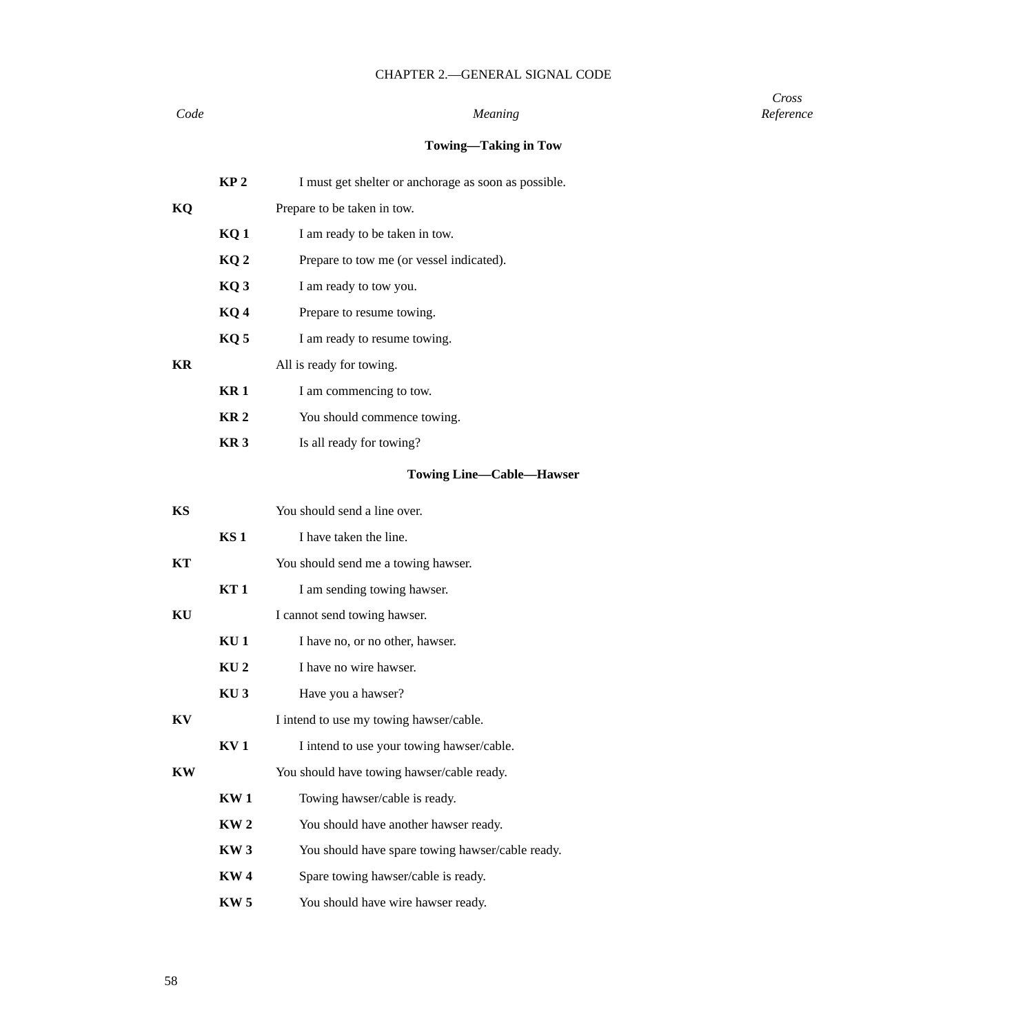| Code | | Meaning | Cross Reference |
|---|---|---|---|
| | | **Towing—Taking in Tow** | |
| | **KP 2** | I must get shelter or anchorage as soon as possible. | |
| **KQ** | | Prepare to be taken in tow. | |
| | **KQ 1** | I am ready to be taken in tow. | |
| | **KQ 2** | Prepare to tow me (or vessel indicated). | |
| | **KQ 3** | I am ready to tow you. | |
| | **KQ 4** | Prepare to resume towing. | |
| | **KQ 5** | I am ready to resume towing. | |
| **KR** | | All is ready for towing. | |
| | **KR 1** | I am commencing to tow. | |
| | **KR 2** | You should commence towing. | |
| | **KR 3** | Is all ready for towing? | |
| | | **Towing Line—Cable—Hawser** | |
| **KS** | | You should send a line over. | |
| | **KS 1** | I have taken the line. | |
| **KT** | | You should send me a towing hawser. | |
| | **KT 1** | I am sending towing hawser. | |
| **KU** | | I cannot send towing hawser. | |
| | **KU 1** | I have no, or no other, hawser. | |
| | **KU 2** | I have no wire hawser. | |
| | **KU 3** | Have you a hawser? | |
| **KV** | | I intend to use my towing hawser/cable. | |
| | **KV 1** | I intend to use your towing hawser/cable. | |
| **KW** | | You should have towing hawser/cable ready. | |
| | **KW 1** | Towing hawser/cable is ready. | |
| | **KW 2** | You should have another hawser ready. | |
| | **KW 3** | You should have spare towing hawser/cable ready. | |
| | **KW 4** | Spare towing hawser/cable is ready. | |
| | **KW 5** | You should have wire hawser ready. | |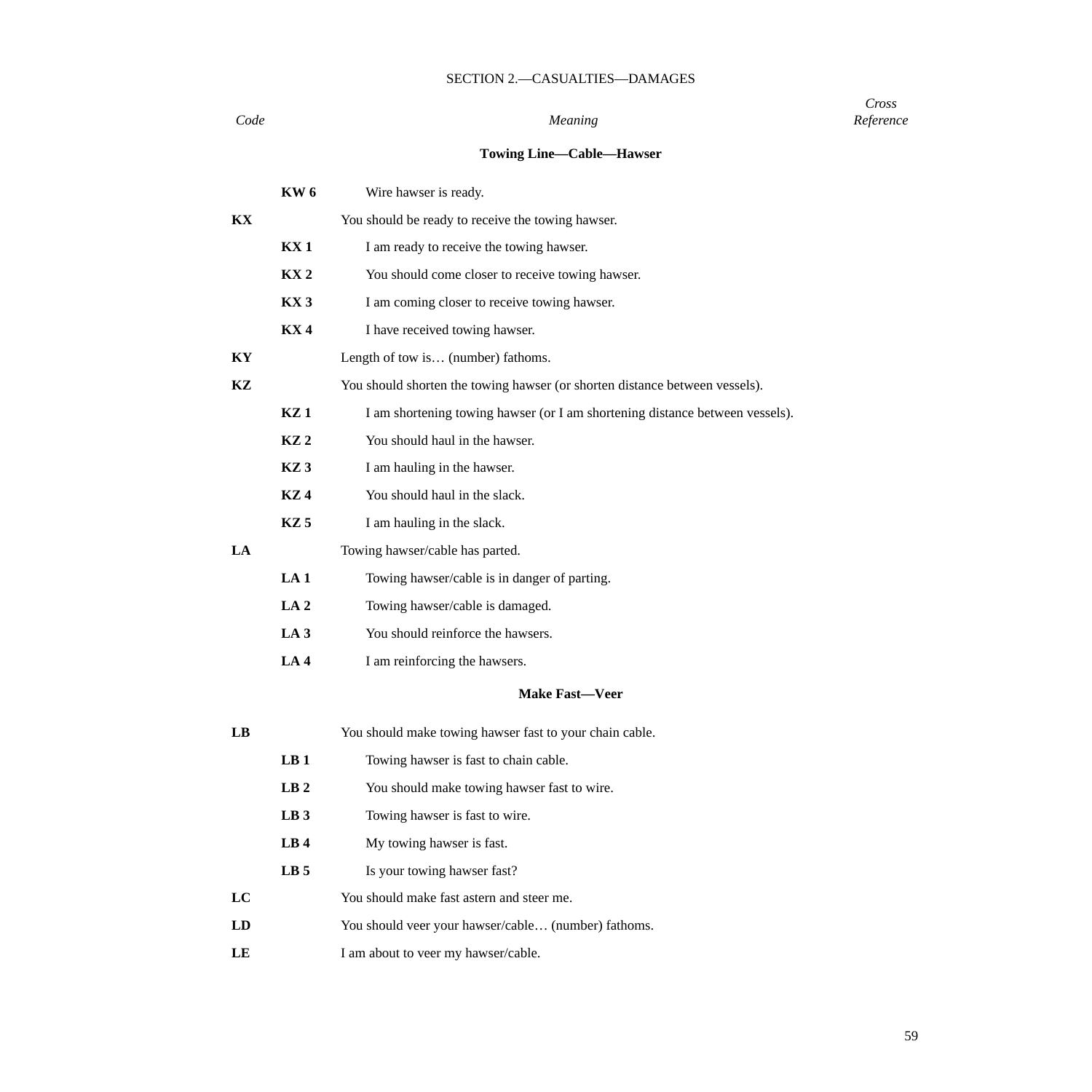SECTION 2.—CASUALTIES—DAMAGES

| *Code* | | *Meaning* | *Cross Reference* |
|---|---|---|---|
| | | **Towing Line—Cable—Hawser** | |
| | **KW 6** | Wire hawser is ready. | |
| **KX** | | You should be ready to receive the towing hawser. | |
| | **KX 1** | I am ready to receive the towing hawser. | |
| | **KX 2** | You should come closer to receive towing hawser. | |
| | **KX 3** | I am coming closer to receive towing hawser. | |
| | **KX 4** | I have received towing hawser. | |
| **KY** | | Length of tow is… (number) fathoms. | |
| **KZ** | | You should shorten the towing hawser (or shorten distance between vessels). | |
| | **KZ 1** | I am shortening towing hawser (or I am shortening distance between vessels). | |
| | **KZ 2** | You should haul in the hawser. | |
| | **KZ 3** | I am hauling in the hawser. | |
| | **KZ 4** | You should haul in the slack. | |
| | **KZ 5** | I am hauling in the slack. | |
| **LA** | | Towing hawser/cable has parted. | |
| | **LA 1** | Towing hawser/cable is in danger of parting. | |
| | **LA 2** | Towing hawser/cable is damaged. | |
| | **LA 3** | You should reinforce the hawsers. | |
| | **LA 4** | I am reinforcing the hawsers. | |
| | | **Make Fast—Veer** | |
| **LB** | | You should make towing hawser fast to your chain cable. | |
| | **LB 1** | Towing hawser is fast to chain cable. | |
| | **LB 2** | You should make towing hawser fast to wire. | |
| | **LB 3** | Towing hawser is fast to wire. | |
| | **LB 4** | My towing hawser is fast. | |
| | **LB 5** | Is your towing hawser fast? | |
| **LC** | | You should make fast astern and steer me. | |
| **LD** | | You should veer your hawser/cable… (number) fathoms. | |
| **LE** | | I am about to veer my hawser/cable. | |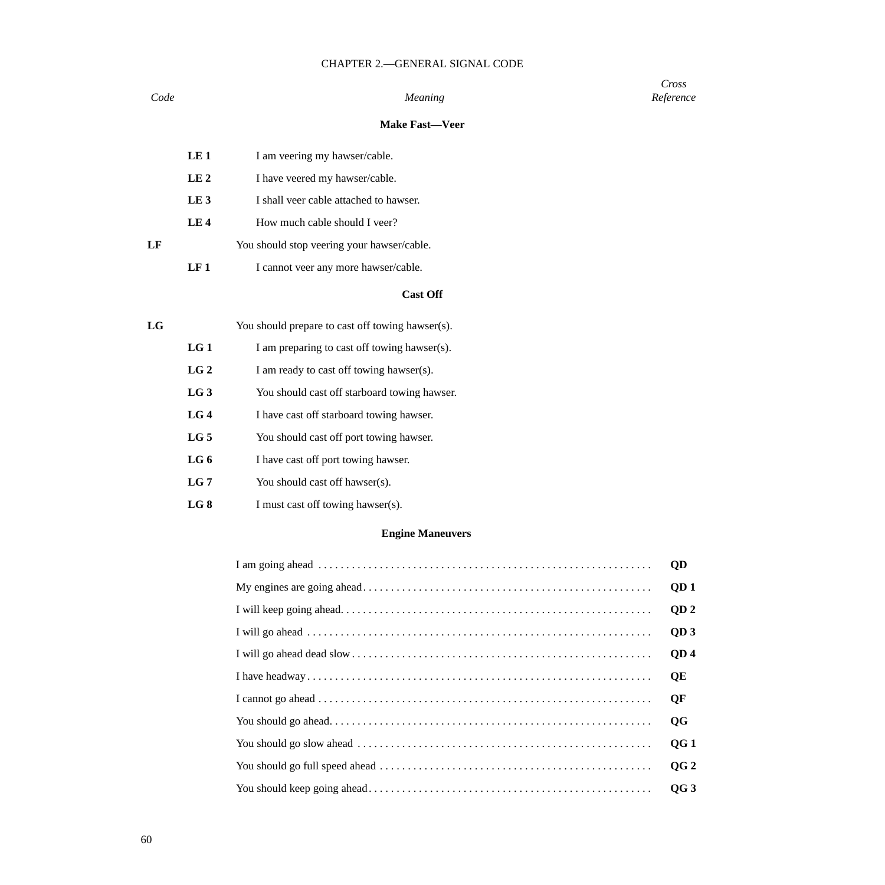## CHAPTER 2.—GENERAL SIGNAL CODE

| *Code* | | *Meaning* | *Cross Reference* |
|---|---|---|---|

### Make Fast—Veer

| Code | | Meaning | Cross Reference |
|---|---|---|---|
| | **LE 1** | I am veering my hawser/cable. | |
| | **LE 2** | I have veered my hawser/cable. | |
| | **LE 3** | I shall veer cable attached to hawser. | |
| | **LE 4** | How much cable should I veer? | |
| **LF** | | You should stop veering your hawser/cable. | |
| | **LF 1** | I cannot veer any more hawser/cable. | |

### Cast Off

| Code | | Meaning | Cross Reference |
|---|---|---|---|
| **LG** | | You should prepare to cast off towing hawser(s). | |
| | **LG 1** | I am preparing to cast off towing hawser(s). | |
| | **LG 2** | I am ready to cast off towing hawser(s). | |
| | **LG 3** | You should cast off starboard towing hawser. | |
| | **LG 4** | I have cast off starboard towing hawser. | |
| | **LG 5** | You should cast off port towing hawser. | |
| | **LG 6** | I have cast off port towing hawser. | |
| | **LG 7** | You should cast off hawser(s). | |
| | **LG 8** | I must cast off towing hawser(s). | |

### Engine Maneuvers

| Meaning | Cross Reference |
|---|---|
| I am going ahead | **QD** |
| My engines are going ahead | **QD 1** |
| I will keep going ahead. | **QD 2** |
| I will go ahead | **QD 3** |
| I will go ahead dead slow | **QD 4** |
| I have headway | **QE** |
| I cannot go ahead | **QF** |
| You should go ahead. | **QG** |
| You should go slow ahead | **QG 1** |
| You should go full speed ahead | **QG 2** |
| You should keep going ahead | **QG 3** |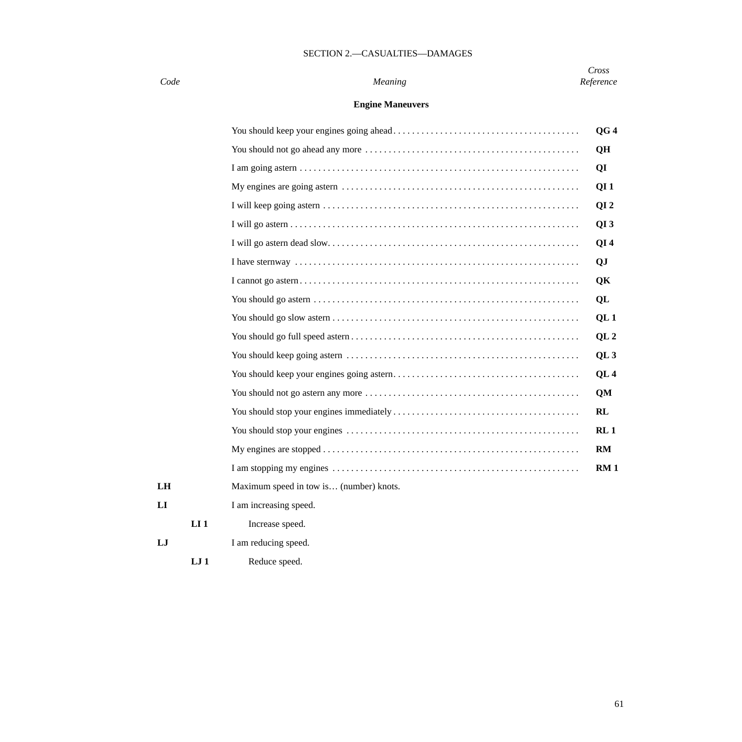## SECTION 2.—CASUALTIES—DAMAGES

| *Code* | | *Meaning* | *Cross Reference* |
|---|---|---|---|
| | | **Engine Maneuvers** | |
| | | You should keep your engines going ahead | **QG 4** |
| | | You should not go ahead any more | **QH** |
| | | I am going astern | **QI** |
| | | My engines are going astern | **QI 1** |
| | | I will keep going astern | **QI 2** |
| | | I will go astern | **QI 3** |
| | | I will go astern dead slow. | **QI 4** |
| | | I have sternway | **QJ** |
| | | I cannot go astern | **QK** |
| | | You should go astern | **QL** |
| | | You should go slow astern | **QL 1** |
| | | You should go full speed astern | **QL 2** |
| | | You should keep going astern | **QL 3** |
| | | You should keep your engines going astern | **QL 4** |
| | | You should not go astern any more | **QM** |
| | | You should stop your engines immediately | **RL** |
| | | You should stop your engines | **RL 1** |
| | | My engines are stopped | **RM** |
| | | I am stopping my engines | **RM 1** |
| **LH** | | Maximum speed in tow is… (number) knots. | |
| **LI** | | I am increasing speed. | |
| | **LI 1** | Increase speed. | |
| **LJ** | | I am reducing speed. | |
| | **LJ 1** | Reduce speed. | |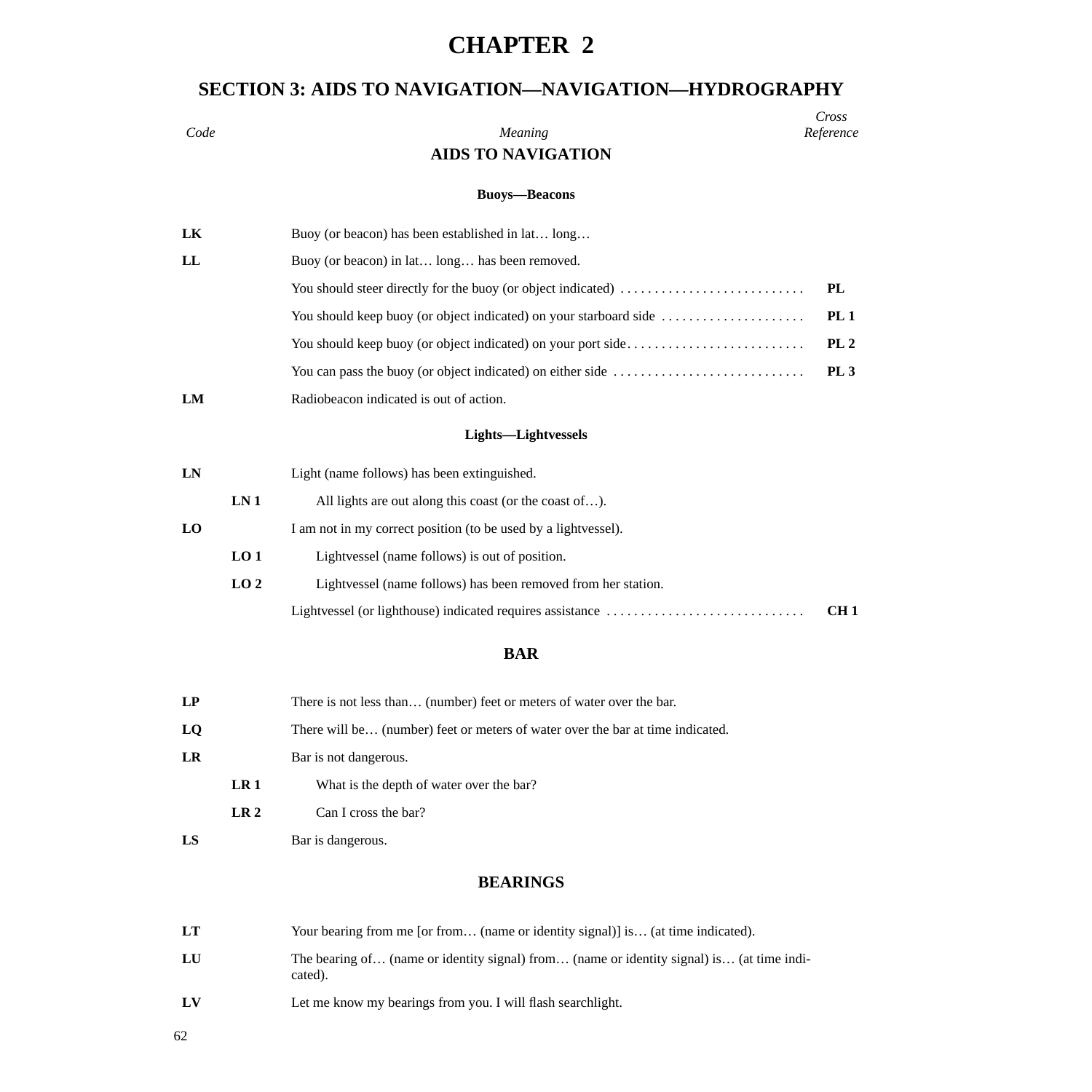# CHAPTER 2

## SECTION 3: AIDS TO NAVIGATION—NAVIGATION—HYDROGRAPHY

### AIDS TO NAVIGATION

#### Buoys—Beacons

| Code | | Meaning | Cross Reference |
|---|---|---|---|
| **LK** | | Buoy (or beacon) has been established in lat… long… | |
| **LL** | | Buoy (or beacon) in lat… long… has been removed. | |
| | | You should steer directly for the buoy (or object indicated) | **PL** |
| | | You should keep buoy (or object indicated) on your starboard side | **PL 1** |
| | | You should keep buoy (or object indicated) on your port side | **PL 2** |
| | | You can pass the buoy (or object indicated) on either side | **PL 3** |
| **LM** | | Radiobeacon indicated is out of action. | |

#### Lights—Lightvessels

| Code | | Meaning | Cross Reference |
|---|---|---|---|
| **LN** | | Light (name follows) has been extinguished. | |
| | **LN 1** | All lights are out along this coast (or the coast of…). | |
| **LO** | | I am not in my correct position (to be used by a lightvessel). | |
| | **LO 1** | Lightvessel (name follows) is out of position. | |
| | **LO 2** | Lightvessel (name follows) has been removed from her station. | |
| | | Lightvessel (or lighthouse) indicated requires assistance | **CH 1** |

### BAR

| Code | | Meaning | Cross Reference |
|---|---|---|---|
| **LP** | | There is not less than… (number) feet or meters of water over the bar. | |
| **LQ** | | There will be… (number) feet or meters of water over the bar at time indicated. | |
| **LR** | | Bar is not dangerous. | |
| | **LR 1** | What is the depth of water over the bar? | |
| | **LR 2** | Can I cross the bar? | |
| **LS** | | Bar is dangerous. | |

### BEARINGS

| Code | | Meaning | Cross Reference |
|---|---|---|---|
| **LT** | | Your bearing from me [or from… (name or identity signal)] is… (at time indicated). | |
| **LU** | | The bearing of… (name or identity signal) from… (name or identity signal) is… (at time indicated). | |
| **LV** | | Let me know my bearings from you. I will flash searchlight. | |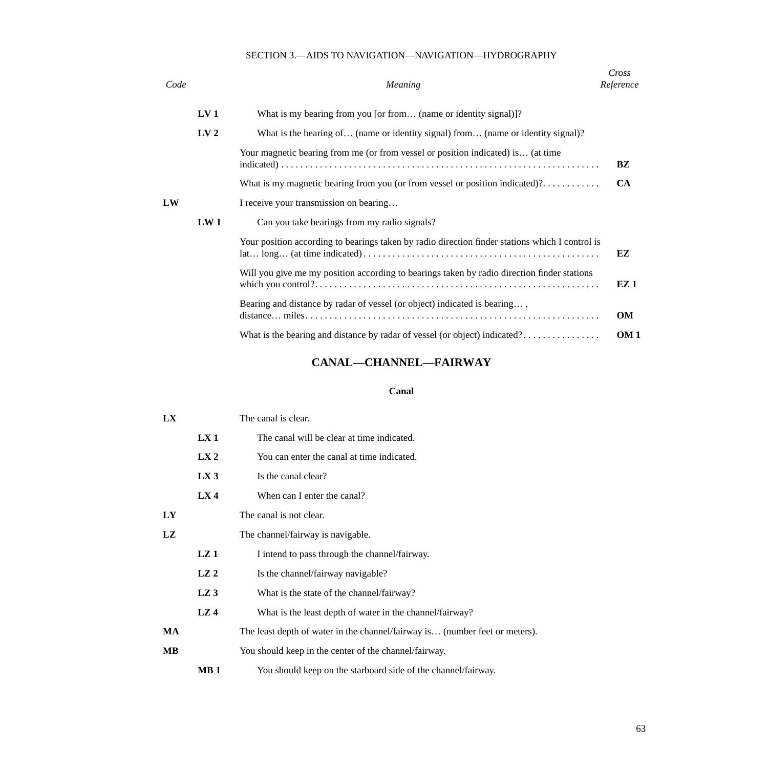SECTION 3.—AIDS TO NAVIGATION—NAVIGATION—HYDROGRAPHY

| Code | | Meaning | Cross Reference |
|---|---|---|---|
| | **LV 1** | What is my bearing from you [or from… (name or identity signal)]? | |
| | **LV 2** | What is the bearing of… (name or identity signal) from… (name or identity signal)? | |
| | | Your magnetic bearing from me (or from vessel or position indicated) is… (at time indicated) | **BZ** |
| | | What is my magnetic bearing from you (or from vessel or position indicated)? | **CA** |
| **LW** | | I receive your transmission on bearing… | |
| | **LW 1** | Can you take bearings from my radio signals? | |
| | | Your position according to bearings taken by radio direction finder stations which I control is lat… long… (at time indicated) | **EZ** |
| | | Will you give me my position according to bearings taken by radio direction finder stations which you control? | **EZ 1** |
| | | Bearing and distance by radar of vessel (or object) indicated is bearing… , distance… miles | **OM** |
| | | What is the bearing and distance by radar of vessel (or object) indicated? | **OM 1** |

## CANAL—CHANNEL—FAIRWAY

### Canal

| Code | | Meaning |
|---|---|---|
| **LX** | | The canal is clear. |
| | **LX 1** | The canal will be clear at time indicated. |
| | **LX 2** | You can enter the canal at time indicated. |
| | **LX 3** | Is the canal clear? |
| | **LX 4** | When can I enter the canal? |
| **LY** | | The canal is not clear. |
| **LZ** | | The channel/fairway is navigable. |
| | **LZ 1** | I intend to pass through the channel/fairway. |
| | **LZ 2** | Is the channel/fairway navigable? |
| | **LZ 3** | What is the state of the channel/fairway? |
| | **LZ 4** | What is the least depth of water in the channel/fairway? |
| **MA** | | The least depth of water in the channel/fairway is… (number feet or meters). |
| **MB** | | You should keep in the center of the channel/fairway. |
| | **MB 1** | You should keep on the starboard side of the channel/fairway. |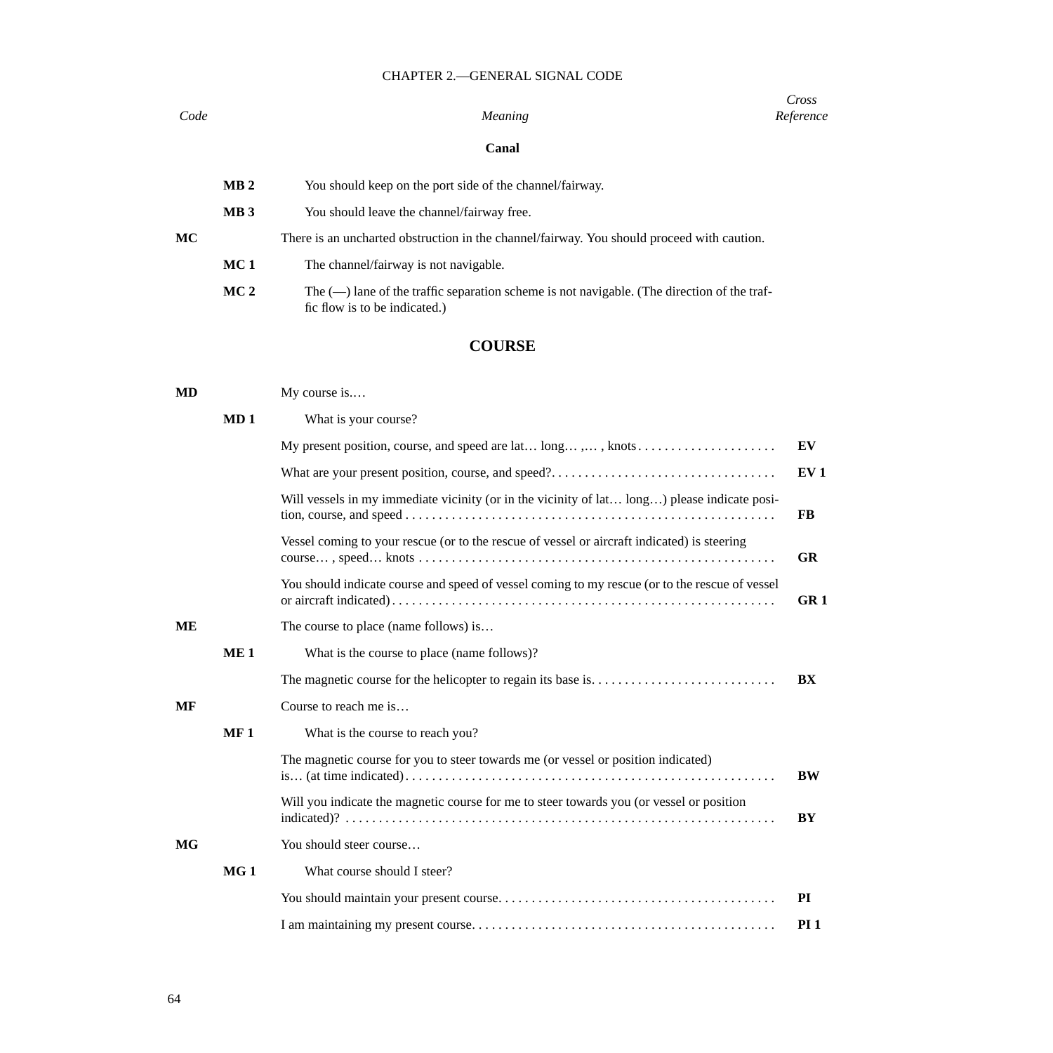| Code | | Meaning | Cross Reference |
|---|---|---|---|
| | | **Canal** | |
| | **MB 2** | You should keep on the port side of the channel/fairway. | |
| | **MB 3** | You should leave the channel/fairway free. | |
| **MC** | | There is an uncharted obstruction in the channel/fairway. You should proceed with caution. | |
| | **MC 1** | The channel/fairway is not navigable. | |
| | **MC 2** | The (—) lane of the traffic separation scheme is not navigable. (The direction of the traffic flow is to be indicated.) | |

## COURSE

| Code | | Meaning | Cross Reference |
|---|---|---|---|
| **MD** | | My course is.… | |
| | **MD 1** | What is your course? | |
| | | My present position, course, and speed are lat… long… ,… , knots | **EV** |
| | | What are your present position, course, and speed? | **EV 1** |
| | | Will vessels in my immediate vicinity (or in the vicinity of lat… long…) please indicate position, course, and speed | **FB** |
| | | Vessel coming to your rescue (or to the rescue of vessel or aircraft indicated) is steering course… , speed… knots | **GR** |
| | | You should indicate course and speed of vessel coming to my rescue (or to the rescue of vessel or aircraft indicated) | **GR 1** |
| **ME** | | The course to place (name follows) is… | |
| | **ME 1** | What is the course to place (name follows)? | |
| | | The magnetic course for the helicopter to regain its base is. | **BX** |
| **MF** | | Course to reach me is… | |
| | **MF 1** | What is the course to reach you? | |
| | | The magnetic course for you to steer towards me (or vessel or position indicated) is… (at time indicated) | **BW** |
| | | Will you indicate the magnetic course for me to steer towards you (or vessel or position indicated)? | **BY** |
| **MG** | | You should steer course… | |
| | **MG 1** | What course should I steer? | |
| | | You should maintain your present course. | **PI** |
| | | I am maintaining my present course. | **PI 1** |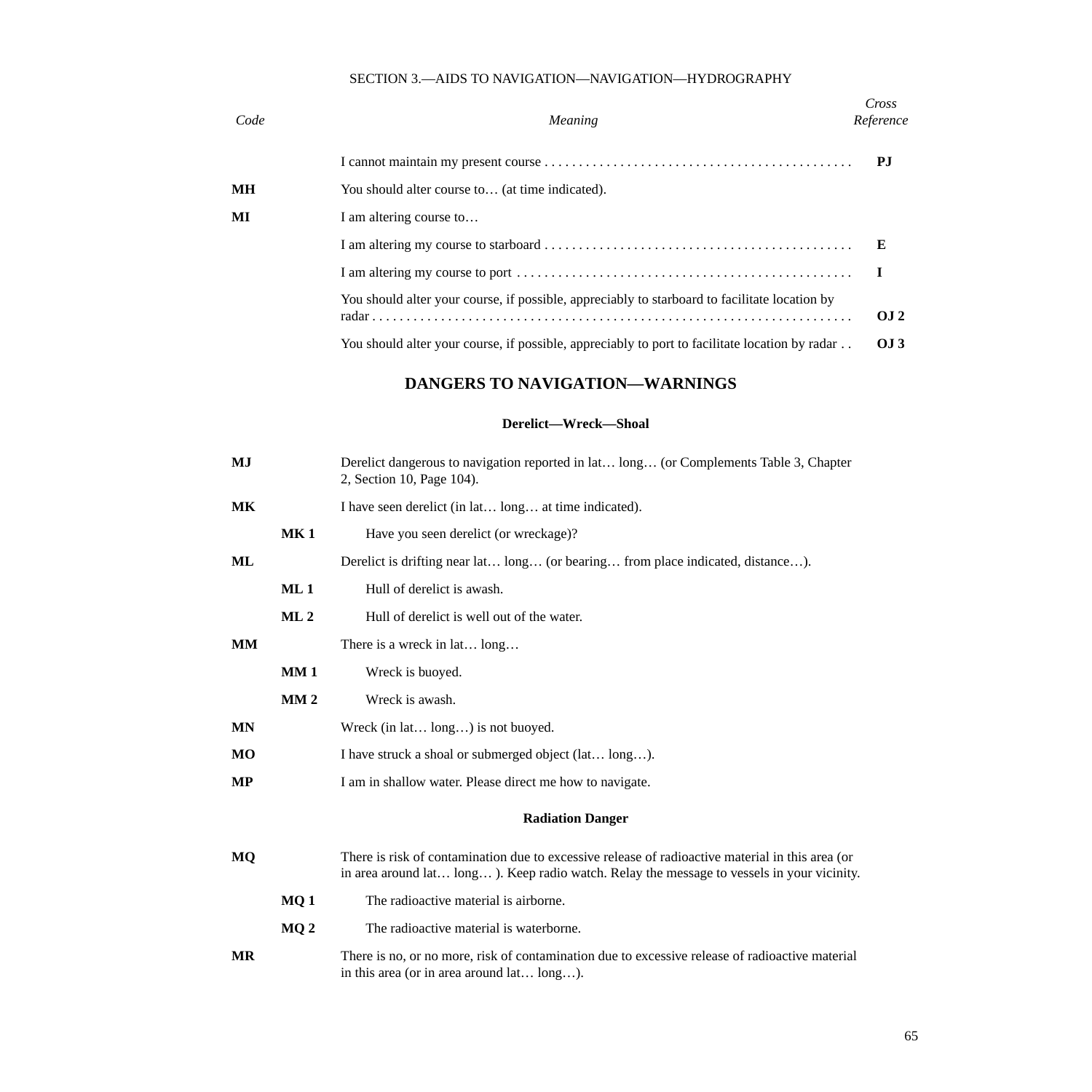| Code | | Meaning | Cross Reference |
|---|---|---|---|
| | | I cannot maintain my present course | **PJ** |
| **MH** | | You should alter course to… (at time indicated). | |
| **MI** | | I am altering course to… | |
| | | I am altering my course to starboard | **E** |
| | | I am altering my course to port | **I** |
| | | You should alter your course, if possible, appreciably to starboard to facilitate location by radar | **OJ 2** |
| | | You should alter your course, if possible, appreciably to port to facilitate location by radar | **OJ 3** |

## DANGERS TO NAVIGATION—WARNINGS

### Derelict—Wreck—Shoal

| Code | | Meaning |
|---|---|---|
| **MJ** | | Derelict dangerous to navigation reported in lat… long… (or Complements Table 3, Chapter 2, Section 10, Page 104). |
| **MK** | | I have seen derelict (in lat… long… at time indicated). |
| | **MK 1** | Have you seen derelict (or wreckage)? |
| **ML** | | Derelict is drifting near lat… long… (or bearing… from place indicated, distance…). |
| | **ML 1** | Hull of derelict is awash. |
| | **ML 2** | Hull of derelict is well out of the water. |
| **MM** | | There is a wreck in lat… long… |
| | **MM 1** | Wreck is buoyed. |
| | **MM 2** | Wreck is awash. |
| **MN** | | Wreck (in lat… long…) is not buoyed. |
| **MO** | | I have struck a shoal or submerged object (lat… long…). |
| **MP** | | I am in shallow water. Please direct me how to navigate. |

### Radiation Danger

| Code | | Meaning |
|---|---|---|
| **MQ** | | There is risk of contamination due to excessive release of radioactive material in this area (or in area around lat… long… ). Keep radio watch. Relay the message to vessels in your vicinity. |
| | **MQ 1** | The radioactive material is airborne. |
| | **MQ 2** | The radioactive material is waterborne. |
| **MR** | | There is no, or no more, risk of contamination due to excessive release of radioactive material in this area (or in area around lat… long…). |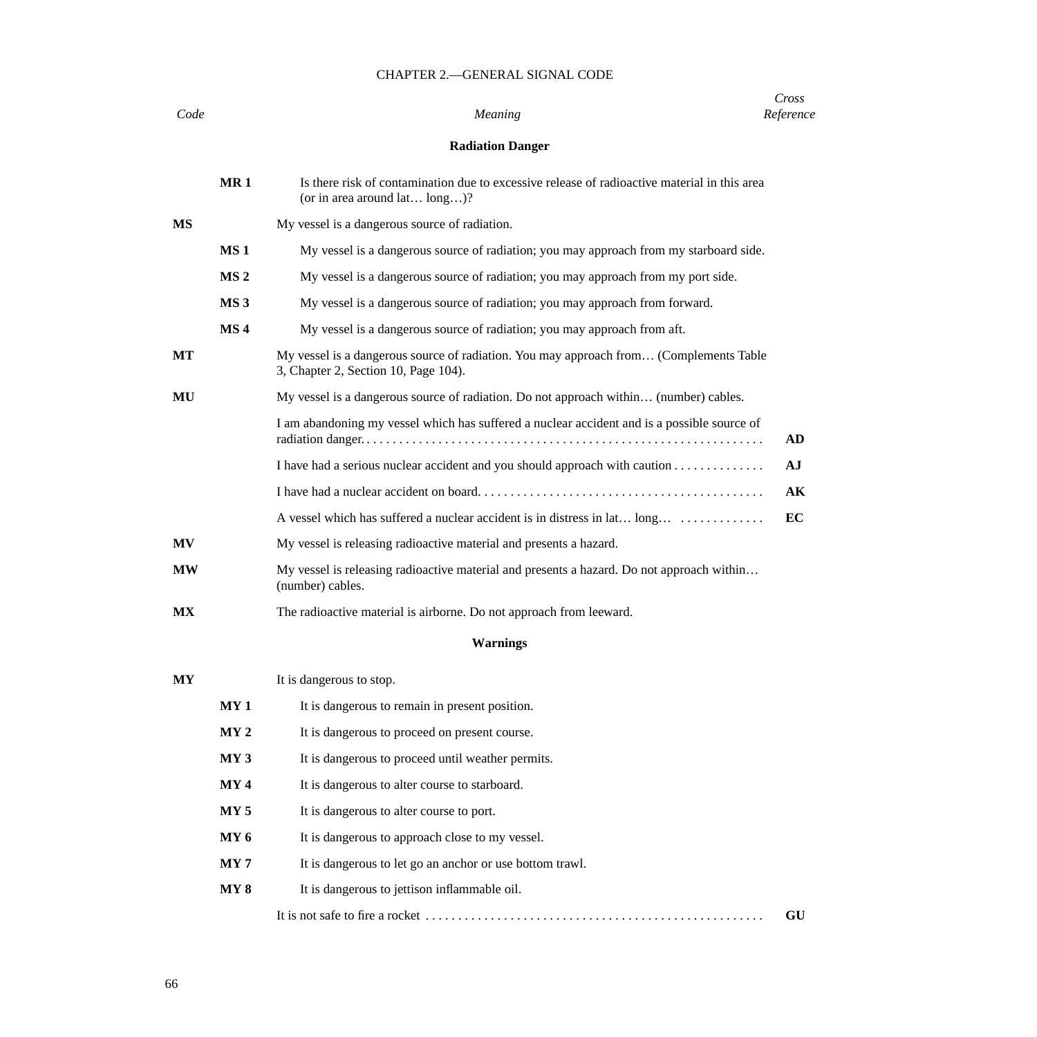| Code | | Meaning | Cross Reference |
|---|---|---|---|
| | | **Radiation Danger** | |
| | **MR 1** | Is there risk of contamination due to excessive release of radioactive material in this area (or in area around lat… long…)? | |
| **MS** | | My vessel is a dangerous source of radiation. | |
| | **MS 1** | My vessel is a dangerous source of radiation; you may approach from my starboard side. | |
| | **MS 2** | My vessel is a dangerous source of radiation; you may approach from my port side. | |
| | **MS 3** | My vessel is a dangerous source of radiation; you may approach from forward. | |
| | **MS 4** | My vessel is a dangerous source of radiation; you may approach from aft. | |
| **MT** | | My vessel is a dangerous source of radiation. You may approach from… (Complements Table 3, Chapter 2, Section 10, Page 104). | |
| **MU** | | My vessel is a dangerous source of radiation. Do not approach within… (number) cables. | |
| | | I am abandoning my vessel which has suffered a nuclear accident and is a possible source of radiation danger. | **AD** |
| | | I have had a serious nuclear accident and you should approach with caution | **AJ** |
| | | I have had a nuclear accident on board. | **AK** |
| | | A vessel which has suffered a nuclear accident is in distress in lat… long… | **EC** |
| **MV** | | My vessel is releasing radioactive material and presents a hazard. | |
| **MW** | | My vessel is releasing radioactive material and presents a hazard. Do not approach within… (number) cables. | |
| **MX** | | The radioactive material is airborne. Do not approach from leeward. | |
| | | **Warnings** | |
| **MY** | | It is dangerous to stop. | |
| | **MY 1** | It is dangerous to remain in present position. | |
| | **MY 2** | It is dangerous to proceed on present course. | |
| | **MY 3** | It is dangerous to proceed until weather permits. | |
| | **MY 4** | It is dangerous to alter course to starboard. | |
| | **MY 5** | It is dangerous to alter course to port. | |
| | **MY 6** | It is dangerous to approach close to my vessel. | |
| | **MY 7** | It is dangerous to let go an anchor or use bottom trawl. | |
| | **MY 8** | It is dangerous to jettison inflammable oil. | |
| | | It is not safe to fire a rocket | **GU** |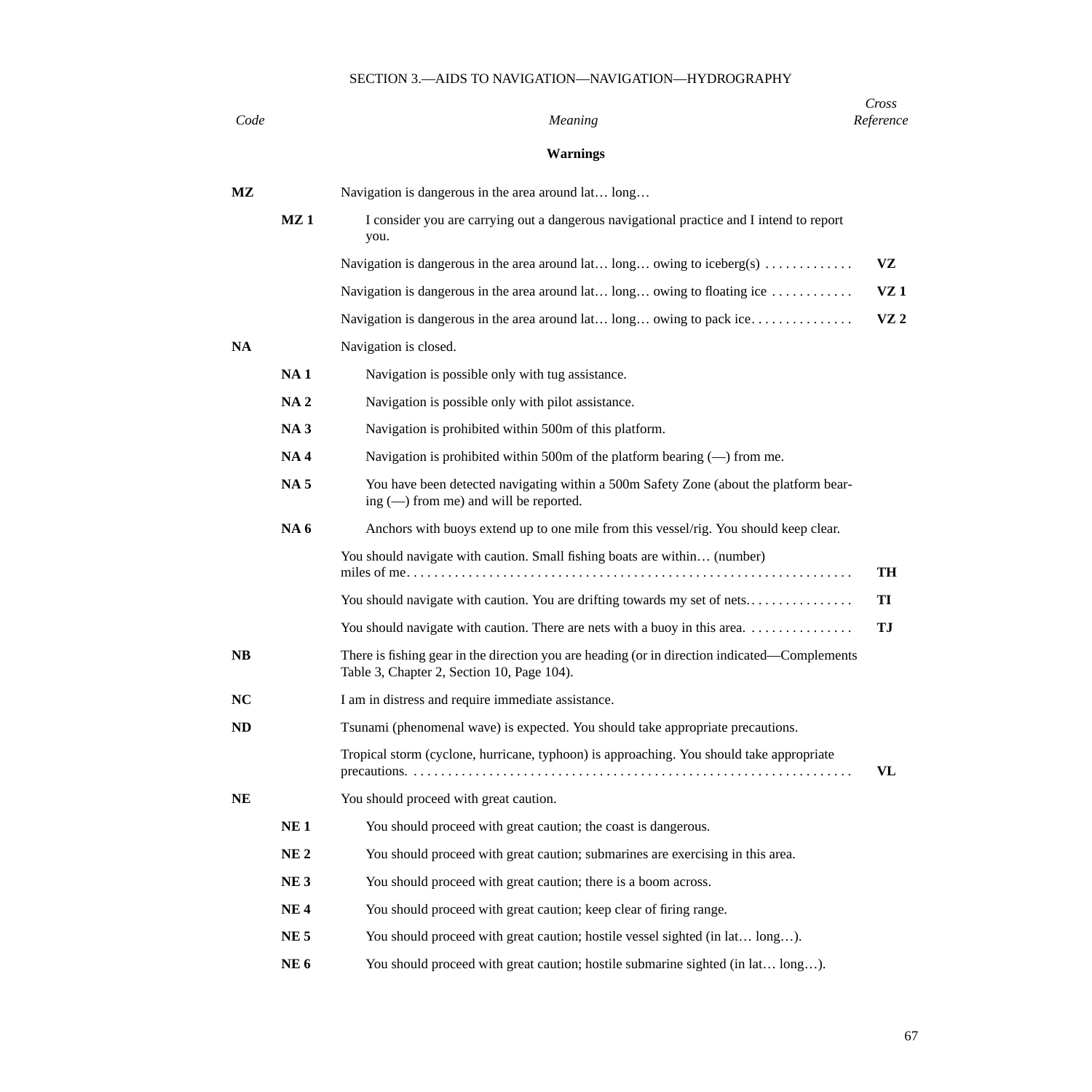## SECTION 3.—AIDS TO NAVIGATION—NAVIGATION—HYDROGRAPHY

| *Code* | | *Meaning* | *Cross Reference* |
|---|---|---|---|
| | | **Warnings** | |
| **MZ** | | Navigation is dangerous in the area around lat… long… | |
| | **MZ 1** | I consider you are carrying out a dangerous navigational practice and I intend to report you. | |
| | | Navigation is dangerous in the area around lat… long… owing to iceberg(s) . . . . . . . . . . . . . | **VZ** |
| | | Navigation is dangerous in the area around lat… long… owing to floating ice . . . . . . . . . . . . | **VZ 1** |
| | | Navigation is dangerous in the area around lat… long… owing to pack ice. . . . . . . . . . . . . . . | **VZ 2** |
| **NA** | | Navigation is closed. | |
| | **NA 1** | Navigation is possible only with tug assistance. | |
| | **NA 2** | Navigation is possible only with pilot assistance. | |
| | **NA 3** | Navigation is prohibited within 500m of this platform. | |
| | **NA 4** | Navigation is prohibited within 500m of the platform bearing (—) from me. | |
| | **NA 5** | You have been detected navigating within a 500m Safety Zone (about the platform bearing (—) from me) and will be reported. | |
| | **NA 6** | Anchors with buoys extend up to one mile from this vessel/rig. You should keep clear. | |
| | | You should navigate with caution. Small fishing boats are within… (number) miles of me. . . . . . . . . . . . . . . . . . . . . . . . . . . . . . . . . . . . . . . . . . . . . . . . . . . . . . . . . . . . . . . . . | **TH** |
| | | You should navigate with caution. You are drifting towards my set of nets. . . . . . . . . . . . . . . . | **TI** |
| | | You should navigate with caution. There are nets with a buoy in this area. . . . . . . . . . . . . . . . | **TJ** |
| **NB** | | There is fishing gear in the direction you are heading (or in direction indicated—Complements Table 3, Chapter 2, Section 10, Page 104). | |
| **NC** | | I am in distress and require immediate assistance. | |
| **ND** | | Tsunami (phenomenal wave) is expected. You should take appropriate precautions. | |
| | | Tropical storm (cyclone, hurricane, typhoon) is approaching. You should take appropriate precautions. . . . . . . . . . . . . . . . . . . . . . . . . . . . . . . . . . . . . . . . . . . . . . . . . . . . . . . . . . . . . . . . . | **VL** |
| **NE** | | You should proceed with great caution. | |
| | **NE 1** | You should proceed with great caution; the coast is dangerous. | |
| | **NE 2** | You should proceed with great caution; submarines are exercising in this area. | |
| | **NE 3** | You should proceed with great caution; there is a boom across. | |
| | **NE 4** | You should proceed with great caution; keep clear of firing range. | |
| | **NE 5** | You should proceed with great caution; hostile vessel sighted (in lat… long…). | |
| | **NE 6** | You should proceed with great caution; hostile submarine sighted (in lat… long…). | |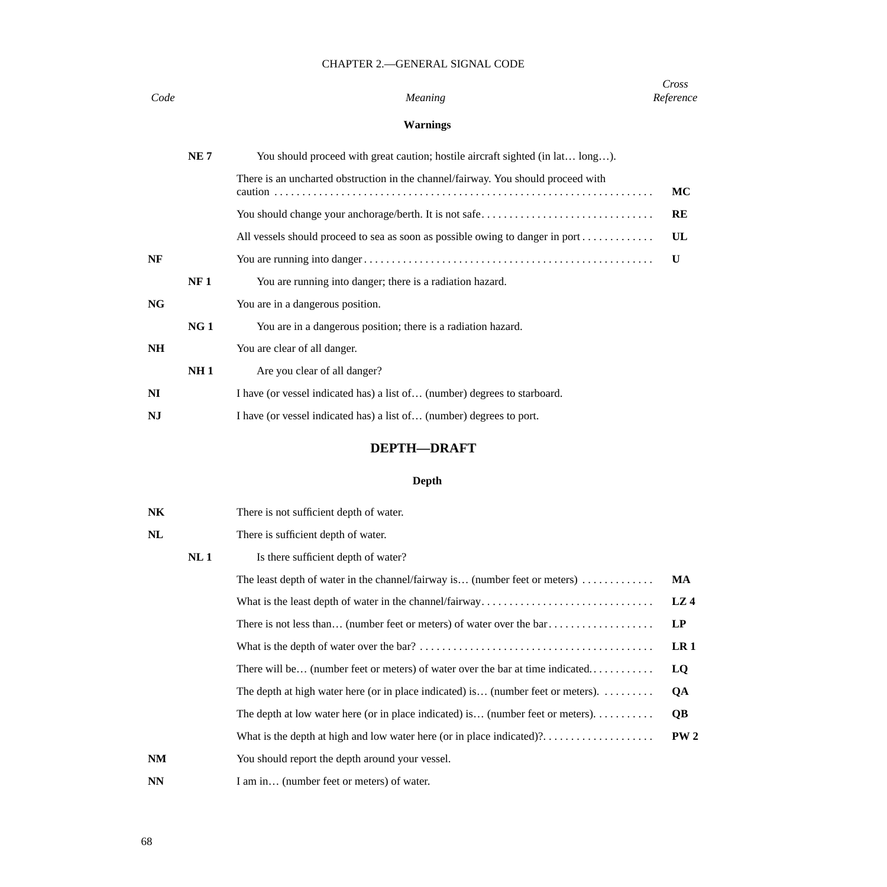CHAPTER 2.—GENERAL SIGNAL CODE

| *Code* | | *Meaning* | *Cross Reference* |
|---|---|---|---|
| | | **Warnings** | |
| | **NE 7** | You should proceed with great caution; hostile aircraft sighted (in lat… long…). | |
| | | There is an uncharted obstruction in the channel/fairway. You should proceed with caution . . . . . . . . . . . . . . . . . . . . . . . . . . . . . . . . . . . . . . . . . . . . . . . . . . . . . . . . . . . . . . . . . . | **MC** |
| | | You should change your anchorage/berth. It is not safe. . . . . . . . . . . . . . . . . . . . . . . . . . . . . . . | **RE** |
| | | All vessels should proceed to sea as soon as possible owing to danger in port . . . . . . . . . . . . . | **UL** |
| **NF** | | You are running into danger . . . . . . . . . . . . . . . . . . . . . . . . . . . . . . . . . . . . . . . . . . . . . . . . . . . | **U** |
| | **NF 1** | You are running into danger; there is a radiation hazard. | |
| **NG** | | You are in a dangerous position. | |
| | **NG 1** | You are in a dangerous position; there is a radiation hazard. | |
| **NH** | | You are clear of all danger. | |
| | **NH 1** | Are you clear of all danger? | |
| **NI** | | I have (or vessel indicated has) a list of… (number) degrees to starboard. | |
| **NJ** | | I have (or vessel indicated has) a list of… (number) degrees to port. | |

## DEPTH—DRAFT

### Depth

| *Code* | | *Meaning* | *Cross Reference* |
|---|---|---|---|
| **NK** | | There is not sufficient depth of water. | |
| **NL** | | There is sufficient depth of water. | |
| | **NL 1** | Is there sufficient depth of water? | |
| | | The least depth of water in the channel/fairway is… (number feet or meters) . . . . . . . . . . . . | **MA** |
| | | What is the least depth of water in the channel/fairway. . . . . . . . . . . . . . . . . . . . . . . . . . . . . . . | **LZ 4** |
| | | There is not less than… (number feet or meters) of water over the bar . . . . . . . . . . . . . . . . . . | **LP** |
| | | What is the depth of water over the bar? . . . . . . . . . . . . . . . . . . . . . . . . . . . . . . . . . . . . . . . . . . | **LR 1** |
| | | There will be… (number feet or meters) of water over the bar at time indicated. . . . . . . . . . . | **LQ** |
| | | The depth at high water here (or in place indicated) is… (number feet or meters). . . . . . . . . . | **QA** |
| | | The depth at low water here (or in place indicated) is… (number feet or meters). . . . . . . . . . . | **QB** |
| | | What is the depth at high and low water here (or in place indicated)?. . . . . . . . . . . . . . . . . . . | **PW 2** |
| **NM** | | You should report the depth around your vessel. | |
| **NN** | | I am in… (number feet or meters) of water. | |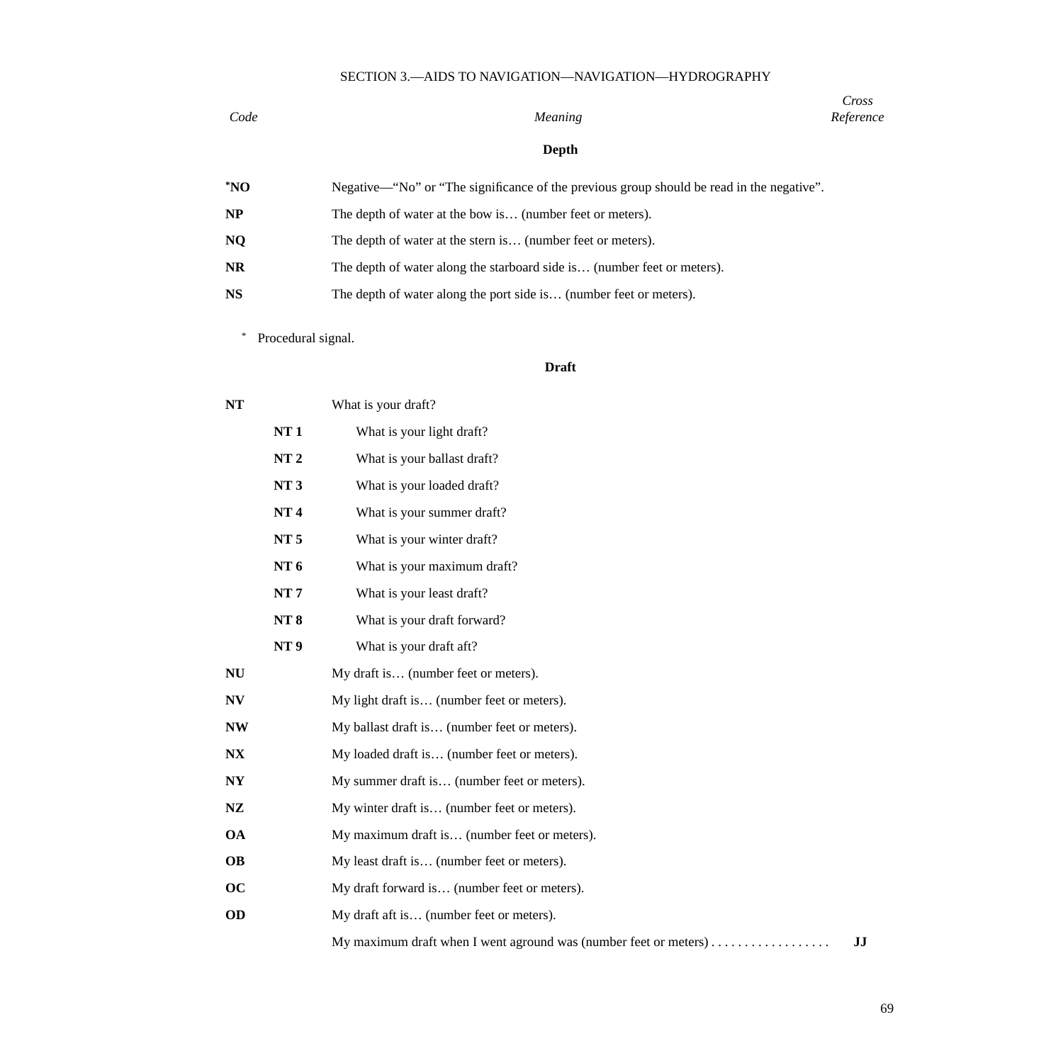SECTION 3.—AIDS TO NAVIGATION—NAVIGATION—HYDROGRAPHY

| *Code* | | *Meaning* | *Cross Reference* |
|---|---|---|---|
| | | **Depth** | |
| ***NO** | | Negative—“No” or “The significance of the previous group should be read in the negative”. | |
| **NP** | | The depth of water at the bow is… (number feet or meters). | |
| **NQ** | | The depth of water at the stern is… (number feet or meters). | |
| **NR** | | The depth of water along the starboard side is… (number feet or meters). | |
| **NS** | | The depth of water along the port side is… (number feet or meters). | |

\* Procedural signal.

| *Code* | | *Meaning* | *Cross Reference* |
|---|---|---|---|
| | | **Draft** | |
| **NT** | | What is your draft? | |
| | **NT 1** | What is your light draft? | |
| | **NT 2** | What is your ballast draft? | |
| | **NT 3** | What is your loaded draft? | |
| | **NT 4** | What is your summer draft? | |
| | **NT 5** | What is your winter draft? | |
| | **NT 6** | What is your maximum draft? | |
| | **NT 7** | What is your least draft? | |
| | **NT 8** | What is your draft forward? | |
| | **NT 9** | What is your draft aft? | |
| **NU** | | My draft is… (number feet or meters). | |
| **NV** | | My light draft is… (number feet or meters). | |
| **NW** | | My ballast draft is… (number feet or meters). | |
| **NX** | | My loaded draft is… (number feet or meters). | |
| **NY** | | My summer draft is… (number feet or meters). | |
| **NZ** | | My winter draft is… (number feet or meters). | |
| **OA** | | My maximum draft is… (number feet or meters). | |
| **OB** | | My least draft is… (number feet or meters). | |
| **OC** | | My draft forward is… (number feet or meters). | |
| **OD** | | My draft aft is… (number feet or meters). | |
| | | My maximum draft when I went aground was (number feet or meters) . . . . . . . . . . . . . . . . . . | **JJ** |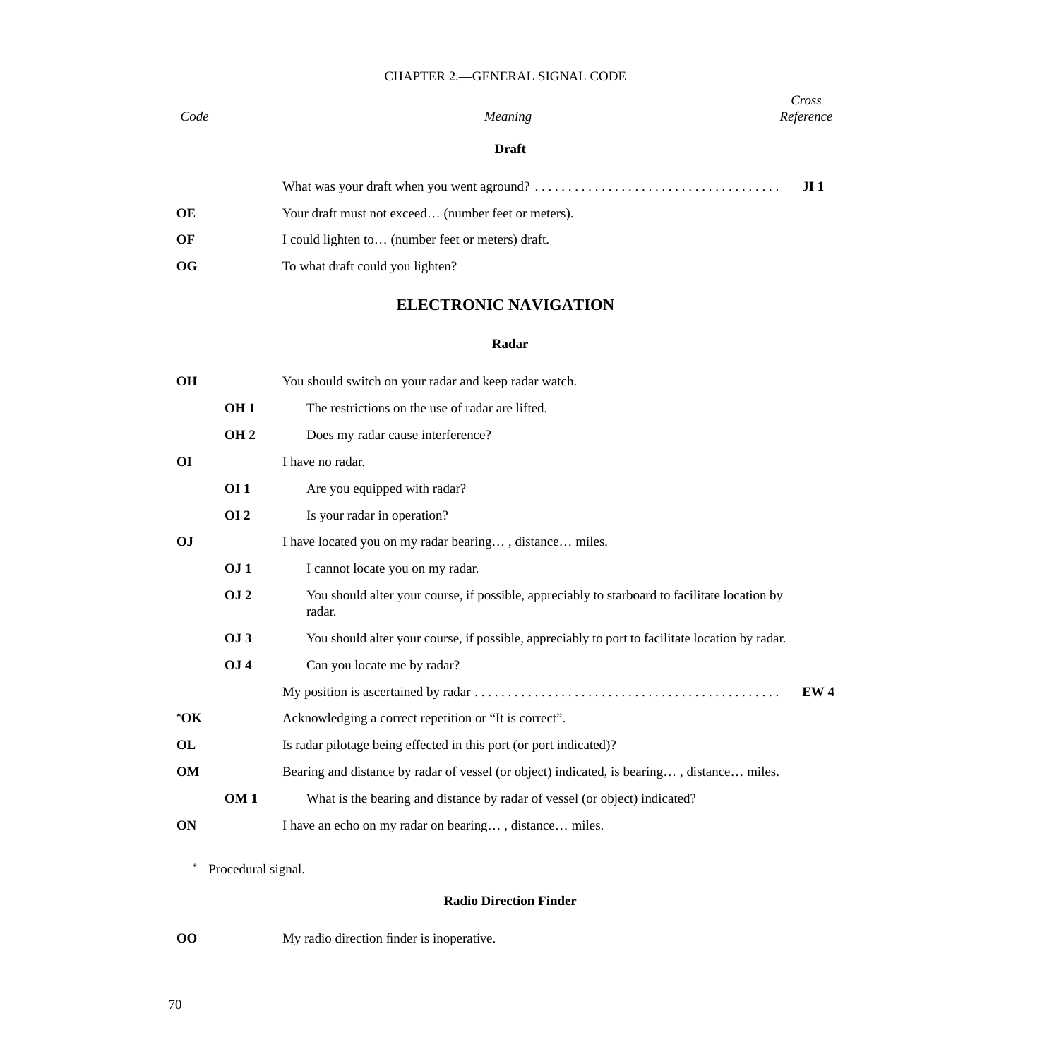| Code | | Meaning | Cross Reference |
|---|---|---|---|
| | | **Draft** | |
| | | What was your draft when you went aground? . . . . . . . . . . . . . . . . . . . . . . . . . . . . . . . . . . . . . | **JI 1** |
| **OE** | | Your draft must not exceed… (number feet or meters). | |
| **OF** | | I could lighten to… (number feet or meters) draft. | |
| **OG** | | To what draft could you lighten? | |

## ELECTRONIC NAVIGATION

### Radar

| Code | | Meaning | Cross Reference |
|---|---|---|---|
| **OH** | | You should switch on your radar and keep radar watch. | |
| | **OH 1** | The restrictions on the use of radar are lifted. | |
| | **OH 2** | Does my radar cause interference? | |
| **OI** | | I have no radar. | |
| | **OI 1** | Are you equipped with radar? | |
| | **OI 2** | Is your radar in operation? | |
| **OJ** | | I have located you on my radar bearing… , distance… miles. | |
| | **OJ 1** | I cannot locate you on my radar. | |
| | **OJ 2** | You should alter your course, if possible, appreciably to starboard to facilitate location by radar. | |
| | **OJ 3** | You should alter your course, if possible, appreciably to port to facilitate location by radar. | |
| | **OJ 4** | Can you locate me by radar? | |
| | | My position is ascertained by radar . . . . . . . . . . . . . . . . . . . . . . . . . . . . . . . . . . . . . . . . . . . . . | **EW 4** |
| ***OK** | | Acknowledging a correct repetition or "It is correct". | |
| **OL** | | Is radar pilotage being effected in this port (or port indicated)? | |
| **OM** | | Bearing and distance by radar of vessel (or object) indicated, is bearing… , distance… miles. | |
| | **OM 1** | What is the bearing and distance by radar of vessel (or object) indicated? | |
| **ON** | | I have an echo on my radar on bearing… , distance… miles. | |

* Procedural signal.

### Radio Direction Finder

| Code | | Meaning | Cross Reference |
|---|---|---|---|
| **OO** | | My radio direction finder is inoperative. | |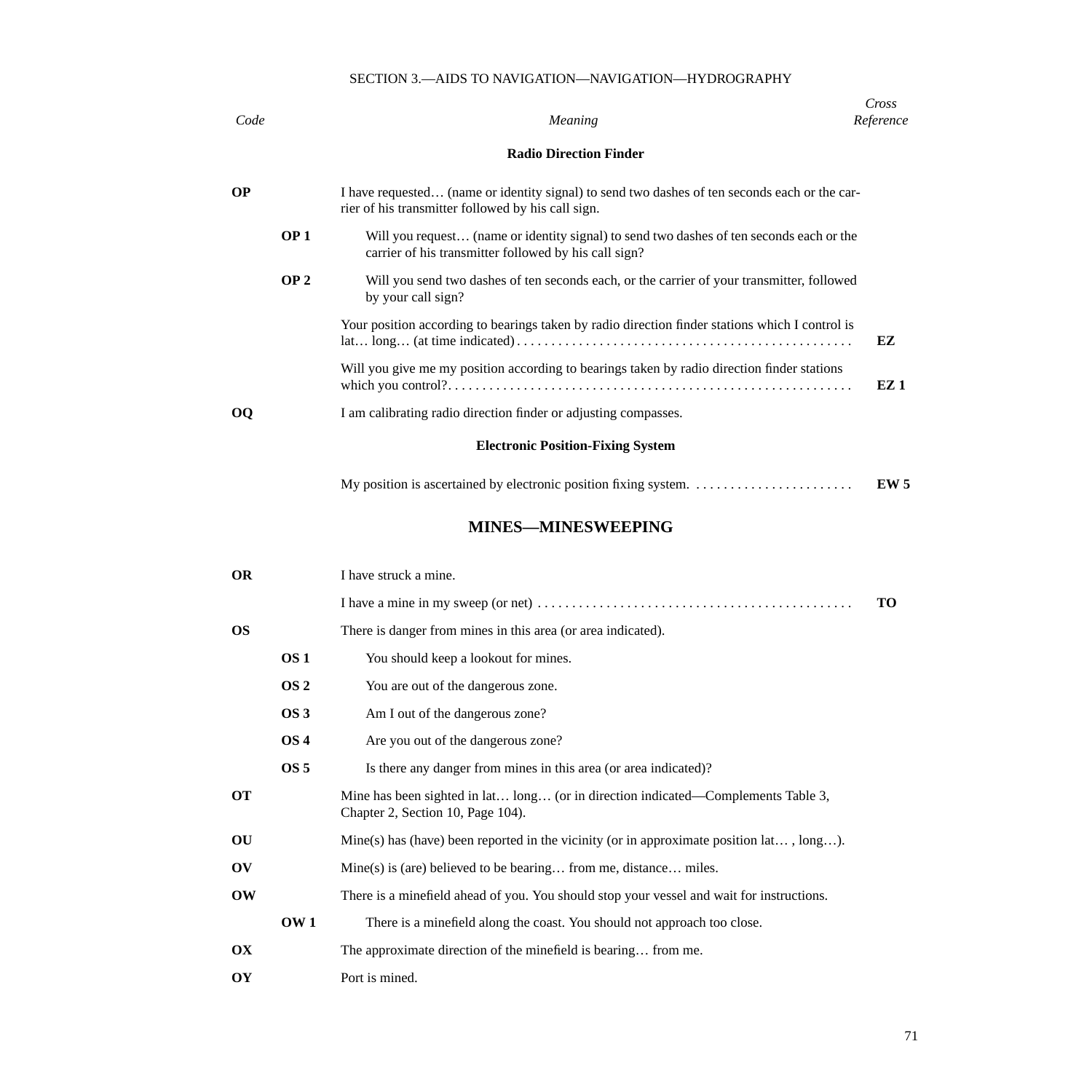SECTION 3.—AIDS TO NAVIGATION—NAVIGATION—HYDROGRAPHY

| Code | | Meaning | Cross Reference |
|---|---|---|---|
| | | **Radio Direction Finder** | |
| **OP** | | I have requested… (name or identity signal) to send two dashes of ten seconds each or the carrier of his transmitter followed by his call sign. | |
| | **OP 1** | Will you request… (name or identity signal) to send two dashes of ten seconds each or the carrier of his transmitter followed by his call sign? | |
| | **OP 2** | Will you send two dashes of ten seconds each, or the carrier of your transmitter, followed by your call sign? | |
| | | Your position according to bearings taken by radio direction finder stations which I control is lat… long… (at time indicated) | **EZ** |
| | | Will you give me my position according to bearings taken by radio direction finder stations which you control? | **EZ 1** |
| **OQ** | | I am calibrating radio direction finder or adjusting compasses. | |
| | | **Electronic Position-Fixing System** | |
| | | My position is ascertained by electronic position fixing system. | **EW 5** |

## MINES—MINESWEEPING

| Code | | Meaning | Cross Reference |
|---|---|---|---|
| **OR** | | I have struck a mine. | |
| | | I have a mine in my sweep (or net) | **TO** |
| **OS** | | There is danger from mines in this area (or area indicated). | |
| | **OS 1** | You should keep a lookout for mines. | |
| | **OS 2** | You are out of the dangerous zone. | |
| | **OS 3** | Am I out of the dangerous zone? | |
| | **OS 4** | Are you out of the dangerous zone? | |
| | **OS 5** | Is there any danger from mines in this area (or area indicated)? | |
| **OT** | | Mine has been sighted in lat… long… (or in direction indicated—Complements Table 3, Chapter 2, Section 10, Page 104). | |
| **OU** | | Mine(s) has (have) been reported in the vicinity (or in approximate position lat… , long…). | |
| **OV** | | Mine(s) is (are) believed to be bearing… from me, distance… miles. | |
| **OW** | | There is a minefield ahead of you. You should stop your vessel and wait for instructions. | |
| | **OW 1** | There is a minefield along the coast. You should not approach too close. | |
| **OX** | | The approximate direction of the minefield is bearing… from me. | |
| **OY** | | Port is mined. | |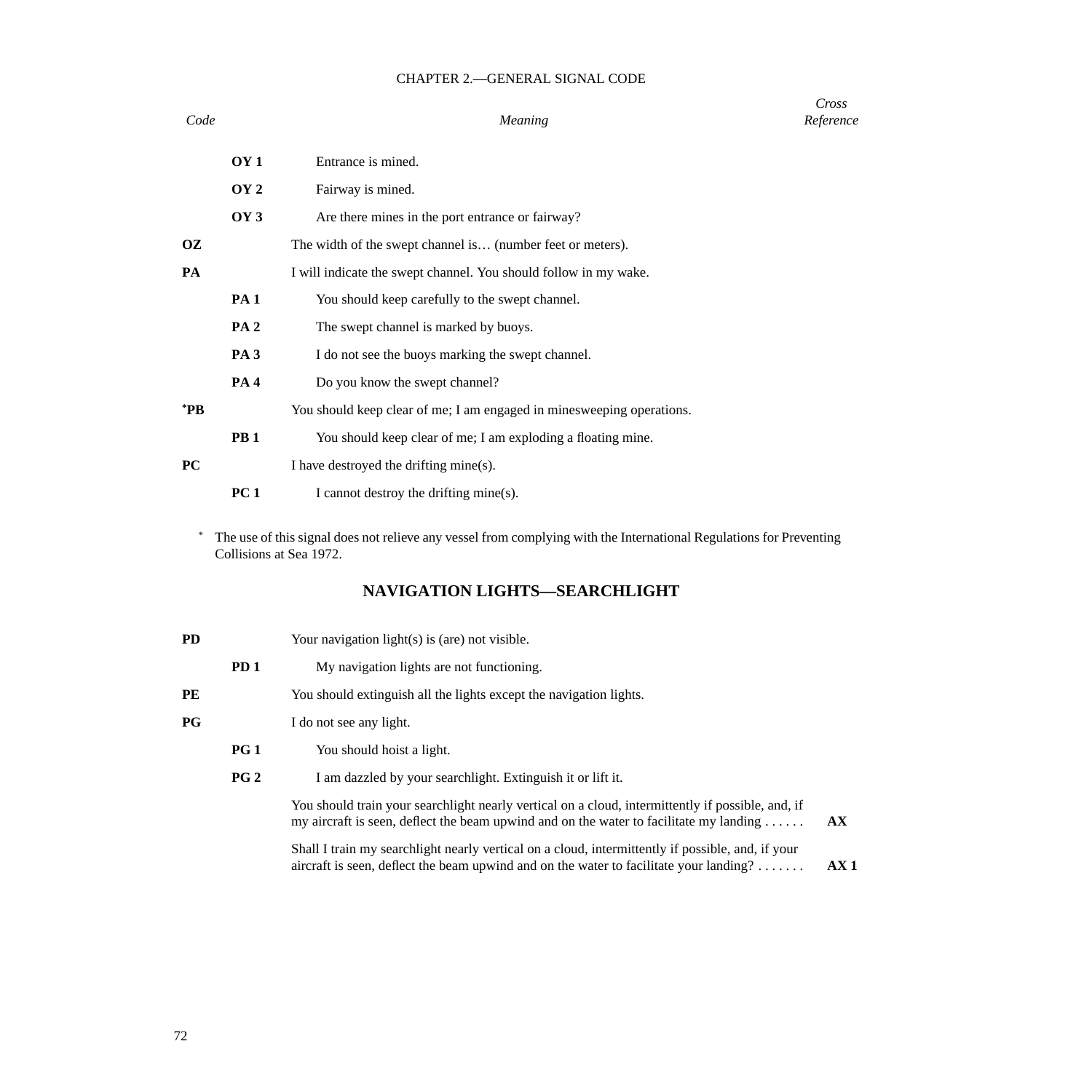| Code | | Meaning | Cross Reference |
|---|---|---|---|
| | **OY 1** | Entrance is mined. | |
| | **OY 2** | Fairway is mined. | |
| | **OY 3** | Are there mines in the port entrance or fairway? | |
| **OZ** | | The width of the swept channel is… (number feet or meters). | |
| **PA** | | I will indicate the swept channel. You should follow in my wake. | |
| | **PA 1** | You should keep carefully to the swept channel. | |
| | **PA 2** | The swept channel is marked by buoys. | |
| | **PA 3** | I do not see the buoys marking the swept channel. | |
| | **PA 4** | Do you know the swept channel? | |
| ***PB** | | You should keep clear of me; I am engaged in minesweeping operations. | |
| | **PB 1** | You should keep clear of me; I am exploding a floating mine. | |
| **PC** | | I have destroyed the drifting mine(s). | |
| | **PC 1** | I cannot destroy the drifting mine(s). | |

* The use of this signal does not relieve any vessel from complying with the International Regulations for Preventing Collisions at Sea 1972.

## NAVIGATION LIGHTS—SEARCHLIGHT

| Code | | Meaning | Cross Reference |
|---|---|---|---|
| **PD** | | Your navigation light(s) is (are) not visible. | |
| | **PD 1** | My navigation lights are not functioning. | |
| **PE** | | You should extinguish all the lights except the navigation lights. | |
| **PG** | | I do not see any light. | |
| | **PG 1** | You should hoist a light. | |
| | **PG 2** | I am dazzled by your searchlight. Extinguish it or lift it. | |
| | | You should train your searchlight nearly vertical on a cloud, intermittently if possible, and, if my aircraft is seen, deflect the beam upwind and on the water to facilitate my landing . . . . . . | **AX** |
| | | Shall I train my searchlight nearly vertical on a cloud, intermittently if possible, and, if your aircraft is seen, deflect the beam upwind and on the water to facilitate your landing? . . . . . . . | **AX 1** |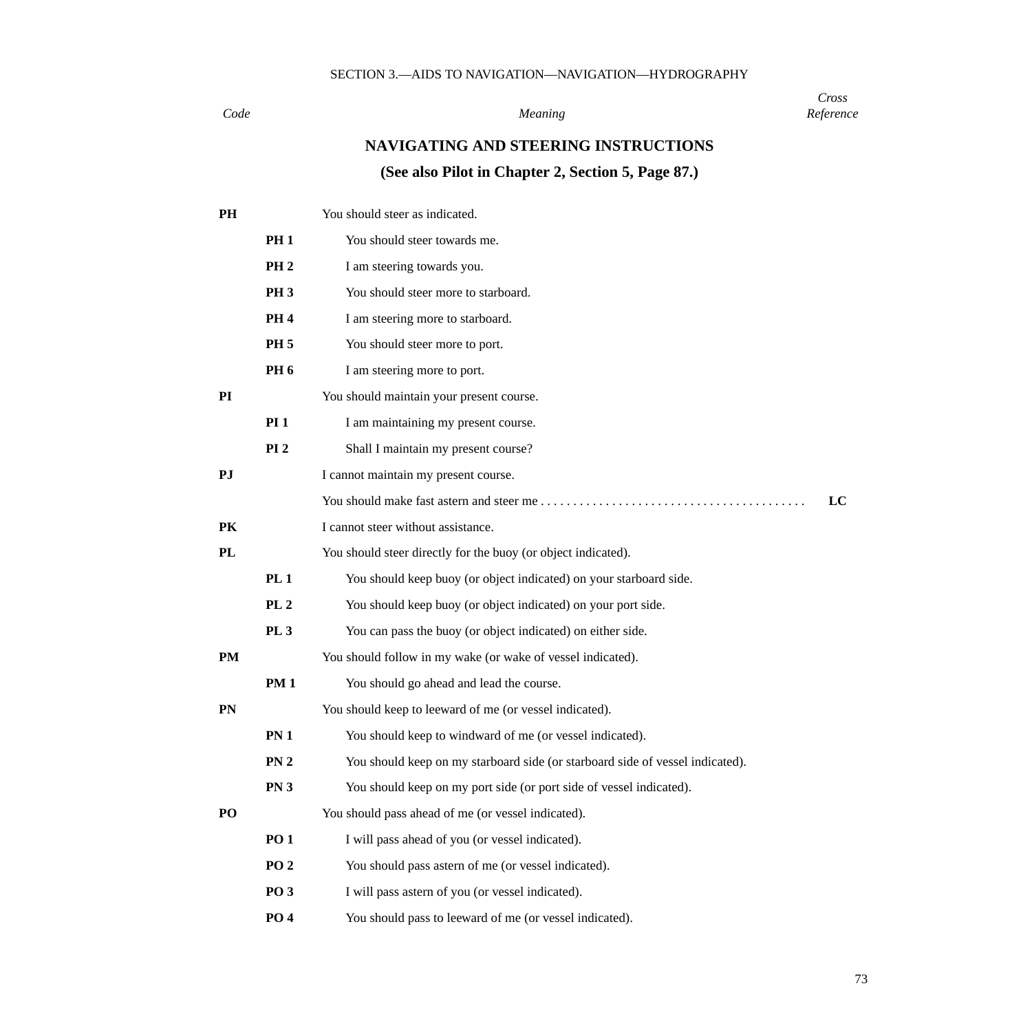SECTION 3.—AIDS TO NAVIGATION—NAVIGATION—HYDROGRAPHY

| Code | | Meaning | Cross Reference |
|---|---|---|---|

## NAVIGATING AND STEERING INSTRUCTIONS

### (See also Pilot in Chapter 2, Section 5, Page 87.)

| Code | | Meaning | Cross Reference |
|---|---|---|---|
| **PH** | | You should steer as indicated. | |
| | **PH 1** | You should steer towards me. | |
| | **PH 2** | I am steering towards you. | |
| | **PH 3** | You should steer more to starboard. | |
| | **PH 4** | I am steering more to starboard. | |
| | **PH 5** | You should steer more to port. | |
| | **PH 6** | I am steering more to port. | |
| **PI** | | You should maintain your present course. | |
| | **PI 1** | I am maintaining my present course. | |
| | **PI 2** | Shall I maintain my present course? | |
| **PJ** | | I cannot maintain my present course. | |
| | | You should make fast astern and steer me | **LC** |
| **PK** | | I cannot steer without assistance. | |
| **PL** | | You should steer directly for the buoy (or object indicated). | |
| | **PL 1** | You should keep buoy (or object indicated) on your starboard side. | |
| | **PL 2** | You should keep buoy (or object indicated) on your port side. | |
| | **PL 3** | You can pass the buoy (or object indicated) on either side. | |
| **PM** | | You should follow in my wake (or wake of vessel indicated). | |
| | **PM 1** | You should go ahead and lead the course. | |
| **PN** | | You should keep to leeward of me (or vessel indicated). | |
| | **PN 1** | You should keep to windward of me (or vessel indicated). | |
| | **PN 2** | You should keep on my starboard side (or starboard side of vessel indicated). | |
| | **PN 3** | You should keep on my port side (or port side of vessel indicated). | |
| **PO** | | You should pass ahead of me (or vessel indicated). | |
| | **PO 1** | I will pass ahead of you (or vessel indicated). | |
| | **PO 2** | You should pass astern of me (or vessel indicated). | |
| | **PO 3** | I will pass astern of you (or vessel indicated). | |
| | **PO 4** | You should pass to leeward of me (or vessel indicated). | |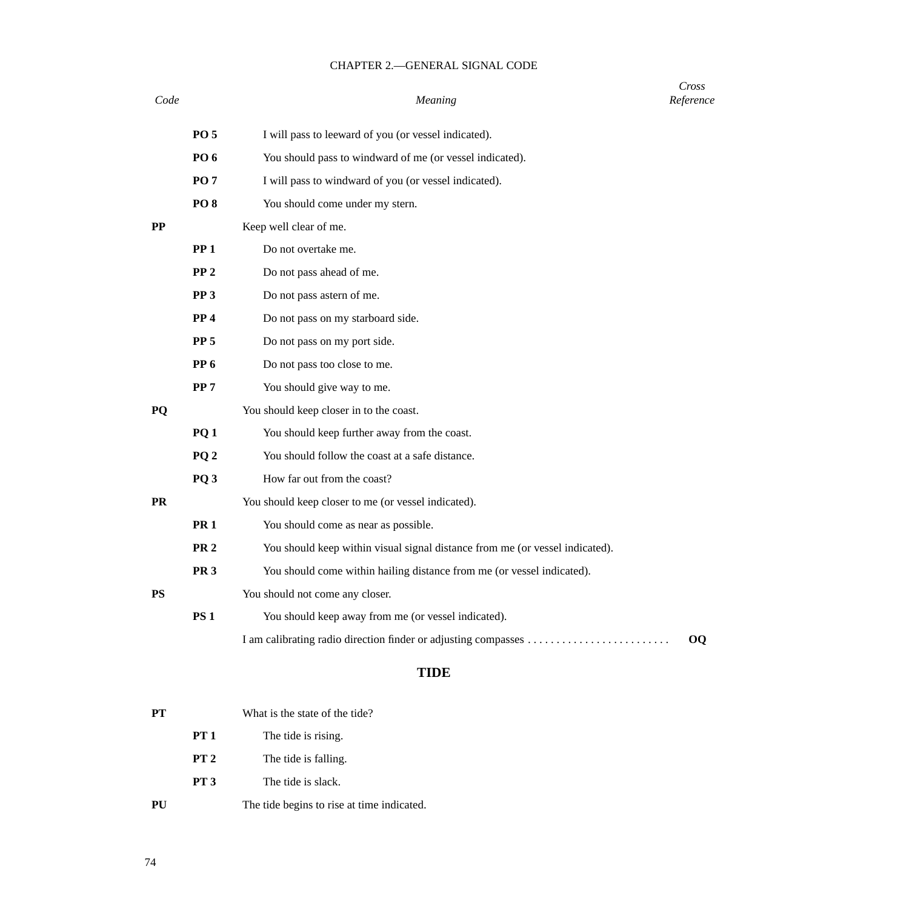| Code | | Meaning | Cross Reference |
|---|---|---|---|
| | **PO 5** | I will pass to leeward of you (or vessel indicated). | |
| | **PO 6** | You should pass to windward of me (or vessel indicated). | |
| | **PO 7** | I will pass to windward of you (or vessel indicated). | |
| | **PO 8** | You should come under my stern. | |
| **PP** | | Keep well clear of me. | |
| | **PP 1** | Do not overtake me. | |
| | **PP 2** | Do not pass ahead of me. | |
| | **PP 3** | Do not pass astern of me. | |
| | **PP 4** | Do not pass on my starboard side. | |
| | **PP 5** | Do not pass on my port side. | |
| | **PP 6** | Do not pass too close to me. | |
| | **PP 7** | You should give way to me. | |
| **PQ** | | You should keep closer in to the coast. | |
| | **PQ 1** | You should keep further away from the coast. | |
| | **PQ 2** | You should follow the coast at a safe distance. | |
| | **PQ 3** | How far out from the coast? | |
| **PR** | | You should keep closer to me (or vessel indicated). | |
| | **PR 1** | You should come as near as possible. | |
| | **PR 2** | You should keep within visual signal distance from me (or vessel indicated). | |
| | **PR 3** | You should come within hailing distance from me (or vessel indicated). | |
| **PS** | | You should not come any closer. | |
| | **PS 1** | You should keep away from me (or vessel indicated). | |
| | | I am calibrating radio direction finder or adjusting compasses | **OQ** |

## TIDE

| Code | | Meaning | Cross Reference |
|---|---|---|---|
| **PT** | | What is the state of the tide? | |
| | **PT 1** | The tide is rising. | |
| | **PT 2** | The tide is falling. | |
| | **PT 3** | The tide is slack. | |
| **PU** | | The tide begins to rise at time indicated. | |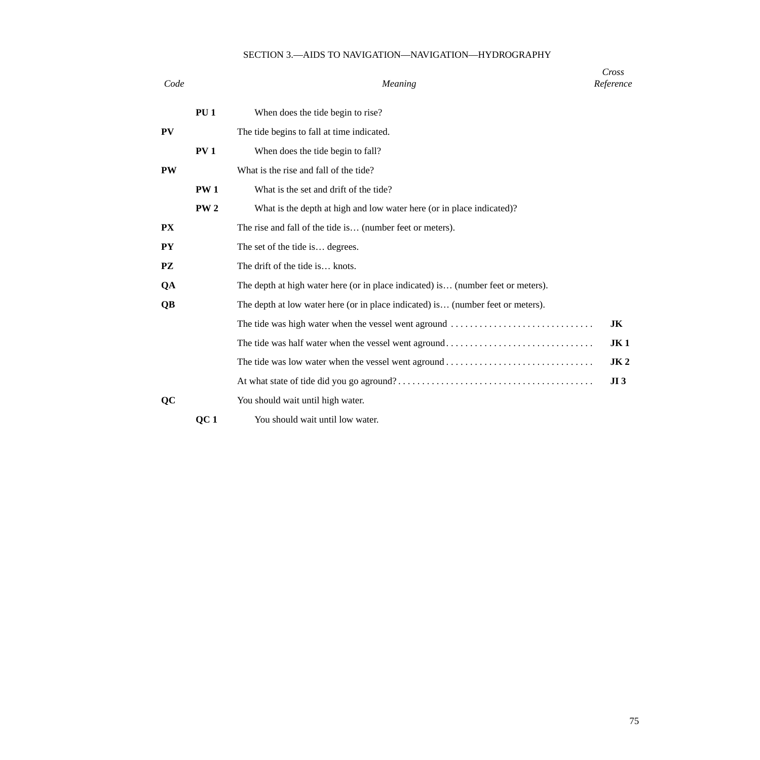SECTION 3.—AIDS TO NAVIGATION—NAVIGATION—HYDROGRAPHY

| Code | | Meaning | Cross Reference |
|---|---|---|---|
| | **PU 1** | When does the tide begin to rise? | |
| **PV** | | The tide begins to fall at time indicated. | |
| | **PV 1** | When does the tide begin to fall? | |
| **PW** | | What is the rise and fall of the tide? | |
| | **PW 1** | What is the set and drift of the tide? | |
| | **PW 2** | What is the depth at high and low water here (or in place indicated)? | |
| **PX** | | The rise and fall of the tide is… (number feet or meters). | |
| **PY** | | The set of the tide is… degrees. | |
| **PZ** | | The drift of the tide is… knots. | |
| **QA** | | The depth at high water here (or in place indicated) is… (number feet or meters). | |
| **QB** | | The depth at low water here (or in place indicated) is… (number feet or meters). | |
| | | The tide was high water when the vessel went aground | **JK** |
| | | The tide was half water when the vessel went aground | **JK 1** |
| | | The tide was low water when the vessel went aground | **JK 2** |
| | | At what state of tide did you go aground? | **JI 3** |
| **QC** | | You should wait until high water. | |
| | **QC 1** | You should wait until low water. | |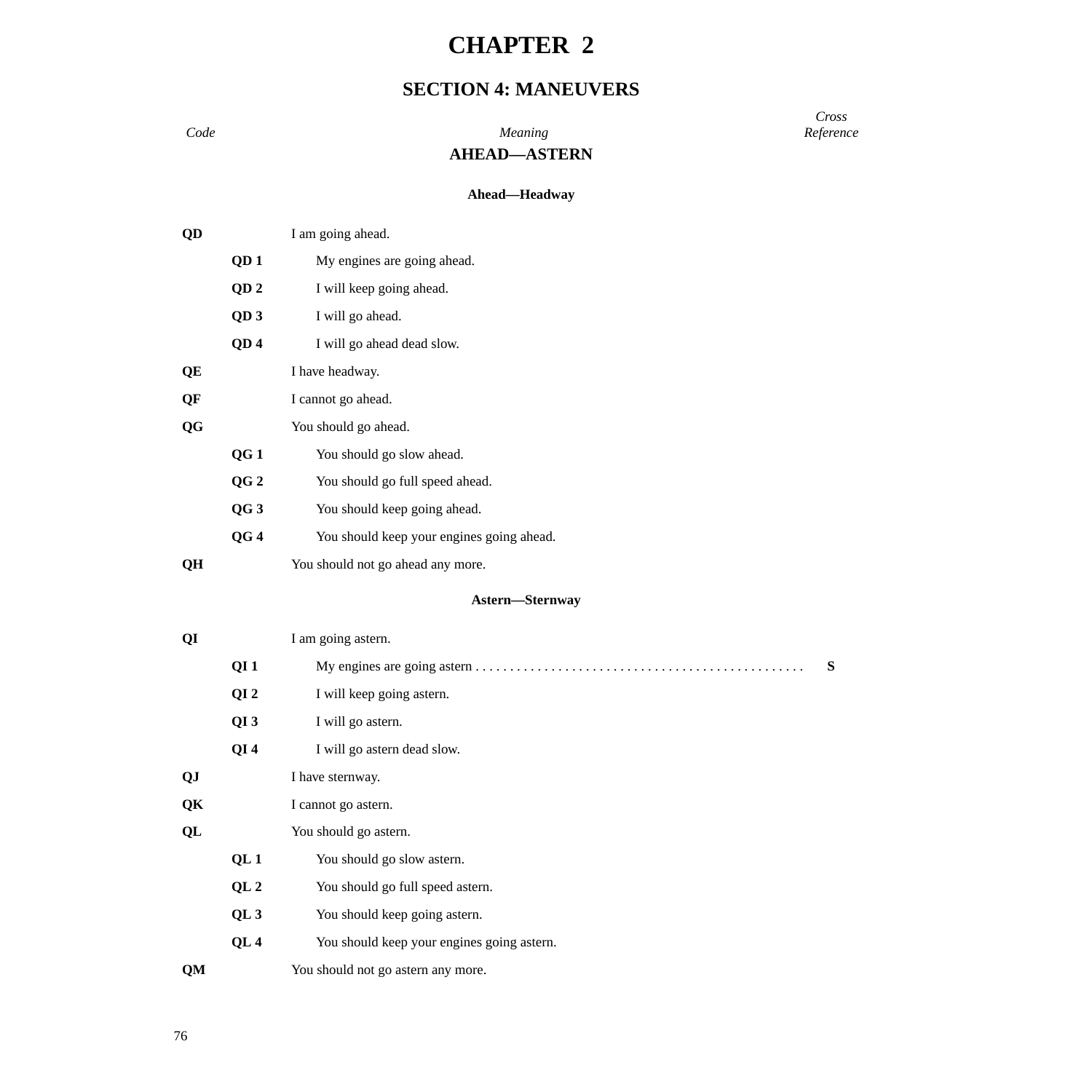# CHAPTER 2

## SECTION 4: MANEUVERS

| Code | | Meaning | Cross Reference |
|---|---|---|---|

### AHEAD—ASTERN

#### Ahead—Headway

| Code | | Meaning | Cross Reference |
|---|---|---|---|
| **QD** | | I am going ahead. | |
| | **QD 1** | My engines are going ahead. | |
| | **QD 2** | I will keep going ahead. | |
| | **QD 3** | I will go ahead. | |
| | **QD 4** | I will go ahead dead slow. | |
| **QE** | | I have headway. | |
| **QF** | | I cannot go ahead. | |
| **QG** | | You should go ahead. | |
| | **QG 1** | You should go slow ahead. | |
| | **QG 2** | You should go full speed ahead. | |
| | **QG 3** | You should keep going ahead. | |
| | **QG 4** | You should keep your engines going ahead. | |
| **QH** | | You should not go ahead any more. | |

#### Astern—Sternway

| Code | | Meaning | Cross Reference |
|---|---|---|---|
| **QI** | | I am going astern. | |
| | **QI 1** | My engines are going astern | **S** |
| | **QI 2** | I will keep going astern. | |
| | **QI 3** | I will go astern. | |
| | **QI 4** | I will go astern dead slow. | |
| **QJ** | | I have sternway. | |
| **QK** | | I cannot go astern. | |
| **QL** | | You should go astern. | |
| | **QL 1** | You should go slow astern. | |
| | **QL 2** | You should go full speed astern. | |
| | **QL 3** | You should keep going astern. | |
| | **QL 4** | You should keep your engines going astern. | |
| **QM** | | You should not go astern any more. | |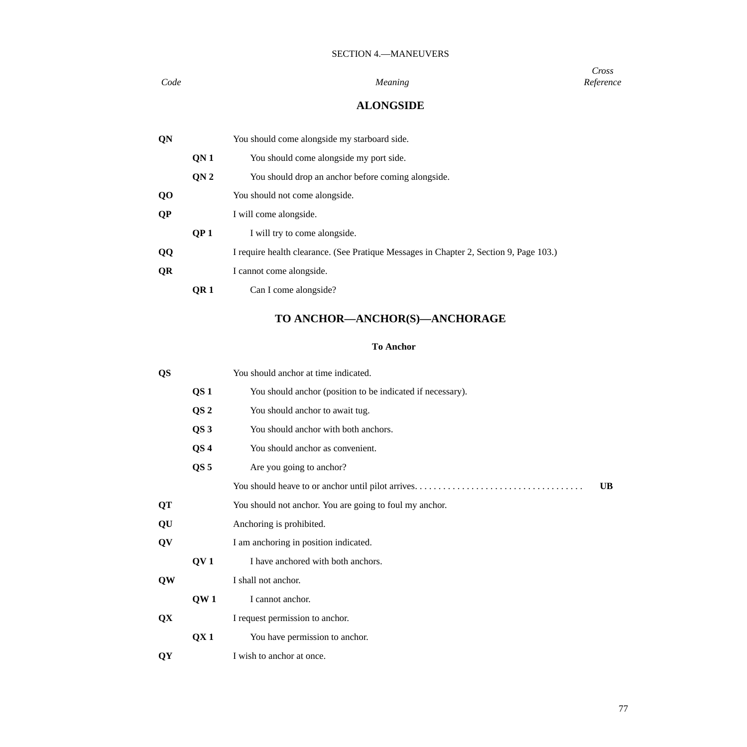SECTION 4.—MANEUVERS

| Code | | Meaning | Cross Reference |
|---|---|---|---|

## ALONGSIDE

| Code | | Meaning | Cross Reference |
|---|---|---|---|
| **QN** | | You should come alongside my starboard side. | |
| | **QN 1** | You should come alongside my port side. | |
| | **QN 2** | You should drop an anchor before coming alongside. | |
| **QO** | | You should not come alongside. | |
| **QP** | | I will come alongside. | |
| | **QP 1** | I will try to come alongside. | |
| **QQ** | | I require health clearance. (See Pratique Messages in Chapter 2, Section 9, Page 103.) | |
| **QR** | | I cannot come alongside. | |
| | **QR 1** | Can I come alongside? | |

## TO ANCHOR—ANCHOR(S)—ANCHORAGE

### To Anchor

| Code | | Meaning | Cross Reference |
|---|---|---|---|
| **QS** | | You should anchor at time indicated. | |
| | **QS 1** | You should anchor (position to be indicated if necessary). | |
| | **QS 2** | You should anchor to await tug. | |
| | **QS 3** | You should anchor with both anchors. | |
| | **QS 4** | You should anchor as convenient. | |
| | **QS 5** | Are you going to anchor? | |
| | | You should heave to or anchor until pilot arrives. | **UB** |
| **QT** | | You should not anchor. You are going to foul my anchor. | |
| **QU** | | Anchoring is prohibited. | |
| **QV** | | I am anchoring in position indicated. | |
| | **QV 1** | I have anchored with both anchors. | |
| **QW** | | I shall not anchor. | |
| | **QW 1** | I cannot anchor. | |
| **QX** | | I request permission to anchor. | |
| | **QX 1** | You have permission to anchor. | |
| **QY** | | I wish to anchor at once. | |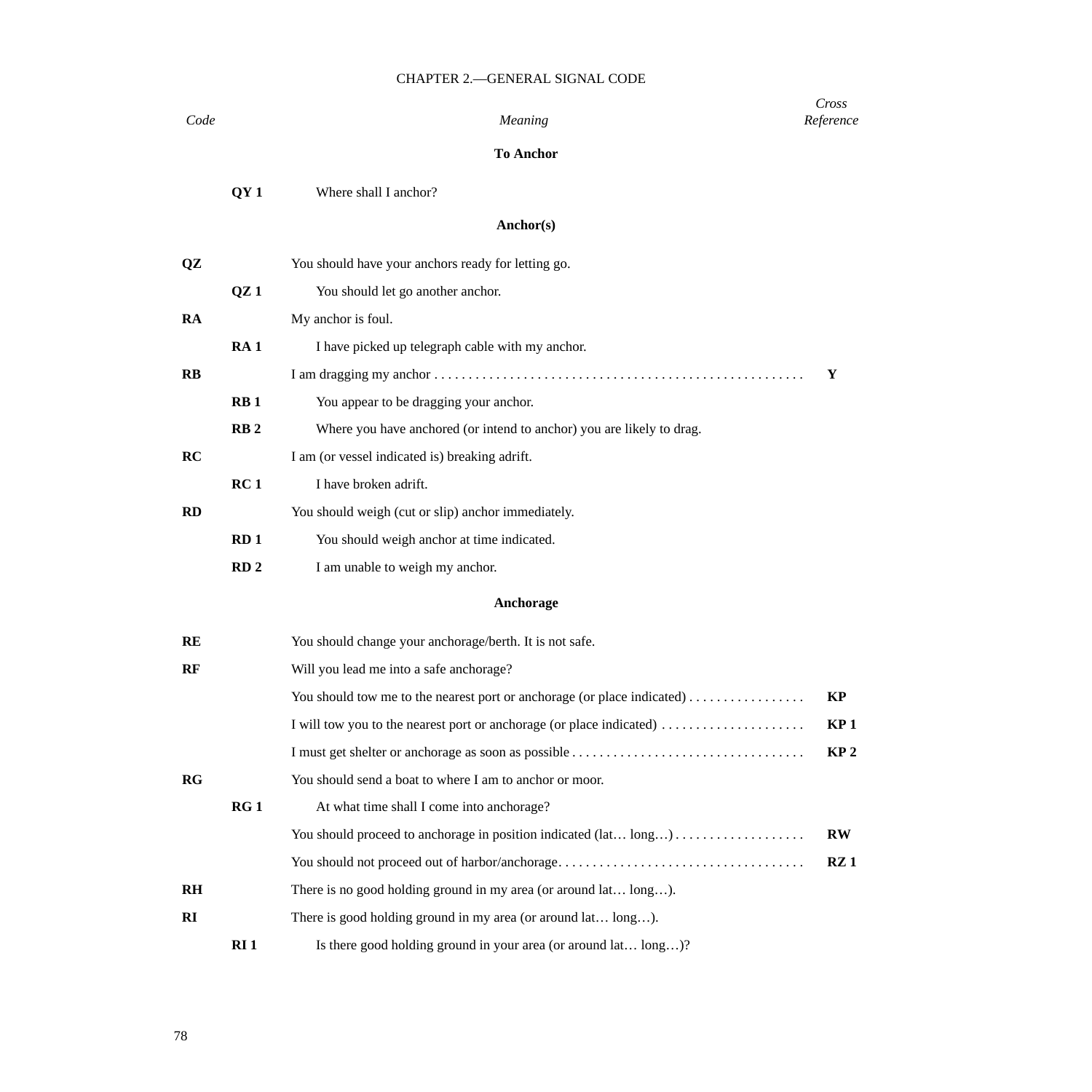## CHAPTER 2.—GENERAL SIGNAL CODE

| *Code* | | *Meaning* | *Cross Reference* |
|---|---|---|---|
| | | **To Anchor** | |
| | **QY 1** | Where shall I anchor? | |
| | | **Anchor(s)** | |
| **QZ** | | You should have your anchors ready for letting go. | |
| | **QZ 1** | You should let go another anchor. | |
| **RA** | | My anchor is foul. | |
| | **RA 1** | I have picked up telegraph cable with my anchor. | |
| **RB** | | I am dragging my anchor | **Y** |
| | **RB 1** | You appear to be dragging your anchor. | |
| | **RB 2** | Where you have anchored (or intend to anchor) you are likely to drag. | |
| **RC** | | I am (or vessel indicated is) breaking adrift. | |
| | **RC 1** | I have broken adrift. | |
| **RD** | | You should weigh (cut or slip) anchor immediately. | |
| | **RD 1** | You should weigh anchor at time indicated. | |
| | **RD 2** | I am unable to weigh my anchor. | |
| | | **Anchorage** | |
| **RE** | | You should change your anchorage/berth. It is not safe. | |
| **RF** | | Will you lead me into a safe anchorage? | |
| | | You should tow me to the nearest port or anchorage (or place indicated) | **KP** |
| | | I will tow you to the nearest port or anchorage (or place indicated) | **KP 1** |
| | | I must get shelter or anchorage as soon as possible | **KP 2** |
| **RG** | | You should send a boat to where I am to anchor or moor. | |
| | **RG 1** | At what time shall I come into anchorage? | |
| | | You should proceed to anchorage in position indicated (lat… long…) | **RW** |
| | | You should not proceed out of harbor/anchorage | **RZ 1** |
| **RH** | | There is no good holding ground in my area (or around lat… long…). | |
| **RI** | | There is good holding ground in my area (or around lat… long…). | |
| | **RI 1** | Is there good holding ground in your area (or around lat… long…)? | |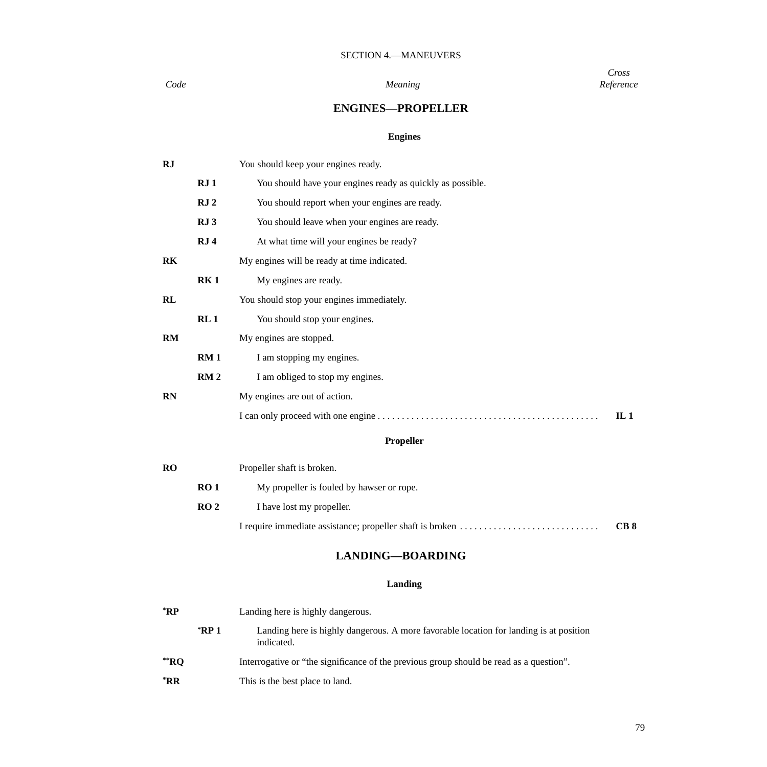SECTION 4.—MANEUVERS

| *Code* | | *Meaning* | *Cross Reference* |
|---|---|---|---|

## ENGINES—PROPELLER

### Engines

| Code | | Meaning | Cross Reference |
|---|---|---|---|
| **RJ** | | You should keep your engines ready. | |
| | **RJ 1** | You should have your engines ready as quickly as possible. | |
| | **RJ 2** | You should report when your engines are ready. | |
| | **RJ 3** | You should leave when your engines are ready. | |
| | **RJ 4** | At what time will your engines be ready? | |
| **RK** | | My engines will be ready at time indicated. | |
| | **RK 1** | My engines are ready. | |
| **RL** | | You should stop your engines immediately. | |
| | **RL 1** | You should stop your engines. | |
| **RM** | | My engines are stopped. | |
| | **RM 1** | I am stopping my engines. | |
| | **RM 2** | I am obliged to stop my engines. | |
| **RN** | | My engines are out of action. | |
| | | I can only proceed with one engine | **IL 1** |

### Propeller

| Code | | Meaning | Cross Reference |
|---|---|---|---|
| **RO** | | Propeller shaft is broken. | |
| | **RO 1** | My propeller is fouled by hawser or rope. | |
| | **RO 2** | I have lost my propeller. | |
| | | I require immediate assistance; propeller shaft is broken | **CB 8** |

## LANDING—BOARDING

### Landing

| Code | | Meaning | Cross Reference |
|---|---|---|---|
| **\*RP** | | Landing here is highly dangerous. | |
| | **\*RP 1** | Landing here is highly dangerous. A more favorable location for landing is at position indicated. | |
| **\*\*RQ** | | Interrogative or “the significance of the previous group should be read as a question”. | |
| **\*RR** | | This is the best place to land. | |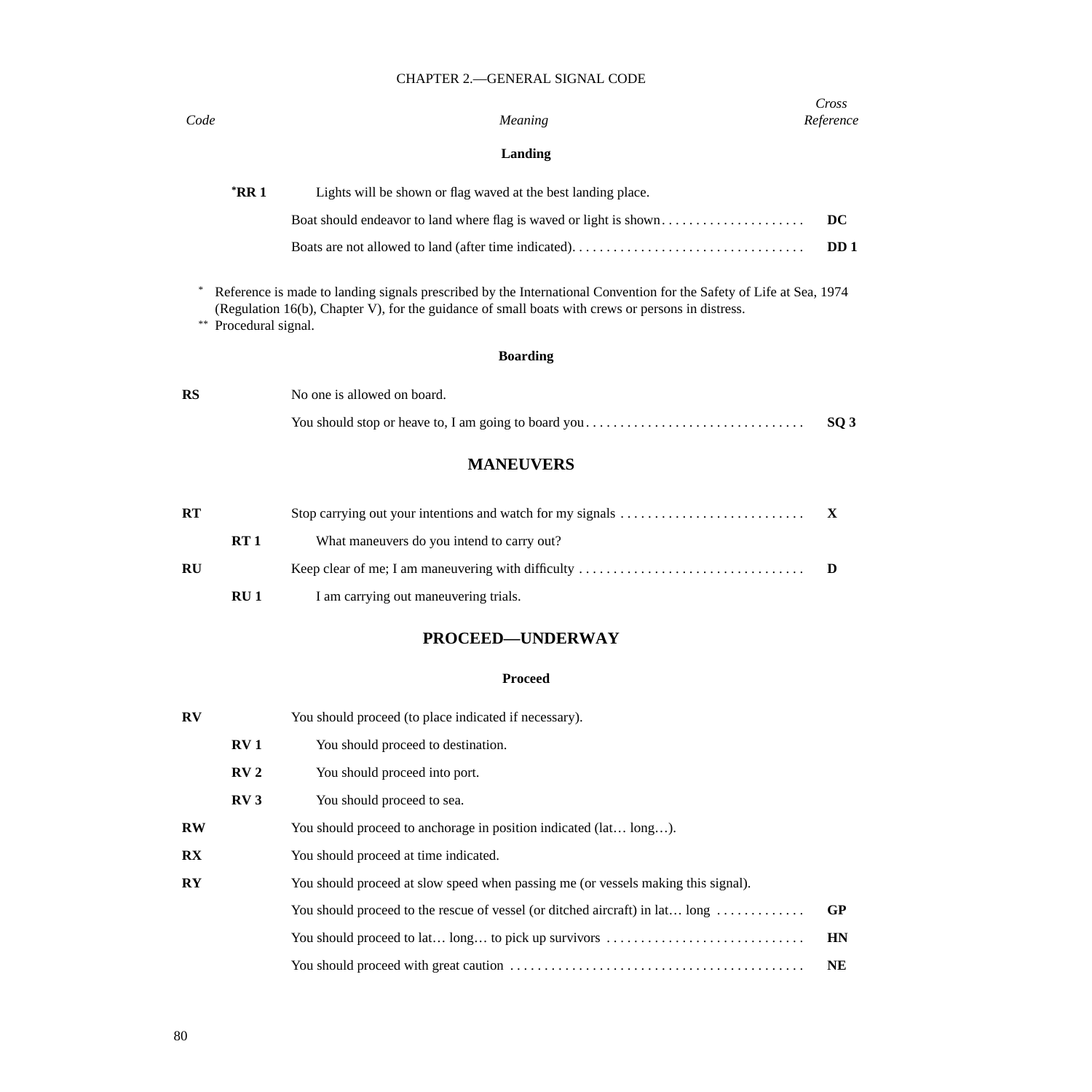| *Code* | | *Meaning* | *Cross Reference* |
|---|---|---|---|
| | | **Landing** | |
| | **\*RR 1** | Lights will be shown or flag waved at the best landing place. | |
| | | Boat should endeavor to land where flag is waved or light is shown | **DC** |
| | | Boats are not allowed to land (after time indicated). | **DD 1** |

\* Reference is made to landing signals prescribed by the International Convention for the Safety of Life at Sea, 1974 (Regulation 16(b), Chapter V), for the guidance of small boats with crews or persons in distress.
\*\* Procedural signal.

#### Boarding

| *Code* | | *Meaning* | *Cross Reference* |
|---|---|---|---|
| **RS** | | No one is allowed on board. | |
| | | You should stop or heave to, I am going to board you | **SQ 3** |

## MANEUVERS

| *Code* | | *Meaning* | *Cross Reference* |
|---|---|---|---|
| **RT** | | Stop carrying out your intentions and watch for my signals | **X** |
| | **RT 1** | What maneuvers do you intend to carry out? | |
| **RU** | | Keep clear of me; I am maneuvering with difficulty | **D** |
| | **RU 1** | I am carrying out maneuvering trials. | |

## PROCEED—UNDERWAY

#### Proceed

| *Code* | | *Meaning* | *Cross Reference* |
|---|---|---|---|
| **RV** | | You should proceed (to place indicated if necessary). | |
| | **RV 1** | You should proceed to destination. | |
| | **RV 2** | You should proceed into port. | |
| | **RV 3** | You should proceed to sea. | |
| **RW** | | You should proceed to anchorage in position indicated (lat… long…). | |
| **RX** | | You should proceed at time indicated. | |
| **RY** | | You should proceed at slow speed when passing me (or vessels making this signal). | |
| | | You should proceed to the rescue of vessel (or ditched aircraft) in lat… long | **GP** |
| | | You should proceed to lat… long… to pick up survivors | **HN** |
| | | You should proceed with great caution | **NE** |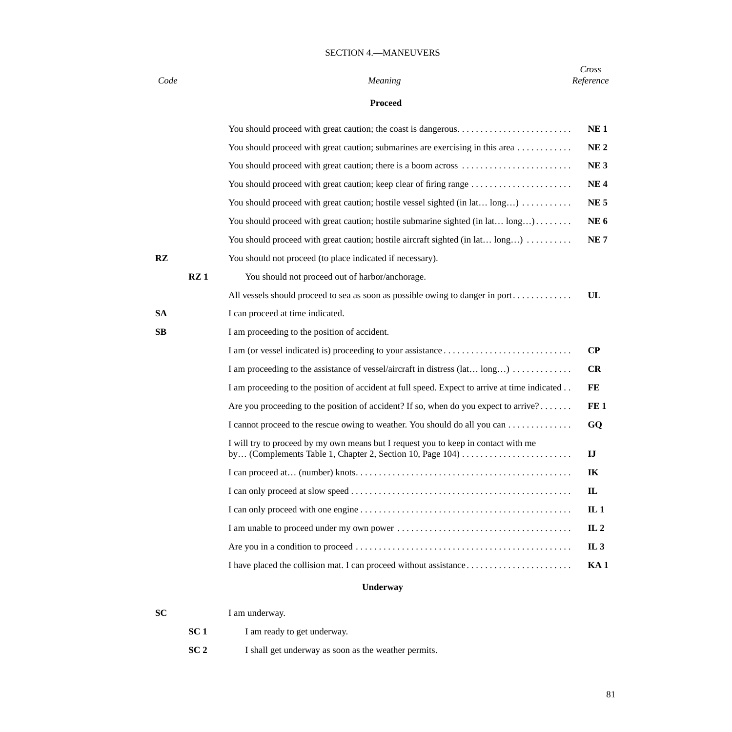## SECTION 4.—MANEUVERS

| *Code* | | *Meaning* | *Cross Reference* |
|---|---|---|---|
| | | **Proceed** | |
| | | You should proceed with great caution; the coast is dangerous | **NE 1** |
| | | You should proceed with great caution; submarines are exercising in this area | **NE 2** |
| | | You should proceed with great caution; there is a boom across | **NE 3** |
| | | You should proceed with great caution; keep clear of firing range | **NE 4** |
| | | You should proceed with great caution; hostile vessel sighted (in lat… long…) | **NE 5** |
| | | You should proceed with great caution; hostile submarine sighted (in lat… long…) | **NE 6** |
| | | You should proceed with great caution; hostile aircraft sighted (in lat… long…) | **NE 7** |
| **RZ** | | You should not proceed (to place indicated if necessary). | |
| | **RZ 1** | You should not proceed out of harbor/anchorage. | |
| | | All vessels should proceed to sea as soon as possible owing to danger in port | **UL** |
| **SA** | | I can proceed at time indicated. | |
| **SB** | | I am proceeding to the position of accident. | |
| | | I am (or vessel indicated is) proceeding to your assistance | **CP** |
| | | I am proceeding to the assistance of vessel/aircraft in distress (lat… long…) | **CR** |
| | | I am proceeding to the position of accident at full speed. Expect to arrive at time indicated | **FE** |
| | | Are you proceeding to the position of accident? If so, when do you expect to arrive? | **FE 1** |
| | | I cannot proceed to the rescue owing to weather. You should do all you can | **GQ** |
| | | I will try to proceed by my own means but I request you to keep in contact with me by… (Complements Table 1, Chapter 2, Section 10, Page 104) | **IJ** |
| | | I can proceed at… (number) knots | **IK** |
| | | I can only proceed at slow speed | **IL** |
| | | I can only proceed with one engine | **IL 1** |
| | | I am unable to proceed under my own power | **IL 2** |
| | | Are you in a condition to proceed | **IL 3** |
| | | I have placed the collision mat. I can proceed without assistance | **KA 1** |
| | | **Underway** | |
| **SC** | | I am underway. | |
| | **SC 1** | I am ready to get underway. | |
| | **SC 2** | I shall get underway as soon as the weather permits. | |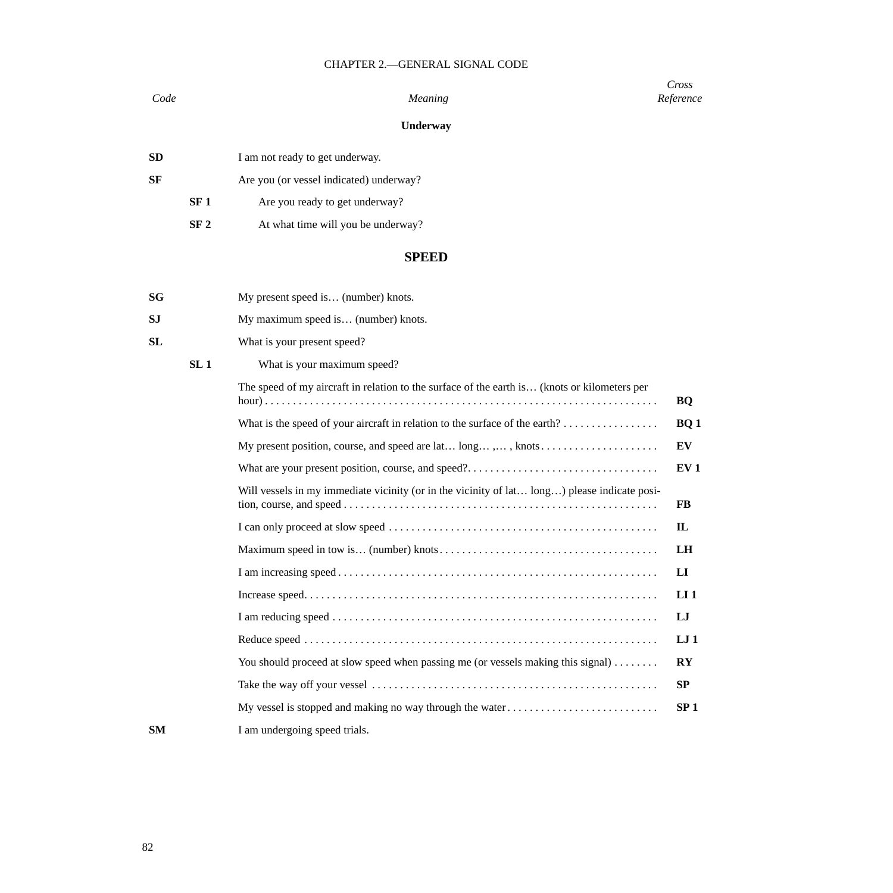## CHAPTER 2.—GENERAL SIGNAL CODE

| *Code* | | *Meaning* | *Cross Reference* |
|---|---|---|---|
| | | **Underway** | |
| **SD** | | I am not ready to get underway. | |
| **SF** | | Are you (or vessel indicated) underway? | |
| | **SF 1** | Are you ready to get underway? | |
| | **SF 2** | At what time will you be underway? | |

## SPEED

| *Code* | | *Meaning* | *Cross Reference* |
|---|---|---|---|
| **SG** | | My present speed is… (number) knots. | |
| **SJ** | | My maximum speed is… (number) knots. | |
| **SL** | | What is your present speed? | |
| | **SL 1** | What is your maximum speed? | |
| | | The speed of my aircraft in relation to the surface of the earth is… (knots or kilometers per hour) | **BQ** |
| | | What is the speed of your aircraft in relation to the surface of the earth? | **BQ 1** |
| | | My present position, course, and speed are lat… long… ,… , knots | **EV** |
| | | What are your present position, course, and speed? | **EV 1** |
| | | Will vessels in my immediate vicinity (or in the vicinity of lat… long…) please indicate position, course, and speed | **FB** |
| | | I can only proceed at slow speed | **IL** |
| | | Maximum speed in tow is… (number) knots | **LH** |
| | | I am increasing speed | **LI** |
| | | Increase speed. | **LI 1** |
| | | I am reducing speed | **LJ** |
| | | Reduce speed | **LJ 1** |
| | | You should proceed at slow speed when passing me (or vessels making this signal) | **RY** |
| | | Take the way off your vessel | **SP** |
| | | My vessel is stopped and making no way through the water | **SP 1** |
| **SM** | | I am undergoing speed trials. | |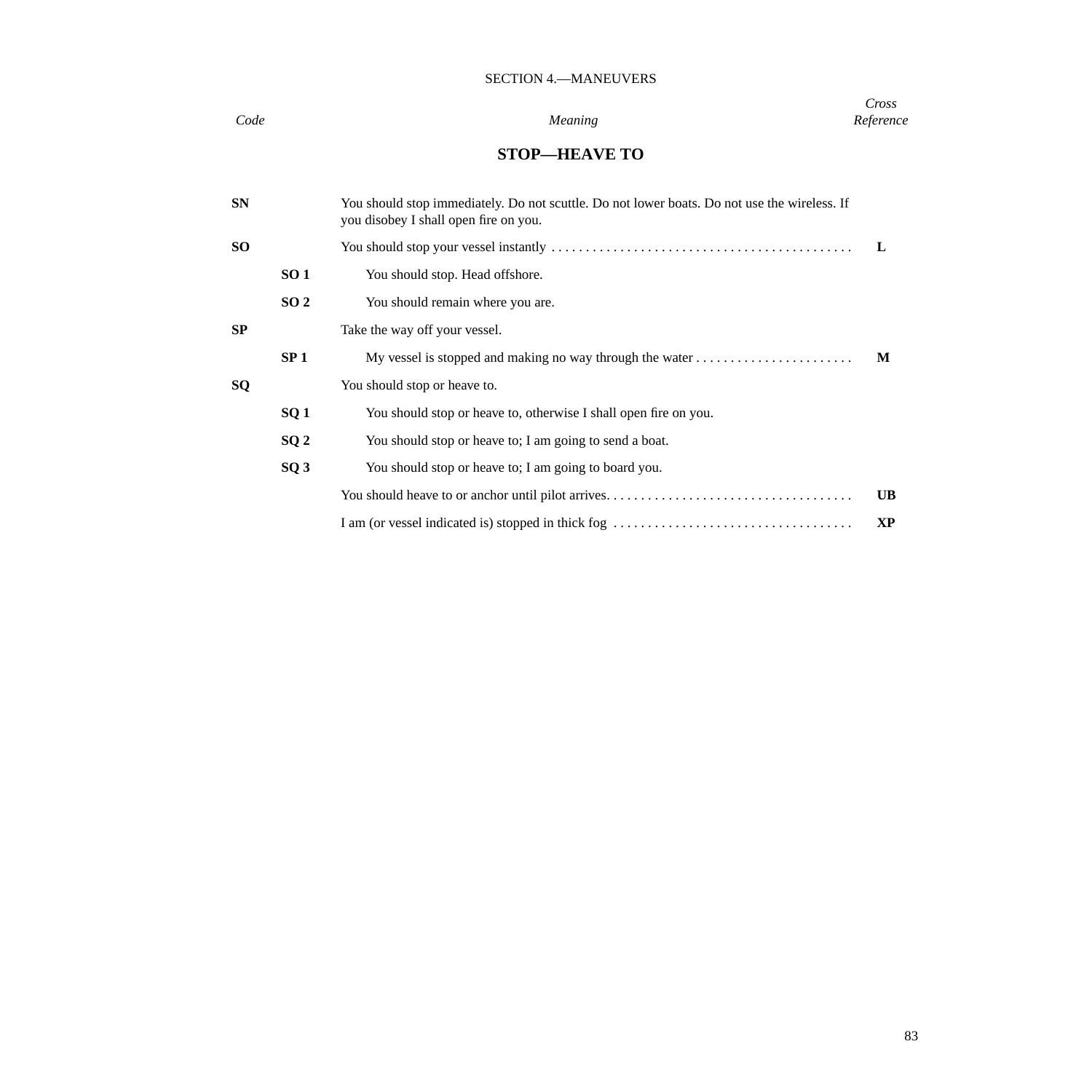## SECTION 4.—MANEUVERS

| Code | | Meaning | Cross Reference |
|---|---|---|---|

### STOP—HEAVE TO

| Code | | Meaning | Cross Reference |
|---|---|---|---|
| **SN** | | You should stop immediately. Do not scuttle. Do not lower boats. Do not use the wireless. If you disobey I shall open fire on you. | |
| **SO** | | You should stop your vessel instantly | **L** |
| | **SO 1** | You should stop. Head offshore. | |
| | **SO 2** | You should remain where you are. | |
| **SP** | | Take the way off your vessel. | |
| | **SP 1** | My vessel is stopped and making no way through the water | **M** |
| **SQ** | | You should stop or heave to. | |
| | **SQ 1** | You should stop or heave to, otherwise I shall open fire on you. | |
| | **SQ 2** | You should stop or heave to; I am going to send a boat. | |
| | **SQ 3** | You should stop or heave to; I am going to board you. | |
| | | You should heave to or anchor until pilot arrives. | **UB** |
| | | I am (or vessel indicated is) stopped in thick fog | **XP** |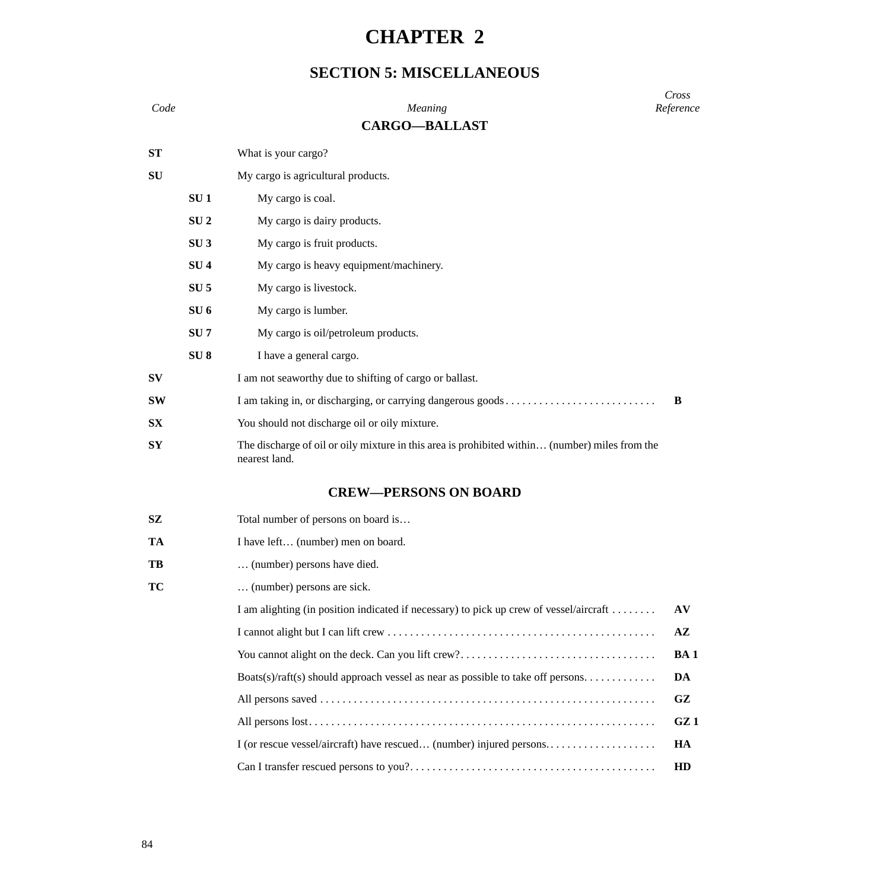# CHAPTER 2

## SECTION 5: MISCELLANEOUS

| *Code* | | *Meaning* | *Cross Reference* |
|---|---|---|---|
| | | **CARGO—BALLAST** | |
| **ST** | | What is your cargo? | |
| **SU** | | My cargo is agricultural products. | |
| | **SU 1** | My cargo is coal. | |
| | **SU 2** | My cargo is dairy products. | |
| | **SU 3** | My cargo is fruit products. | |
| | **SU 4** | My cargo is heavy equipment/machinery. | |
| | **SU 5** | My cargo is livestock. | |
| | **SU 6** | My cargo is lumber. | |
| | **SU 7** | My cargo is oil/petroleum products. | |
| | **SU 8** | I have a general cargo. | |
| **SV** | | I am not seaworthy due to shifting of cargo or ballast. | |
| **SW** | | I am taking in, or discharging, or carrying dangerous goods | **B** |
| **SX** | | You should not discharge oil or oily mixture. | |
| **SY** | | The discharge of oil or oily mixture in this area is prohibited within… (number) miles from the nearest land. | |
| | | **CREW—PERSONS ON BOARD** | |
| **SZ** | | Total number of persons on board is… | |
| **TA** | | I have left… (number) men on board. | |
| **TB** | | … (number) persons have died. | |
| **TC** | | … (number) persons are sick. | |
| | | I am alighting (in position indicated if necessary) to pick up crew of vessel/aircraft | **AV** |
| | | I cannot alight but I can lift crew | **AZ** |
| | | You cannot alight on the deck. Can you lift crew? | **BA 1** |
| | | Boats(s)/raft(s) should approach vessel as near as possible to take off persons. | **DA** |
| | | All persons saved | **GZ** |
| | | All persons lost. | **GZ 1** |
| | | I (or rescue vessel/aircraft) have rescued… (number) injured persons. | **HA** |
| | | Can I transfer rescued persons to you? | **HD** |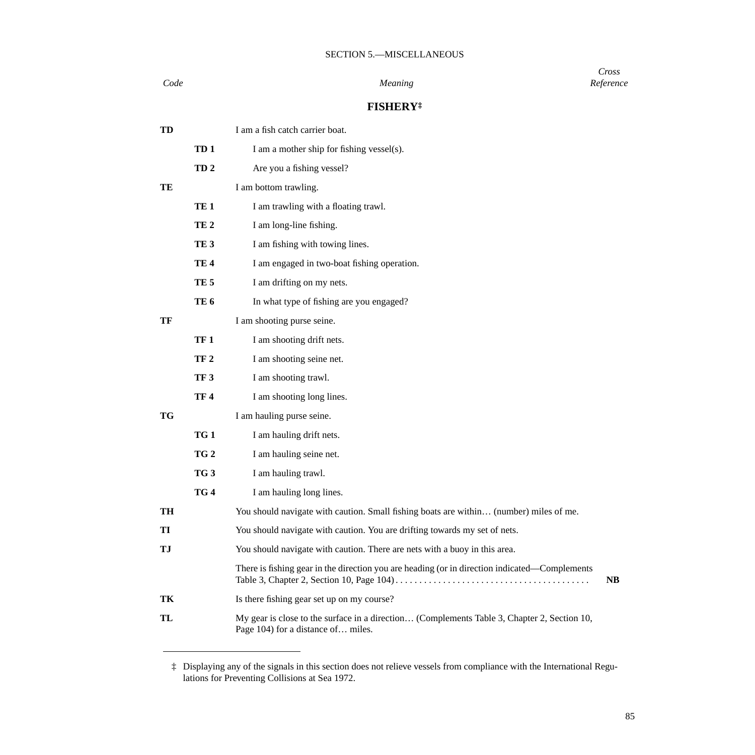SECTION 5.—MISCELLANEOUS

| *Code* | | *Meaning* | *Cross Reference* |
|---|---|---|---|

## FISHERY‡

| Code | | Meaning | Cross Reference |
|---|---|---|---|
| **TD** | | I am a fish catch carrier boat. | |
| | **TD 1** | I am a mother ship for fishing vessel(s). | |
| | **TD 2** | Are you a fishing vessel? | |
| **TE** | | I am bottom trawling. | |
| | **TE 1** | I am trawling with a floating trawl. | |
| | **TE 2** | I am long-line fishing. | |
| | **TE 3** | I am fishing with towing lines. | |
| | **TE 4** | I am engaged in two-boat fishing operation. | |
| | **TE 5** | I am drifting on my nets. | |
| | **TE 6** | In what type of fishing are you engaged? | |
| **TF** | | I am shooting purse seine. | |
| | **TF 1** | I am shooting drift nets. | |
| | **TF 2** | I am shooting seine net. | |
| | **TF 3** | I am shooting trawl. | |
| | **TF 4** | I am shooting long lines. | |
| **TG** | | I am hauling purse seine. | |
| | **TG 1** | I am hauling drift nets. | |
| | **TG 2** | I am hauling seine net. | |
| | **TG 3** | I am hauling trawl. | |
| | **TG 4** | I am hauling long lines. | |
| **TH** | | You should navigate with caution. Small fishing boats are within… (number) miles of me. | |
| **TI** | | You should navigate with caution. You are drifting towards my set of nets. | |
| **TJ** | | You should navigate with caution. There are nets with a buoy in this area. | |
| | | There is fishing gear in the direction you are heading (or in direction indicated—Complements Table 3, Chapter 2, Section 10, Page 104) | **NB** |
| **TK** | | Is there fishing gear set up on my course? | |
| **TL** | | My gear is close to the surface in a direction… (Complements Table 3, Chapter 2, Section 10, Page 104) for a distance of… miles. | |

‡ Displaying any of the signals in this section does not relieve vessels from compliance with the International Regulations for Preventing Collisions at Sea 1972.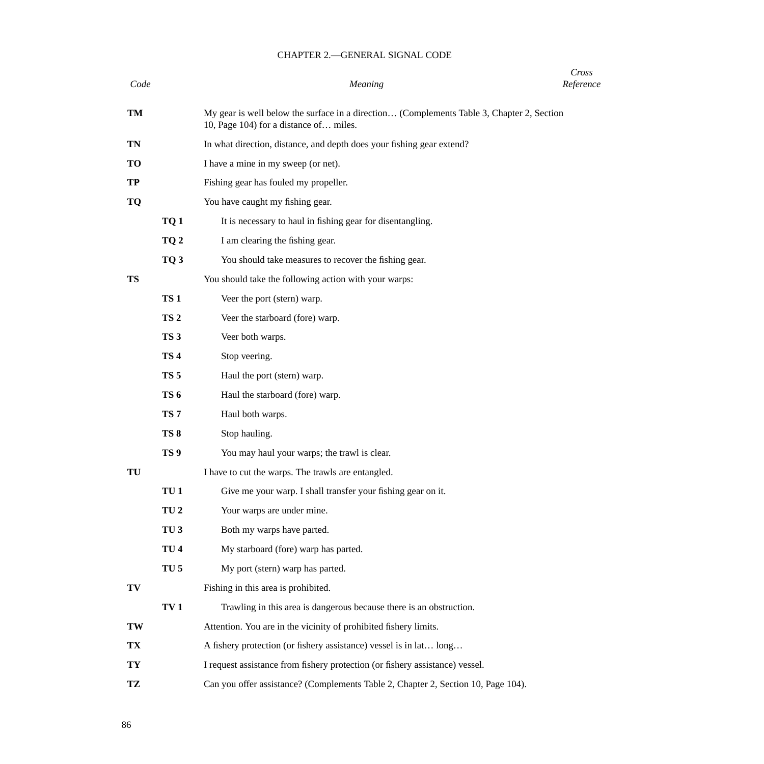CHAPTER 2.—GENERAL SIGNAL CODE

| *Code* | | *Meaning* | *Cross Reference* |
|---|---|---|---|
| **TM** | | My gear is well below the surface in a direction… (Complements Table 3, Chapter 2, Section 10, Page 104) for a distance of… miles. | |
| **TN** | | In what direction, distance, and depth does your fishing gear extend? | |
| **TO** | | I have a mine in my sweep (or net). | |
| **TP** | | Fishing gear has fouled my propeller. | |
| **TQ** | | You have caught my fishing gear. | |
| | **TQ 1** | It is necessary to haul in fishing gear for disentangling. | |
| | **TQ 2** | I am clearing the fishing gear. | |
| | **TQ 3** | You should take measures to recover the fishing gear. | |
| **TS** | | You should take the following action with your warps: | |
| | **TS 1** | Veer the port (stern) warp. | |
| | **TS 2** | Veer the starboard (fore) warp. | |
| | **TS 3** | Veer both warps. | |
| | **TS 4** | Stop veering. | |
| | **TS 5** | Haul the port (stern) warp. | |
| | **TS 6** | Haul the starboard (fore) warp. | |
| | **TS 7** | Haul both warps. | |
| | **TS 8** | Stop hauling. | |
| | **TS 9** | You may haul your warps; the trawl is clear. | |
| **TU** | | I have to cut the warps. The trawls are entangled. | |
| | **TU 1** | Give me your warp. I shall transfer your fishing gear on it. | |
| | **TU 2** | Your warps are under mine. | |
| | **TU 3** | Both my warps have parted. | |
| | **TU 4** | My starboard (fore) warp has parted. | |
| | **TU 5** | My port (stern) warp has parted. | |
| **TV** | | Fishing in this area is prohibited. | |
| | **TV 1** | Trawling in this area is dangerous because there is an obstruction. | |
| **TW** | | Attention. You are in the vicinity of prohibited fishery limits. | |
| **TX** | | A fishery protection (or fishery assistance) vessel is in lat… long… | |
| **TY** | | I request assistance from fishery protection (or fishery assistance) vessel. | |
| **TZ** | | Can you offer assistance? (Complements Table 2, Chapter 2, Section 10, Page 104). | |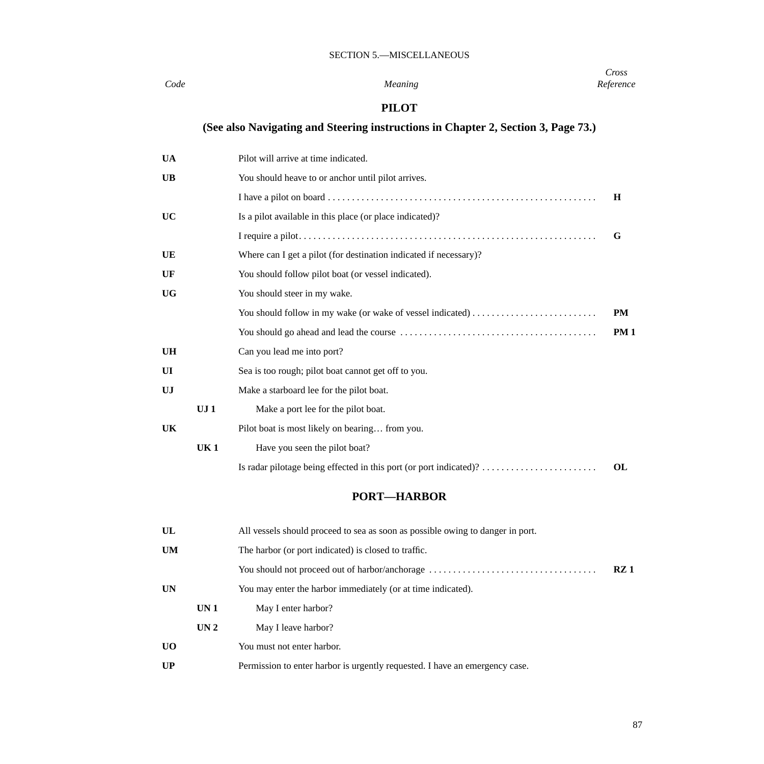SECTION 5.—MISCELLANEOUS

## PILOT

### (See also Navigating and Steering instructions in Chapter 2, Section 3, Page 73.)

| *Code* | | *Meaning* | *Cross Reference* |
|---|---|---|---|
| **UA** | | Pilot will arrive at time indicated. | |
| **UB** | | You should heave to or anchor until pilot arrives. | |
| | | I have a pilot on board | **H** |
| **UC** | | Is a pilot available in this place (or place indicated)? | |
| | | I require a pilot | **G** |
| **UE** | | Where can I get a pilot (for destination indicated if necessary)? | |
| **UF** | | You should follow pilot boat (or vessel indicated). | |
| **UG** | | You should steer in my wake. | |
| | | You should follow in my wake (or wake of vessel indicated) | **PM** |
| | | You should go ahead and lead the course | **PM 1** |
| **UH** | | Can you lead me into port? | |
| **UI** | | Sea is too rough; pilot boat cannot get off to you. | |
| **UJ** | | Make a starboard lee for the pilot boat. | |
| | **UJ 1** | Make a port lee for the pilot boat. | |
| **UK** | | Pilot boat is most likely on bearing… from you. | |
| | **UK 1** | Have you seen the pilot boat? | |
| | | Is radar pilotage being effected in this port (or port indicated)? | **OL** |

## PORT—HARBOR

| *Code* | | *Meaning* | *Cross Reference* |
|---|---|---|---|
| **UL** | | All vessels should proceed to sea as soon as possible owing to danger in port. | |
| **UM** | | The harbor (or port indicated) is closed to traffic. | |
| | | You should not proceed out of harbor/anchorage | **RZ 1** |
| **UN** | | You may enter the harbor immediately (or at time indicated). | |
| | **UN 1** | May I enter harbor? | |
| | **UN 2** | May I leave harbor? | |
| **UO** | | You must not enter harbor. | |
| **UP** | | Permission to enter harbor is urgently requested. I have an emergency case. | |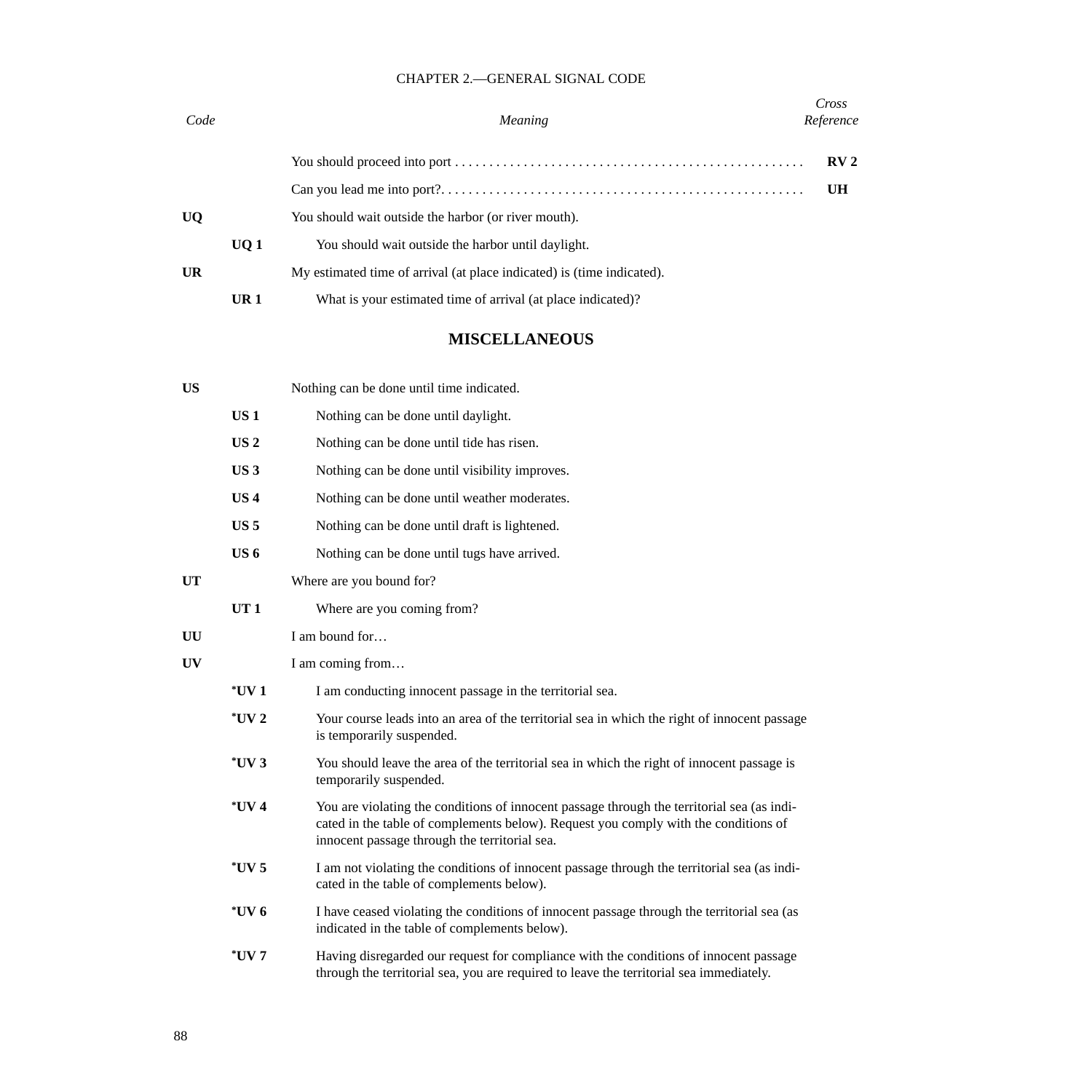| Code | | Meaning | Cross Reference |
|---|---|---|---|
| | | You should proceed into port . . . . . . . . . . . . . . . . . . . . . . . . . . . . . . . . . . . . . . . . . . . . . . . . . | **RV 2** |
| | | Can you lead me into port?. . . . . . . . . . . . . . . . . . . . . . . . . . . . . . . . . . . . . . . . . . . . . . . . . . . | **UH** |
| **UQ** | | You should wait outside the harbor (or river mouth). | |
| | **UQ 1** | You should wait outside the harbor until daylight. | |
| **UR** | | My estimated time of arrival (at place indicated) is (time indicated). | |
| | **UR 1** | What is your estimated time of arrival (at place indicated)? | |

## MISCELLANEOUS

| Code | | Meaning |
|---|---|---|
| **US** | | Nothing can be done until time indicated. |
| | **US 1** | Nothing can be done until daylight. |
| | **US 2** | Nothing can be done until tide has risen. |
| | **US 3** | Nothing can be done until visibility improves. |
| | **US 4** | Nothing can be done until weather moderates. |
| | **US 5** | Nothing can be done until draft is lightened. |
| | **US 6** | Nothing can be done until tugs have arrived. |
| **UT** | | Where are you bound for? |
| | **UT 1** | Where are you coming from? |
| **UU** | | I am bound for… |
| **UV** | | I am coming from… |
| | ***UV 1** | I am conducting innocent passage in the territorial sea. |
| | ***UV 2** | Your course leads into an area of the territorial sea in which the right of innocent passage is temporarily suspended. |
| | ***UV 3** | You should leave the area of the territorial sea in which the right of innocent passage is temporarily suspended. |
| | ***UV 4** | You are violating the conditions of innocent passage through the territorial sea (as indicated in the table of complements below). Request you comply with the conditions of innocent passage through the territorial sea. |
| | ***UV 5** | I am not violating the conditions of innocent passage through the territorial sea (as indicated in the table of complements below). |
| | ***UV 6** | I have ceased violating the conditions of innocent passage through the territorial sea (as indicated in the table of complements below). |
| | ***UV 7** | Having disregarded our request for compliance with the conditions of innocent passage through the territorial sea, you are required to leave the territorial sea immediately. |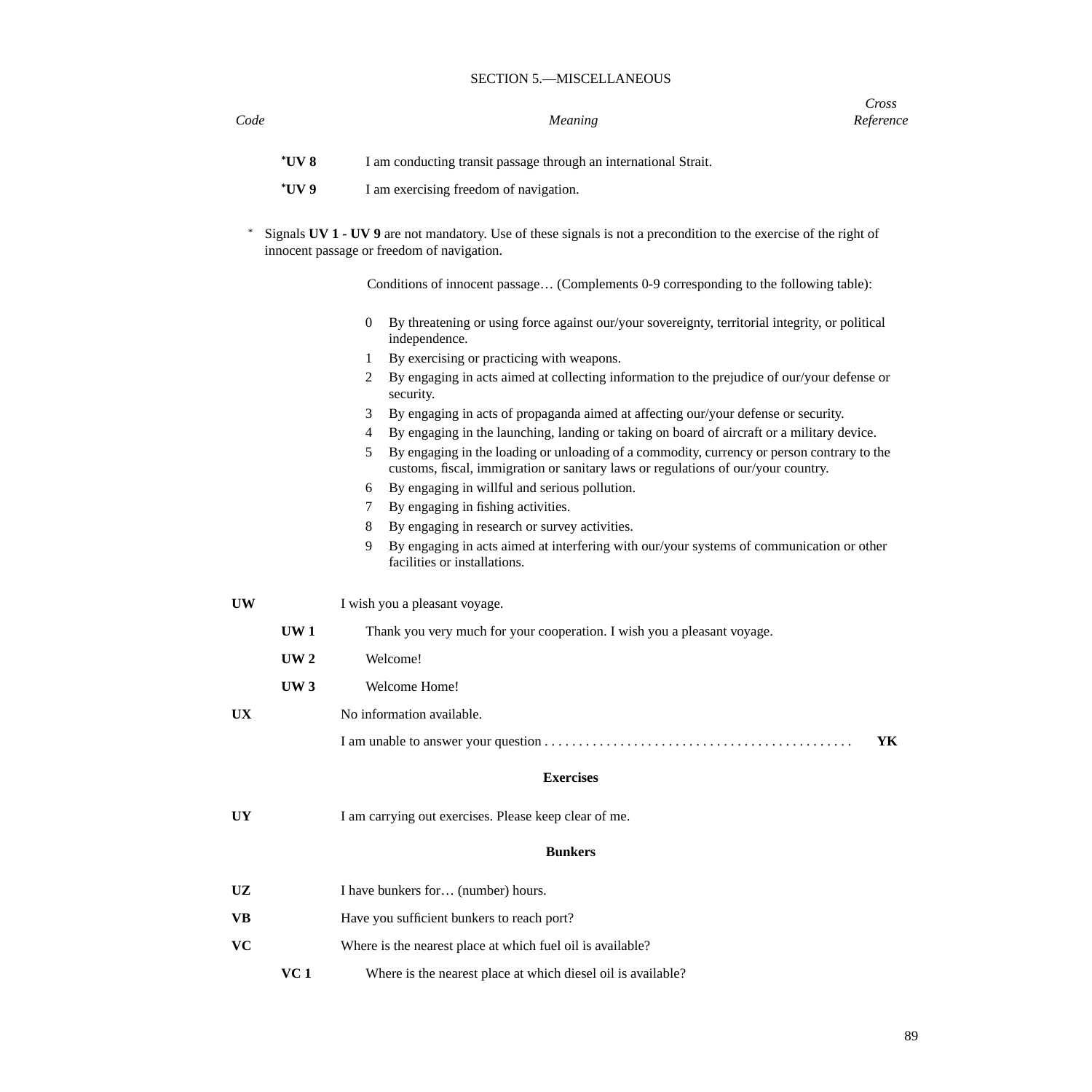## SECTION 5.—MISCELLANEOUS

| Code | | Meaning | Cross Reference |
|---|---|---|---|
| | *UV 8 | I am conducting transit passage through an international Strait. | |
| | *UV 9 | I am exercising freedom of navigation. | |

\* Signals **UV 1 - UV 9** are not mandatory. Use of these signals is not a precondition to the exercise of the right of innocent passage or freedom of navigation.

Conditions of innocent passage… (Complements 0-9 corresponding to the following table):

0 By threatening or using force against our/your sovereignty, territorial integrity, or political independence.
1 By exercising or practicing with weapons.
2 By engaging in acts aimed at collecting information to the prejudice of our/your defense or security.
3 By engaging in acts of propaganda aimed at affecting our/your defense or security.
4 By engaging in the launching, landing or taking on board of aircraft or a military device.
5 By engaging in the loading or unloading of a commodity, currency or person contrary to the customs, fiscal, immigration or sanitary laws or regulations of our/your country.
6 By engaging in willful and serious pollution.
7 By engaging in fishing activities.
8 By engaging in research or survey activities.
9 By engaging in acts aimed at interfering with our/your systems of communication or other facilities or installations.

| Code | | Meaning | Cross Reference |
|---|---|---|---|
| **UW** | | I wish you a pleasant voyage. | |
| | **UW 1** | Thank you very much for your cooperation. I wish you a pleasant voyage. | |
| | **UW 2** | Welcome! | |
| | **UW 3** | Welcome Home! | |
| **UX** | | No information available. | |
| | | I am unable to answer your question | **YK** |

**Exercises**

| Code | | Meaning | Cross Reference |
|---|---|---|---|
| **UY** | | I am carrying out exercises. Please keep clear of me. | |

**Bunkers**

| Code | | Meaning | Cross Reference |
|---|---|---|---|
| **UZ** | | I have bunkers for… (number) hours. | |
| **VB** | | Have you sufficient bunkers to reach port? | |
| **VC** | | Where is the nearest place at which fuel oil is available? | |
| | **VC 1** | Where is the nearest place at which diesel oil is available? | |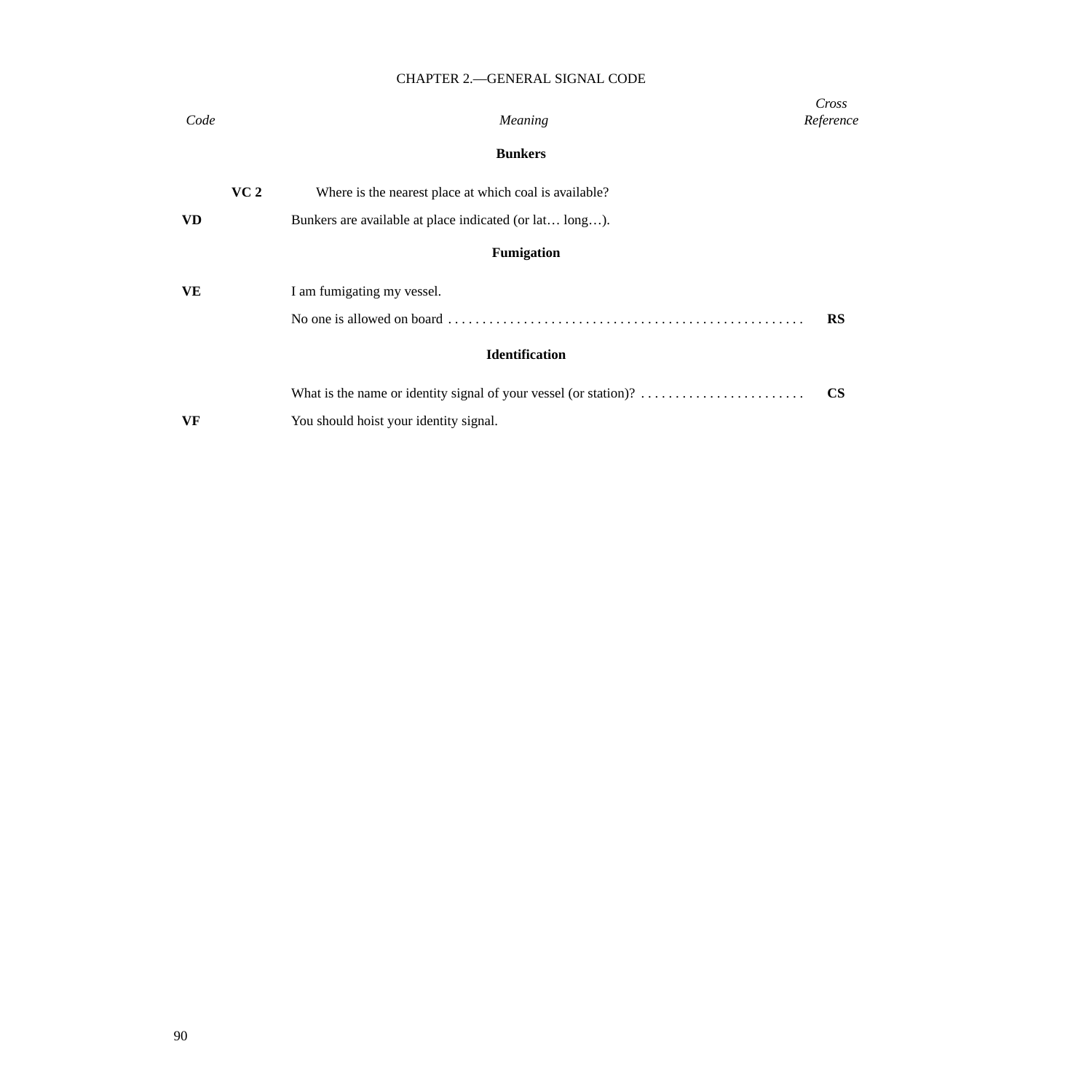CHAPTER 2.—GENERAL SIGNAL CODE

| *Code* | *Meaning* | *Cross Reference* |
|---|---|---|
| | **Bunkers** | |
| **VC 2** | Where is the nearest place at which coal is available? | |
| **VD** | Bunkers are available at place indicated (or lat… long…). | |
| | **Fumigation** | |
| **VE** | I am fumigating my vessel. | |
| | No one is allowed on board | **RS** |
| | **Identification** | |
| | What is the name or identity signal of your vessel (or station)? | **CS** |
| **VF** | You should hoist your identity signal. | |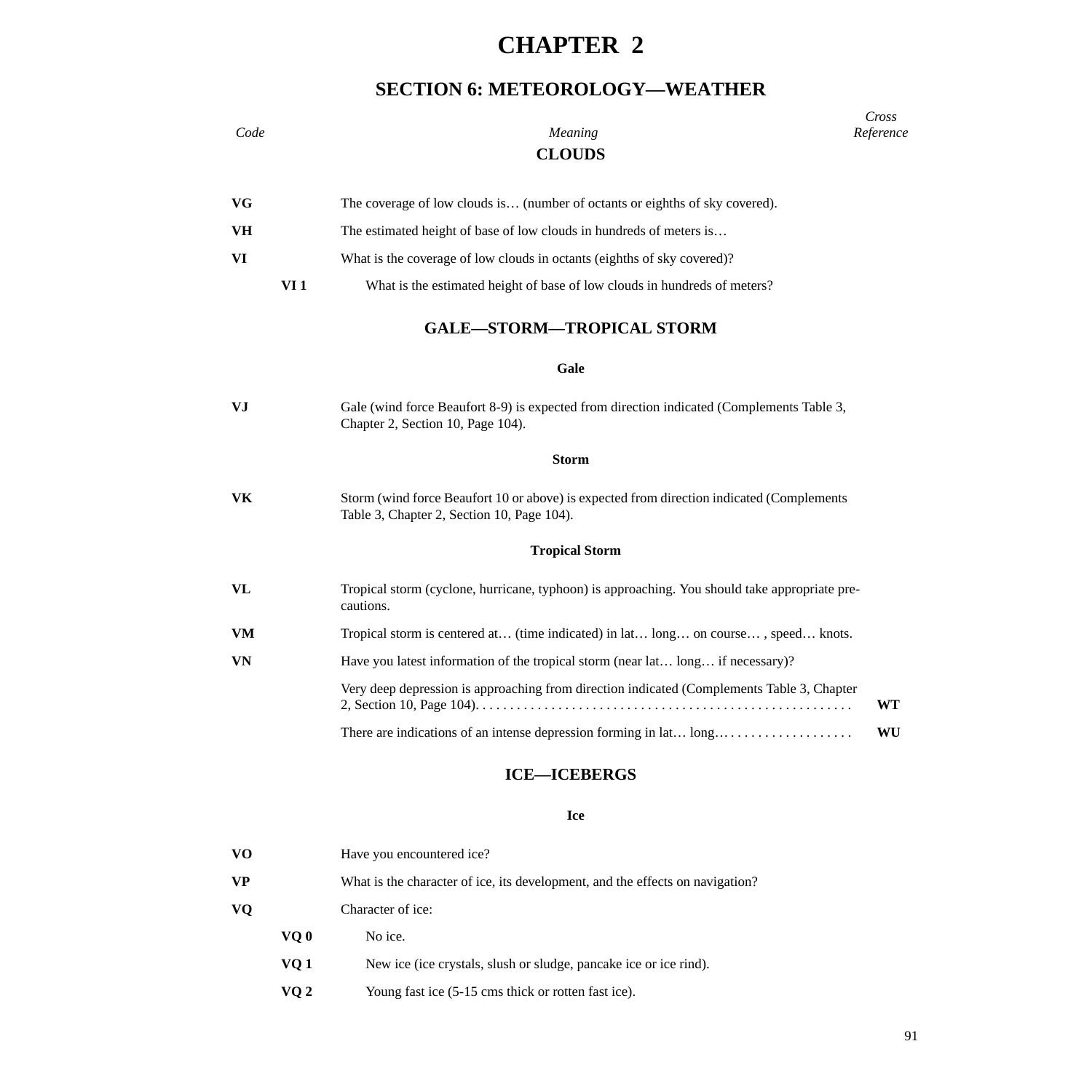# CHAPTER 2

## SECTION 6: METEOROLOGY—WEATHER

| *Code* | | *Meaning* | *Cross Reference* |
|---|---|---|---|

### CLOUDS

| Code | | Meaning | Cross Reference |
|---|---|---|---|
| **VG** | | The coverage of low clouds is… (number of octants or eighths of sky covered). | |
| **VH** | | The estimated height of base of low clouds in hundreds of meters is… | |
| **VI** | | What is the coverage of low clouds in octants (eighths of sky covered)? | |
| | **VI 1** | What is the estimated height of base of low clouds in hundreds of meters? | |

### GALE—STORM—TROPICAL STORM

#### Gale

| Code | | Meaning | Cross Reference |
|---|---|---|---|
| **VJ** | | Gale (wind force Beaufort 8-9) is expected from direction indicated (Complements Table 3, Chapter 2, Section 10, Page 104). | |

#### Storm

| Code | | Meaning | Cross Reference |
|---|---|---|---|
| **VK** | | Storm (wind force Beaufort 10 or above) is expected from direction indicated (Complements Table 3, Chapter 2, Section 10, Page 104). | |

#### Tropical Storm

| Code | | Meaning | Cross Reference |
|---|---|---|---|
| **VL** | | Tropical storm (cyclone, hurricane, typhoon) is approaching. You should take appropriate precautions. | |
| **VM** | | Tropical storm is centered at… (time indicated) in lat… long… on course… , speed… knots. | |
| **VN** | | Have you latest information of the tropical storm (near lat… long… if necessary)? | |
| | | Very deep depression is approaching from direction indicated (Complements Table 3, Chapter 2, Section 10, Page 104). | **WT** |
| | | There are indications of an intense depression forming in lat… long… | **WU** |

### ICE—ICEBERGS

#### Ice

| Code | | Meaning | Cross Reference |
|---|---|---|---|
| **VO** | | Have you encountered ice? | |
| **VP** | | What is the character of ice, its development, and the effects on navigation? | |
| **VQ** | | Character of ice: | |
| | **VQ 0** | No ice. | |
| | **VQ 1** | New ice (ice crystals, slush or sludge, pancake ice or ice rind). | |
| | **VQ 2** | Young fast ice (5-15 cms thick or rotten fast ice). | |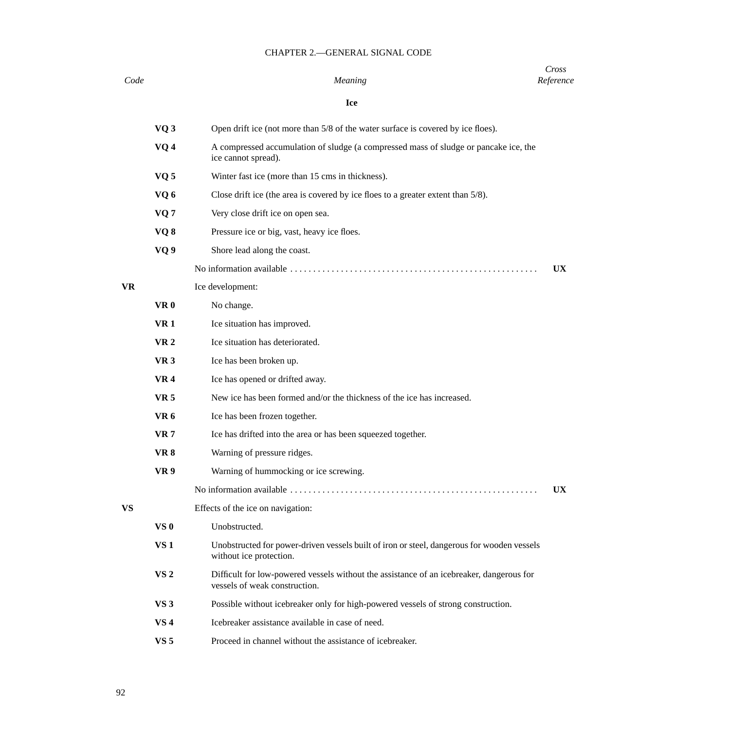| Code | | Meaning | Cross Reference |
|---|---|---|---|

**Ice**

| Code | | Meaning | Cross Reference |
|---|---|---|---|
| | **VQ 3** | Open drift ice (not more than 5/8 of the water surface is covered by ice floes). | |
| | **VQ 4** | A compressed accumulation of sludge (a compressed mass of sludge or pancake ice, the ice cannot spread). | |
| | **VQ 5** | Winter fast ice (more than 15 cms in thickness). | |
| | **VQ 6** | Close drift ice (the area is covered by ice floes to a greater extent than 5/8). | |
| | **VQ 7** | Very close drift ice on open sea. | |
| | **VQ 8** | Pressure ice or big, vast, heavy ice floes. | |
| | **VQ 9** | Shore lead along the coast. | |
| | | No information available | **UX** |
| **VR** | | Ice development: | |
| | **VR 0** | No change. | |
| | **VR 1** | Ice situation has improved. | |
| | **VR 2** | Ice situation has deteriorated. | |
| | **VR 3** | Ice has been broken up. | |
| | **VR 4** | Ice has opened or drifted away. | |
| | **VR 5** | New ice has been formed and/or the thickness of the ice has increased. | |
| | **VR 6** | Ice has been frozen together. | |
| | **VR 7** | Ice has drifted into the area or has been squeezed together. | |
| | **VR 8** | Warning of pressure ridges. | |
| | **VR 9** | Warning of hummocking or ice screwing. | |
| | | No information available | **UX** |
| **VS** | | Effects of the ice on navigation: | |
| | **VS 0** | Unobstructed. | |
| | **VS 1** | Unobstructed for power-driven vessels built of iron or steel, dangerous for wooden vessels without ice protection. | |
| | **VS 2** | Difficult for low-powered vessels without the assistance of an icebreaker, dangerous for vessels of weak construction. | |
| | **VS 3** | Possible without icebreaker only for high-powered vessels of strong construction. | |
| | **VS 4** | Icebreaker assistance available in case of need. | |
| | **VS 5** | Proceed in channel without the assistance of icebreaker. | |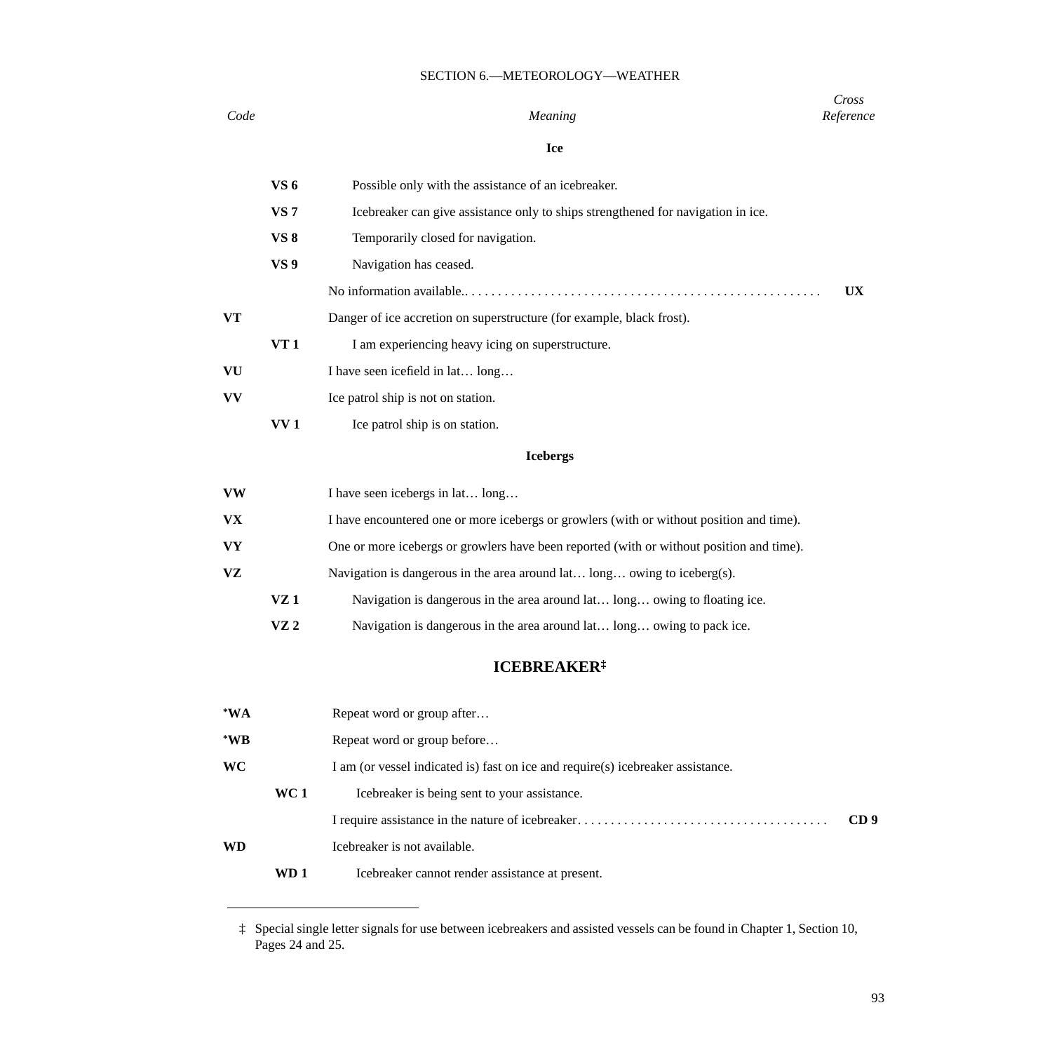## SECTION 6.—METEOROLOGY—WEATHER

| Code | | Meaning | Cross Reference |
|---|---|---|---|
| | | **Ice** | |
| | **VS 6** | Possible only with the assistance of an icebreaker. | |
| | **VS 7** | Icebreaker can give assistance only to ships strengthened for navigation in ice. | |
| | **VS 8** | Temporarily closed for navigation. | |
| | **VS 9** | Navigation has ceased. | |
| | | No information available. | **UX** |
| **VT** | | Danger of ice accretion on superstructure (for example, black frost). | |
| | **VT 1** | I am experiencing heavy icing on superstructure. | |
| **VU** | | I have seen icefield in lat… long… | |
| **VV** | | Ice patrol ship is not on station. | |
| | **VV 1** | Ice patrol ship is on station. | |
| | | **Icebergs** | |
| **VW** | | I have seen icebergs in lat… long… | |
| **VX** | | I have encountered one or more icebergs or growlers (with or without position and time). | |
| **VY** | | One or more icebergs or growlers have been reported (with or without position and time). | |
| **VZ** | | Navigation is dangerous in the area around lat… long… owing to iceberg(s). | |
| | **VZ 1** | Navigation is dangerous in the area around lat… long… owing to floating ice. | |
| | **VZ 2** | Navigation is dangerous in the area around lat… long… owing to pack ice. | |

## ICEBREAKER‡

| Code | | Meaning | Cross Reference |
|---|---|---|---|
| ***WA** | | Repeat word or group after… | |
| ***WB** | | Repeat word or group before… | |
| **WC** | | I am (or vessel indicated is) fast on ice and require(s) icebreaker assistance. | |
| | **WC 1** | Icebreaker is being sent to your assistance. | |
| | | I require assistance in the nature of icebreaker | **CD 9** |
| **WD** | | Icebreaker is not available. | |
| | **WD 1** | Icebreaker cannot render assistance at present. | |

‡ Special single letter signals for use between icebreakers and assisted vessels can be found in Chapter 1, Section 10, Pages 24 and 25.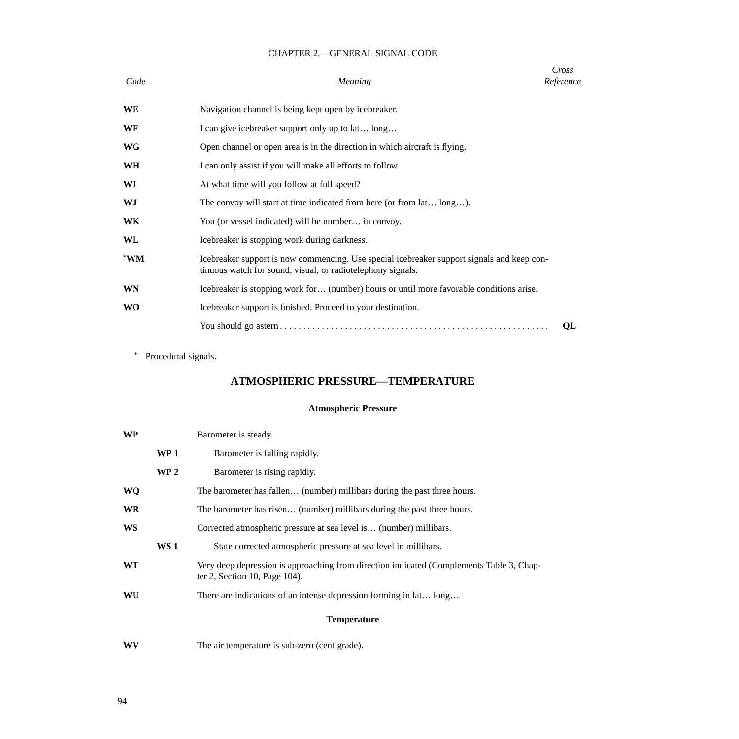| *Code* | *Meaning* | *Cross Reference* |
|---|---|---|
| **WE** | Navigation channel is being kept open by icebreaker. | |
| **WF** | I can give icebreaker support only up to lat… long… | |
| **WG** | Open channel or open area is in the direction in which aircraft is flying. | |
| **WH** | I can only assist if you will make all efforts to follow. | |
| **WI** | At what time will you follow at full speed? | |
| **WJ** | The convoy will start at time indicated from here (or from lat… long…). | |
| **WK** | You (or vessel indicated) will be number… in convoy. | |
| **WL** | Icebreaker is stopping work during darkness. | |
| **\*WM** | Icebreaker support is now commencing. Use special icebreaker support signals and keep continuous watch for sound, visual, or radiotelephony signals. | |
| **WN** | Icebreaker is stopping work for… (number) hours or until more favorable conditions arise. | |
| **WO** | Icebreaker support is finished. Proceed to your destination. | |
| | You should go astern | **QL** |

\* Procedural signals.

## ATMOSPHERIC PRESSURE—TEMPERATURE

### Atmospheric Pressure

**WP** Barometer is steady.

- **WP 1** Barometer is falling rapidly.
- **WP 2** Barometer is rising rapidly.

**WQ** The barometer has fallen… (number) millibars during the past three hours.

**WR** The barometer has risen… (number) millibars during the past three hours.

**WS** Corrected atmospheric pressure at sea level is… (number) millibars.

- **WS 1** State corrected atmospheric pressure at sea level in millibars.

**WT** Very deep depression is approaching from direction indicated (Complements Table 3, Chapter 2, Section 10, Page 104).

**WU** There are indications of an intense depression forming in lat… long…

### Temperature

**WV** The air temperature is sub-zero (centigrade).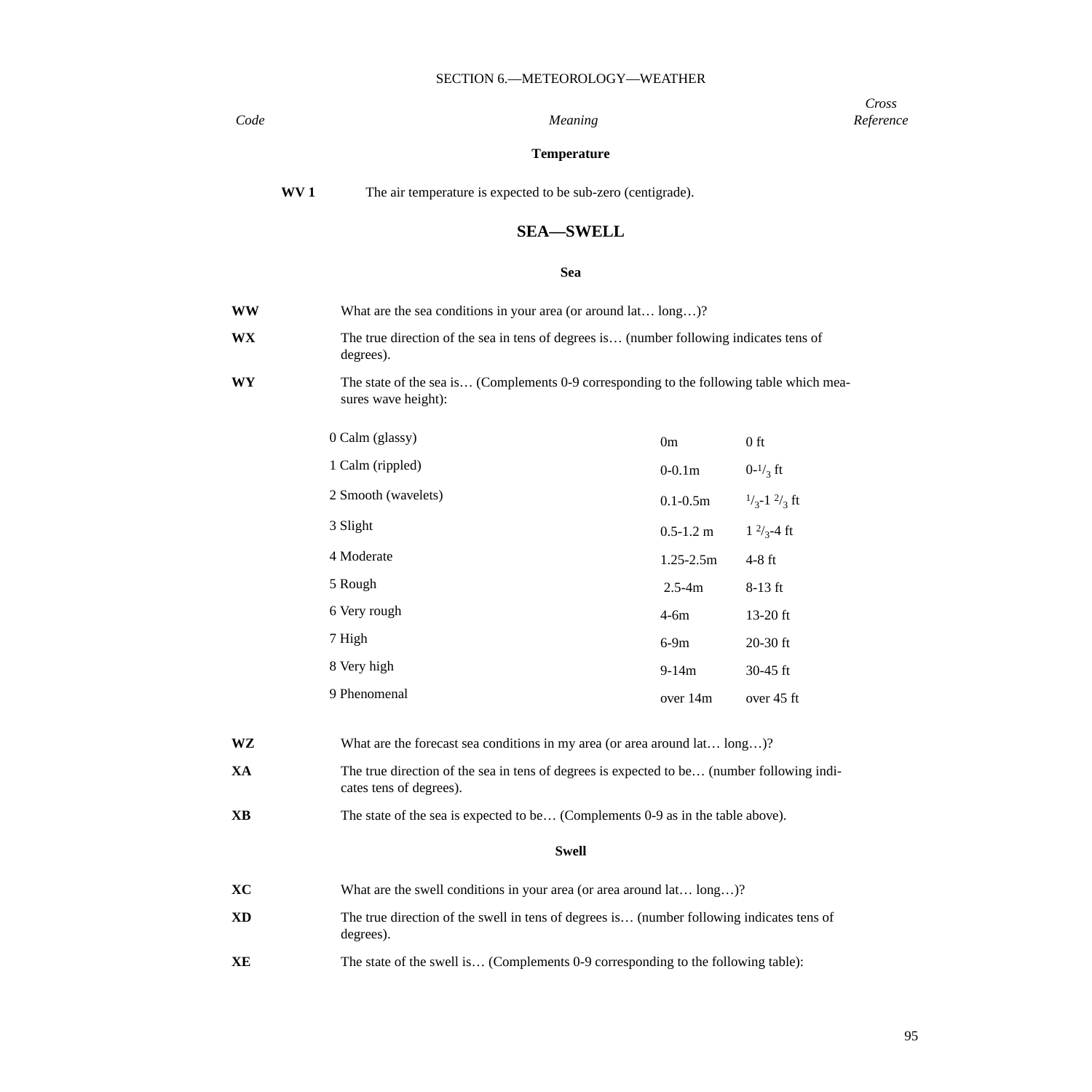SECTION 6.—METEOROLOGY—WEATHER

| Code | Meaning | Cross Reference |
|---|---|---|

**Temperature**

| | | |
|---|---|---|
| **WV 1** | The air temperature is expected to be sub-zero (centigrade). | |

## SEA—SWELL

### Sea

| | | |
|---|---|---|
| **WW** | What are the sea conditions in your area (or around lat… long…)? | |
| **WX** | The true direction of the sea in tens of degrees is… (number following indicates tens of degrees). | |
| **WY** | The state of the sea is… (Complements 0-9 corresponding to the following table which measures wave height): | |

| | | |
|---|---|---|
| 0 Calm (glassy) | 0m | 0 ft |
| 1 Calm (rippled) | 0-0.1m | 0-$^{1}/_{3}$ ft |
| 2 Smooth (wavelets) | 0.1-0.5m | $^{1}/_{3}$-1 $^{2}/_{3}$ ft |
| 3 Slight | 0.5-1.2 m | 1 $^{2}/_{3}$-4 ft |
| 4 Moderate | 1.25-2.5m | 4-8 ft |
| 5 Rough | 2.5-4m | 8-13 ft |
| 6 Very rough | 4-6m | 13-20 ft |
| 7 High | 6-9m | 20-30 ft |
| 8 Very high | 9-14m | 30-45 ft |
| 9 Phenomenal | over 14m | over 45 ft |

| | | |
|---|---|---|
| **WZ** | What are the forecast sea conditions in my area (or area around lat… long…)? | |
| **XA** | The true direction of the sea in tens of degrees is expected to be… (number following indicates tens of degrees). | |
| **XB** | The state of the sea is expected to be… (Complements 0-9 as in the table above). | |

### Swell

| | | |
|---|---|---|
| **XC** | What are the swell conditions in your area (or area around lat… long…)? | |
| **XD** | The true direction of the swell in tens of degrees is… (number following indicates tens of degrees). | |
| **XE** | The state of the swell is… (Complements 0-9 corresponding to the following table): | |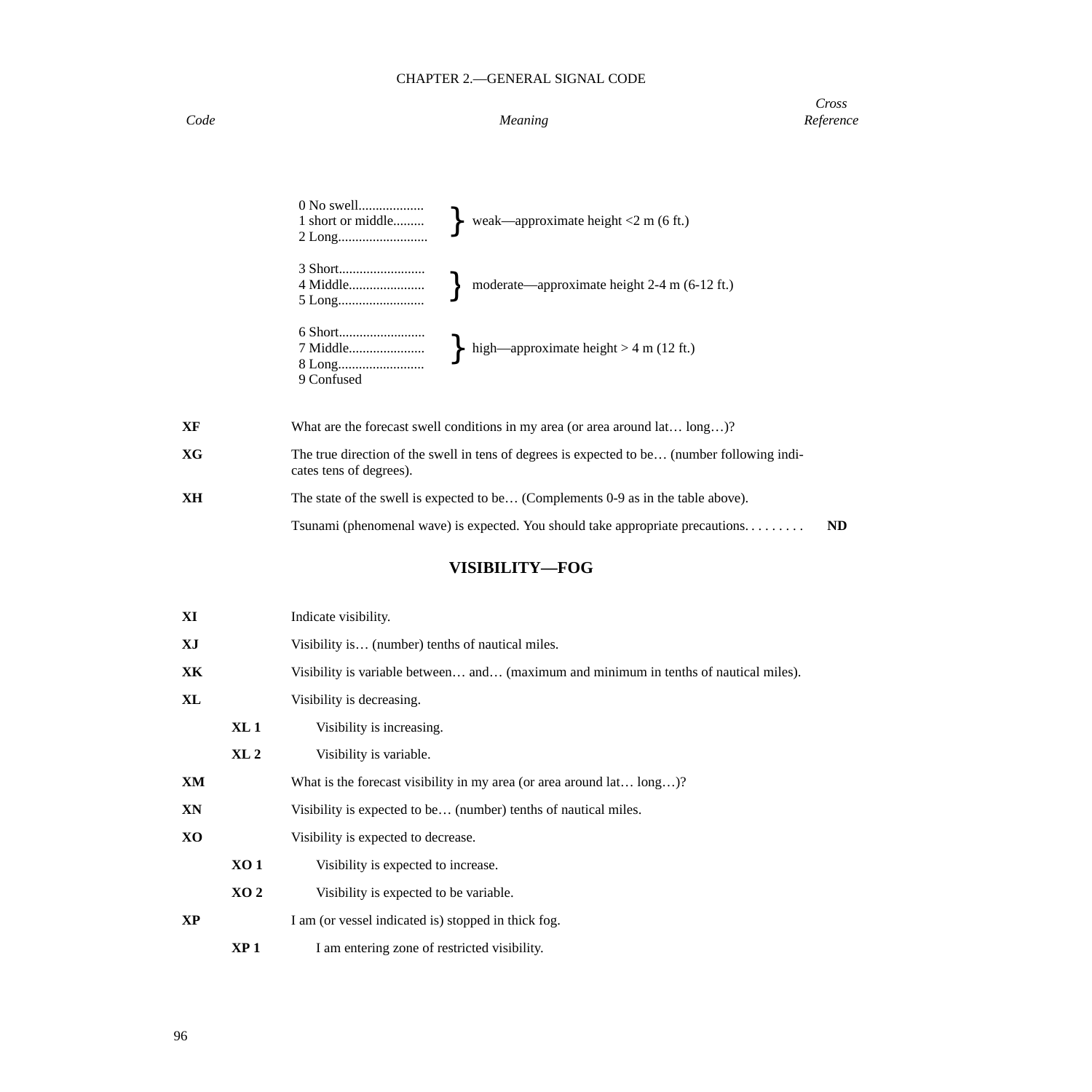| Code | Meaning | Cross Reference |
|---|---|---|

| | | |
|---|---|---|
| 0 No swell.................. | | |
| 1 short or middle......... | weak—approximate height <2 m (6 ft.) | |
| 2 Long.......................... | | |
| 3 Short......................... | | |
| 4 Middle...................... | moderate—approximate height 2-4 m (6-12 ft.) | |
| 5 Long......................... | | |
| 6 Short......................... | | |
| 7 Middle...................... | high—approximate height > 4 m (12 ft.) | |
| 8 Long......................... | | |
| 9 Confused | | |

| Code | Meaning | Cross Reference |
|---|---|---|
| **XF** | What are the forecast swell conditions in my area (or area around lat… long…)? | |
| **XG** | The true direction of the swell in tens of degrees is expected to be… (number following indicates tens of degrees). | |
| **XH** | The state of the swell is expected to be… (Complements 0-9 as in the table above). | |
| | Tsunami (phenomenal wave) is expected. You should take appropriate precautions. . . . . . . . . | **ND** |

## VISIBILITY—FOG

| Code | Meaning | Cross Reference |
|---|---|---|
| **XI** | Indicate visibility. | |
| **XJ** | Visibility is… (number) tenths of nautical miles. | |
| **XK** | Visibility is variable between… and… (maximum and minimum in tenths of nautical miles). | |
| **XL** | Visibility is decreasing. | |
| **XL 1** | Visibility is increasing. | |
| **XL 2** | Visibility is variable. | |
| **XM** | What is the forecast visibility in my area (or area around lat… long…)? | |
| **XN** | Visibility is expected to be… (number) tenths of nautical miles. | |
| **XO** | Visibility is expected to decrease. | |
| **XO 1** | Visibility is expected to increase. | |
| **XO 2** | Visibility is expected to be variable. | |
| **XP** | I am (or vessel indicated is) stopped in thick fog. | |
| **XP 1** | I am entering zone of restricted visibility. | |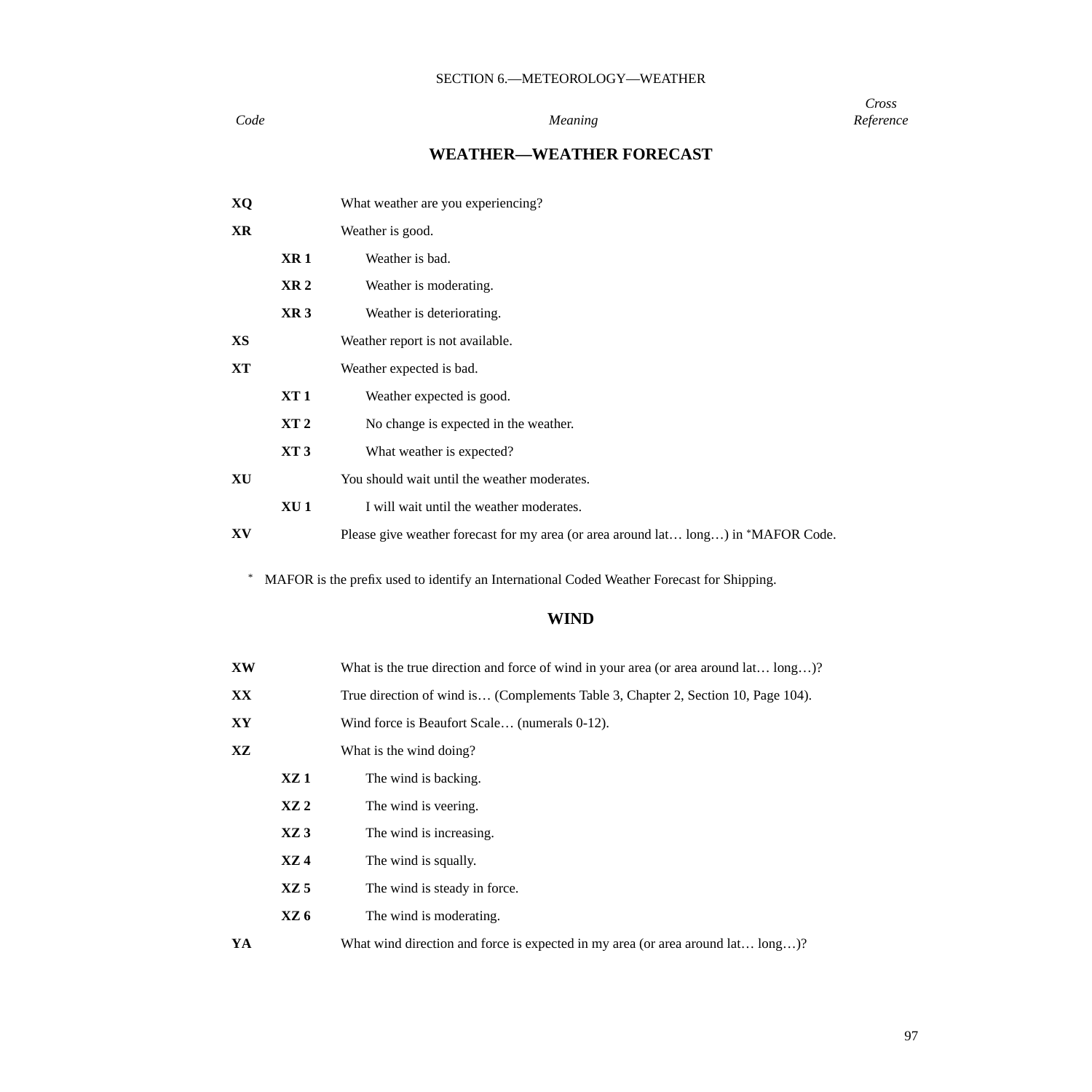SECTION 6.—METEOROLOGY—WEATHER

| *Code* | | *Meaning* | *Cross Reference* |
|---|---|---|---|

## WEATHER—WEATHER FORECAST

| Code | | Meaning |
|---|---|---|
| **XQ** | | What weather are you experiencing? |
| **XR** | | Weather is good. |
| | **XR 1** | Weather is bad. |
| | **XR 2** | Weather is moderating. |
| | **XR 3** | Weather is deteriorating. |
| **XS** | | Weather report is not available. |
| **XT** | | Weather expected is bad. |
| | **XT 1** | Weather expected is good. |
| | **XT 2** | No change is expected in the weather. |
| | **XT 3** | What weather is expected? |
| **XU** | | You should wait until the weather moderates. |
| | **XU 1** | I will wait until the weather moderates. |
| **XV** | | Please give weather forecast for my area (or area around lat… long…) in *MAFOR Code. |

\* MAFOR is the prefix used to identify an International Coded Weather Forecast for Shipping.

## WIND

| Code | | Meaning |
|---|---|---|
| **XW** | | What is the true direction and force of wind in your area (or area around lat… long…)? |
| **XX** | | True direction of wind is… (Complements Table 3, Chapter 2, Section 10, Page 104). |
| **XY** | | Wind force is Beaufort Scale… (numerals 0-12). |
| **XZ** | | What is the wind doing? |
| | **XZ 1** | The wind is backing. |
| | **XZ 2** | The wind is veering. |
| | **XZ 3** | The wind is increasing. |
| | **XZ 4** | The wind is squally. |
| | **XZ 5** | The wind is steady in force. |
| | **XZ 6** | The wind is moderating. |
| **YA** | | What wind direction and force is expected in my area (or area around lat… long…)? |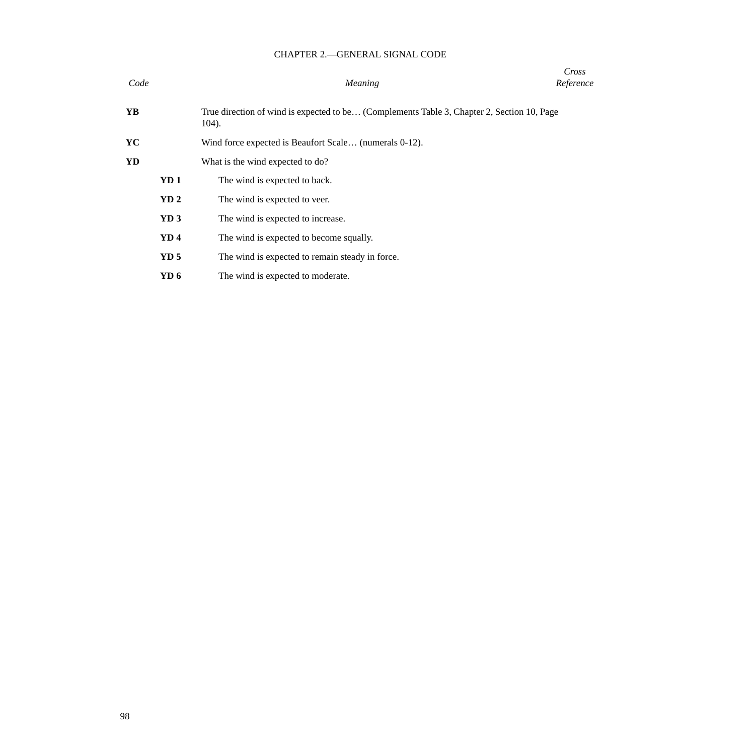CHAPTER 2.—GENERAL SIGNAL CODE

| *Code* | | *Meaning* | *Cross Reference* |
|---|---|---|---|
| **YB** | | True direction of wind is expected to be… (Complements Table 3, Chapter 2, Section 10, Page 104). | |
| **YC** | | Wind force expected is Beaufort Scale… (numerals 0-12). | |
| **YD** | | What is the wind expected to do? | |
| | **YD 1** | The wind is expected to back. | |
| | **YD 2** | The wind is expected to veer. | |
| | **YD 3** | The wind is expected to increase. | |
| | **YD 4** | The wind is expected to become squally. | |
| | **YD 5** | The wind is expected to remain steady in force. | |
| | **YD 6** | The wind is expected to moderate. | |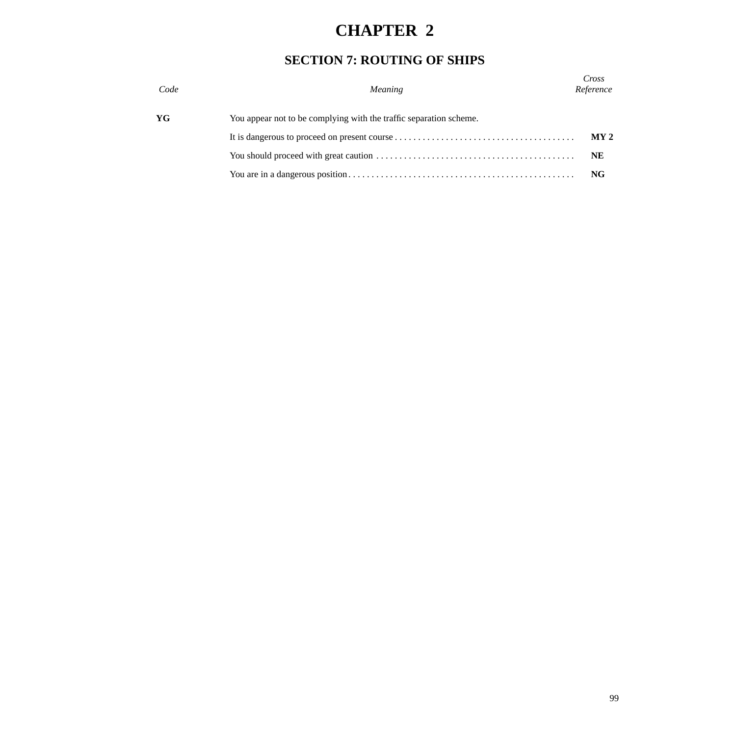# CHAPTER 2

## SECTION 7: ROUTING OF SHIPS

| *Code* | *Meaning* | *Cross Reference* |
|---|---|---|
| **YG** | You appear not to be complying with the traffic separation scheme. | |
| | It is dangerous to proceed on present course | **MY 2** |
| | You should proceed with great caution | **NE** |
| | You are in a dangerous position | **NG** |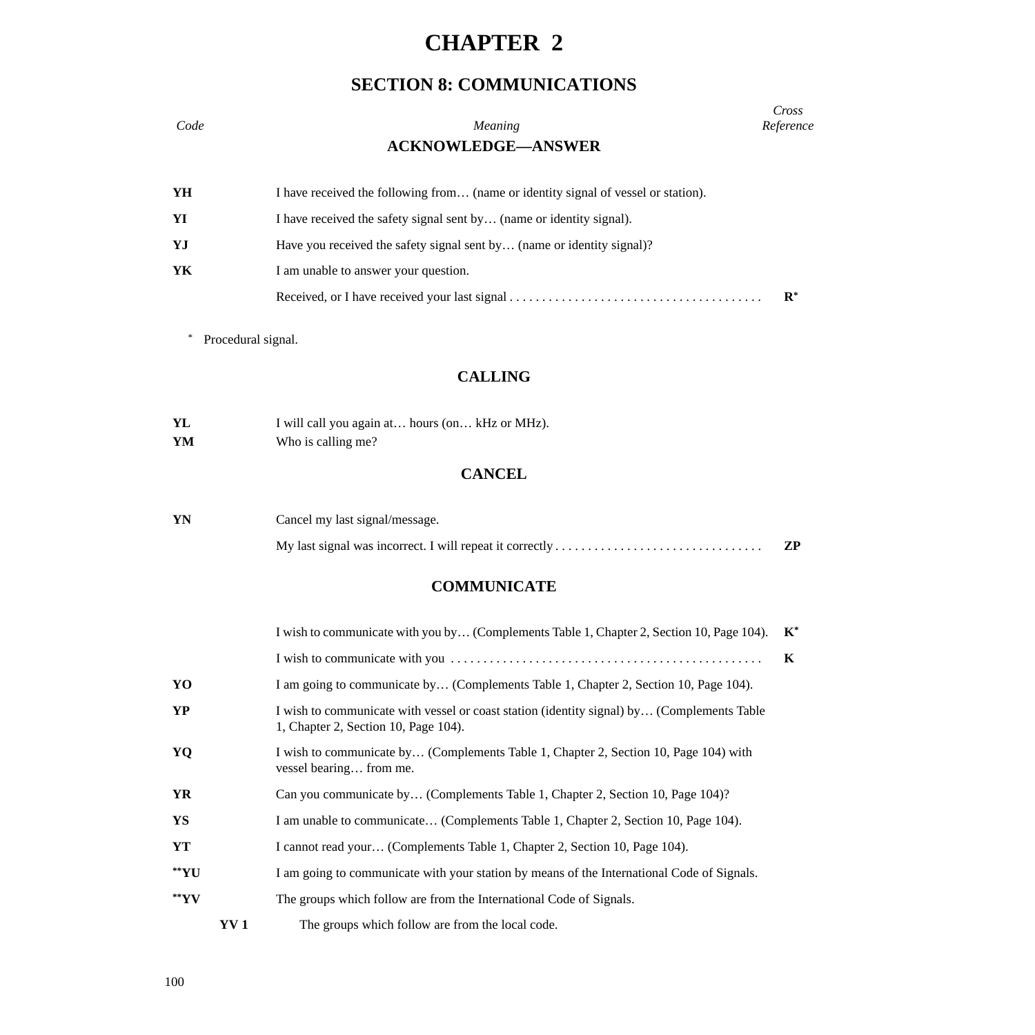# CHAPTER 2

## SECTION 8: COMMUNICATIONS

| *Code* | *Meaning* | *Cross Reference* |
|---|---|---|
| | **ACKNOWLEDGE—ANSWER** | |
| **YH** | I have received the following from… (name or identity signal of vessel or station). | |
| **YI** | I have received the safety signal sent by… (name or identity signal). | |
| **YJ** | Have you received the safety signal sent by… (name or identity signal)? | |
| **YK** | I am unable to answer your question. | |
| | Received, or I have received your last signal . . . . . . . . . . . . . . . . . . . . . . . . . . . . . . . . . . . . . . . | **R*** |

\* Procedural signal.

### CALLING

| | | |
|---|---|---|
| **YL** | I will call you again at… hours (on… kHz or MHz). | |
| **YM** | Who is calling me? | |

### CANCEL

| | | |
|---|---|---|
| **YN** | Cancel my last signal/message. | |
| | My last signal was incorrect. I will repeat it correctly . . . . . . . . . . . . . . . . . . . . . . . . . . . . . . . . | **ZP** |

### COMMUNICATE

| | | |
|---|---|---|
| | I wish to communicate with you by… (Complements Table 1, Chapter 2, Section 10, Page 104). | **K*** |
| | I wish to communicate with you . . . . . . . . . . . . . . . . . . . . . . . . . . . . . . . . . . . . . . . . . . . . . . . . | **K** |
| **YO** | I am going to communicate by… (Complements Table 1, Chapter 2, Section 10, Page 104). | |
| **YP** | I wish to communicate with vessel or coast station (identity signal) by… (Complements Table 1, Chapter 2, Section 10, Page 104). | |
| **YQ** | I wish to communicate by… (Complements Table 1, Chapter 2, Section 10, Page 104) with vessel bearing… from me. | |
| **YR** | Can you communicate by… (Complements Table 1, Chapter 2, Section 10, Page 104)? | |
| **YS** | I am unable to communicate… (Complements Table 1, Chapter 2, Section 10, Page 104). | |
| **YT** | I cannot read your… (Complements Table 1, Chapter 2, Section 10, Page 104). | |
| **\*\*YU** | I am going to communicate with your station by means of the International Code of Signals. | |
| **\*\*YV** | The groups which follow are from the International Code of Signals. | |
| **YV 1** | The groups which follow are from the local code. | |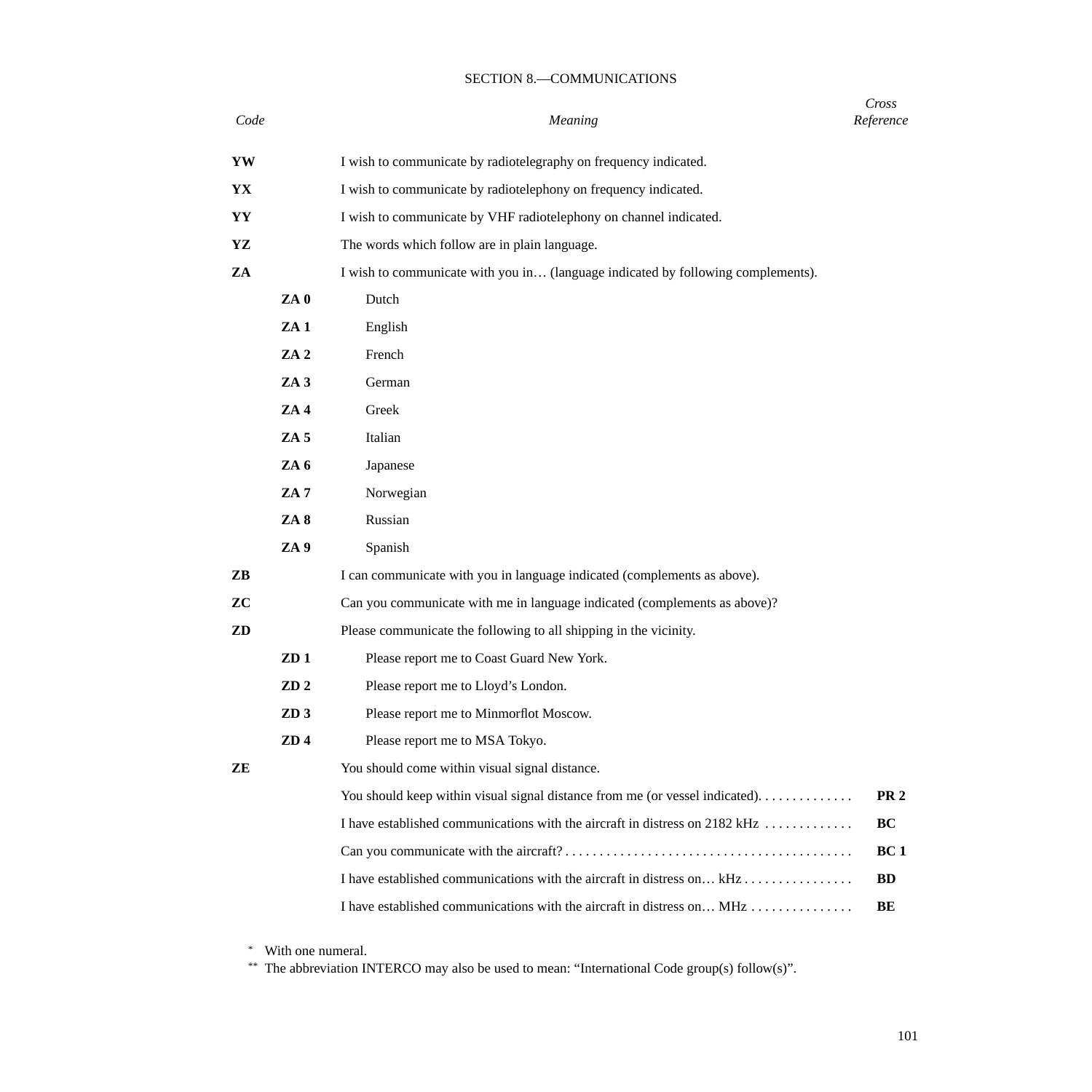## SECTION 8.—COMMUNICATIONS

| *Code* | | *Meaning* | *Cross Reference* |
|---|---|---|---|
| **YW** | | I wish to communicate by radiotelegraphy on frequency indicated. | |
| **YX** | | I wish to communicate by radiotelephony on frequency indicated. | |
| **YY** | | I wish to communicate by VHF radiotelephony on channel indicated. | |
| **YZ** | | The words which follow are in plain language. | |
| **ZA** | | I wish to communicate with you in… (language indicated by following complements). | |
| | **ZA 0** | Dutch | |
| | **ZA 1** | English | |
| | **ZA 2** | French | |
| | **ZA 3** | German | |
| | **ZA 4** | Greek | |
| | **ZA 5** | Italian | |
| | **ZA 6** | Japanese | |
| | **ZA 7** | Norwegian | |
| | **ZA 8** | Russian | |
| | **ZA 9** | Spanish | |
| **ZB** | | I can communicate with you in language indicated (complements as above). | |
| **ZC** | | Can you communicate with me in language indicated (complements as above)? | |
| **ZD** | | Please communicate the following to all shipping in the vicinity. | |
| | **ZD 1** | Please report me to Coast Guard New York. | |
| | **ZD 2** | Please report me to Lloyd's London. | |
| | **ZD 3** | Please report me to Minmorflot Moscow. | |
| | **ZD 4** | Please report me to MSA Tokyo. | |
| **ZE** | | You should come within visual signal distance. | |
| | | You should keep within visual signal distance from me (or vessel indicated). | **PR 2** |
| | | I have established communications with the aircraft in distress on 2182 kHz | **BC** |
| | | Can you communicate with the aircraft? | **BC 1** |
| | | I have established communications with the aircraft in distress on… kHz | **BD** |
| | | I have established communications with the aircraft in distress on… MHz | **BE** |

\* With one numeral.

\*\* The abbreviation INTERCO may also be used to mean: "International Code group(s) follow(s)".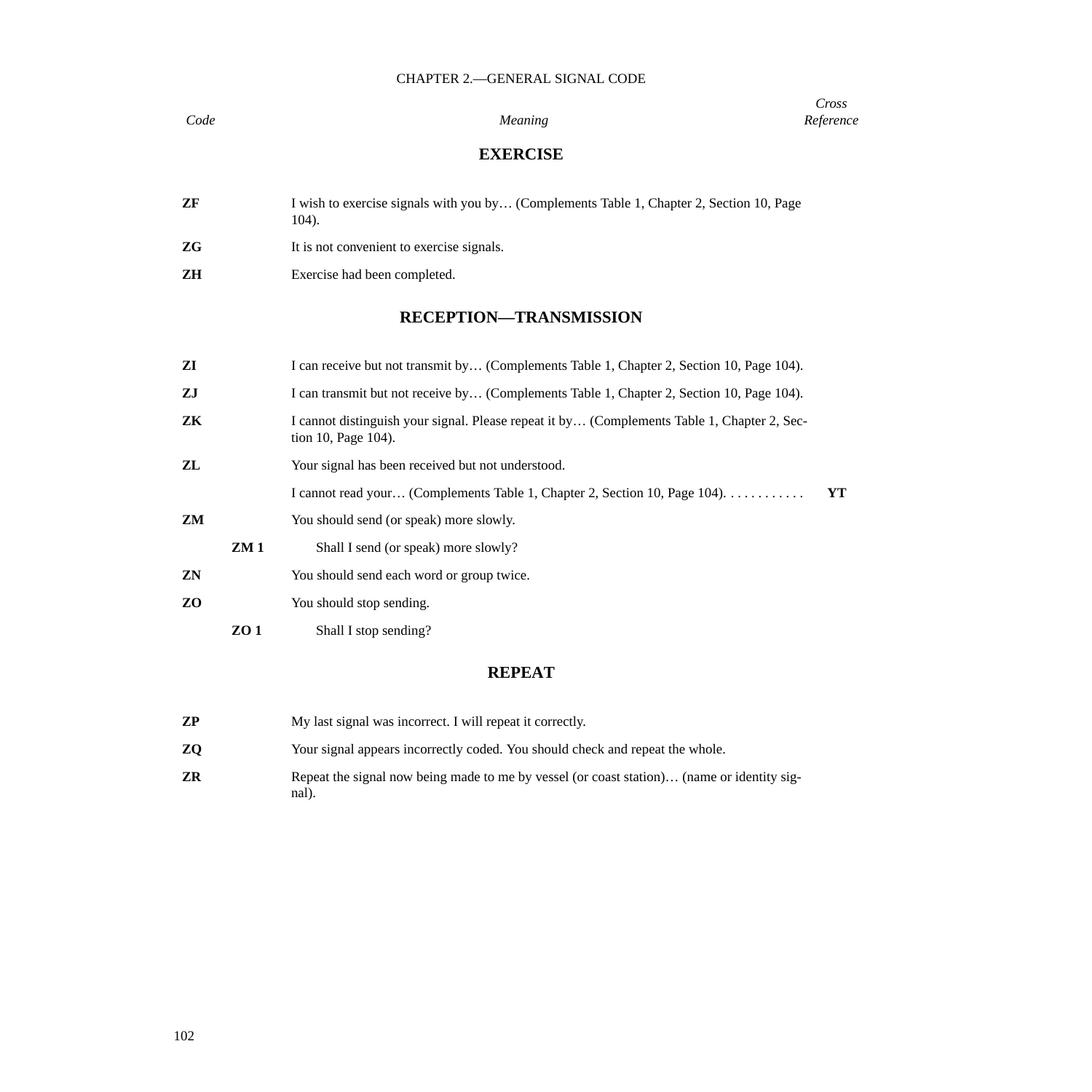CHAPTER 2.—GENERAL SIGNAL CODE

| *Code* | | *Meaning* | *Cross Reference* |
|---|---|---|---|
| | | **EXERCISE** | |
| **ZF** | | I wish to exercise signals with you by… (Complements Table 1, Chapter 2, Section 10, Page 104). | |
| **ZG** | | It is not convenient to exercise signals. | |
| **ZH** | | Exercise had been completed. | |
| | | **RECEPTION—TRANSMISSION** | |
| **ZI** | | I can receive but not transmit by… (Complements Table 1, Chapter 2, Section 10, Page 104). | |
| **ZJ** | | I can transmit but not receive by… (Complements Table 1, Chapter 2, Section 10, Page 104). | |
| **ZK** | | I cannot distinguish your signal. Please repeat it by… (Complements Table 1, Chapter 2, Section 10, Page 104). | |
| **ZL** | | Your signal has been received but not understood. | |
| | | I cannot read your… (Complements Table 1, Chapter 2, Section 10, Page 104). | **YT** |
| **ZM** | | You should send (or speak) more slowly. | |
| | **ZM 1** | Shall I send (or speak) more slowly? | |
| **ZN** | | You should send each word or group twice. | |
| **ZO** | | You should stop sending. | |
| | **ZO 1** | Shall I stop sending? | |
| | | **REPEAT** | |
| **ZP** | | My last signal was incorrect. I will repeat it correctly. | |
| **ZQ** | | Your signal appears incorrectly coded. You should check and repeat the whole. | |
| **ZR** | | Repeat the signal now being made to me by vessel (or coast station)… (name or identity signal). | |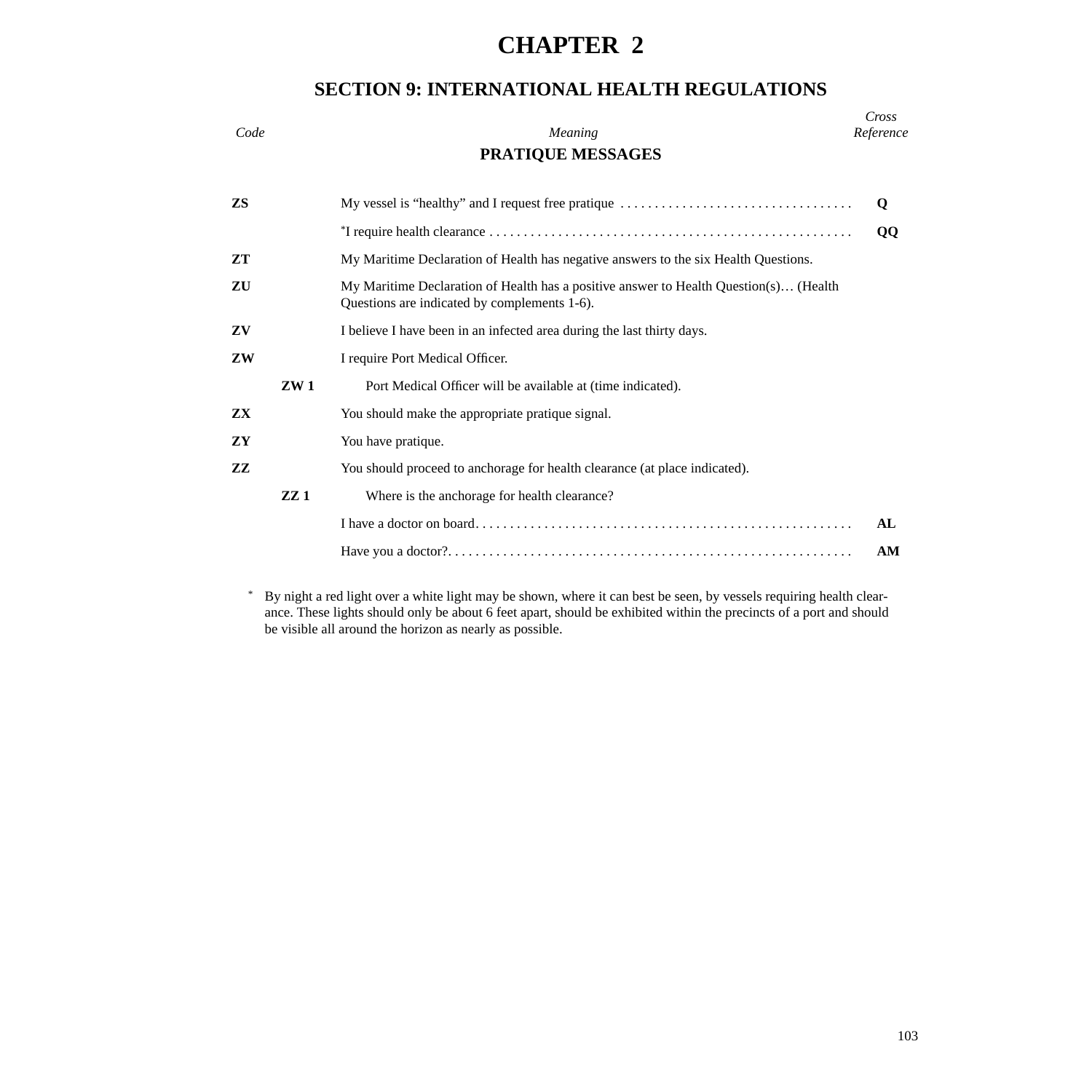# CHAPTER 2

## SECTION 9: INTERNATIONAL HEALTH REGULATIONS

### PRATIQUE MESSAGES

| *Code* | | *Meaning* | *Cross Reference* |
|---|---|---|---|
| **ZS** | | My vessel is "healthy" and I request free pratique | **Q** |
| | | *I require health clearance | **QQ** |
| **ZT** | | My Maritime Declaration of Health has negative answers to the six Health Questions. | |
| **ZU** | | My Maritime Declaration of Health has a positive answer to Health Question(s)… (Health Questions are indicated by complements 1-6). | |
| **ZV** | | I believe I have been in an infected area during the last thirty days. | |
| **ZW** | | I require Port Medical Officer. | |
| | **ZW 1** | Port Medical Officer will be available at (time indicated). | |
| **ZX** | | You should make the appropriate pratique signal. | |
| **ZY** | | You have pratique. | |
| **ZZ** | | You should proceed to anchorage for health clearance (at place indicated). | |
| | **ZZ 1** | Where is the anchorage for health clearance? | |
| | | I have a doctor on board | **AL** |
| | | Have you a doctor? | **AM** |

* By night a red light over a white light may be shown, where it can best be seen, by vessels requiring health clearance. These lights should only be about 6 feet apart, should be exhibited within the precincts of a port and should be visible all around the horizon as nearly as possible.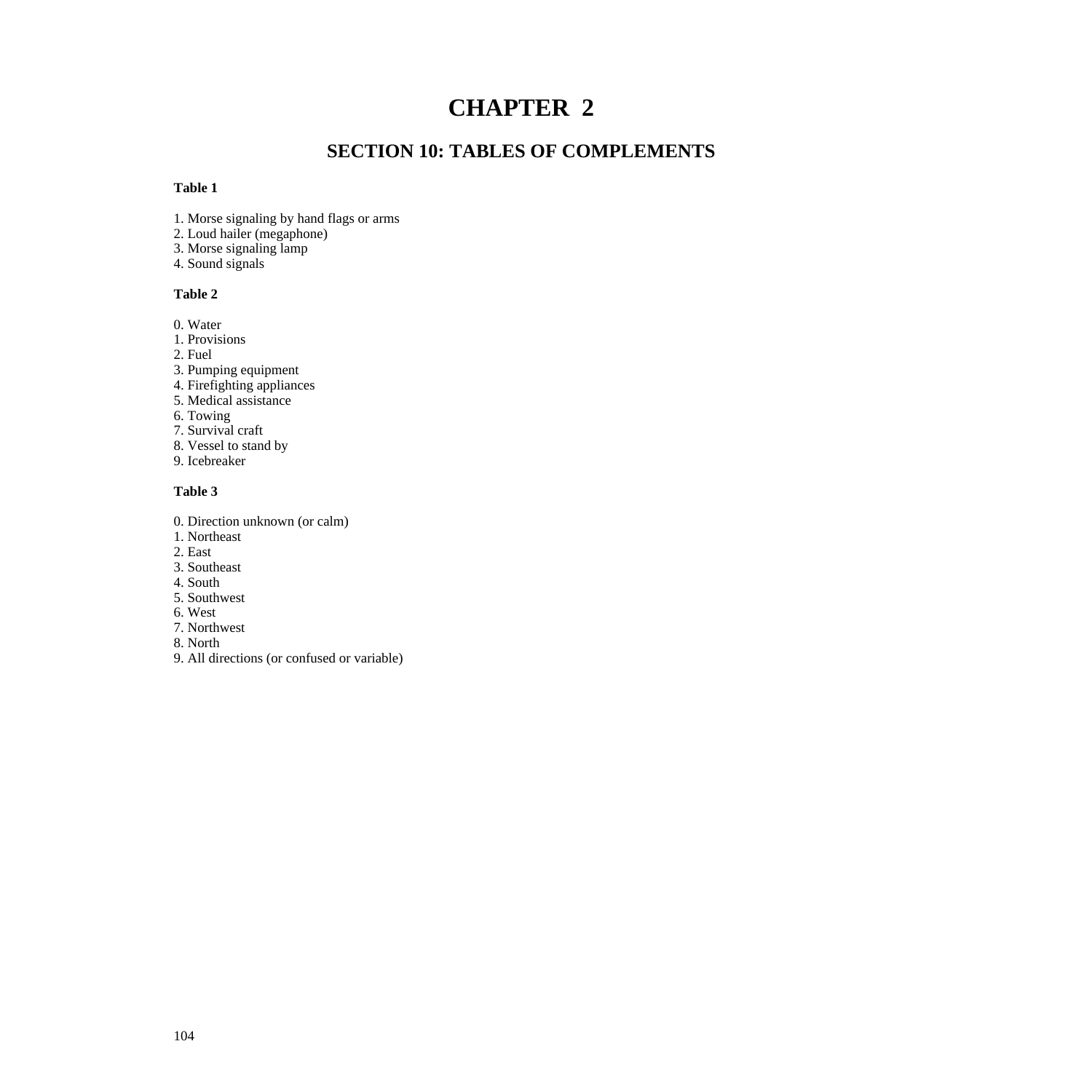# CHAPTER 2

## SECTION 10: TABLES OF COMPLEMENTS

**Table 1**

1. Morse signaling by hand flags or arms
2. Loud hailer (megaphone)
3. Morse signaling lamp
4. Sound signals

**Table 2**

0. Water
1. Provisions
2. Fuel
3. Pumping equipment
4. Firefighting appliances
5. Medical assistance
6. Towing
7. Survival craft
8. Vessel to stand by
9. Icebreaker

**Table 3**

0. Direction unknown (or calm)
1. Northeast
2. East
3. Southeast
4. South
5. Southwest
6. West
7. Northwest
8. North
9. All directions (or confused or variable)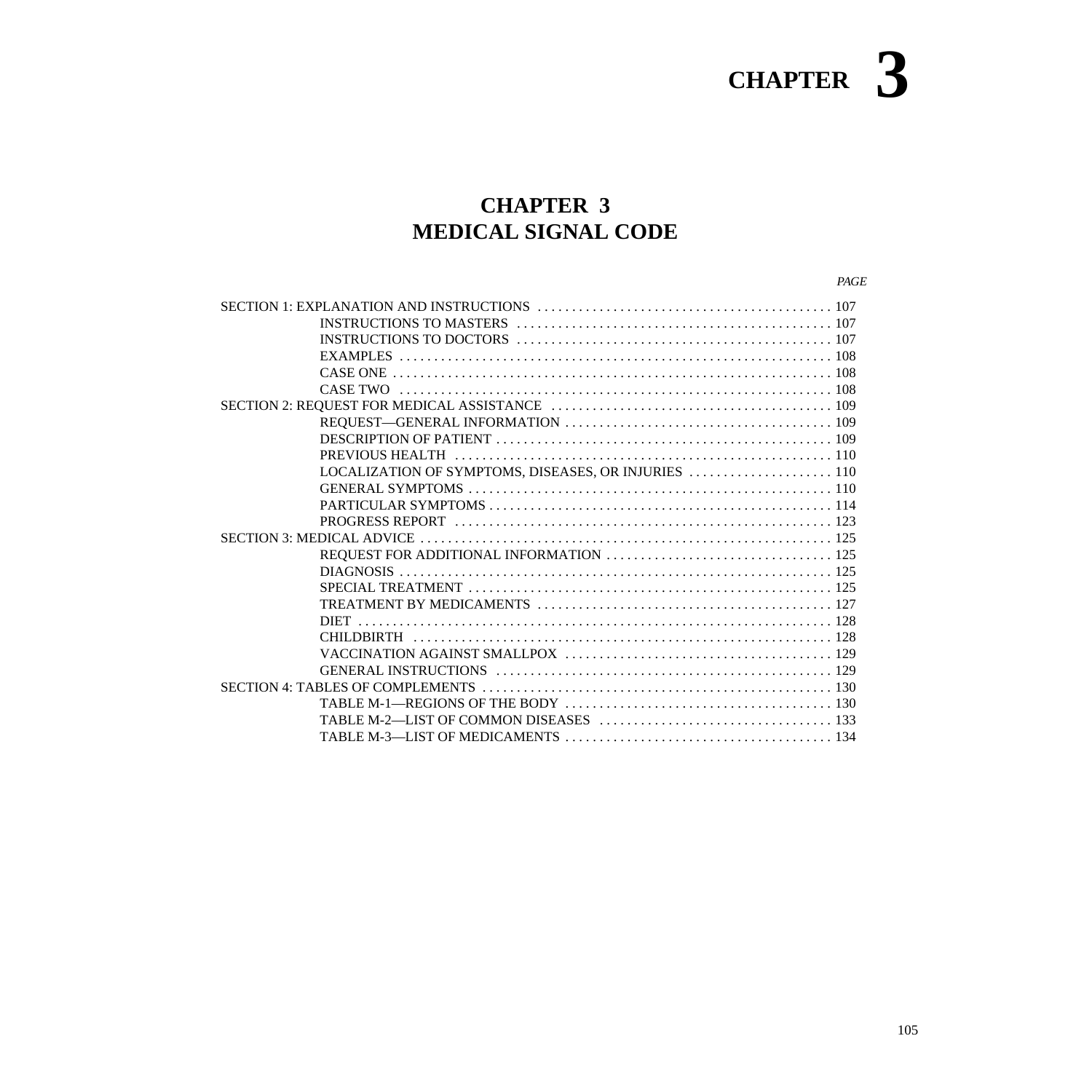# CHAPTER 3

## CHAPTER 3
## MEDICAL SIGNAL CODE

| | *PAGE* |
|---|---|
| SECTION 1: EXPLANATION AND INSTRUCTIONS | 107 |
| INSTRUCTIONS TO MASTERS | 107 |
| INSTRUCTIONS TO DOCTORS | 107 |
| EXAMPLES | 108 |
| CASE ONE | 108 |
| CASE TWO | 108 |
| SECTION 2: REQUEST FOR MEDICAL ASSISTANCE | 109 |
| REQUEST—GENERAL INFORMATION | 109 |
| DESCRIPTION OF PATIENT | 109 |
| PREVIOUS HEALTH | 110 |
| LOCALIZATION OF SYMPTOMS, DISEASES, OR INJURIES | 110 |
| GENERAL SYMPTOMS | 110 |
| PARTICULAR SYMPTOMS | 114 |
| PROGRESS REPORT | 123 |
| SECTION 3: MEDICAL ADVICE | 125 |
| REQUEST FOR ADDITIONAL INFORMATION | 125 |
| DIAGNOSIS | 125 |
| SPECIAL TREATMENT | 125 |
| TREATMENT BY MEDICAMENTS | 127 |
| DIET | 128 |
| CHILDBIRTH | 128 |
| VACCINATION AGAINST SMALLPOX | 129 |
| GENERAL INSTRUCTIONS | 129 |
| SECTION 4: TABLES OF COMPLEMENTS | 130 |
| TABLE M-1—REGIONS OF THE BODY | 130 |
| TABLE M-2—LIST OF COMMON DISEASES | 133 |
| TABLE M-3—LIST OF MEDICAMENTS | 134 |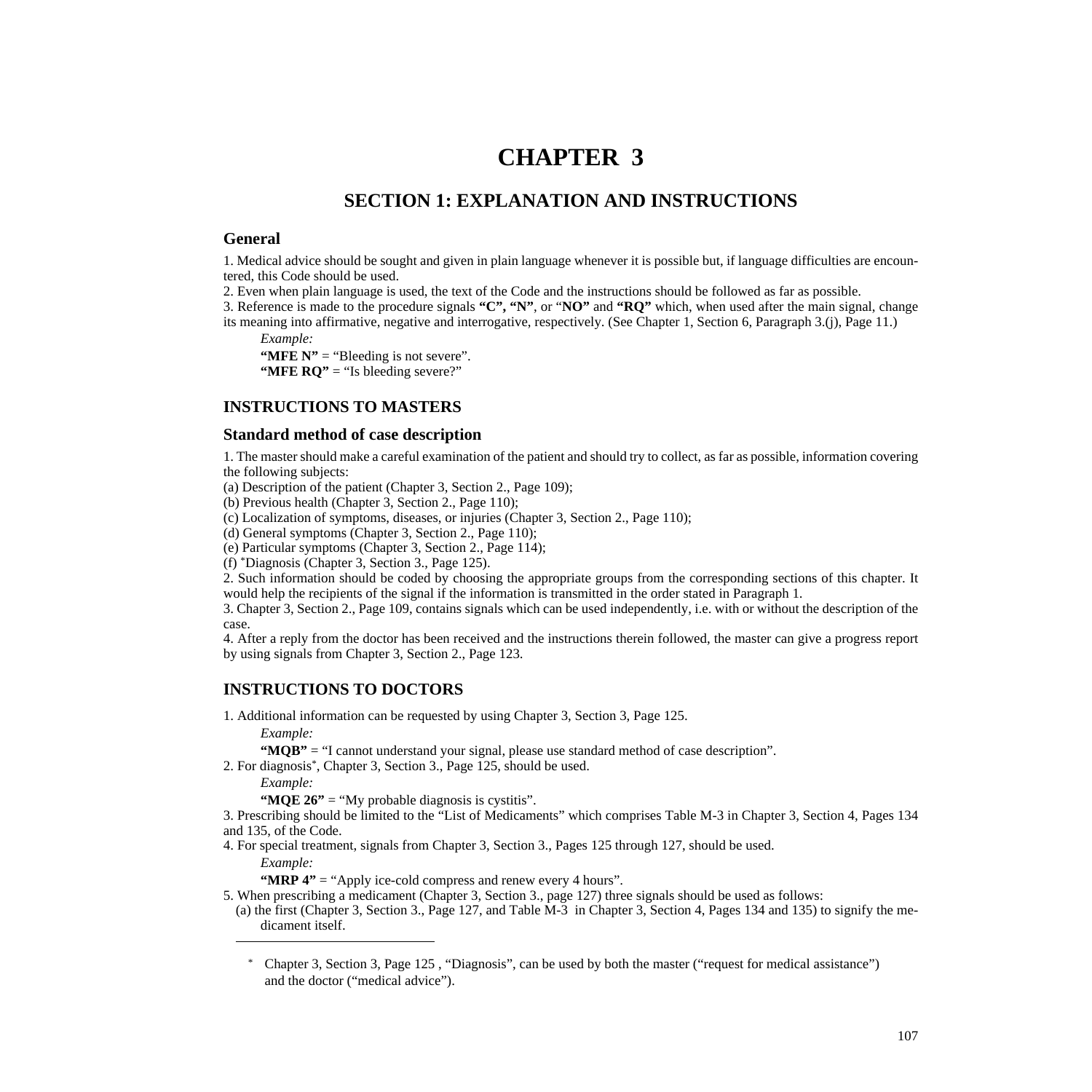# CHAPTER 3

## SECTION 1: EXPLANATION AND INSTRUCTIONS

### General

1. Medical advice should be sought and given in plain language whenever it is possible but, if language difficulties are encountered, this Code should be used.
2. Even when plain language is used, the text of the Code and the instructions should be followed as far as possible.
3. Reference is made to the procedure signals **"C", "N"**, or "**NO"** and **"RQ"** which, when used after the main signal, change its meaning into affirmative, negative and interrogative, respectively. (See Chapter 1, Section 6, Paragraph 3.(j), Page 11.)

   *Example:*

   **"MFE N"** = "Bleeding is not severe".
   **"MFE RQ"** = "Is bleeding severe?"

### INSTRUCTIONS TO MASTERS

### Standard method of case description

1. The master should make a careful examination of the patient and should try to collect, as far as possible, information covering the following subjects:
(a) Description of the patient (Chapter 3, Section 2., Page 109);
(b) Previous health (Chapter 3, Section 2., Page 110);
(c) Localization of symptoms, diseases, or injuries (Chapter 3, Section 2., Page 110);
(d) General symptoms (Chapter 3, Section 2., Page 110);
(e) Particular symptoms (Chapter 3, Section 2., Page 114);
(f) *Diagnosis (Chapter 3, Section 3., Page 125).
2. Such information should be coded by choosing the appropriate groups from the corresponding sections of this chapter. It would help the recipients of the signal if the information is transmitted in the order stated in Paragraph 1.
3. Chapter 3, Section 2., Page 109, contains signals which can be used independently, i.e. with or without the description of the case.
4. After a reply from the doctor has been received and the instructions therein followed, the master can give a progress report by using signals from Chapter 3, Section 2., Page 123.

### INSTRUCTIONS TO DOCTORS

1. Additional information can be requested by using Chapter 3, Section 3, Page 125.

   *Example:*

   **"MQB"** = "I cannot understand your signal, please use standard method of case description".
2. For diagnosis*, Chapter 3, Section 3., Page 125, should be used.

   *Example:*

   **"MQE 26"** = "My probable diagnosis is cystitis".
3. Prescribing should be limited to the "List of Medicaments" which comprises Table M-3 in Chapter 3, Section 4, Pages 134 and 135, of the Code.
4. For special treatment, signals from Chapter 3, Section 3., Pages 125 through 127, should be used.

   *Example:*

   **"MRP 4"** = "Apply ice-cold compress and renew every 4 hours".
5. When prescribing a medicament (Chapter 3, Section 3., page 127) three signals should be used as follows:
   (a) the first (Chapter 3, Section 3., Page 127, and Table M-3 in Chapter 3, Section 4, Pages 134 and 135) to signify the medicament itself.

---

* Chapter 3, Section 3, Page 125 , "Diagnosis", can be used by both the master ("request for medical assistance") and the doctor ("medical advice").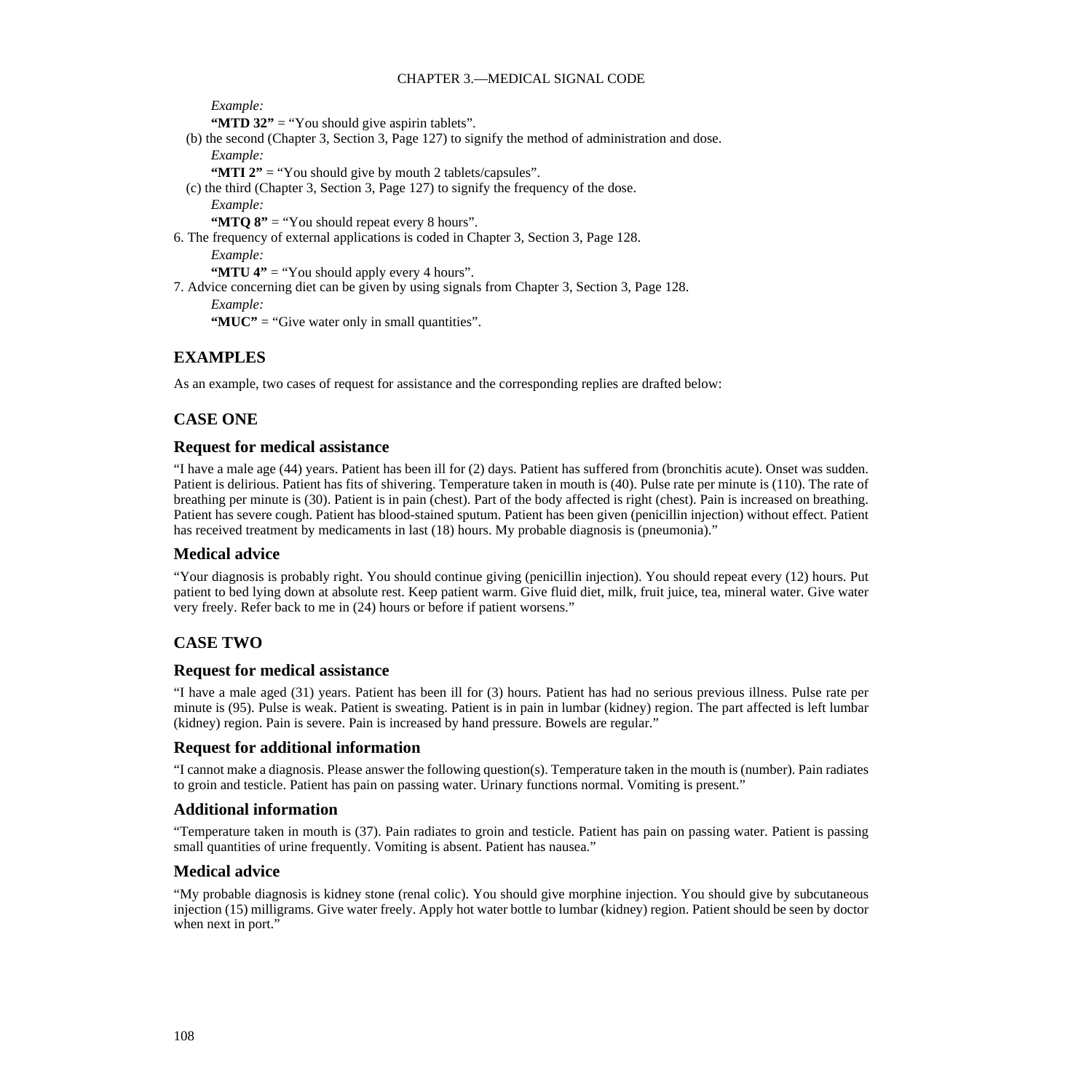*Example:*

**"MTD 32"** = "You should give aspirin tablets".

(b) the second (Chapter 3, Section 3, Page 127) to signify the method of administration and dose.

*Example:*

**"MTI 2"** = "You should give by mouth 2 tablets/capsules".

(c) the third (Chapter 3, Section 3, Page 127) to signify the frequency of the dose.

*Example:*

**"MTQ 8"** = "You should repeat every 8 hours".

6. The frequency of external applications is coded in Chapter 3, Section 3, Page 128.

*Example:*

**"MTU 4"** = "You should apply every 4 hours".

7. Advice concerning diet can be given by using signals from Chapter 3, Section 3, Page 128.

*Example:*

**"MUC"** = "Give water only in small quantities".

## EXAMPLES

As an example, two cases of request for assistance and the corresponding replies are drafted below:

## CASE ONE

### Request for medical assistance

"I have a male age (44) years. Patient has been ill for (2) days. Patient has suffered from (bronchitis acute). Onset was sudden. Patient is delirious. Patient has fits of shivering. Temperature taken in mouth is (40). Pulse rate per minute is (110). The rate of breathing per minute is (30). Patient is in pain (chest). Part of the body affected is right (chest). Pain is increased on breathing. Patient has severe cough. Patient has blood-stained sputum. Patient has been given (penicillin injection) without effect. Patient has received treatment by medicaments in last (18) hours. My probable diagnosis is (pneumonia)."

### Medical advice

"Your diagnosis is probably right. You should continue giving (penicillin injection). You should repeat every (12) hours. Put patient to bed lying down at absolute rest. Keep patient warm. Give fluid diet, milk, fruit juice, tea, mineral water. Give water very freely. Refer back to me in (24) hours or before if patient worsens."

## CASE TWO

### Request for medical assistance

"I have a male aged (31) years. Patient has been ill for (3) hours. Patient has had no serious previous illness. Pulse rate per minute is (95). Pulse is weak. Patient is sweating. Patient is in pain in lumbar (kidney) region. The part affected is left lumbar (kidney) region. Pain is severe. Pain is increased by hand pressure. Bowels are regular."

### Request for additional information

"I cannot make a diagnosis. Please answer the following question(s). Temperature taken in the mouth is (number). Pain radiates to groin and testicle. Patient has pain on passing water. Urinary functions normal. Vomiting is present."

### Additional information

"Temperature taken in mouth is (37). Pain radiates to groin and testicle. Patient has pain on passing water. Patient is passing small quantities of urine frequently. Vomiting is absent. Patient has nausea."

### Medical advice

"My probable diagnosis is kidney stone (renal colic). You should give morphine injection. You should give by subcutaneous injection (15) milligrams. Give water freely. Apply hot water bottle to lumbar (kidney) region. Patient should be seen by doctor when next in port."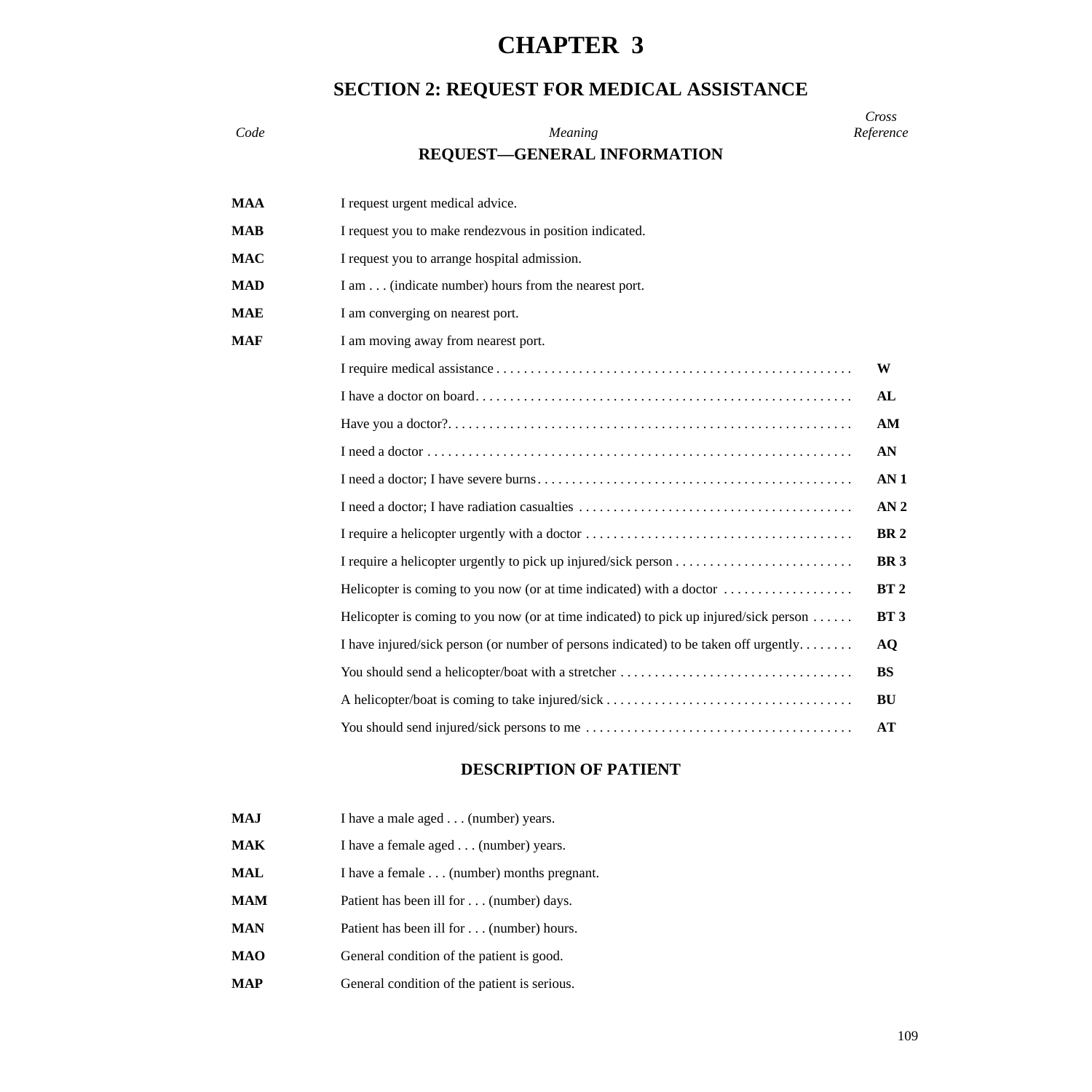# CHAPTER 3

## SECTION 2: REQUEST FOR MEDICAL ASSISTANCE

| *Code* | *Meaning* | *Cross Reference* |
|---|---|---|
| | **REQUEST—GENERAL INFORMATION** | |
| **MAA** | I request urgent medical advice. | |
| **MAB** | I request you to make rendezvous in position indicated. | |
| **MAC** | I request you to arrange hospital admission. | |
| **MAD** | I am . . . (indicate number) hours from the nearest port. | |
| **MAE** | I am converging on nearest port. | |
| **MAF** | I am moving away from nearest port. | |
| | I require medical assistance | **W** |
| | I have a doctor on board | **AL** |
| | Have you a doctor? | **AM** |
| | I need a doctor | **AN** |
| | I need a doctor; I have severe burns | **AN 1** |
| | I need a doctor; I have radiation casualties | **AN 2** |
| | I require a helicopter urgently with a doctor | **BR 2** |
| | I require a helicopter urgently to pick up injured/sick person | **BR 3** |
| | Helicopter is coming to you now (or at time indicated) with a doctor | **BT 2** |
| | Helicopter is coming to you now (or at time indicated) to pick up injured/sick person | **BT 3** |
| | I have injured/sick person (or number of persons indicated) to be taken off urgently | **AQ** |
| | You should send a helicopter/boat with a stretcher | **BS** |
| | A helicopter/boat is coming to take injured/sick | **BU** |
| | You should send injured/sick persons to me | **AT** |
| | **DESCRIPTION OF PATIENT** | |
| **MAJ** | I have a male aged . . . (number) years. | |
| **MAK** | I have a female aged . . . (number) years. | |
| **MAL** | I have a female . . . (number) months pregnant. | |
| **MAM** | Patient has been ill for . . . (number) days. | |
| **MAN** | Patient has been ill for . . . (number) hours. | |
| **MAO** | General condition of the patient is good. | |
| **MAP** | General condition of the patient is serious. | |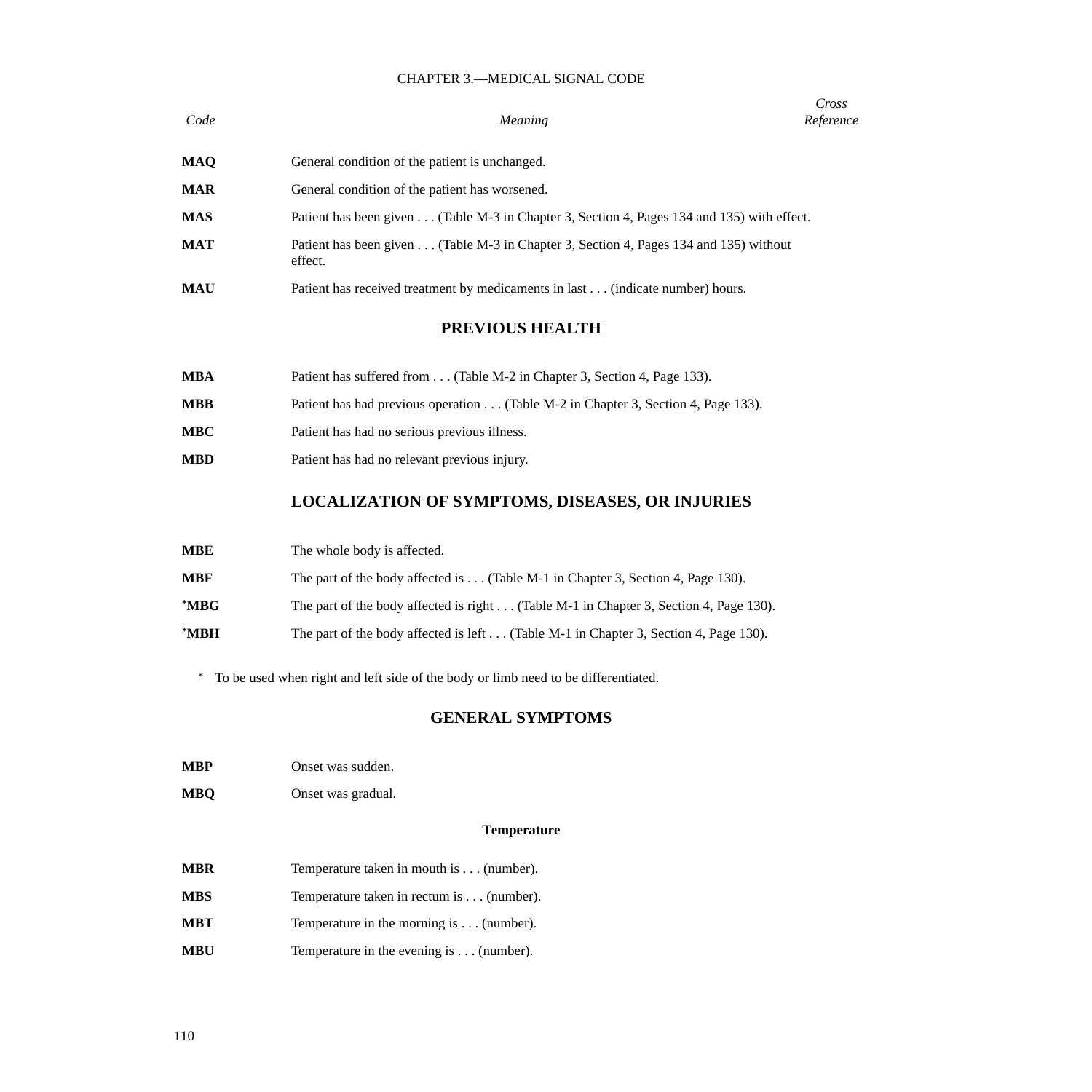| Code | Meaning | Cross Reference |
|---|---|---|
| **MAQ** | General condition of the patient is unchanged. | |
| **MAR** | General condition of the patient has worsened. | |
| **MAS** | Patient has been given . . . (Table M-3 in Chapter 3, Section 4, Pages 134 and 135) with effect. | |
| **MAT** | Patient has been given . . . (Table M-3 in Chapter 3, Section 4, Pages 134 and 135) without effect. | |
| **MAU** | Patient has received treatment by medicaments in last . . . (indicate number) hours. | |

## PREVIOUS HEALTH

| Code | Meaning | Cross Reference |
|---|---|---|
| **MBA** | Patient has suffered from . . . (Table M-2 in Chapter 3, Section 4, Page 133). | |
| **MBB** | Patient has had previous operation . . . (Table M-2 in Chapter 3, Section 4, Page 133). | |
| **MBC** | Patient has had no serious previous illness. | |
| **MBD** | Patient has had no relevant previous injury. | |

## LOCALIZATION OF SYMPTOMS, DISEASES, OR INJURIES

| Code | Meaning | Cross Reference |
|---|---|---|
| **MBE** | The whole body is affected. | |
| **MBF** | The part of the body affected is . . . (Table M-1 in Chapter 3, Section 4, Page 130). | |
| ***MBG** | The part of the body affected is right . . . (Table M-1 in Chapter 3, Section 4, Page 130). | |
| ***MBH** | The part of the body affected is left . . . (Table M-1 in Chapter 3, Section 4, Page 130). | |

* To be used when right and left side of the body or limb need to be differentiated.

## GENERAL SYMPTOMS

| Code | Meaning | Cross Reference |
|---|---|---|
| **MBP** | Onset was sudden. | |
| **MBQ** | Onset was gradual. | |

### Temperature

| Code | Meaning | Cross Reference |
|---|---|---|
| **MBR** | Temperature taken in mouth is . . . (number). | |
| **MBS** | Temperature taken in rectum is . . . (number). | |
| **MBT** | Temperature in the morning is . . . (number). | |
| **MBU** | Temperature in the evening is . . . (number). | |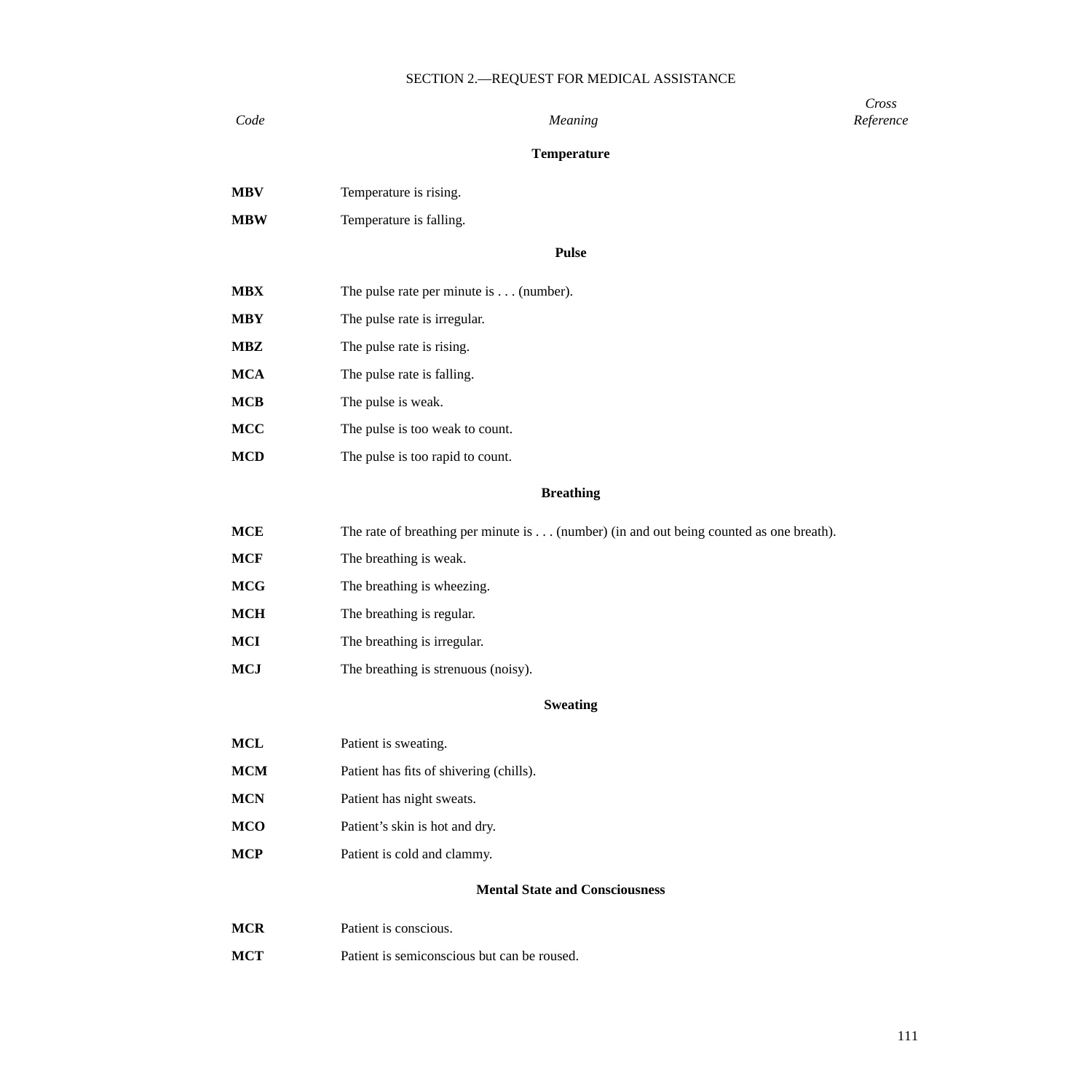SECTION 2.—REQUEST FOR MEDICAL ASSISTANCE

| *Code* | *Meaning* | *Cross Reference* |
|---|---|---|
| | **Temperature** | |
| **MBV** | Temperature is rising. | |
| **MBW** | Temperature is falling. | |
| | **Pulse** | |
| **MBX** | The pulse rate per minute is . . . (number). | |
| **MBY** | The pulse rate is irregular. | |
| **MBZ** | The pulse rate is rising. | |
| **MCA** | The pulse rate is falling. | |
| **MCB** | The pulse is weak. | |
| **MCC** | The pulse is too weak to count. | |
| **MCD** | The pulse is too rapid to count. | |
| | **Breathing** | |
| **MCE** | The rate of breathing per minute is . . . (number) (in and out being counted as one breath). | |
| **MCF** | The breathing is weak. | |
| **MCG** | The breathing is wheezing. | |
| **MCH** | The breathing is regular. | |
| **MCI** | The breathing is irregular. | |
| **MCJ** | The breathing is strenuous (noisy). | |
| | **Sweating** | |
| **MCL** | Patient is sweating. | |
| **MCM** | Patient has fits of shivering (chills). | |
| **MCN** | Patient has night sweats. | |
| **MCO** | Patient's skin is hot and dry. | |
| **MCP** | Patient is cold and clammy. | |
| | **Mental State and Consciousness** | |
| **MCR** | Patient is conscious. | |
| **MCT** | Patient is semiconscious but can be roused. | |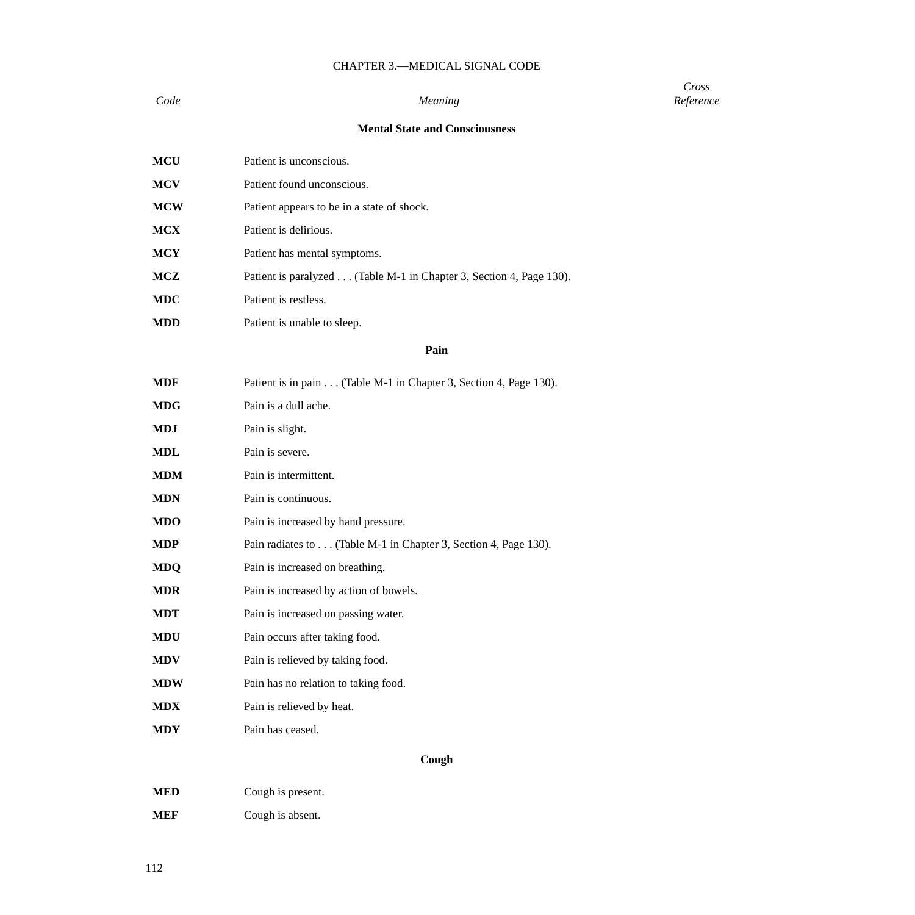CHAPTER 3.—MEDICAL SIGNAL CODE

| *Code* | *Meaning* | *Cross Reference* |
|---|---|---|
| | **Mental State and Consciousness** | |
| **MCU** | Patient is unconscious. | |
| **MCV** | Patient found unconscious. | |
| **MCW** | Patient appears to be in a state of shock. | |
| **MCX** | Patient is delirious. | |
| **MCY** | Patient has mental symptoms. | |
| **MCZ** | Patient is paralyzed . . . (Table M-1 in Chapter 3, Section 4, Page 130). | |
| **MDC** | Patient is restless. | |
| **MDD** | Patient is unable to sleep. | |
| | **Pain** | |
| **MDF** | Patient is in pain . . . (Table M-1 in Chapter 3, Section 4, Page 130). | |
| **MDG** | Pain is a dull ache. | |
| **MDJ** | Pain is slight. | |
| **MDL** | Pain is severe. | |
| **MDM** | Pain is intermittent. | |
| **MDN** | Pain is continuous. | |
| **MDO** | Pain is increased by hand pressure. | |
| **MDP** | Pain radiates to . . . (Table M-1 in Chapter 3, Section 4, Page 130). | |
| **MDQ** | Pain is increased on breathing. | |
| **MDR** | Pain is increased by action of bowels. | |
| **MDT** | Pain is increased on passing water. | |
| **MDU** | Pain occurs after taking food. | |
| **MDV** | Pain is relieved by taking food. | |
| **MDW** | Pain has no relation to taking food. | |
| **MDX** | Pain is relieved by heat. | |
| **MDY** | Pain has ceased. | |
| | **Cough** | |
| **MED** | Cough is present. | |
| **MEF** | Cough is absent. | |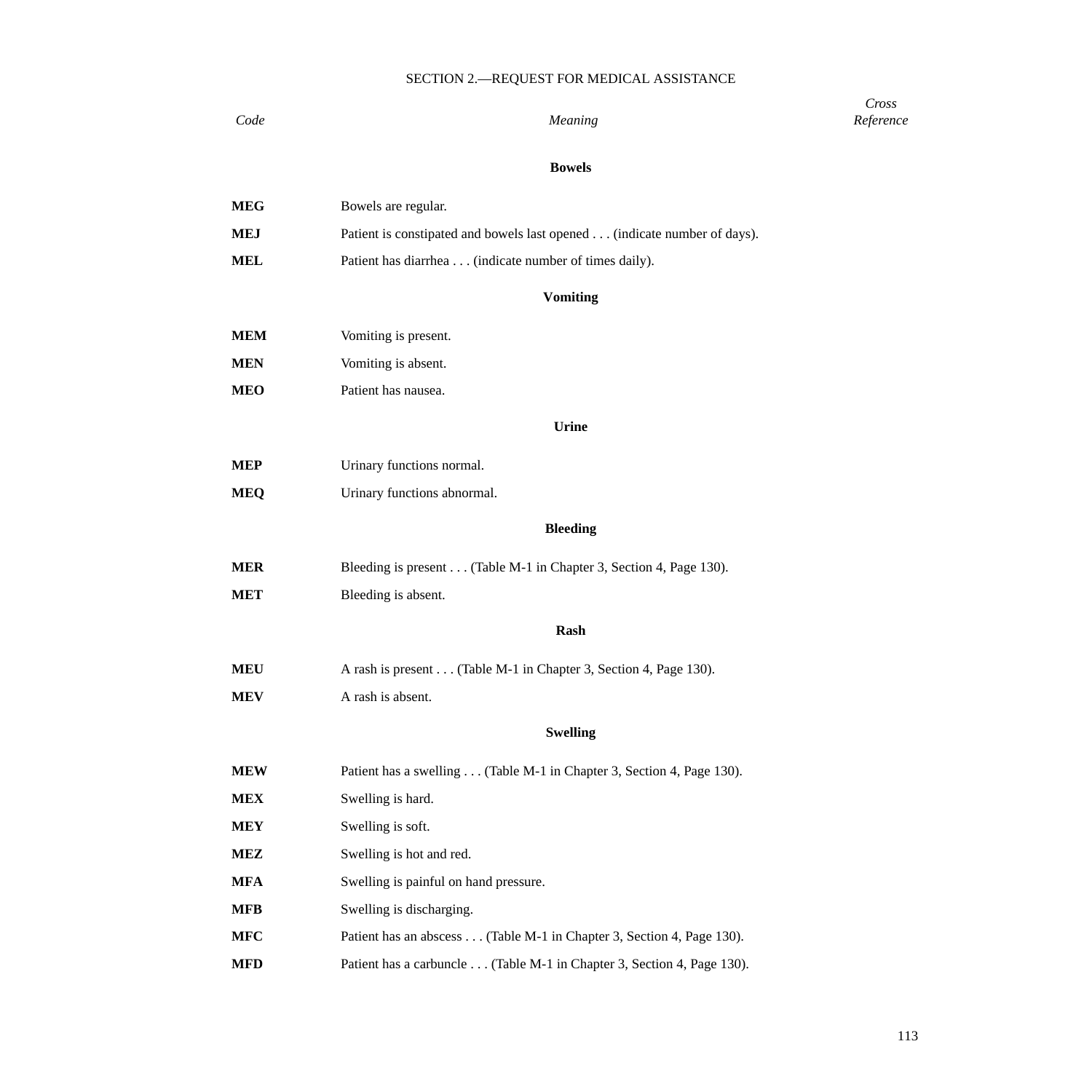## SECTION 2.—REQUEST FOR MEDICAL ASSISTANCE

| *Code* | *Meaning* | *Cross Reference* |
|---|---|---|
| | **Bowels** | |
| **MEG** | Bowels are regular. | |
| **MEJ** | Patient is constipated and bowels last opened . . . (indicate number of days). | |
| **MEL** | Patient has diarrhea . . . (indicate number of times daily). | |
| | **Vomiting** | |
| **MEM** | Vomiting is present. | |
| **MEN** | Vomiting is absent. | |
| **MEO** | Patient has nausea. | |
| | **Urine** | |
| **MEP** | Urinary functions normal. | |
| **MEQ** | Urinary functions abnormal. | |
| | **Bleeding** | |
| **MER** | Bleeding is present . . . (Table M-1 in Chapter 3, Section 4, Page 130). | |
| **MET** | Bleeding is absent. | |
| | **Rash** | |
| **MEU** | A rash is present . . . (Table M-1 in Chapter 3, Section 4, Page 130). | |
| **MEV** | A rash is absent. | |
| | **Swelling** | |
| **MEW** | Patient has a swelling . . . (Table M-1 in Chapter 3, Section 4, Page 130). | |
| **MEX** | Swelling is hard. | |
| **MEY** | Swelling is soft. | |
| **MEZ** | Swelling is hot and red. | |
| **MFA** | Swelling is painful on hand pressure. | |
| **MFB** | Swelling is discharging. | |
| **MFC** | Patient has an abscess . . . (Table M-1 in Chapter 3, Section 4, Page 130). | |
| **MFD** | Patient has a carbuncle . . . (Table M-1 in Chapter 3, Section 4, Page 130). | |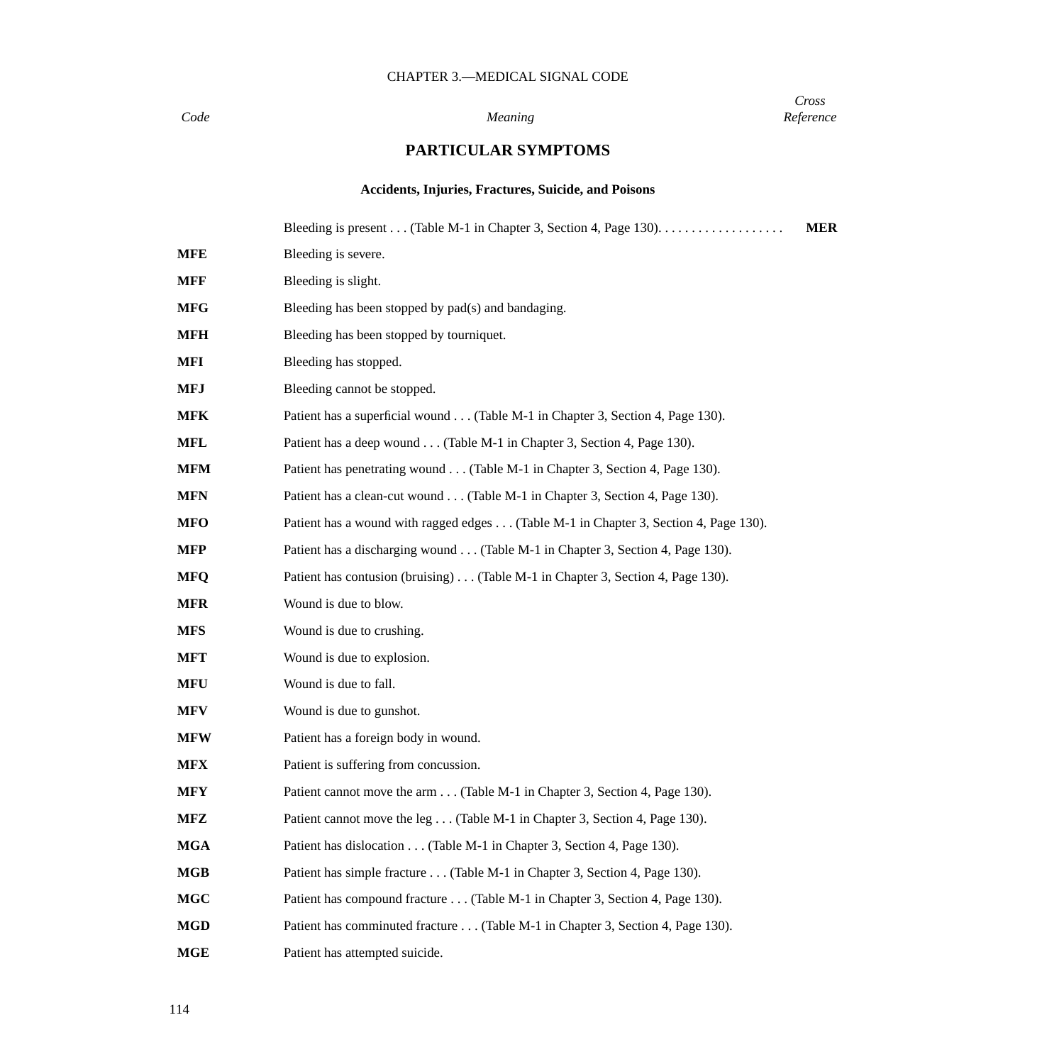| *Code* | *Meaning* | *Cross Reference* |
|---|---|---|

## PARTICULAR SYMPTOMS

### Accidents, Injuries, Fractures, Suicide, and Poisons

| Code | Meaning | Cross Reference |
|---|---|---|
| | Bleeding is present . . . (Table M-1 in Chapter 3, Section 4, Page 130). . . . . . . . . . . . . . . . . . . | **MER** |
| **MFE** | Bleeding is severe. | |
| **MFF** | Bleeding is slight. | |
| **MFG** | Bleeding has been stopped by pad(s) and bandaging. | |
| **MFH** | Bleeding has been stopped by tourniquet. | |
| **MFI** | Bleeding has stopped. | |
| **MFJ** | Bleeding cannot be stopped. | |
| **MFK** | Patient has a superficial wound . . . (Table M-1 in Chapter 3, Section 4, Page 130). | |
| **MFL** | Patient has a deep wound . . . (Table M-1 in Chapter 3, Section 4, Page 130). | |
| **MFM** | Patient has penetrating wound . . . (Table M-1 in Chapter 3, Section 4, Page 130). | |
| **MFN** | Patient has a clean-cut wound . . . (Table M-1 in Chapter 3, Section 4, Page 130). | |
| **MFO** | Patient has a wound with ragged edges . . . (Table M-1 in Chapter 3, Section 4, Page 130). | |
| **MFP** | Patient has a discharging wound . . . (Table M-1 in Chapter 3, Section 4, Page 130). | |
| **MFQ** | Patient has contusion (bruising) . . . (Table M-1 in Chapter 3, Section 4, Page 130). | |
| **MFR** | Wound is due to blow. | |
| **MFS** | Wound is due to crushing. | |
| **MFT** | Wound is due to explosion. | |
| **MFU** | Wound is due to fall. | |
| **MFV** | Wound is due to gunshot. | |
| **MFW** | Patient has a foreign body in wound. | |
| **MFX** | Patient is suffering from concussion. | |
| **MFY** | Patient cannot move the arm . . . (Table M-1 in Chapter 3, Section 4, Page 130). | |
| **MFZ** | Patient cannot move the leg . . . (Table M-1 in Chapter 3, Section 4, Page 130). | |
| **MGA** | Patient has dislocation . . . (Table M-1 in Chapter 3, Section 4, Page 130). | |
| **MGB** | Patient has simple fracture . . . (Table M-1 in Chapter 3, Section 4, Page 130). | |
| **MGC** | Patient has compound fracture . . . (Table M-1 in Chapter 3, Section 4, Page 130). | |
| **MGD** | Patient has comminuted fracture . . . (Table M-1 in Chapter 3, Section 4, Page 130). | |
| **MGE** | Patient has attempted suicide. | |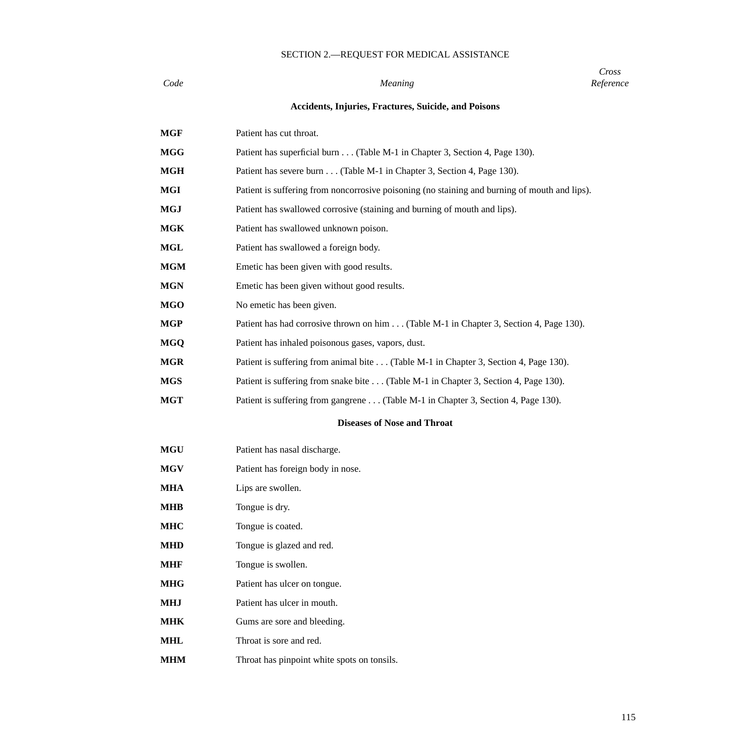## SECTION 2.—REQUEST FOR MEDICAL ASSISTANCE

| *Code* | *Meaning* | *Cross Reference* |
|---|---|---|
| | **Accidents, Injuries, Fractures, Suicide, and Poisons** | |
| **MGF** | Patient has cut throat. | |
| **MGG** | Patient has superficial burn . . . (Table M-1 in Chapter 3, Section 4, Page 130). | |
| **MGH** | Patient has severe burn . . . (Table M-1 in Chapter 3, Section 4, Page 130). | |
| **MGI** | Patient is suffering from noncorrosive poisoning (no staining and burning of mouth and lips). | |
| **MGJ** | Patient has swallowed corrosive (staining and burning of mouth and lips). | |
| **MGK** | Patient has swallowed unknown poison. | |
| **MGL** | Patient has swallowed a foreign body. | |
| **MGM** | Emetic has been given with good results. | |
| **MGN** | Emetic has been given without good results. | |
| **MGO** | No emetic has been given. | |
| **MGP** | Patient has had corrosive thrown on him . . . (Table M-1 in Chapter 3, Section 4, Page 130). | |
| **MGQ** | Patient has inhaled poisonous gases, vapors, dust. | |
| **MGR** | Patient is suffering from animal bite . . . (Table M-1 in Chapter 3, Section 4, Page 130). | |
| **MGS** | Patient is suffering from snake bite . . . (Table M-1 in Chapter 3, Section 4, Page 130). | |
| **MGT** | Patient is suffering from gangrene . . . (Table M-1 in Chapter 3, Section 4, Page 130). | |
| | **Diseases of Nose and Throat** | |
| **MGU** | Patient has nasal discharge. | |
| **MGV** | Patient has foreign body in nose. | |
| **MHA** | Lips are swollen. | |
| **MHB** | Tongue is dry. | |
| **MHC** | Tongue is coated. | |
| **MHD** | Tongue is glazed and red. | |
| **MHF** | Tongue is swollen. | |
| **MHG** | Patient has ulcer on tongue. | |
| **MHJ** | Patient has ulcer in mouth. | |
| **MHK** | Gums are sore and bleeding. | |
| **MHL** | Throat is sore and red. | |
| **MHM** | Throat has pinpoint white spots on tonsils. | |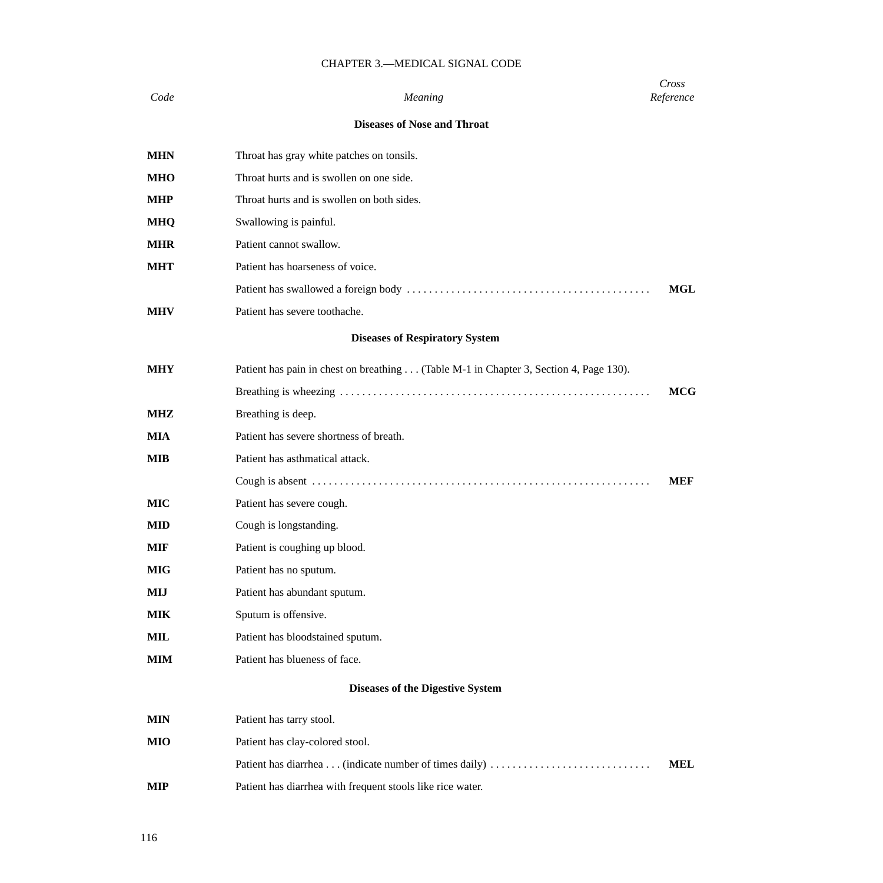## CHAPTER 3.—MEDICAL SIGNAL CODE

| *Code* | *Meaning* | *Cross Reference* |
|---|---|---|
| | **Diseases of Nose and Throat** | |
| **MHN** | Throat has gray white patches on tonsils. | |
| **MHO** | Throat hurts and is swollen on one side. | |
| **MHP** | Throat hurts and is swollen on both sides. | |
| **MHQ** | Swallowing is painful. | |
| **MHR** | Patient cannot swallow. | |
| **MHT** | Patient has hoarseness of voice. | |
| | Patient has swallowed a foreign body . . . . . . . . . . . . . . . . . . . . . . . . . . . . . . . . . . . . . . . . . . . | **MGL** |
| **MHV** | Patient has severe toothache. | |
| | **Diseases of Respiratory System** | |
| **MHY** | Patient has pain in chest on breathing . . . (Table M-1 in Chapter 3, Section 4, Page 130). | |
| | Breathing is wheezing . . . . . . . . . . . . . . . . . . . . . . . . . . . . . . . . . . . . . . . . . . . . . . . . . . . . . . | **MCG** |
| **MHZ** | Breathing is deep. | |
| **MIA** | Patient has severe shortness of breath. | |
| **MIB** | Patient has asthmatical attack. | |
| | Cough is absent . . . . . . . . . . . . . . . . . . . . . . . . . . . . . . . . . . . . . . . . . . . . . . . . . . . . . . . . . . . . | **MEF** |
| **MIC** | Patient has severe cough. | |
| **MID** | Cough is longstanding. | |
| **MIF** | Patient is coughing up blood. | |
| **MIG** | Patient has no sputum. | |
| **MIJ** | Patient has abundant sputum. | |
| **MIK** | Sputum is offensive. | |
| **MIL** | Patient has bloodstained sputum. | |
| **MIM** | Patient has blueness of face. | |
| | **Diseases of the Digestive System** | |
| **MIN** | Patient has tarry stool. | |
| **MIO** | Patient has clay-colored stool. | |
| | Patient has diarrhea . . . (indicate number of times daily) . . . . . . . . . . . . . . . . . . . . . . . . . . . . . | **MEL** |
| **MIP** | Patient has diarrhea with frequent stools like rice water. | |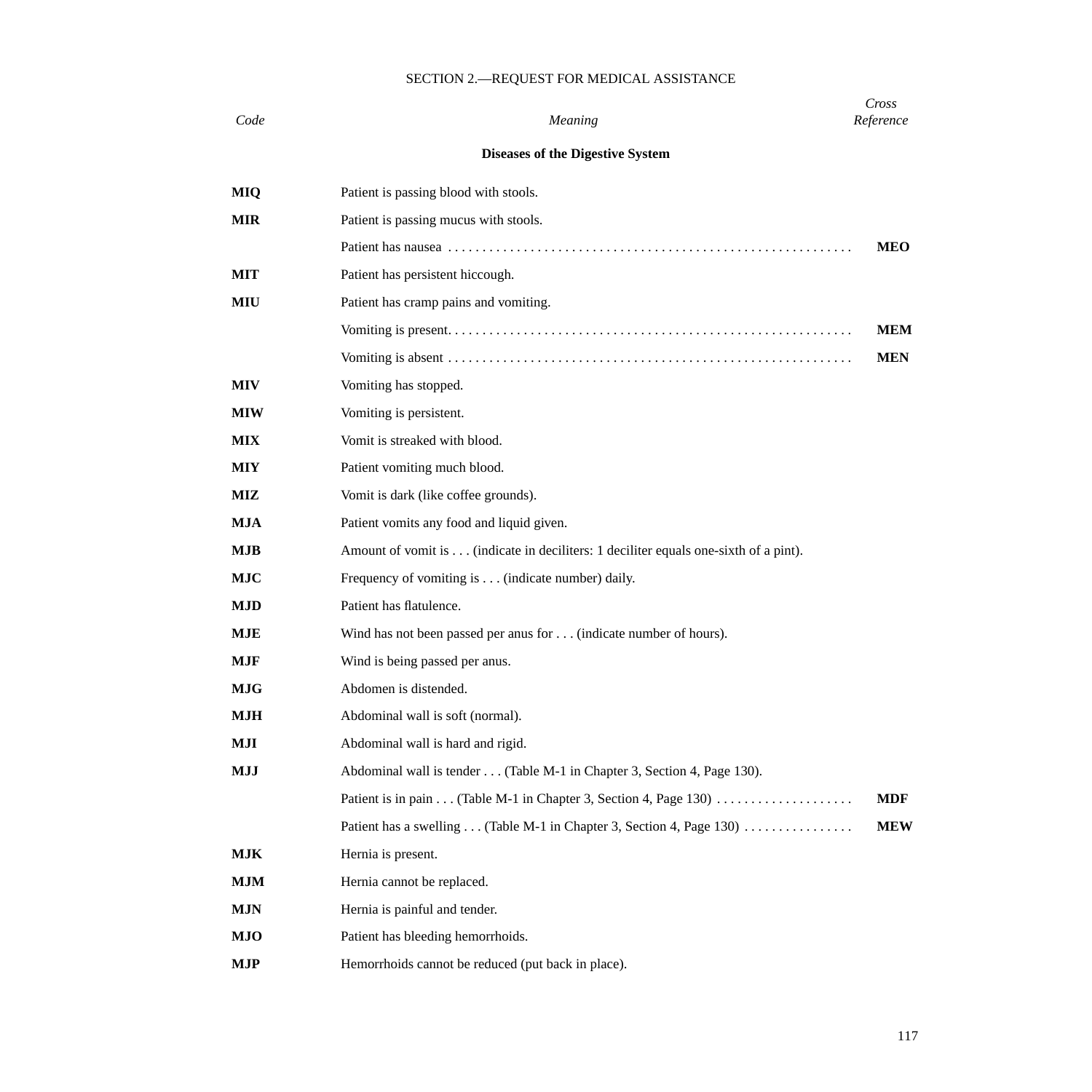## SECTION 2.—REQUEST FOR MEDICAL ASSISTANCE

| *Code* | *Meaning* | *Cross Reference* |
|---|---|---|
| | **Diseases of the Digestive System** | |
| **MIQ** | Patient is passing blood with stools. | |
| **MIR** | Patient is passing mucus with stools. | |
| | Patient has nausea . . . . . . . . . . . . . . . . . . . . . . . . . . . . . . . . . . . . . . . . . . . . . . . . . . . . . . . . . . . | **MEO** |
| **MIT** | Patient has persistent hiccough. | |
| **MIU** | Patient has cramp pains and vomiting. | |
| | Vomiting is present. . . . . . . . . . . . . . . . . . . . . . . . . . . . . . . . . . . . . . . . . . . . . . . . . . . . . . . . . . . | **MEM** |
| | Vomiting is absent . . . . . . . . . . . . . . . . . . . . . . . . . . . . . . . . . . . . . . . . . . . . . . . . . . . . . . . . . . . | **MEN** |
| **MIV** | Vomiting has stopped. | |
| **MIW** | Vomiting is persistent. | |
| **MIX** | Vomit is streaked with blood. | |
| **MIY** | Patient vomiting much blood. | |
| **MIZ** | Vomit is dark (like coffee grounds). | |
| **MJA** | Patient vomits any food and liquid given. | |
| **MJB** | Amount of vomit is . . . (indicate in deciliters: 1 deciliter equals one-sixth of a pint). | |
| **MJC** | Frequency of vomiting is . . . (indicate number) daily. | |
| **MJD** | Patient has flatulence. | |
| **MJE** | Wind has not been passed per anus for . . . (indicate number of hours). | |
| **MJF** | Wind is being passed per anus. | |
| **MJG** | Abdomen is distended. | |
| **MJH** | Abdominal wall is soft (normal). | |
| **MJI** | Abdominal wall is hard and rigid. | |
| **MJJ** | Abdominal wall is tender . . . (Table M-1 in Chapter 3, Section 4, Page 130). | |
| | Patient is in pain . . . (Table M-1 in Chapter 3, Section 4, Page 130) . . . . . . . . . . . . . . . . . . . . | **MDF** |
| | Patient has a swelling . . . (Table M-1 in Chapter 3, Section 4, Page 130) . . . . . . . . . . . . . . . . | **MEW** |
| **MJK** | Hernia is present. | |
| **MJM** | Hernia cannot be replaced. | |
| **MJN** | Hernia is painful and tender. | |
| **MJO** | Patient has bleeding hemorrhoids. | |
| **MJP** | Hemorrhoids cannot be reduced (put back in place). | |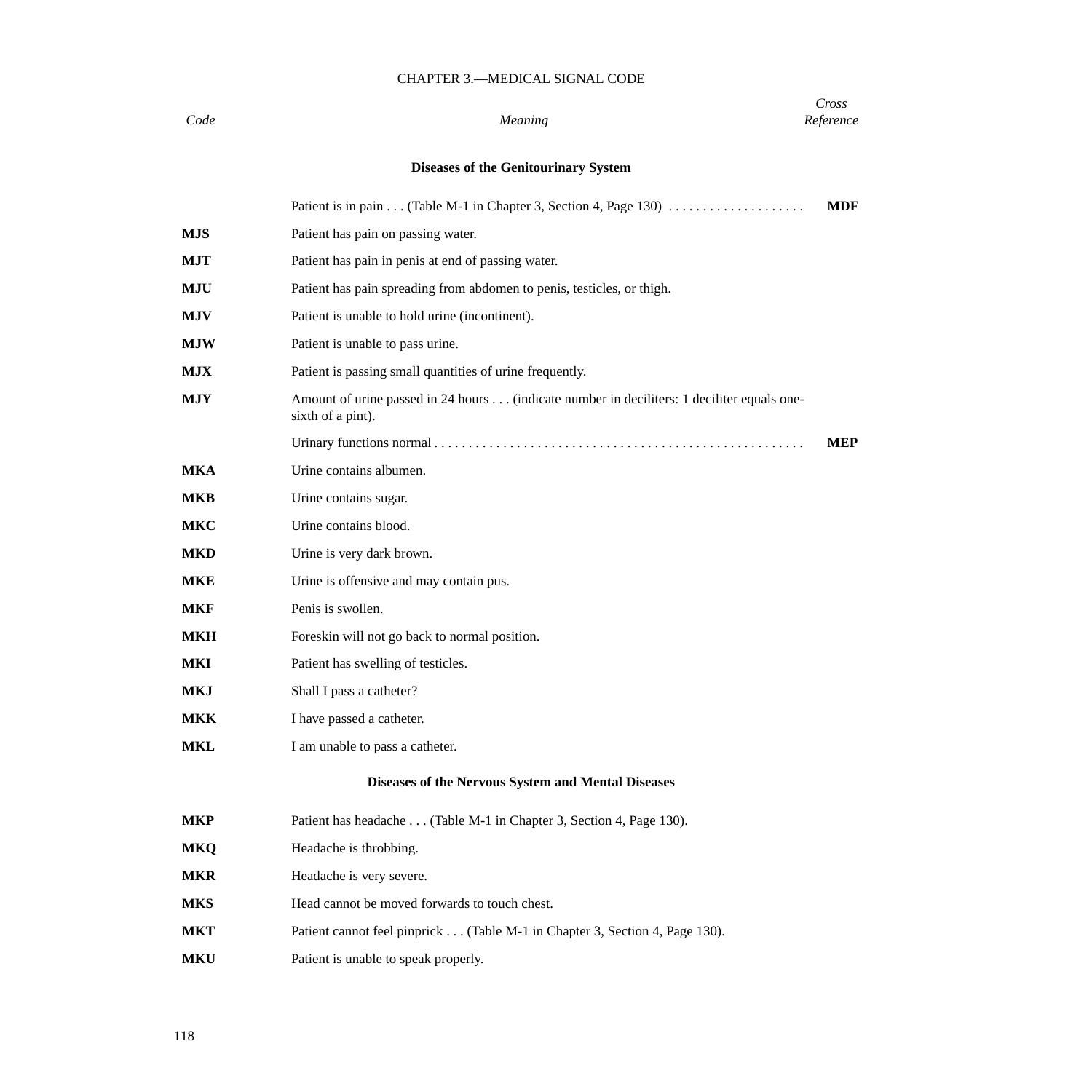CHAPTER 3.—MEDICAL SIGNAL CODE

| *Code* | *Meaning* | *Cross Reference* |
|---|---|---|
| | **Diseases of the Genitourinary System** | |
| | Patient is in pain . . . (Table M-1 in Chapter 3, Section 4, Page 130) . . . . . . . . . . . . . . . . . . . . | **MDF** |
| **MJS** | Patient has pain on passing water. | |
| **MJT** | Patient has pain in penis at end of passing water. | |
| **MJU** | Patient has pain spreading from abdomen to penis, testicles, or thigh. | |
| **MJV** | Patient is unable to hold urine (incontinent). | |
| **MJW** | Patient is unable to pass urine. | |
| **MJX** | Patient is passing small quantities of urine frequently. | |
| **MJY** | Amount of urine passed in 24 hours . . . (indicate number in deciliters: 1 deciliter equals one-sixth of a pint). | |
| | Urinary functions normal . . . . . . . . . . . . . . . . . . . . . . . . . . . . . . . . . . . . . . . . . . . . . . . . . . . . | **MEP** |
| **MKA** | Urine contains albumen. | |
| **MKB** | Urine contains sugar. | |
| **MKC** | Urine contains blood. | |
| **MKD** | Urine is very dark brown. | |
| **MKE** | Urine is offensive and may contain pus. | |
| **MKF** | Penis is swollen. | |
| **MKH** | Foreskin will not go back to normal position. | |
| **MKI** | Patient has swelling of testicles. | |
| **MKJ** | Shall I pass a catheter? | |
| **MKK** | I have passed a catheter. | |
| **MKL** | I am unable to pass a catheter. | |
| | **Diseases of the Nervous System and Mental Diseases** | |
| **MKP** | Patient has headache . . . (Table M-1 in Chapter 3, Section 4, Page 130). | |
| **MKQ** | Headache is throbbing. | |
| **MKR** | Headache is very severe. | |
| **MKS** | Head cannot be moved forwards to touch chest. | |
| **MKT** | Patient cannot feel pinprick . . . (Table M-1 in Chapter 3, Section 4, Page 130). | |
| **MKU** | Patient is unable to speak properly. | |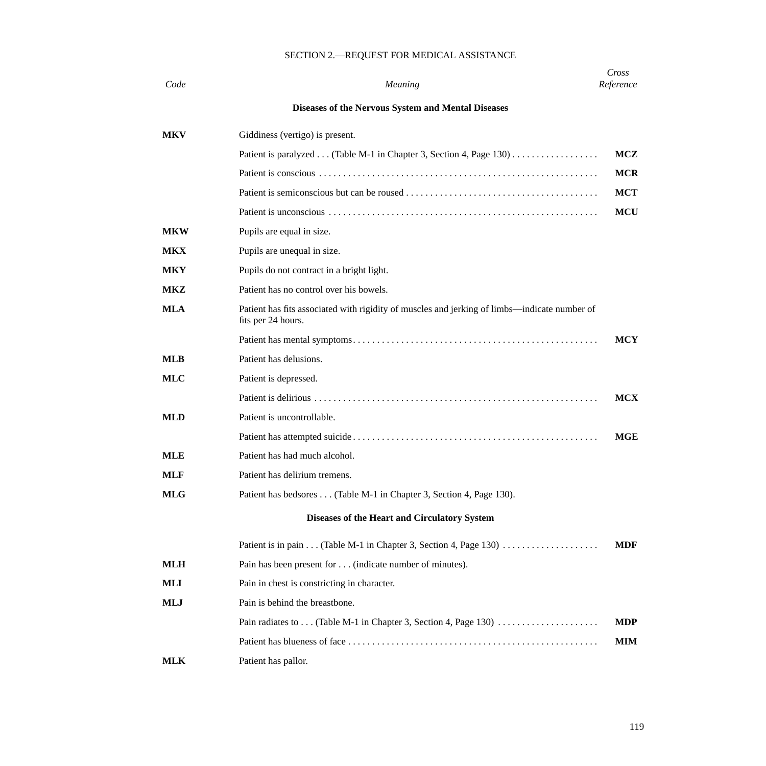## SECTION 2.—REQUEST FOR MEDICAL ASSISTANCE

| *Code* | *Meaning* | *Cross Reference* |
|---|---|---|
| | **Diseases of the Nervous System and Mental Diseases** | |
| **MKV** | Giddiness (vertigo) is present. | |
| | Patient is paralyzed . . . (Table M-1 in Chapter 3, Section 4, Page 130) | **MCZ** |
| | Patient is conscious | **MCR** |
| | Patient is semiconscious but can be roused | **MCT** |
| | Patient is unconscious | **MCU** |
| **MKW** | Pupils are equal in size. | |
| **MKX** | Pupils are unequal in size. | |
| **MKY** | Pupils do not contract in a bright light. | |
| **MKZ** | Patient has no control over his bowels. | |
| **MLA** | Patient has fits associated with rigidity of muscles and jerking of limbs—indicate number of fits per 24 hours. | |
| | Patient has mental symptoms | **MCY** |
| **MLB** | Patient has delusions. | |
| **MLC** | Patient is depressed. | |
| | Patient is delirious | **MCX** |
| **MLD** | Patient is uncontrollable. | |
| | Patient has attempted suicide | **MGE** |
| **MLE** | Patient has had much alcohol. | |
| **MLF** | Patient has delirium tremens. | |
| **MLG** | Patient has bedsores . . . (Table M-1 in Chapter 3, Section 4, Page 130). | |
| | **Diseases of the Heart and Circulatory System** | |
| | Patient is in pain . . . (Table M-1 in Chapter 3, Section 4, Page 130) | **MDF** |
| **MLH** | Pain has been present for . . . (indicate number of minutes). | |
| **MLI** | Pain in chest is constricting in character. | |
| **MLJ** | Pain is behind the breastbone. | |
| | Pain radiates to . . . (Table M-1 in Chapter 3, Section 4, Page 130) | **MDP** |
| | Patient has blueness of face | **MIM** |
| **MLK** | Patient has pallor. | |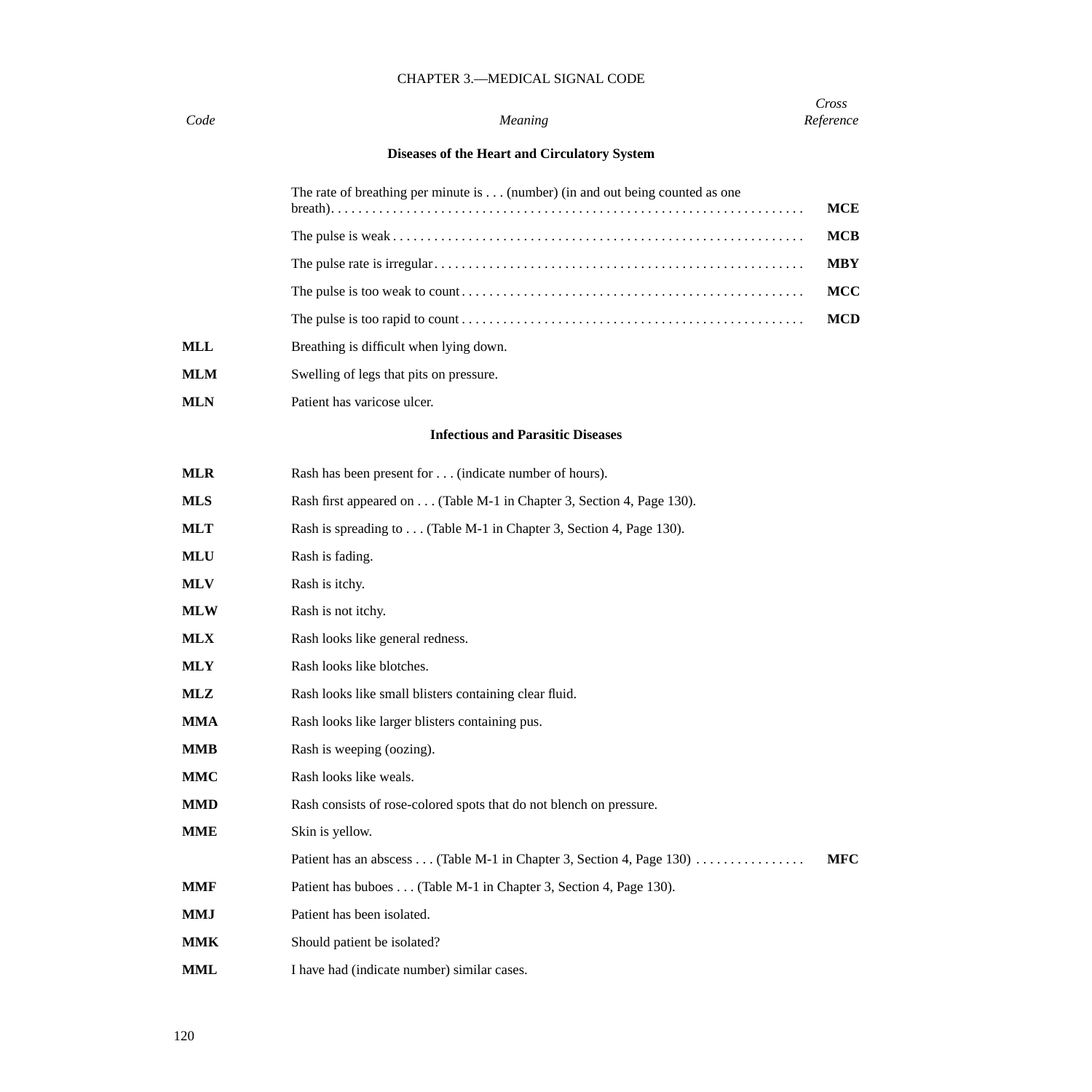## CHAPTER 3.—MEDICAL SIGNAL CODE

| *Code* | *Meaning* | *Cross Reference* |
|---|---|---|
| | **Diseases of the Heart and Circulatory System** | |
| | The rate of breathing per minute is . . . (number) (in and out being counted as one breath) | **MCE** |
| | The pulse is weak | **MCB** |
| | The pulse rate is irregular | **MBY** |
| | The pulse is too weak to count | **MCC** |
| | The pulse is too rapid to count | **MCD** |
| **MLL** | Breathing is difficult when lying down. | |
| **MLM** | Swelling of legs that pits on pressure. | |
| **MLN** | Patient has varicose ulcer. | |
| | **Infectious and Parasitic Diseases** | |
| **MLR** | Rash has been present for . . . (indicate number of hours). | |
| **MLS** | Rash first appeared on . . . (Table M-1 in Chapter 3, Section 4, Page 130). | |
| **MLT** | Rash is spreading to . . . (Table M-1 in Chapter 3, Section 4, Page 130). | |
| **MLU** | Rash is fading. | |
| **MLV** | Rash is itchy. | |
| **MLW** | Rash is not itchy. | |
| **MLX** | Rash looks like general redness. | |
| **MLY** | Rash looks like blotches. | |
| **MLZ** | Rash looks like small blisters containing clear fluid. | |
| **MMA** | Rash looks like larger blisters containing pus. | |
| **MMB** | Rash is weeping (oozing). | |
| **MMC** | Rash looks like weals. | |
| **MMD** | Rash consists of rose-colored spots that do not blench on pressure. | |
| **MME** | Skin is yellow. | |
| | Patient has an abscess . . . (Table M-1 in Chapter 3, Section 4, Page 130) | **MFC** |
| **MMF** | Patient has buboes . . . (Table M-1 in Chapter 3, Section 4, Page 130). | |
| **MMJ** | Patient has been isolated. | |
| **MMK** | Should patient be isolated? | |
| **MML** | I have had (indicate number) similar cases. | |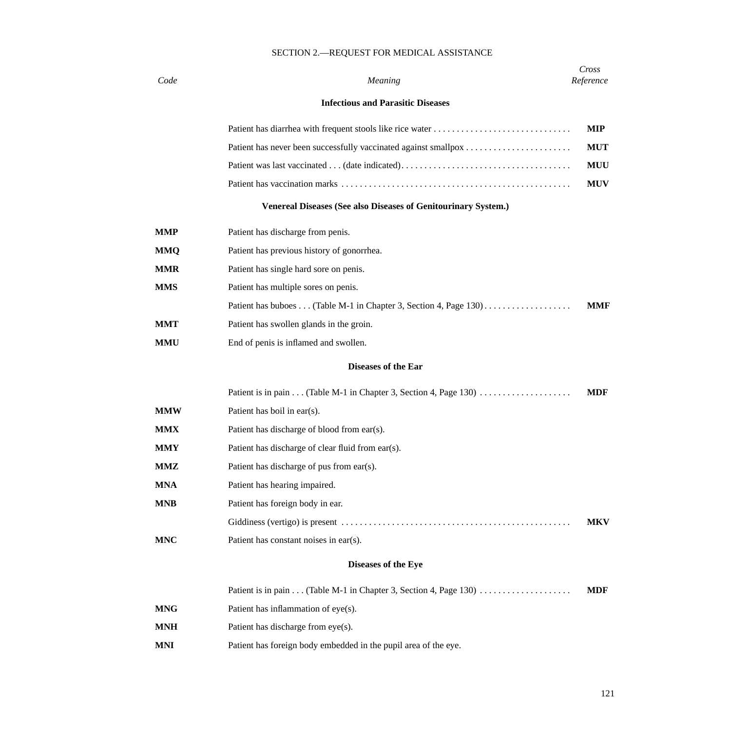## SECTION 2.—REQUEST FOR MEDICAL ASSISTANCE

| *Code* | *Meaning* | *Cross Reference* |
|---|---|---|
| | **Infectious and Parasitic Diseases** | |
| | Patient has diarrhea with frequent stools like rice water . . . . . . . . . . . . . . . . . . . . . . . . . . . . . . | **MIP** |
| | Patient has never been successfully vaccinated against smallpox . . . . . . . . . . . . . . . . . . . . . . . | **MUT** |
| | Patient was last vaccinated . . . (date indicated). . . . . . . . . . . . . . . . . . . . . . . . . . . . . . . . . . . . . | **MUU** |
| | Patient has vaccination marks . . . . . . . . . . . . . . . . . . . . . . . . . . . . . . . . . . . . . . . . . . . . . . . . . | **MUV** |
| | **Venereal Diseases (See also Diseases of Genitourinary System.)** | |
| **MMP** | Patient has discharge from penis. | |
| **MMQ** | Patient has previous history of gonorrhea. | |
| **MMR** | Patient has single hard sore on penis. | |
| **MMS** | Patient has multiple sores on penis. | |
| | Patient has buboes . . . (Table M-1 in Chapter 3, Section 4, Page 130) . . . . . . . . . . . . . . . . . . . | **MMF** |
| **MMT** | Patient has swollen glands in the groin. | |
| **MMU** | End of penis is inflamed and swollen. | |
| | **Diseases of the Ear** | |
| | Patient is in pain . . . (Table M-1 in Chapter 3, Section 4, Page 130) . . . . . . . . . . . . . . . . . . . . | **MDF** |
| **MMW** | Patient has boil in ear(s). | |
| **MMX** | Patient has discharge of blood from ear(s). | |
| **MMY** | Patient has discharge of clear fluid from ear(s). | |
| **MMZ** | Patient has discharge of pus from ear(s). | |
| **MNA** | Patient has hearing impaired. | |
| **MNB** | Patient has foreign body in ear. | |
| | Giddiness (vertigo) is present . . . . . . . . . . . . . . . . . . . . . . . . . . . . . . . . . . . . . . . . . . . . . . . . . | **MKV** |
| **MNC** | Patient has constant noises in ear(s). | |
| | **Diseases of the Eye** | |
| | Patient is in pain . . . (Table M-1 in Chapter 3, Section 4, Page 130) . . . . . . . . . . . . . . . . . . . . | **MDF** |
| **MNG** | Patient has inflammation of eye(s). | |
| **MNH** | Patient has discharge from eye(s). | |
| **MNI** | Patient has foreign body embedded in the pupil area of the eye. | |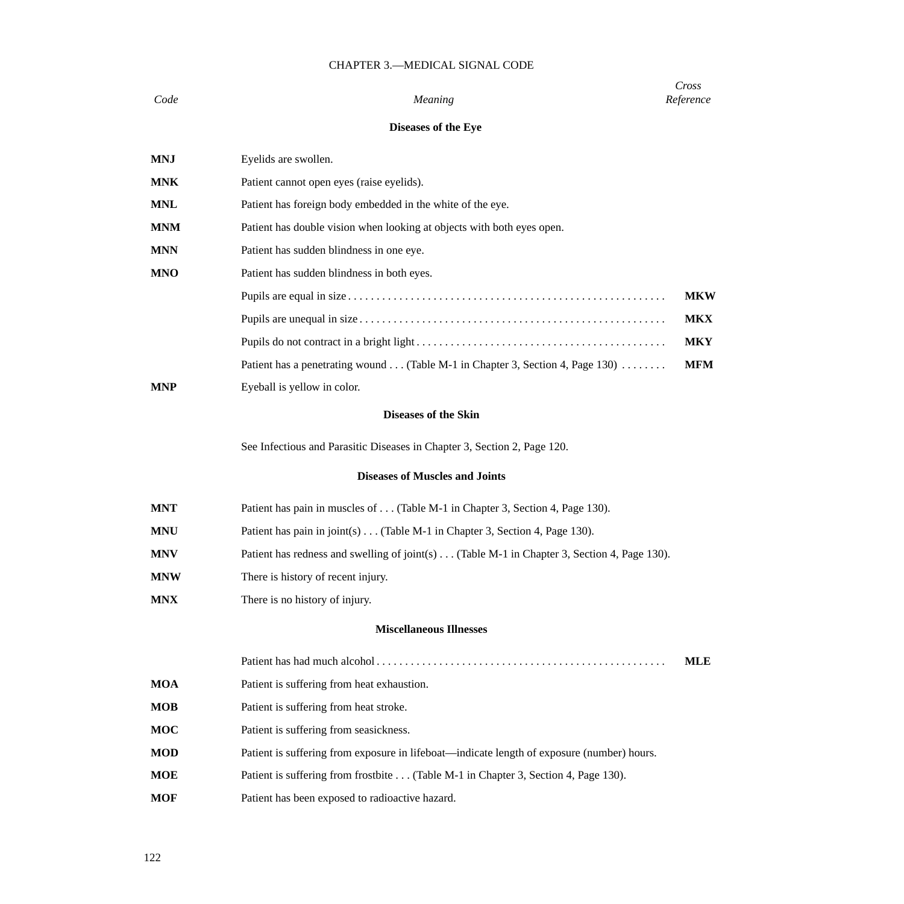## CHAPTER 3.—MEDICAL SIGNAL CODE

| *Code* | *Meaning* | *Cross Reference* |
|---|---|---|
| | **Diseases of the Eye** | |
| **MNJ** | Eyelids are swollen. | |
| **MNK** | Patient cannot open eyes (raise eyelids). | |
| **MNL** | Patient has foreign body embedded in the white of the eye. | |
| **MNM** | Patient has double vision when looking at objects with both eyes open. | |
| **MNN** | Patient has sudden blindness in one eye. | |
| **MNO** | Patient has sudden blindness in both eyes. | |
| | Pupils are equal in size . . . . . . . . . . . . . . . . . . . . . . . . . . . . . . . . . . . . . . . . . . . . . . . . . . . . . | **MKW** |
| | Pupils are unequal in size . . . . . . . . . . . . . . . . . . . . . . . . . . . . . . . . . . . . . . . . . . . . . . . . . . . | **MKX** |
| | Pupils do not contract in a bright light . . . . . . . . . . . . . . . . . . . . . . . . . . . . . . . . . . . . . . . . . . | **MKY** |
| | Patient has a penetrating wound . . . (Table M-1 in Chapter 3, Section 4, Page 130) . . . . . . . . | **MFM** |
| **MNP** | Eyeball is yellow in color. | |
| | **Diseases of the Skin** | |
| | See Infectious and Parasitic Diseases in Chapter 3, Section 2, Page 120. | |
| | **Diseases of Muscles and Joints** | |
| **MNT** | Patient has pain in muscles of . . . (Table M-1 in Chapter 3, Section 4, Page 130). | |
| **MNU** | Patient has pain in joint(s) . . . (Table M-1 in Chapter 3, Section 4, Page 130). | |
| **MNV** | Patient has redness and swelling of joint(s) . . . (Table M-1 in Chapter 3, Section 4, Page 130). | |
| **MNW** | There is history of recent injury. | |
| **MNX** | There is no history of injury. | |
| | **Miscellaneous Illnesses** | |
| | Patient has had much alcohol . . . . . . . . . . . . . . . . . . . . . . . . . . . . . . . . . . . . . . . . . . . . . . . . . . | **MLE** |
| **MOA** | Patient is suffering from heat exhaustion. | |
| **MOB** | Patient is suffering from heat stroke. | |
| **MOC** | Patient is suffering from seasickness. | |
| **MOD** | Patient is suffering from exposure in lifeboat—indicate length of exposure (number) hours. | |
| **MOE** | Patient is suffering from frostbite . . . (Table M-1 in Chapter 3, Section 4, Page 130). | |
| **MOF** | Patient has been exposed to radioactive hazard. | |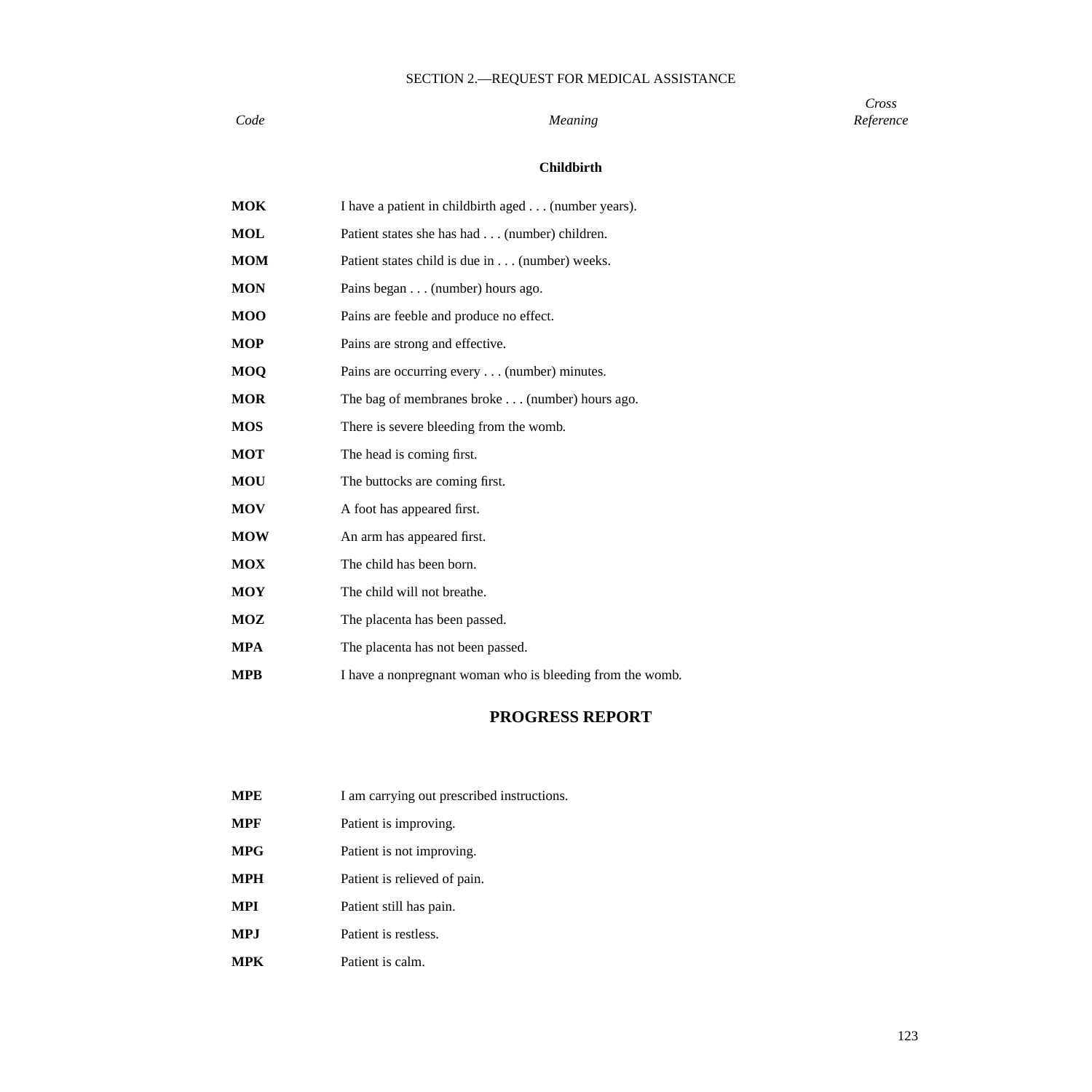SECTION 2.—REQUEST FOR MEDICAL ASSISTANCE

| *Code* | *Meaning* | *Cross Reference* |
|---|---|---|
| | **Childbirth** | |
| **MOK** | I have a patient in childbirth aged . . . (number years). | |
| **MOL** | Patient states she has had . . . (number) children. | |
| **MOM** | Patient states child is due in . . . (number) weeks. | |
| **MON** | Pains began . . . (number) hours ago. | |
| **MOO** | Pains are feeble and produce no effect. | |
| **MOP** | Pains are strong and effective. | |
| **MOQ** | Pains are occurring every . . . (number) minutes. | |
| **MOR** | The bag of membranes broke . . . (number) hours ago. | |
| **MOS** | There is severe bleeding from the womb. | |
| **MOT** | The head is coming first. | |
| **MOU** | The buttocks are coming first. | |
| **MOV** | A foot has appeared first. | |
| **MOW** | An arm has appeared first. | |
| **MOX** | The child has been born. | |
| **MOY** | The child will not breathe. | |
| **MOZ** | The placenta has been passed. | |
| **MPA** | The placenta has not been passed. | |
| **MPB** | I have a nonpregnant woman who is bleeding from the womb. | |

## PROGRESS REPORT

| | | |
|---|---|---|
| **MPE** | I am carrying out prescribed instructions. | |
| **MPF** | Patient is improving. | |
| **MPG** | Patient is not improving. | |
| **MPH** | Patient is relieved of pain. | |
| **MPI** | Patient still has pain. | |
| **MPJ** | Patient is restless. | |
| **MPK** | Patient is calm. | |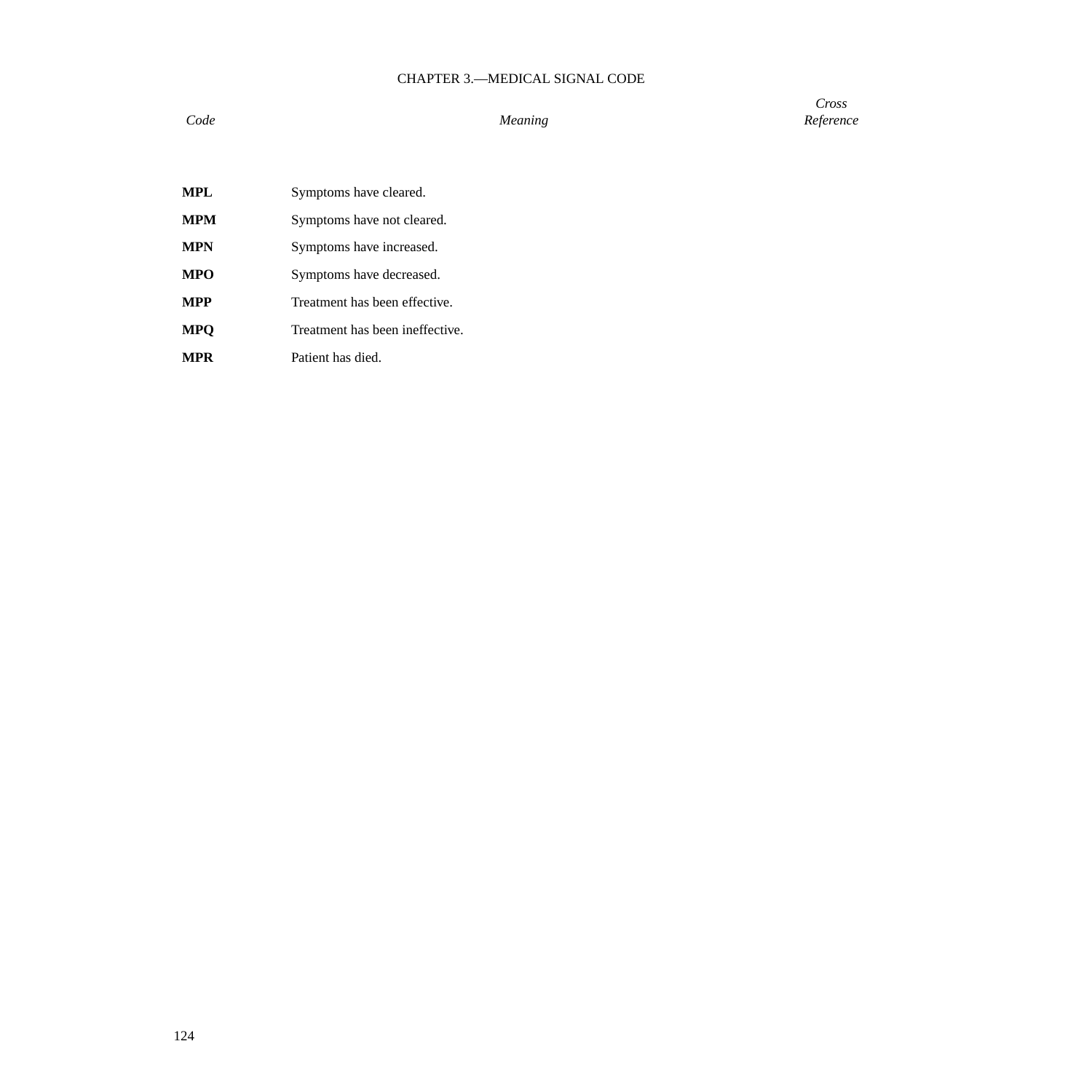CHAPTER 3.—MEDICAL SIGNAL CODE

| *Code* | *Meaning* | *Cross Reference* |
|---|---|---|
| **MPL** | Symptoms have cleared. | |
| **MPM** | Symptoms have not cleared. | |
| **MPN** | Symptoms have increased. | |
| **MPO** | Symptoms have decreased. | |
| **MPP** | Treatment has been effective. | |
| **MPQ** | Treatment has been ineffective. | |
| **MPR** | Patient has died. | |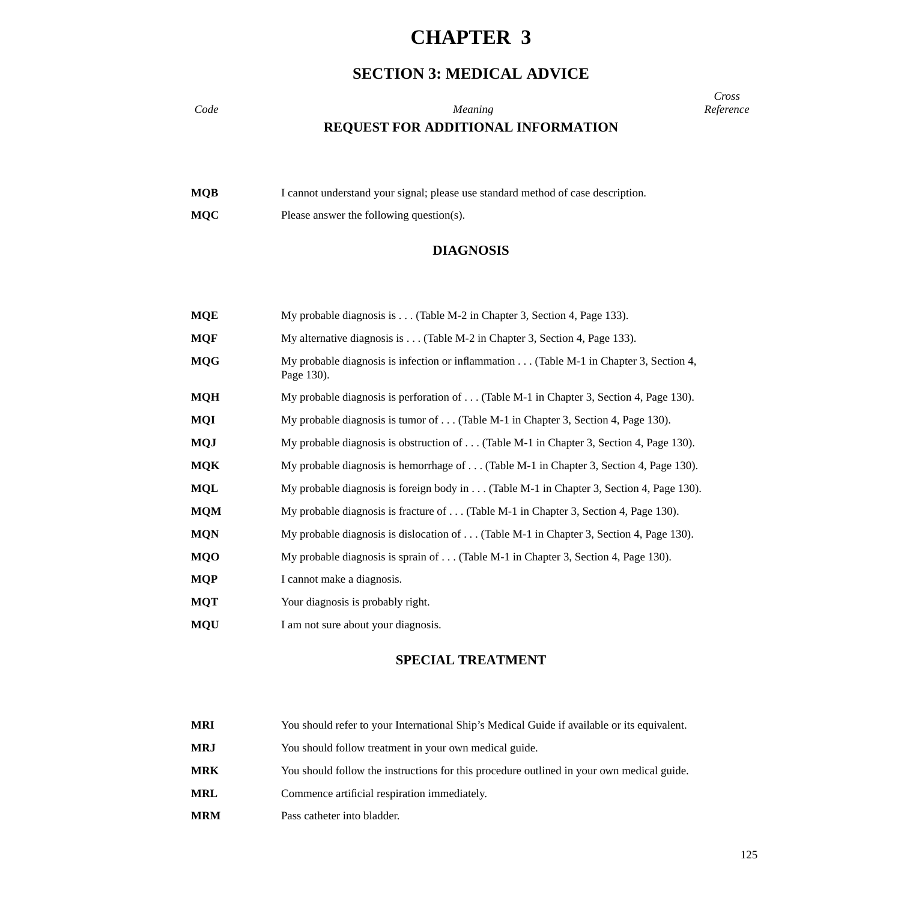# CHAPTER 3

## SECTION 3: MEDICAL ADVICE

| *Code* | *Meaning* | *Cross Reference* |
|---|---|---|

### REQUEST FOR ADDITIONAL INFORMATION

| Code | Meaning | Cross Reference |
|---|---|---|
| **MQB** | I cannot understand your signal; please use standard method of case description. | |
| **MQC** | Please answer the following question(s). | |

### DIAGNOSIS

| Code | Meaning | Cross Reference |
|---|---|---|
| **MQE** | My probable diagnosis is . . . (Table M-2 in Chapter 3, Section 4, Page 133). | |
| **MQF** | My alternative diagnosis is . . . (Table M-2 in Chapter 3, Section 4, Page 133). | |
| **MQG** | My probable diagnosis is infection or inflammation . . . (Table M-1 in Chapter 3, Section 4, Page 130). | |
| **MQH** | My probable diagnosis is perforation of . . . (Table M-1 in Chapter 3, Section 4, Page 130). | |
| **MQI** | My probable diagnosis is tumor of . . . (Table M-1 in Chapter 3, Section 4, Page 130). | |
| **MQJ** | My probable diagnosis is obstruction of . . . (Table M-1 in Chapter 3, Section 4, Page 130). | |
| **MQK** | My probable diagnosis is hemorrhage of . . . (Table M-1 in Chapter 3, Section 4, Page 130). | |
| **MQL** | My probable diagnosis is foreign body in . . . (Table M-1 in Chapter 3, Section 4, Page 130). | |
| **MQM** | My probable diagnosis is fracture of . . . (Table M-1 in Chapter 3, Section 4, Page 130). | |
| **MQN** | My probable diagnosis is dislocation of . . . (Table M-1 in Chapter 3, Section 4, Page 130). | |
| **MQO** | My probable diagnosis is sprain of . . . (Table M-1 in Chapter 3, Section 4, Page 130). | |
| **MQP** | I cannot make a diagnosis. | |
| **MQT** | Your diagnosis is probably right. | |
| **MQU** | I am not sure about your diagnosis. | |

### SPECIAL TREATMENT

| Code | Meaning | Cross Reference |
|---|---|---|
| **MRI** | You should refer to your International Ship's Medical Guide if available or its equivalent. | |
| **MRJ** | You should follow treatment in your own medical guide. | |
| **MRK** | You should follow the instructions for this procedure outlined in your own medical guide. | |
| **MRL** | Commence artificial respiration immediately. | |
| **MRM** | Pass catheter into bladder. | |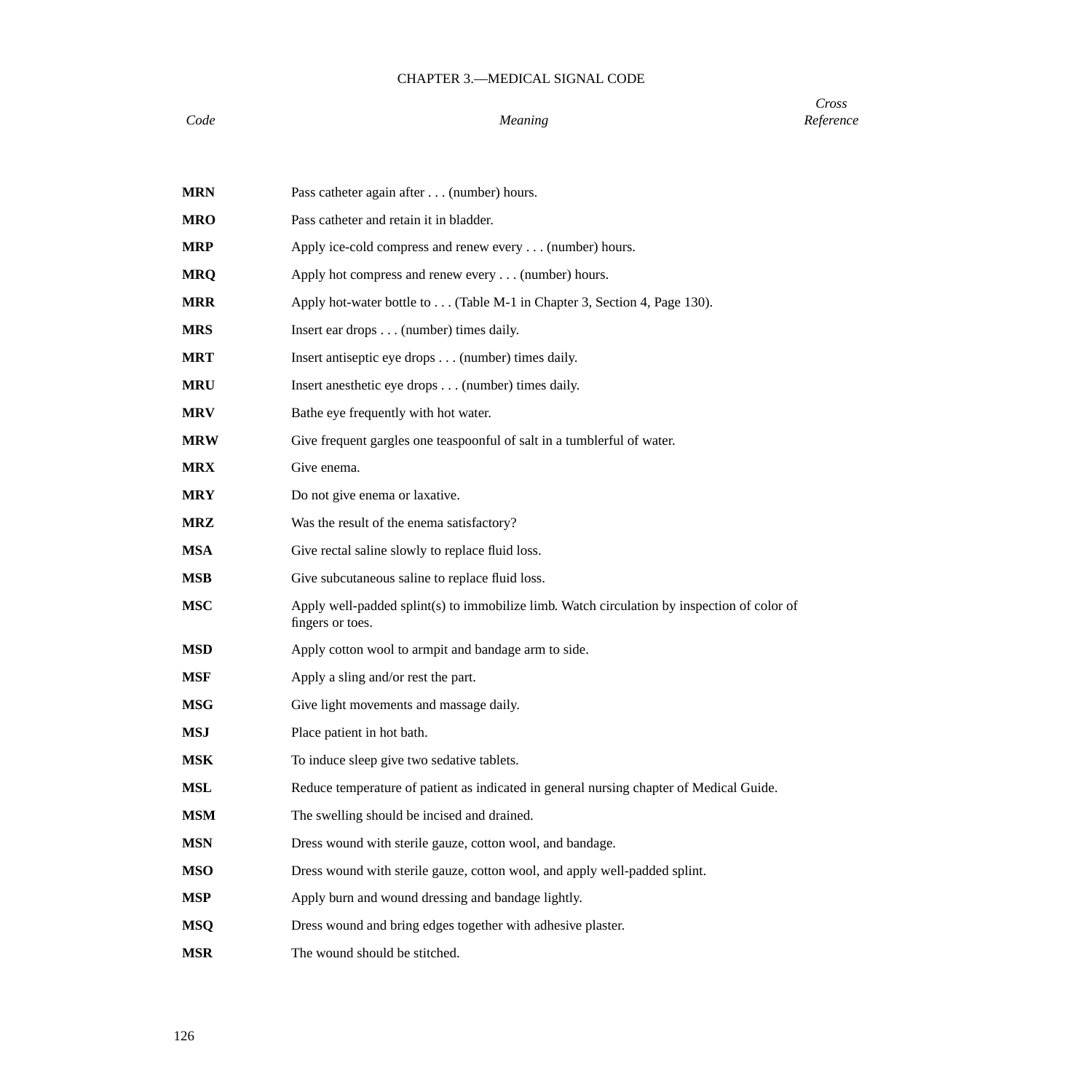## CHAPTER 3.—MEDICAL SIGNAL CODE

| *Code* | *Meaning* | *Cross Reference* |
|---|---|---|
| **MRN** | Pass catheter again after . . . (number) hours. | |
| **MRO** | Pass catheter and retain it in bladder. | |
| **MRP** | Apply ice-cold compress and renew every . . . (number) hours. | |
| **MRQ** | Apply hot compress and renew every . . . (number) hours. | |
| **MRR** | Apply hot-water bottle to . . . (Table M-1 in Chapter 3, Section 4, Page 130). | |
| **MRS** | Insert ear drops . . . (number) times daily. | |
| **MRT** | Insert antiseptic eye drops . . . (number) times daily. | |
| **MRU** | Insert anesthetic eye drops . . . (number) times daily. | |
| **MRV** | Bathe eye frequently with hot water. | |
| **MRW** | Give frequent gargles one teaspoonful of salt in a tumblerful of water. | |
| **MRX** | Give enema. | |
| **MRY** | Do not give enema or laxative. | |
| **MRZ** | Was the result of the enema satisfactory? | |
| **MSA** | Give rectal saline slowly to replace fluid loss. | |
| **MSB** | Give subcutaneous saline to replace fluid loss. | |
| **MSC** | Apply well-padded splint(s) to immobilize limb. Watch circulation by inspection of color of fingers or toes. | |
| **MSD** | Apply cotton wool to armpit and bandage arm to side. | |
| **MSF** | Apply a sling and/or rest the part. | |
| **MSG** | Give light movements and massage daily. | |
| **MSJ** | Place patient in hot bath. | |
| **MSK** | To induce sleep give two sedative tablets. | |
| **MSL** | Reduce temperature of patient as indicated in general nursing chapter of Medical Guide. | |
| **MSM** | The swelling should be incised and drained. | |
| **MSN** | Dress wound with sterile gauze, cotton wool, and bandage. | |
| **MSO** | Dress wound with sterile gauze, cotton wool, and apply well-padded splint. | |
| **MSP** | Apply burn and wound dressing and bandage lightly. | |
| **MSQ** | Dress wound and bring edges together with adhesive plaster. | |
| **MSR** | The wound should be stitched. | |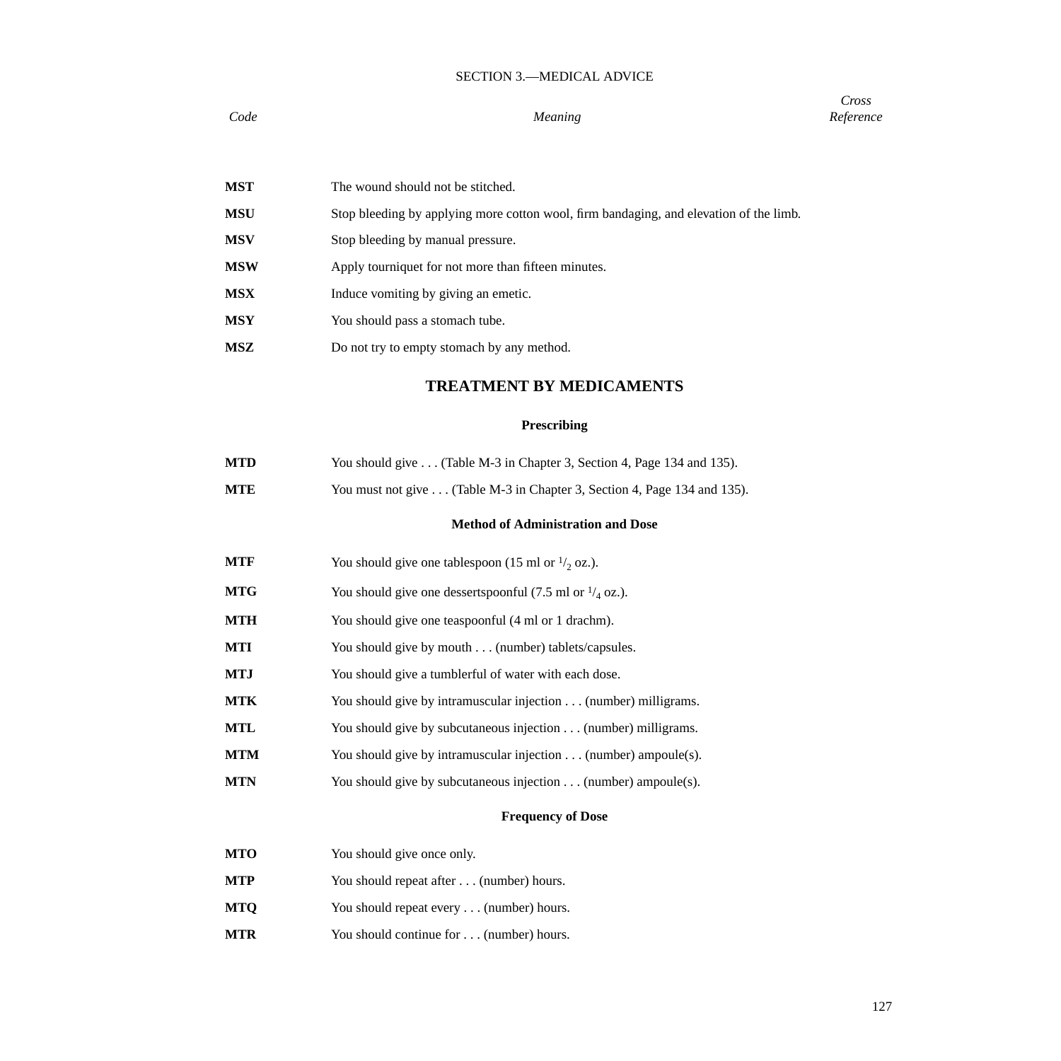SECTION 3.—MEDICAL ADVICE

| *Code* | *Meaning* | *Cross Reference* |
|---|---|---|
| **MST** | The wound should not be stitched. | |
| **MSU** | Stop bleeding by applying more cotton wool, firm bandaging, and elevation of the limb. | |
| **MSV** | Stop bleeding by manual pressure. | |
| **MSW** | Apply tourniquet for not more than fifteen minutes. | |
| **MSX** | Induce vomiting by giving an emetic. | |
| **MSY** | You should pass a stomach tube. | |
| **MSZ** | Do not try to empty stomach by any method. | |

## TREATMENT BY MEDICAMENTS

### Prescribing

| | | |
|---|---|---|
| **MTD** | You should give . . . (Table M-3 in Chapter 3, Section 4, Page 134 and 135). | |
| **MTE** | You must not give . . . (Table M-3 in Chapter 3, Section 4, Page 134 and 135). | |

### Method of Administration and Dose

| | | |
|---|---|---|
| **MTF** | You should give one tablespoon (15 ml or $^{1}/_{2}$ oz.). | |
| **MTG** | You should give one dessertspoonful (7.5 ml or $^{1}/_{4}$ oz.). | |
| **MTH** | You should give one teaspoonful (4 ml or 1 drachm). | |
| **MTI** | You should give by mouth . . . (number) tablets/capsules. | |
| **MTJ** | You should give a tumblerful of water with each dose. | |
| **MTK** | You should give by intramuscular injection . . . (number) milligrams. | |
| **MTL** | You should give by subcutaneous injection . . . (number) milligrams. | |
| **MTM** | You should give by intramuscular injection . . . (number) ampoule(s). | |
| **MTN** | You should give by subcutaneous injection . . . (number) ampoule(s). | |

### Frequency of Dose

| | | |
|---|---|---|
| **MTO** | You should give once only. | |
| **MTP** | You should repeat after . . . (number) hours. | |
| **MTQ** | You should repeat every . . . (number) hours. | |
| **MTR** | You should continue for . . . (number) hours. | |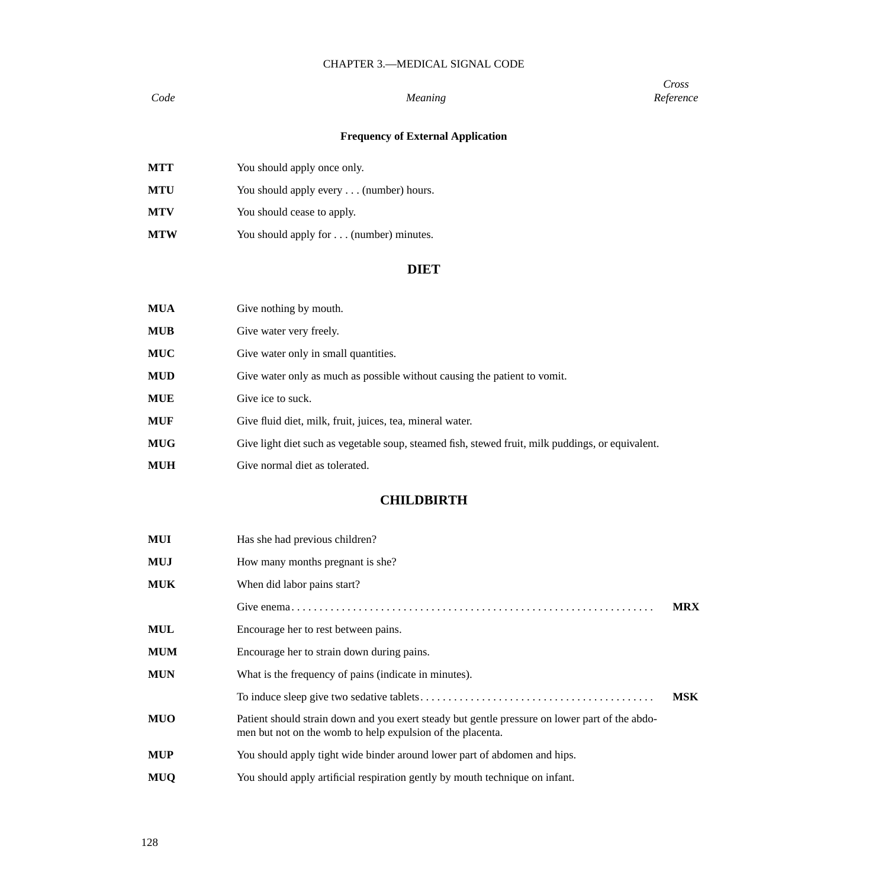| *Code* | *Meaning* | *Cross Reference* |
|---|---|---|
| | **Frequency of External Application** | |
| **MTT** | You should apply once only. | |
| **MTU** | You should apply every . . . (number) hours. | |
| **MTV** | You should cease to apply. | |
| **MTW** | You should apply for . . . (number) minutes. | |

## DIET

| *Code* | *Meaning* | *Cross Reference* |
|---|---|---|
| **MUA** | Give nothing by mouth. | |
| **MUB** | Give water very freely. | |
| **MUC** | Give water only in small quantities. | |
| **MUD** | Give water only as much as possible without causing the patient to vomit. | |
| **MUE** | Give ice to suck. | |
| **MUF** | Give fluid diet, milk, fruit, juices, tea, mineral water. | |
| **MUG** | Give light diet such as vegetable soup, steamed fish, stewed fruit, milk puddings, or equivalent. | |
| **MUH** | Give normal diet as tolerated. | |

## CHILDBIRTH

| *Code* | *Meaning* | *Cross Reference* |
|---|---|---|
| **MUI** | Has she had previous children? | |
| **MUJ** | How many months pregnant is she? | |
| **MUK** | When did labor pains start? | |
| | Give enema | **MRX** |
| **MUL** | Encourage her to rest between pains. | |
| **MUM** | Encourage her to strain down during pains. | |
| **MUN** | What is the frequency of pains (indicate in minutes). | |
| | To induce sleep give two sedative tablets | **MSK** |
| **MUO** | Patient should strain down and you exert steady but gentle pressure on lower part of the abdomen but not on the womb to help expulsion of the placenta. | |
| **MUP** | You should apply tight wide binder around lower part of abdomen and hips. | |
| **MUQ** | You should apply artificial respiration gently by mouth technique on infant. | |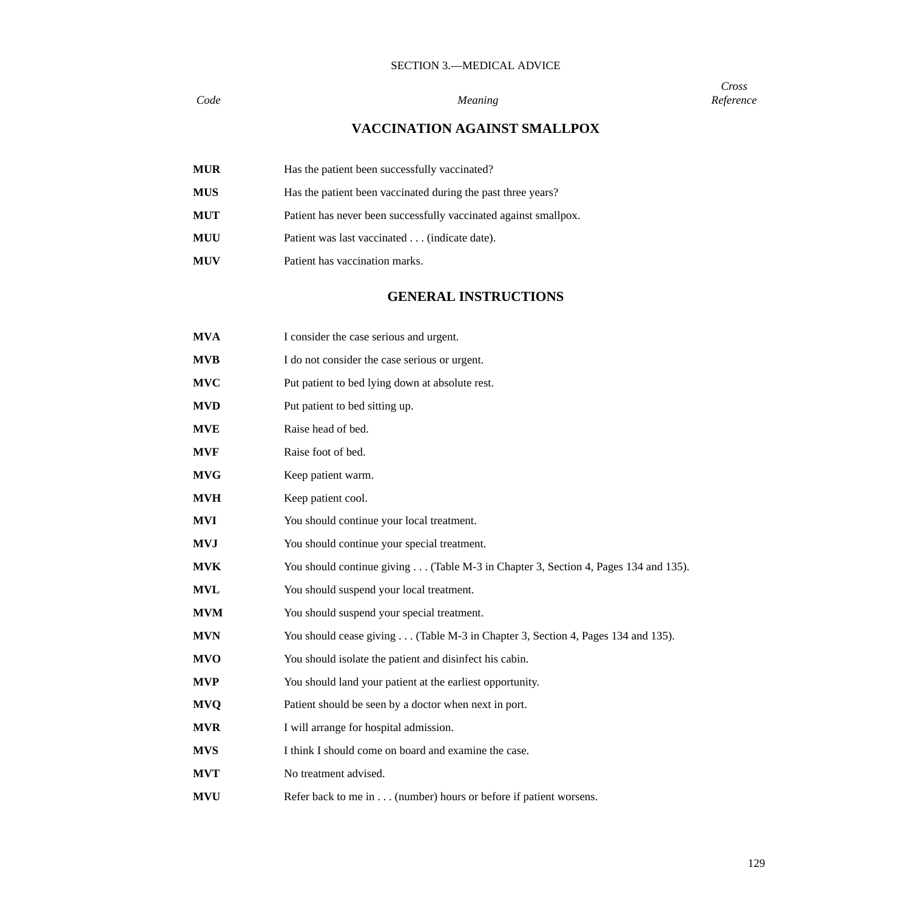SECTION 3.—MEDICAL ADVICE

| *Code* | *Meaning* | *Cross Reference* |
|---|---|---|

## VACCINATION AGAINST SMALLPOX

| | | |
|---|---|---|
| **MUR** | Has the patient been successfully vaccinated? | |
| **MUS** | Has the patient been vaccinated during the past three years? | |
| **MUT** | Patient has never been successfully vaccinated against smallpox. | |
| **MUU** | Patient was last vaccinated . . . (indicate date). | |
| **MUV** | Patient has vaccination marks. | |

## GENERAL INSTRUCTIONS

| | | |
|---|---|---|
| **MVA** | I consider the case serious and urgent. | |
| **MVB** | I do not consider the case serious or urgent. | |
| **MVC** | Put patient to bed lying down at absolute rest. | |
| **MVD** | Put patient to bed sitting up. | |
| **MVE** | Raise head of bed. | |
| **MVF** | Raise foot of bed. | |
| **MVG** | Keep patient warm. | |
| **MVH** | Keep patient cool. | |
| **MVI** | You should continue your local treatment. | |
| **MVJ** | You should continue your special treatment. | |
| **MVK** | You should continue giving . . . (Table M-3 in Chapter 3, Section 4, Pages 134 and 135). | |
| **MVL** | You should suspend your local treatment. | |
| **MVM** | You should suspend your special treatment. | |
| **MVN** | You should cease giving . . . (Table M-3 in Chapter 3, Section 4, Pages 134 and 135). | |
| **MVO** | You should isolate the patient and disinfect his cabin. | |
| **MVP** | You should land your patient at the earliest opportunity. | |
| **MVQ** | Patient should be seen by a doctor when next in port. | |
| **MVR** | I will arrange for hospital admission. | |
| **MVS** | I think I should come on board and examine the case. | |
| **MVT** | No treatment advised. | |
| **MVU** | Refer back to me in . . . (number) hours or before if patient worsens. | |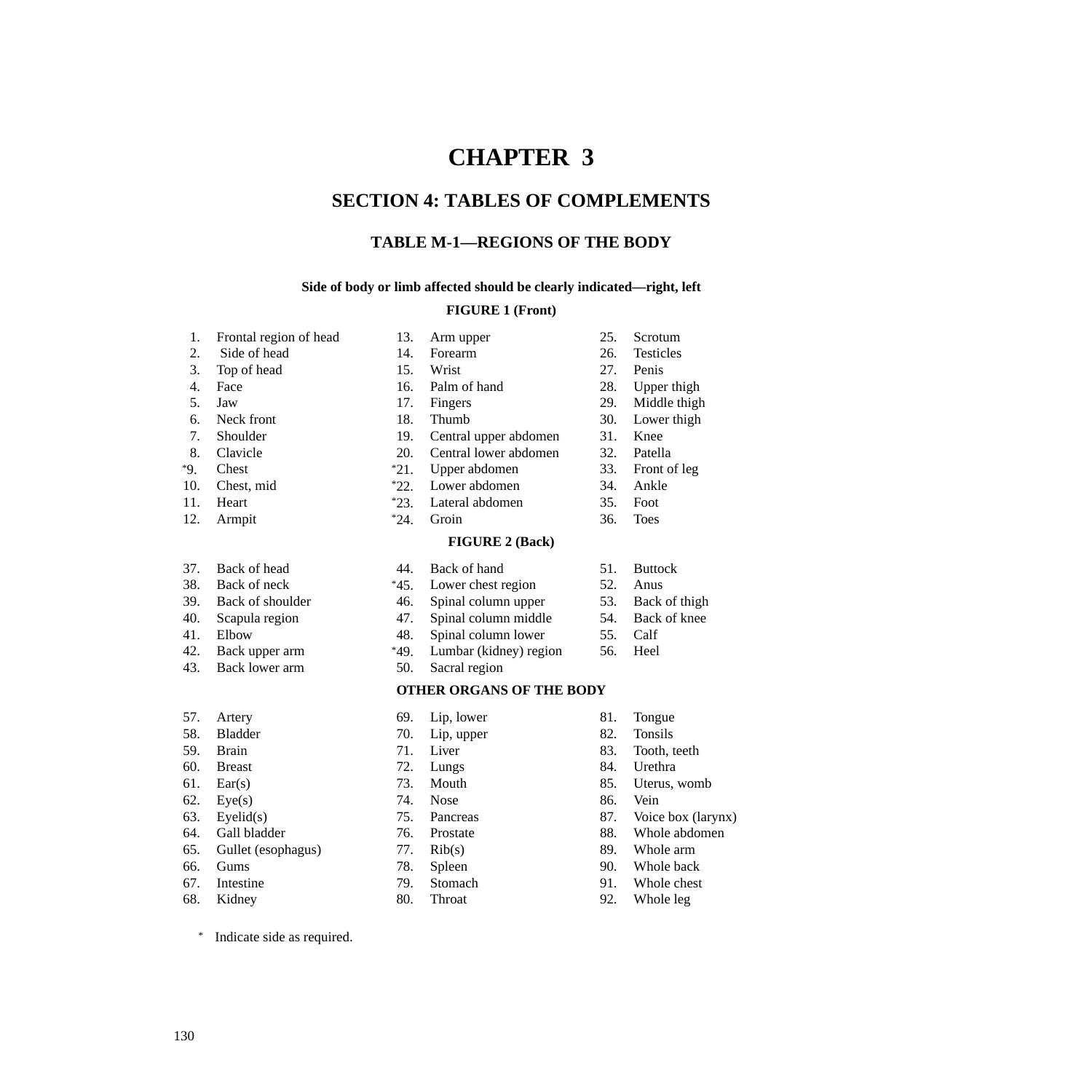# CHAPTER 3

## SECTION 4: TABLES OF COMPLEMENTS

### TABLE M-1—REGIONS OF THE BODY

**Side of body or limb affected should be clearly indicated—right, left**

**FIGURE 1 (Front)**

| | | | | | |
|---|---|---|---|---|---|
| 1. | Frontal region of head | 13. | Arm upper | 25. | Scrotum |
| 2. | Side of head | 14. | Forearm | 26. | Testicles |
| 3. | Top of head | 15. | Wrist | 27. | Penis |
| 4. | Face | 16. | Palm of hand | 28. | Upper thigh |
| 5. | Jaw | 17. | Fingers | 29. | Middle thigh |
| 6. | Neck front | 18. | Thumb | 30. | Lower thigh |
| 7. | Shoulder | 19. | Central upper abdomen | 31. | Knee |
| 8. | Clavicle | 20. | Central lower abdomen | 32. | Patella |
| *9. | Chest | *21. | Upper abdomen | 33. | Front of leg |
| 10. | Chest, mid | *22. | Lower abdomen | 34. | Ankle |
| 11. | Heart | *23. | Lateral abdomen | 35. | Foot |
| 12. | Armpit | *24. | Groin | 36. | Toes |

**FIGURE 2 (Back)**

| | | | | | |
|---|---|---|---|---|---|
| 37. | Back of head | 44. | Back of hand | 51. | Buttock |
| 38. | Back of neck | *45. | Lower chest region | 52. | Anus |
| 39. | Back of shoulder | 46. | Spinal column upper | 53. | Back of thigh |
| 40. | Scapula region | 47. | Spinal column middle | 54. | Back of knee |
| 41. | Elbow | 48. | Spinal column lower | 55. | Calf |
| 42. | Back upper arm | *49. | Lumbar (kidney) region | 56. | Heel |
| 43. | Back lower arm | 50. | Sacral region | | |

**OTHER ORGANS OF THE BODY**

| | | | | | |
|---|---|---|---|---|---|
| 57. | Artery | 69. | Lip, lower | 81. | Tongue |
| 58. | Bladder | 70. | Lip, upper | 82. | Tonsils |
| 59. | Brain | 71. | Liver | 83. | Tooth, teeth |
| 60. | Breast | 72. | Lungs | 84. | Urethra |
| 61. | Ear(s) | 73. | Mouth | 85. | Uterus, womb |
| 62. | Eye(s) | 74. | Nose | 86. | Vein |
| 63. | Eyelid(s) | 75. | Pancreas | 87. | Voice box (larynx) |
| 64. | Gall bladder | 76. | Prostate | 88. | Whole abdomen |
| 65. | Gullet (esophagus) | 77. | Rib(s) | 89. | Whole arm |
| 66. | Gums | 78. | Spleen | 90. | Whole back |
| 67. | Intestine | 79. | Stomach | 91. | Whole chest |
| 68. | Kidney | 80. | Throat | 92. | Whole leg |

\* Indicate side as required.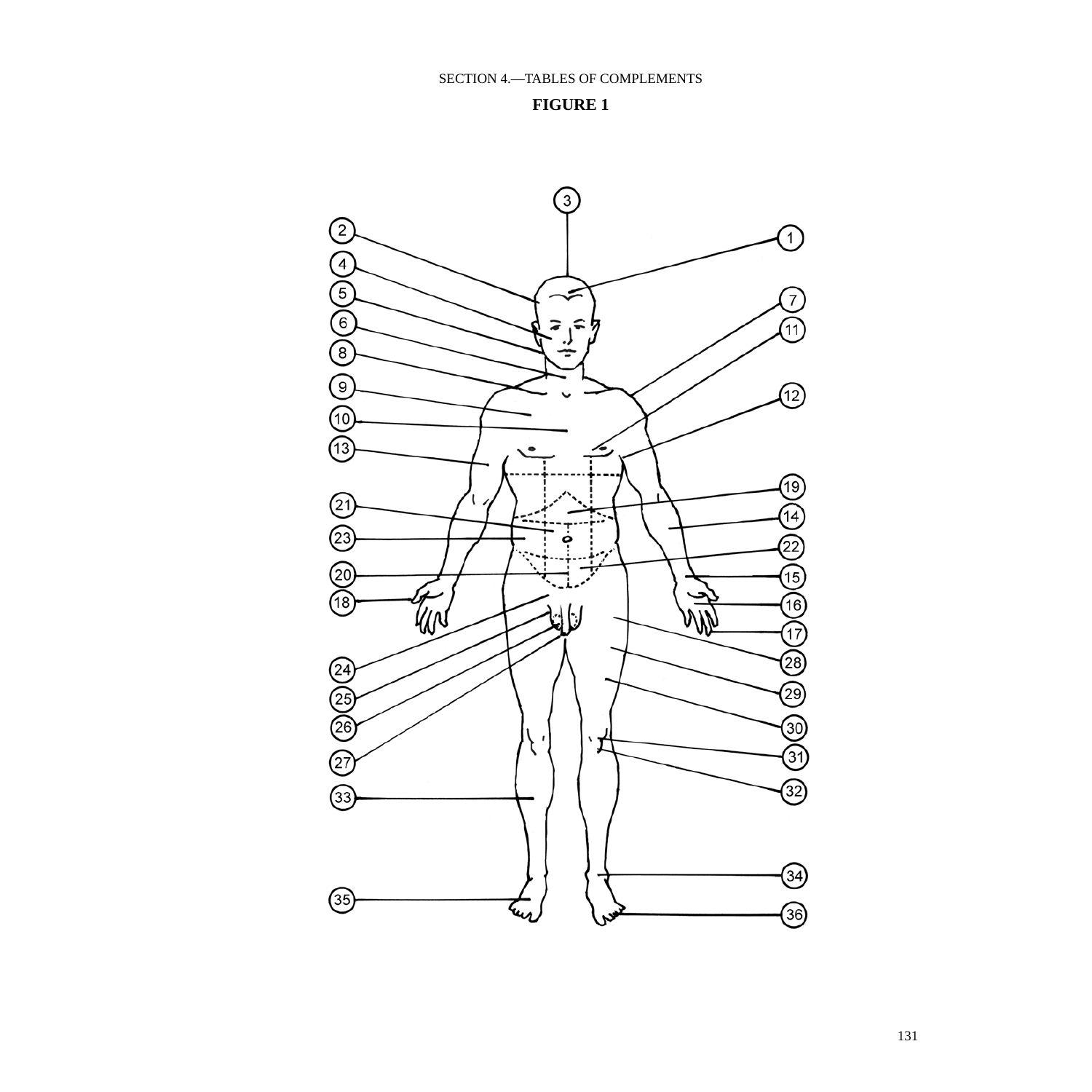SECTION 4.—TABLES OF COMPLEMENTS

**FIGURE 1**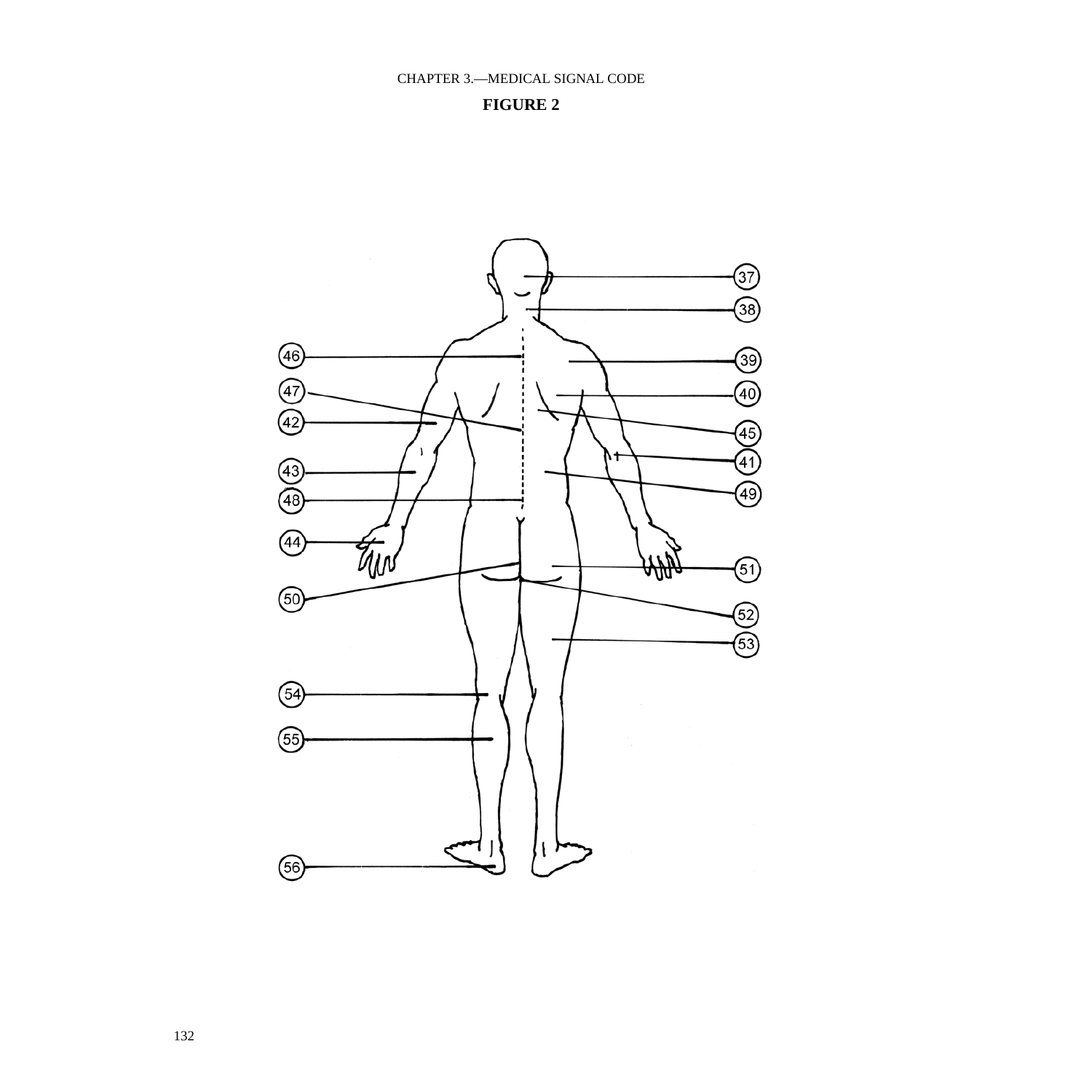## FIGURE 2

37
38
46
39
47
40
42
45
41
43
49
48
44
51
50
52
53
54
55
56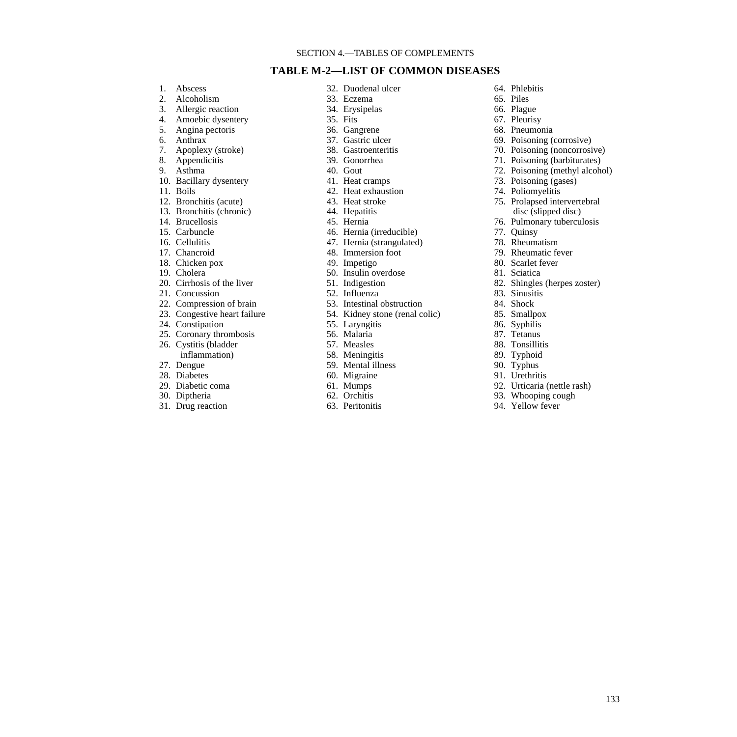SECTION 4.—TABLES OF COMPLEMENTS

## TABLE M-2—LIST OF COMMON DISEASES

1. Abscess
2. Alcoholism
3. Allergic reaction
4. Amoebic dysentery
5. Angina pectoris
6. Anthrax
7. Apoplexy (stroke)
8. Appendicitis
9. Asthma
10. Bacillary dysentery
11. Boils
12. Bronchitis (acute)
13. Bronchitis (chronic)
14. Brucellosis
15. Carbuncle
16. Cellulitis
17. Chancroid
18. Chicken pox
19. Cholera
20. Cirrhosis of the liver
21. Concussion
22. Compression of brain
23. Congestive heart failure
24. Constipation
25. Coronary thrombosis
26. Cystitis (bladder inflammation)
27. Dengue
28. Diabetes
29. Diabetic coma
30. Diptheria
31. Drug reaction
32. Duodenal ulcer
33. Eczema
34. Erysipelas
35. Fits
36. Gangrene
37. Gastric ulcer
38. Gastroenteritis
39. Gonorrhea
40. Gout
41. Heat cramps
42. Heat exhaustion
43. Heat stroke
44. Hepatitis
45. Hernia
46. Hernia (irreducible)
47. Hernia (strangulated)
48. Immersion foot
49. Impetigo
50. Insulin overdose
51. Indigestion
52. Influenza
53. Intestinal obstruction
54. Kidney stone (renal colic)
55. Laryngitis
56. Malaria
57. Measles
58. Meningitis
59. Mental illness
60. Migraine
61. Mumps
62. Orchitis
63. Peritonitis
64. Phlebitis
65. Piles
66. Plague
67. Pleurisy
68. Pneumonia
69. Poisoning (corrosive)
70. Poisoning (noncorrosive)
71. Poisoning (barbiturates)
72. Poisoning (methyl alcohol)
73. Poisoning (gases)
74. Poliomyelitis
75. Prolapsed intervertebral disc (slipped disc)
76. Pulmonary tuberculosis
77. Quinsy
78. Rheumatism
79. Rheumatic fever
80. Scarlet fever
81. Sciatica
82. Shingles (herpes zoster)
83. Sinusitis
84. Shock
85. Smallpox
86. Syphilis
87. Tetanus
88. Tonsillitis
89. Typhoid
90. Typhus
91. Urethritis
92. Urticaria (nettle rash)
93. Whooping cough
94. Yellow fever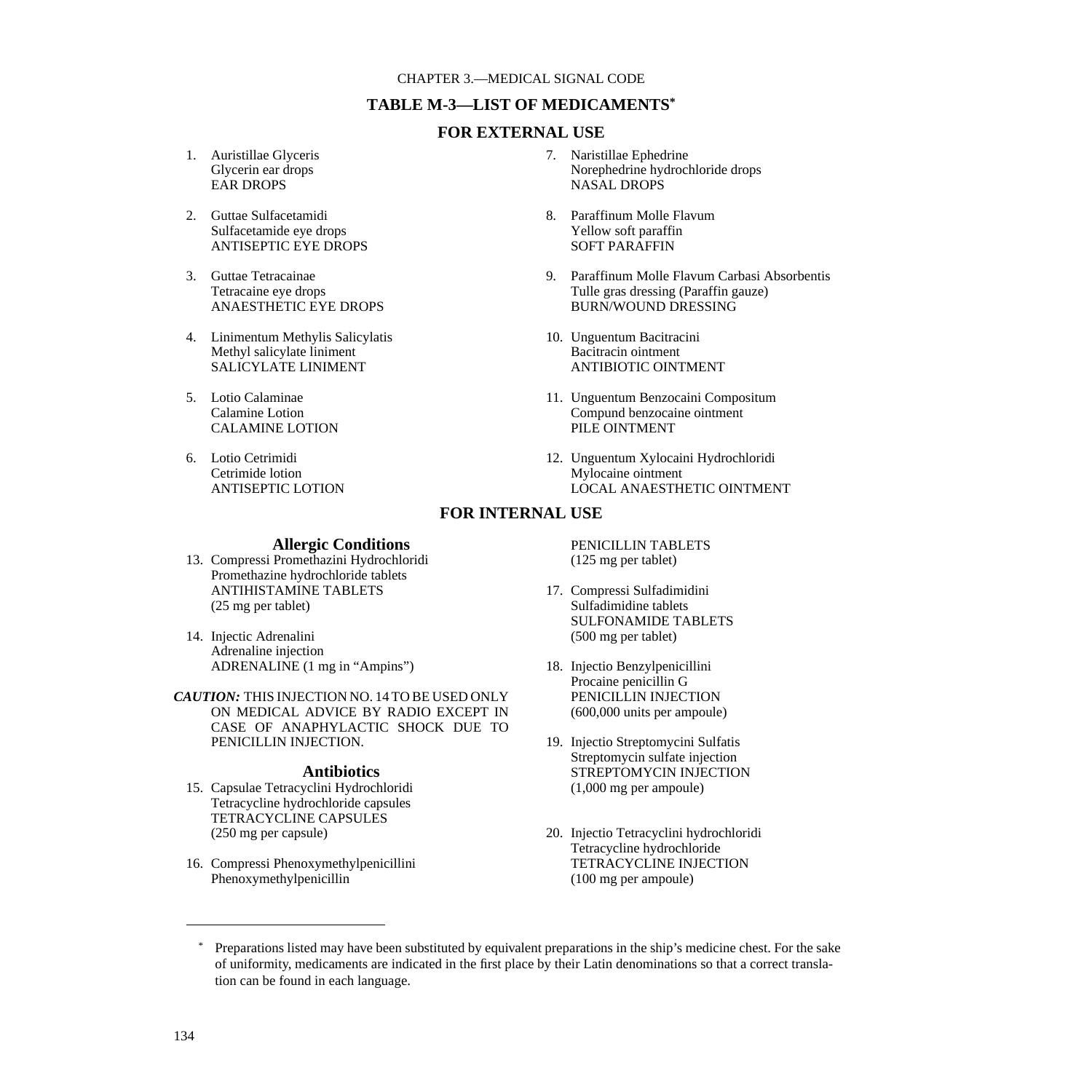CHAPTER 3.—MEDICAL SIGNAL CODE

# TABLE M-3—LIST OF MEDICAMENTS*

## FOR EXTERNAL USE

1. Auristillae Glyceris
   Glycerin ear drops
   EAR DROPS

2. Guttae Sulfacetamidi
   Sulfacetamide eye drops
   ANTISEPTIC EYE DROPS

3. Guttae Tetracainae
   Tetracaine eye drops
   ANAESTHETIC EYE DROPS

4. Linimentum Methylis Salicylatis
   Methyl salicylate liniment
   SALICYLATE LINIMENT

5. Lotio Calaminae
   Calamine Lotion
   CALAMINE LOTION

6. Lotio Cetrimidi
   Cetrimide lotion
   ANTISEPTIC LOTION

7. Naristillae Ephedrine
   Norephedrine hydrochloride drops
   NASAL DROPS

8. Paraffinum Molle Flavum
   Yellow soft paraffin
   SOFT PARAFFIN

9. Paraffinum Molle Flavum Carbasi Absorbentis
   Tulle gras dressing (Paraffin gauze)
   BURN/WOUND DRESSING

10. Unguentum Bacitracini
    Bacitracin ointment
    ANTIBIOTIC OINTMENT

11. Unguentum Benzocaini Compositum
    Compund benzocaine ointment
    PILE OINTMENT

12. Unguentum Xylocaini Hydrochloridi
    Mylocaine ointment
    LOCAL ANAESTHETIC OINTMENT

## FOR INTERNAL USE

### Allergic Conditions

13. Compressi Promethazini Hydrochloridi
    Promethazine hydrochloride tablets
    ANTIHISTAMINE TABLETS
    (25 mg per tablet)

14. Injectic Adrenalini
    Adrenaline injection
    ADRENALINE (1 mg in "Ampins")

***CAUTION:*** THIS INJECTION NO. 14 TO BE USED ONLY ON MEDICAL ADVICE BY RADIO EXCEPT IN CASE OF ANAPHYLACTIC SHOCK DUE TO PENICILLIN INJECTION.

### Antibiotics

15. Capsulae Tetracyclini Hydrochloridi
    Tetracycline hydrochloride capsules
    TETRACYCLINE CAPSULES
    (250 mg per capsule)

16. Compressi Phenoxymethylpenicillini
    Phenoxymethylpenicillin
    PENICILLIN TABLETS
    (125 mg per tablet)

17. Compressi Sulfadimidini
    Sulfadimidine tablets
    SULFONAMIDE TABLETS
    (500 mg per tablet)

18. Injectio Benzylpenicillini
    Procaine penicillin G
    PENICILLIN INJECTION
    (600,000 units per ampoule)

19. Injectio Streptomycini Sulfatis
    Streptomycin sulfate injection
    STREPTOMYCIN INJECTION
    (1,000 mg per ampoule)

20. Injectio Tetracyclini hydrochloridi
    Tetracycline hydrochloride
    TETRACYCLINE INJECTION
    (100 mg per ampoule)

---

\* Preparations listed may have been substituted by equivalent preparations in the ship's medicine chest. For the sake of uniformity, medicaments are indicated in the first place by their Latin denominations so that a correct translation can be found in each language.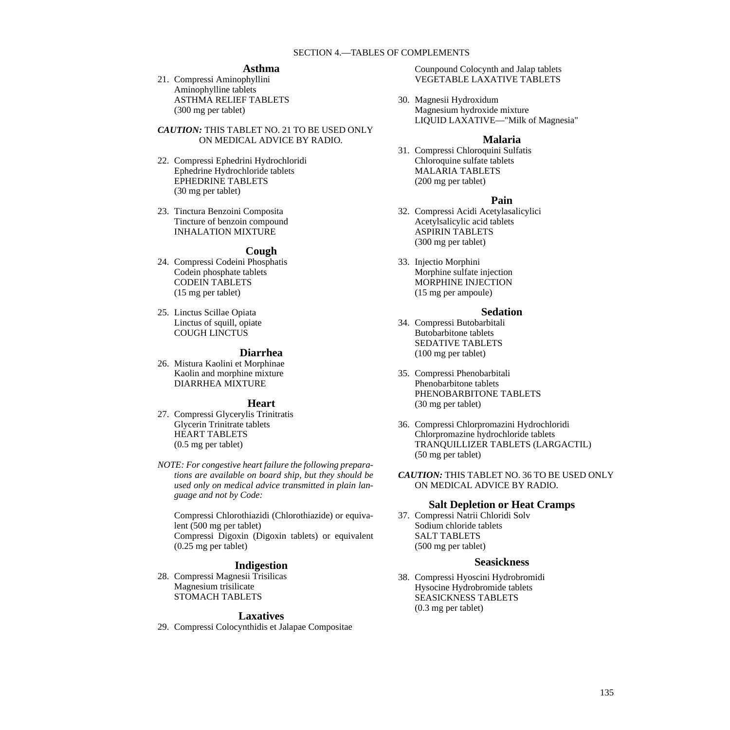### Asthma

21. Compressi Aminophyllini
    Aminophylline tablets
    ASTHMA RELIEF TABLETS
    (300 mg per tablet)

***CAUTION:*** THIS TABLET NO. 21 TO BE USED ONLY ON MEDICAL ADVICE BY RADIO.

22. Compressi Ephedrini Hydrochloridi
    Ephedrine Hydrochloride tablets
    EPHEDRINE TABLETS
    (30 mg per tablet)

23. Tinctura Benzoini Composita
    Tincture of benzoin compound
    INHALATION MIXTURE

### Cough

24. Compressi Codeini Phosphatis
    Codein phosphate tablets
    CODEIN TABLETS
    (15 mg per tablet)

25. Linctus Scillae Opiata
    Linctus of squill, opiate
    COUGH LINCTUS

### Diarrhea

26. Mistura Kaolini et Morphinae
    Kaolin and morphine mixture
    DIARRHEA MIXTURE

### Heart

27. Compressi Glycerylis Trinitratis
    Glycerin Trinitrate tablets
    HEART TABLETS
    (0.5 mg per tablet)

*NOTE: For congestive heart failure the following preparations are available on board ship, but they should be used only on medical advice transmitted in plain language and not by Code:*

Compressi Chlorothiazidi (Chlorothiazide) or equivalent (500 mg per tablet)
Compressi Digoxin (Digoxin tablets) or equivalent (0.25 mg per tablet)

### Indigestion

28. Compressi Magnesii Trisilicas
    Magnesium trisilicate
    STOMACH TABLETS

### Laxatives

29. Compressi Colocynthidis et Jalapae Compositae
    Counpound Colocynth and Jalap tablets
    VEGETABLE LAXATIVE TABLETS

30. Magnesii Hydroxidum
    Magnesium hydroxide mixture
    LIQUID LAXATIVE—"Milk of Magnesia"

### Malaria

31. Compressi Chloroquini Sulfatis
    Chloroquine sulfate tablets
    MALARIA TABLETS
    (200 mg per tablet)

### Pain

32. Compressi Acidi Acetylasalicylici
    Acetylsalicylic acid tablets
    ASPIRIN TABLETS
    (300 mg per tablet)

33. Injectio Morphini
    Morphine sulfate injection
    MORPHINE INJECTION
    (15 mg per ampoule)

### Sedation

34. Compressi Butobarbitali
    Butobarbitone tablets
    SEDATIVE TABLETS
    (100 mg per tablet)

35. Compressi Phenobarbitali
    Phenobarbitone tablets
    PHENOBARBITONE TABLETS
    (30 mg per tablet)

36. Compressi Chlorpromazini Hydrochloridi
    Chlorpromazine hydrochloride tablets
    TRANQUILLIZER TABLETS (LARGACTIL)
    (50 mg per tablet)

***CAUTION:*** THIS TABLET NO. 36 TO BE USED ONLY ON MEDICAL ADVICE BY RADIO.

### Salt Depletion or Heat Cramps

37. Compressi Natrii Chloridi Solv
    Sodium chloride tablets
    SALT TABLETS
    (500 mg per tablet)

### Seasickness

38. Compressi Hyoscini Hydrobromidi
    Hysocine Hydrobromide tablets
    SEASICKNESS TABLETS
    (0.3 mg per tablet)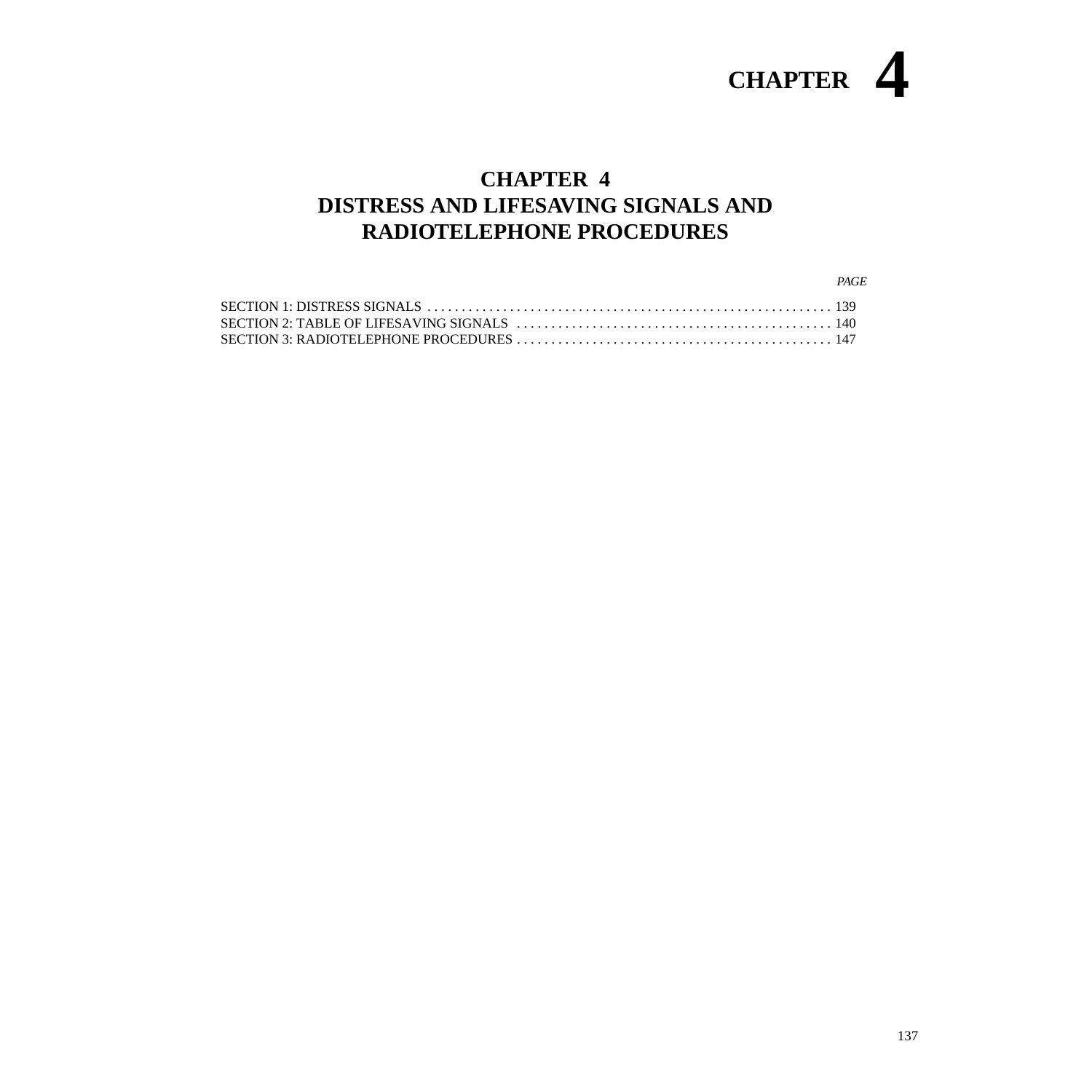# CHAPTER 4

## CHAPTER 4
## DISTRESS AND LIFESAVING SIGNALS AND RADIOTELEPHONE PROCEDURES

| | *PAGE* |
|---|---|
| SECTION 1: DISTRESS SIGNALS | 139 |
| SECTION 2: TABLE OF LIFESAVING SIGNALS | 140 |
| SECTION 3: RADIOTELEPHONE PROCEDURES | 147 |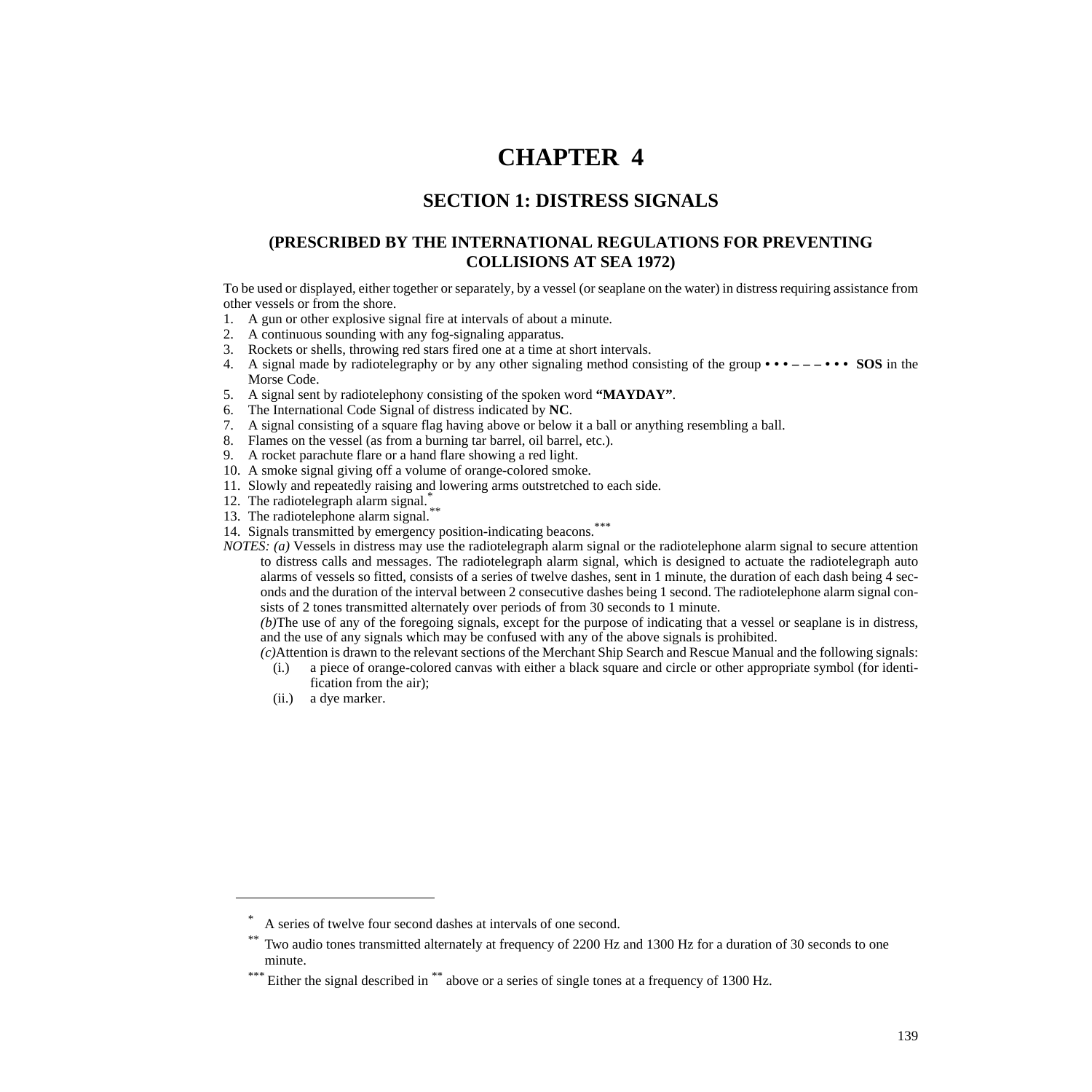# CHAPTER 4

## SECTION 1: DISTRESS SIGNALS

### (PRESCRIBED BY THE INTERNATIONAL REGULATIONS FOR PREVENTING COLLISIONS AT SEA 1972)

To be used or displayed, either together or separately, by a vessel (or seaplane on the water) in distress requiring assistance from other vessels or from the shore.

1. A gun or other explosive signal fire at intervals of about a minute.
2. A continuous sounding with any fog-signaling apparatus.
3. Rockets or shells, throwing red stars fired one at a time at short intervals.
4. A signal made by radiotelegraphy or by any other signaling method consisting of the group • • • – – – • • • **SOS** in the Morse Code.
5. A signal sent by radiotelephony consisting of the spoken word **"MAYDAY"**.
6. The International Code Signal of distress indicated by **NC**.
7. A signal consisting of a square flag having above or below it a ball or anything resembling a ball.
8. Flames on the vessel (as from a burning tar barrel, oil barrel, etc.).
9. A rocket parachute flare or a hand flare showing a red light.
10. A smoke signal giving off a volume of orange-colored smoke.
11. Slowly and repeatedly raising and lowering arms outstretched to each side.
12. The radiotelegraph alarm signal.[*]
13. The radiotelephone alarm signal.[**]
14. Signals transmitted by emergency position-indicating beacons.[***]

*NOTES: (a)* Vessels in distress may use the radiotelegraph alarm signal or the radiotelephone alarm signal to secure attention to distress calls and messages. The radiotelegraph alarm signal, which is designed to actuate the radiotelegraph auto alarms of vessels so fitted, consists of a series of twelve dashes, sent in 1 minute, the duration of each dash being 4 seconds and the duration of the interval between 2 consecutive dashes being 1 second. The radiotelephone alarm signal consists of 2 tones transmitted alternately over periods of from 30 seconds to 1 minute.

*(b)* The use of any of the foregoing signals, except for the purpose of indicating that a vessel or seaplane is in distress, and the use of any signals which may be confused with any of the above signals is prohibited.

*(c)* Attention is drawn to the relevant sections of the Merchant Ship Search and Rescue Manual and the following signals:

- (i.) a piece of orange-colored canvas with either a black square and circle or other appropriate symbol (for identification from the air);
- (ii.) a dye marker.

---

[*] A series of twelve four second dashes at intervals of one second.

[**] Two audio tones transmitted alternately at frequency of 2200 Hz and 1300 Hz for a duration of 30 seconds to one minute.

[***] Either the signal described in [**] above or a series of single tones at a frequency of 1300 Hz.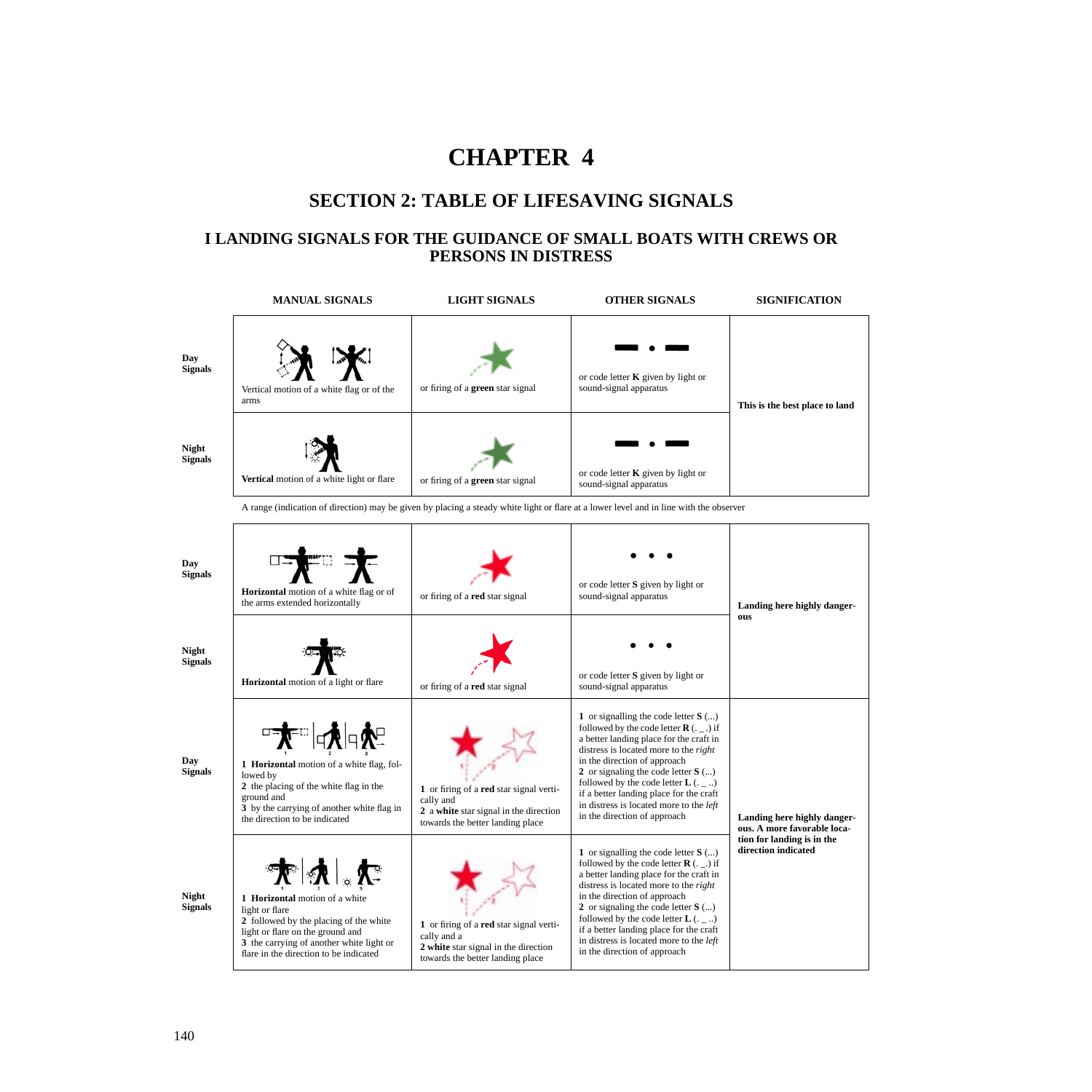# CHAPTER 4

## SECTION 2: TABLE OF LIFESAVING SIGNALS

### I LANDING SIGNALS FOR THE GUIDANCE OF SMALL BOATS WITH CREWS OR PERSONS IN DISTRESS

| | MANUAL SIGNALS | LIGHT SIGNALS | OTHER SIGNALS | SIGNIFICATION |
|---|---|---|---|---|
| **Day Signals** | Vertical motion of a white flag or of the arms | or firing of a **green** star signal | or code letter **K** given by light or sound-signal apparatus | **This is the best place to land** |
| **Night Signals** | **Vertical** motion of a white light or flare | or firing of a **green** star signal | or code letter **K** given by light or sound-signal apparatus | |

A range (indication of direction) may be given by placing a steady white light or flare at a lower level and in line with the observer

| | MANUAL SIGNALS | LIGHT SIGNALS | OTHER SIGNALS | SIGNIFICATION |
|---|---|---|---|---|
| **Day Signals** | **Horizontal** motion of a white flag or of the arms extended horizontally | or firing of a **red** star signal | or code letter **S** given by light or sound-signal apparatus | **Landing here highly dangerous** |
| **Night Signals** | **Horizontal** motion of a light or flare | or firing of a **red** star signal | or code letter **S** given by light or sound-signal apparatus | |
| **Day Signals** | **1** **Horizontal** motion of a white flag, followed by<br>**2** the placing of the white flag in the ground and<br>**3** by the carrying of another white flag in the direction to be indicated | **1** or firing of a **red** star signal vertically and<br>**2** a **white** star signal in the direction towards the better landing place | **1** or signalling the code letter **S** (...) followed by the code letter **R** (. _ .) if a better landing place for the craft in distress is located more to the *right* in the direction of approach<br>**2** or signaling the code letter **S** (...) followed by the code letter **L** (. _ ..) if a better landing place for the craft in distress is located more to the *left* in the direction of approach | **Landing here highly dangerous. A more favorable location for landing is in the direction indicated** |
| **Night Signals** | **1** **Horizontal** motion of a white light or flare<br>**2** followed by the placing of the white light or flare on the ground and<br>**3** the carrying of another white light or flare in the direction to be indicated | **1** or firing of a **red** star signal vertically and a<br>**2** **white** star signal in the direction towards the better landing place | **1** or signalling the code letter **S** (...) followed by the code letter **R** (. _ .) if a better landing place for the craft in distress is located more to the *right* in the direction of approach<br>**2** or signaling the code letter **S** (...) followed by the code letter **L** (. _ ..) if a better landing place for the craft in distress is located more to the *left* in the direction of approach | |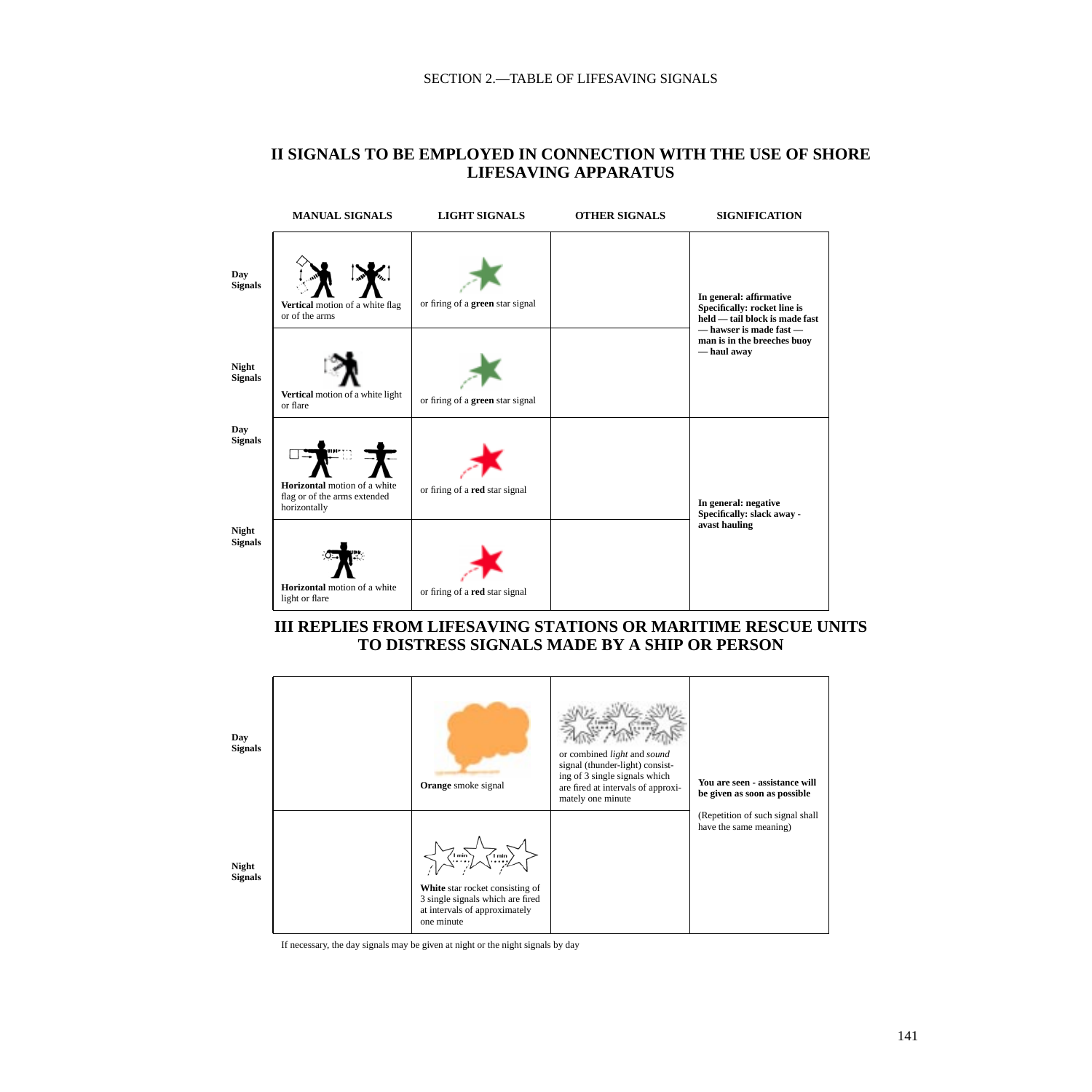SECTION 2.—TABLE OF LIFESAVING SIGNALS

## II SIGNALS TO BE EMPLOYED IN CONNECTION WITH THE USE OF SHORE LIFESAVING APPARATUS

| | MANUAL SIGNALS | LIGHT SIGNALS | OTHER SIGNALS | SIGNIFICATION |
|---|---|---|---|---|
| **Day Signals** | **Vertical** motion of a white flag or of the arms | or firing of a **green** star signal | | **In general: affirmative Specifically: rocket line is held — tail block is made fast — hawser is made fast — man is in the breeches buoy — haul away** |
| **Night Signals** | **Vertical** motion of a white light or flare | or firing of a **green** star signal | | |
| **Day Signals** | **Horizontal** motion of a white flag or of the arms extended horizontally | or firing of a **red** star signal | | **In general: negative Specifically: slack away - avast hauling** |
| **Night Signals** | **Horizontal** motion of a white light or flare | or firing of a **red** star signal | | |

## III REPLIES FROM LIFESAVING STATIONS OR MARITIME RESCUE UNITS TO DISTRESS SIGNALS MADE BY A SHIP OR PERSON

| | | | | |
|---|---|---|---|---|
| **Day Signals** | | **Orange** smoke signal | or combined *light* and *sound* signal (thunder-light) consisting of 3 single signals which are fired at intervals of approximately one minute | **You are seen - assistance will be given as soon as possible** (Repetition of such signal shall have the same meaning) |
| **Night Signals** | | **White** star rocket consisting of 3 single signals which are fired at intervals of approximately one minute | | |

If necessary, the day signals may be given at night or the night signals by day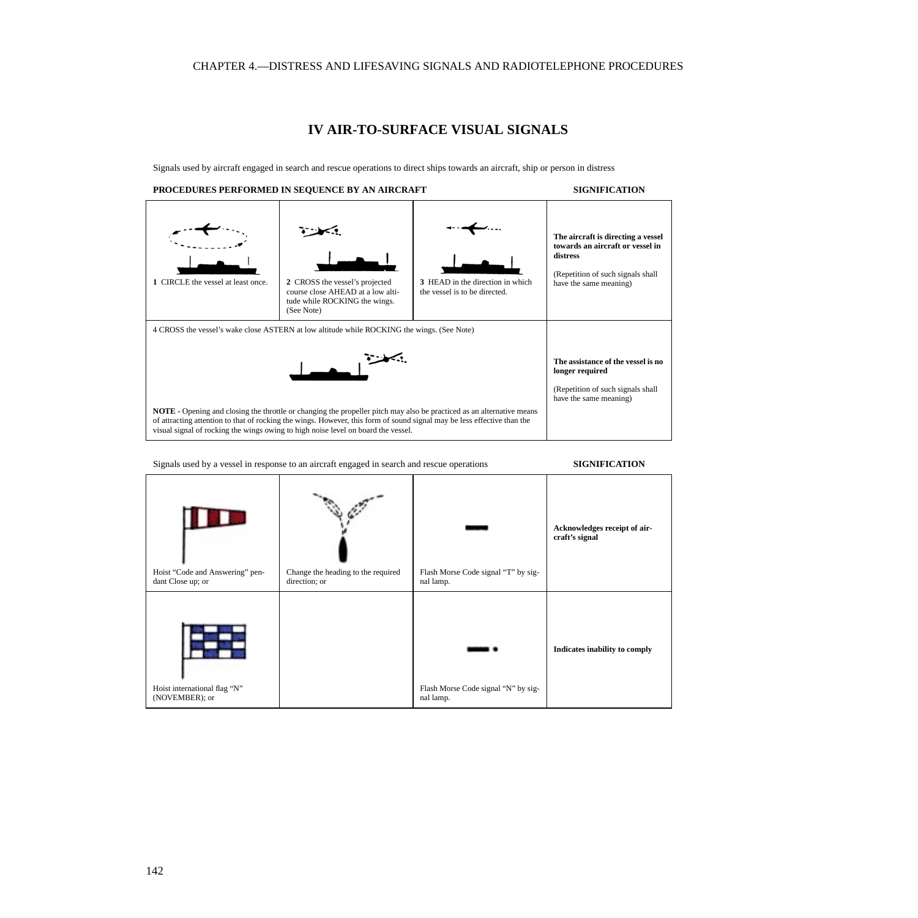# IV AIR-TO-SURFACE VISUAL SIGNALS

Signals used by aircraft engaged in search and rescue operations to direct ships towards an aircraft, ship or person in distress

| PROCEDURES PERFORMED IN SEQUENCE BY AN AIRCRAFT | | | SIGNIFICATION |
|---|---|---|---|
| **1** CIRCLE the vessel at least once. | **2** CROSS the vessel's projected course close AHEAD at a low altitude while ROCKING the wings. (See Note) | **3** HEAD in the direction in which the vessel is to be directed. | **The aircraft is directing a vessel towards an aircraft or vessel in distress**<br><br>(Repetition of such signals shall have the same meaning) |
| 4 CROSS the vessel's wake close ASTERN at low altitude while ROCKING the wings. (See Note)<br><br>**NOTE -** Opening and closing the throttle or changing the propeller pitch may also be practiced as an alternative means of attracting attention to that of rocking the wings. However, this form of sound signal may be less effective than the visual signal of rocking the wings owing to high noise level on board the vessel. | | | **The assistance of the vessel is no longer required**<br><br>(Repetition of such signals shall have the same meaning) |

| Signals used by a vessel in response to an aircraft engaged in search and rescue operations | | | SIGNIFICATION |
|---|---|---|---|
| Hoist "Code and Answering" pendant Close up; or | Change the heading to the required direction; or | Flash Morse Code signal "T" by signal lamp. | **Acknowledges receipt of aircraft's signal** |
| Hoist international flag "N" (NOVEMBER); or | | Flash Morse Code signal "N" by signal lamp. | **Indicates inability to comply** |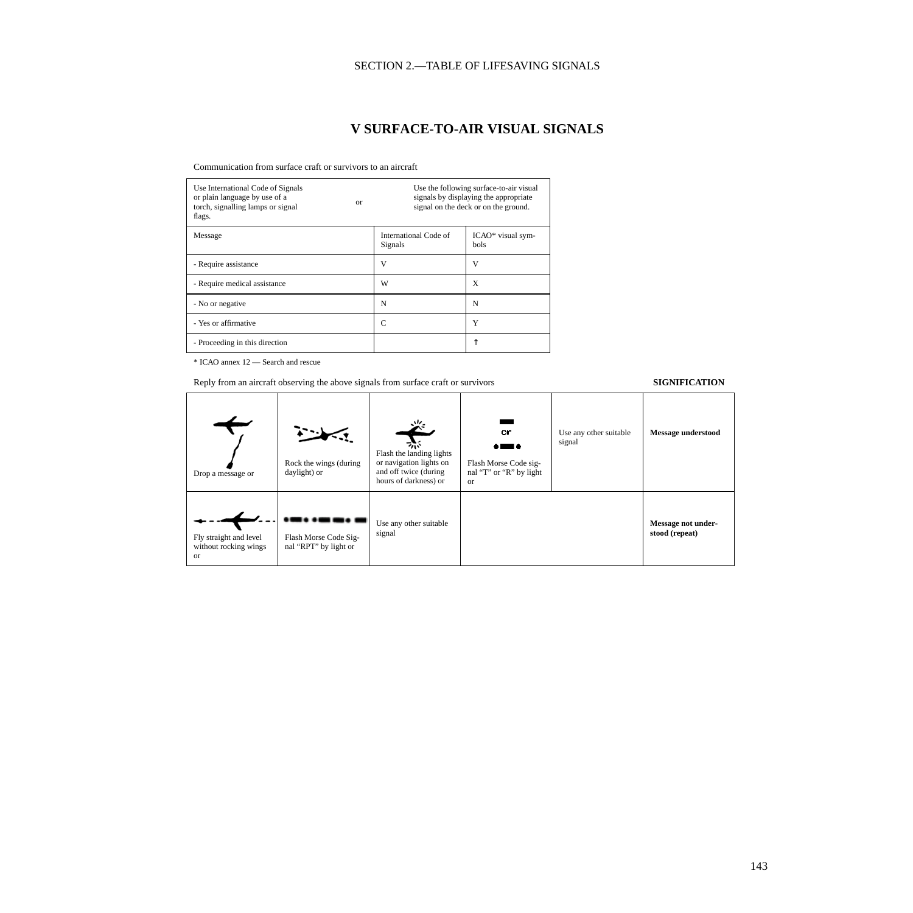SECTION 2.—TABLE OF LIFESAVING SIGNALS

# V SURFACE-TO-AIR VISUAL SIGNALS

Communication from surface craft or survivors to an aircraft

| Use International Code of Signals or plain language by use of a torch, signalling lamps or signal flags. | or | Use the following surface-to-air visual signals by displaying the appropriate signal on the deck or on the ground. |
|---|---|---|
| **Message** | **International Code of Signals** | **ICAO* visual symbols** |
| - Require assistance | V | V |
| - Require medical assistance | W | X |
| - No or negative | N | N |
| - Yes or affirmative | C | Y |
| - Proceeding in this direction | | ↑ |

* ICAO annex 12 — Search and rescue

Reply from an aircraft observing the above signals from surface craft or survivors

| | | | | | SIGNIFICATION |
|---|---|---|---|---|---|
| Drop a message or | Rock the wings (during daylight) or | Flash the landing lights or navigation lights on and off twice (during hours of darkness) or | Flash Morse Code signal “T” or “R” by light or | Use any other suitable signal | **Message understood** |
| Fly straight and level without rocking wings or | Flash Morse Code Signal “RPT” by light or | Use any other suitable signal | | | **Message not understood (repeat)** |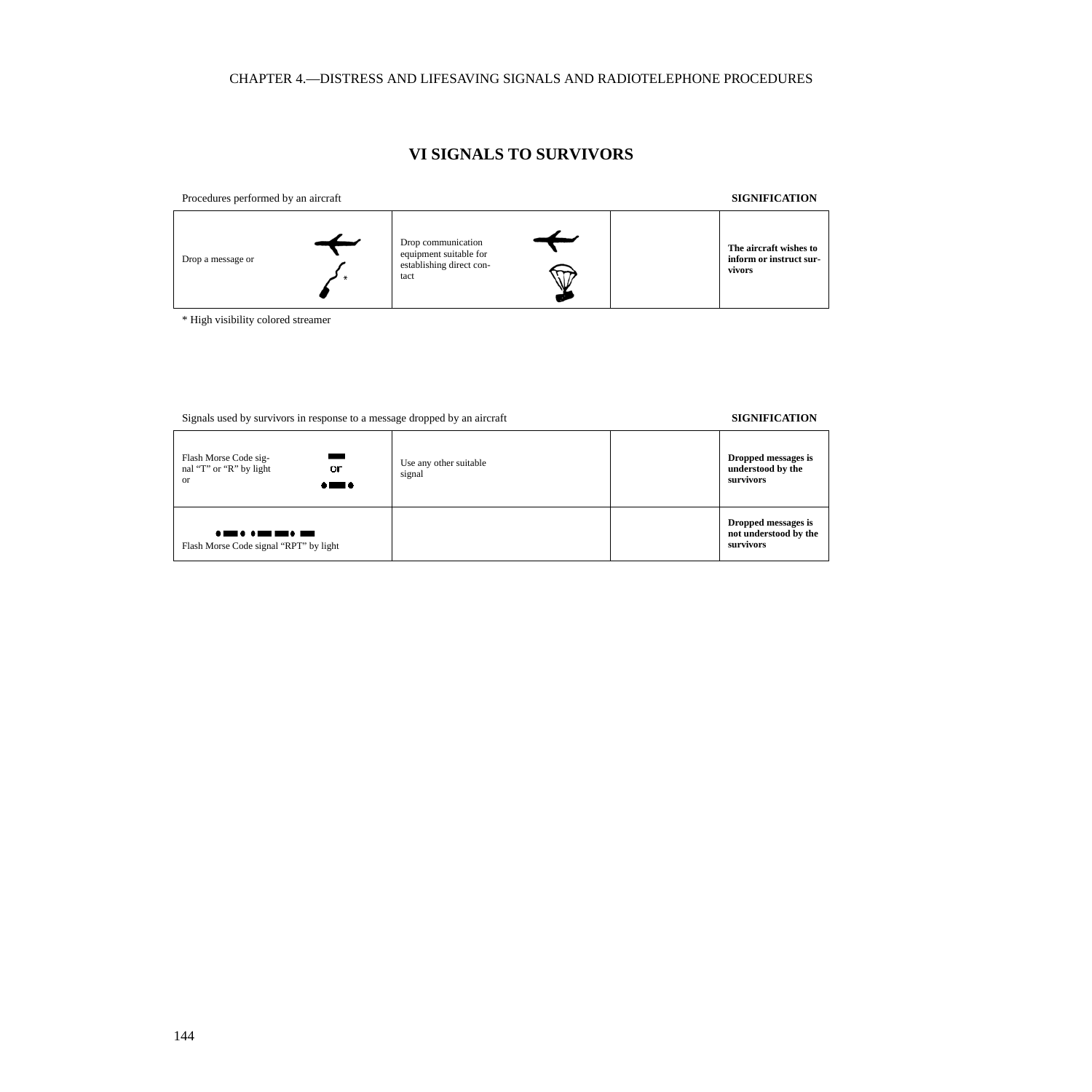## VI SIGNALS TO SURVIVORS

| Procedures performed by an aircraft | | | SIGNIFICATION |
|---|---|---|---|
| Drop a message or * | Drop communication equipment suitable for establishing direct contact | | **The aircraft wishes to inform or instruct survivors** |

\* High visibility colored streamer

| Signals used by survivors in response to a message dropped by an aircraft | | | SIGNIFICATION |
|---|---|---|---|
| Flash Morse Code signal “T” or “R” by light or (— or ·—·) | Use any other suitable signal | | **Dropped messages is understood by the survivors** |
| ·—· ·——· — Flash Morse Code signal “RPT” by light | | | **Dropped messages is not understood by the survivors** |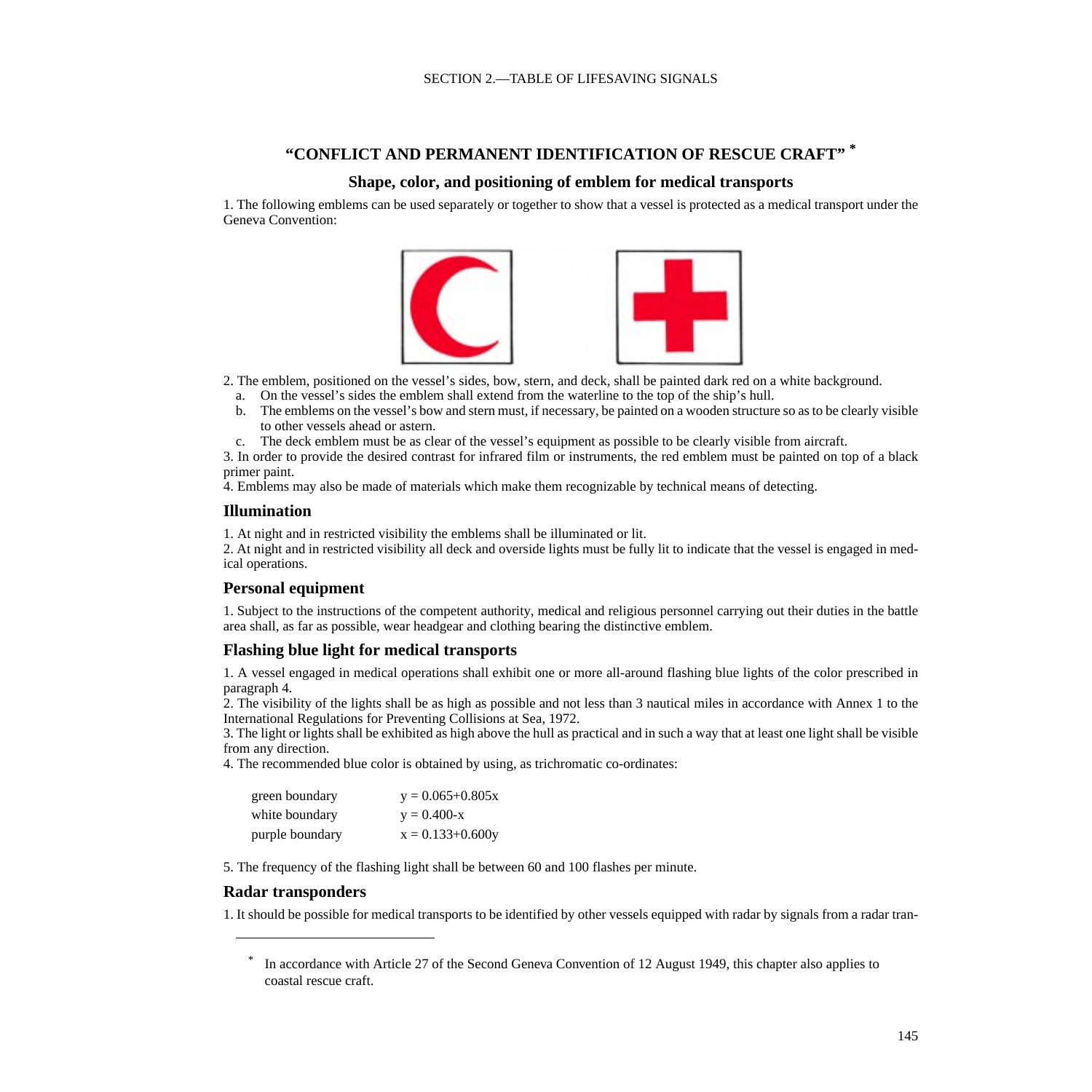## "CONFLICT AND PERMANENT IDENTIFICATION OF RESCUE CRAFT" *

### Shape, color, and positioning of emblem for medical transports

1. The following emblems can be used separately or together to show that a vessel is protected as a medical transport under the Geneva Convention:

2. The emblem, positioned on the vessel's sides, bow, stern, and deck, shall be painted dark red on a white background.
   a. On the vessel's sides the emblem shall extend from the waterline to the top of the ship's hull.
   b. The emblems on the vessel's bow and stern must, if necessary, be painted on a wooden structure so as to be clearly visible to other vessels ahead or astern.
   c. The deck emblem must be as clear of the vessel's equipment as possible to be clearly visible from aircraft.

3. In order to provide the desired contrast for infrared film or instruments, the red emblem must be painted on top of a black primer paint.

4. Emblems may also be made of materials which make them recognizable by technical means of detecting.

### Illumination

1. At night and in restricted visibility the emblems shall be illuminated or lit.
2. At night and in restricted visibility all deck and overside lights must be fully lit to indicate that the vessel is engaged in medical operations.

### Personal equipment

1. Subject to the instructions of the competent authority, medical and religious personnel carrying out their duties in the battle area shall, as far as possible, wear headgear and clothing bearing the distinctive emblem.

### Flashing blue light for medical transports

1. A vessel engaged in medical operations shall exhibit one or more all-around flashing blue lights of the color prescribed in paragraph 4.
2. The visibility of the lights shall be as high as possible and not less than 3 nautical miles in accordance with Annex 1 to the International Regulations for Preventing Collisions at Sea, 1972.
3. The light or lights shall be exhibited as high above the hull as practical and in such a way that at least one light shall be visible from any direction.
4. The recommended blue color is obtained by using, as trichromatic co-ordinates:

| | |
|---|---|
| green boundary | $y = 0.065 + 0.805x$ |
| white boundary | $y = 0.400 - x$ |
| purple boundary | $x = 0.133 + 0.600y$ |

5. The frequency of the flashing light shall be between 60 and 100 flashes per minute.

### Radar transponders

1. It should be possible for medical transports to be identified by other vessels equipped with radar by signals from a radar tran-

---

* In accordance with Article 27 of the Second Geneva Convention of 12 August 1949, this chapter also applies to coastal rescue craft.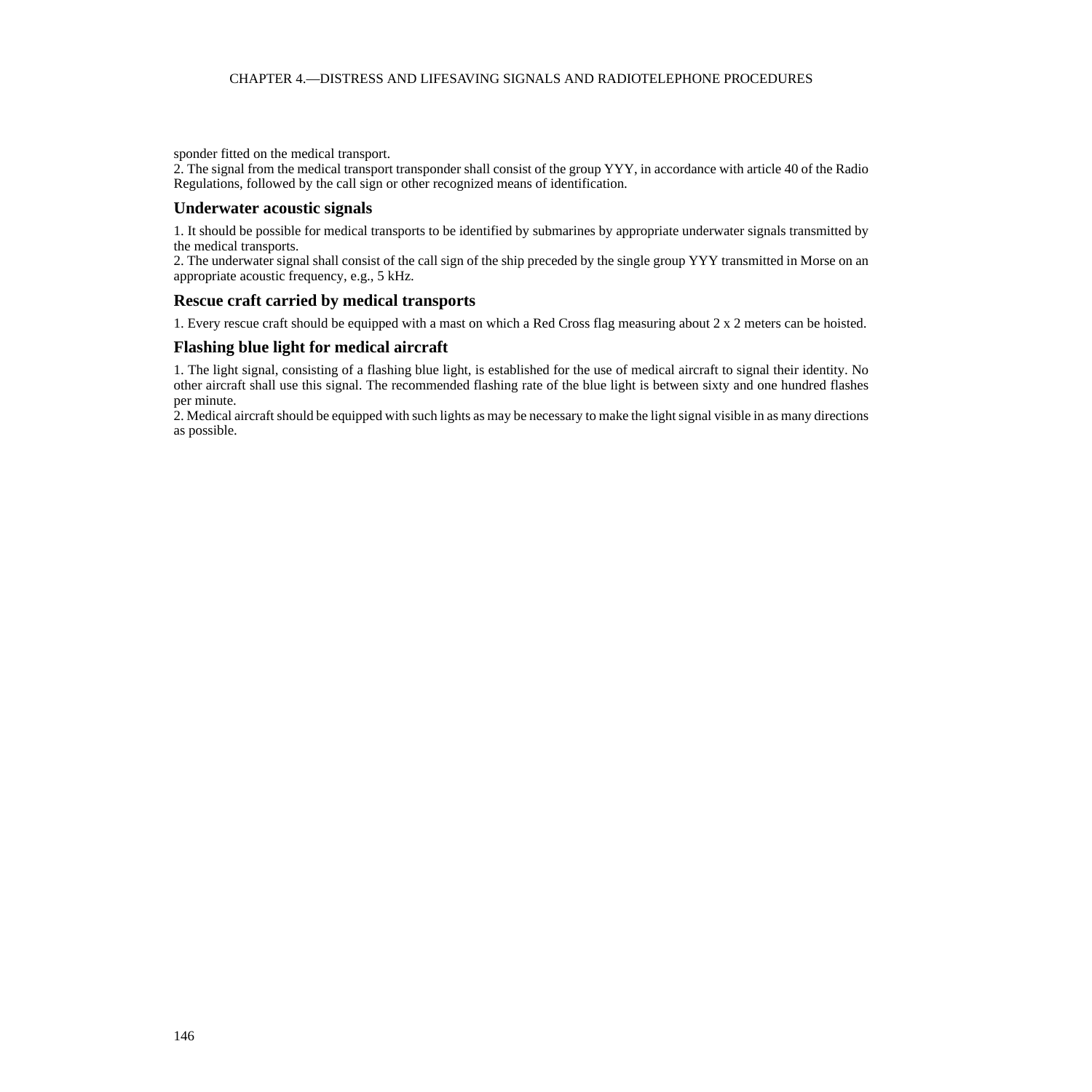sponder fitted on the medical transport.
2. The signal from the medical transport transponder shall consist of the group YYY, in accordance with article 40 of the Radio Regulations, followed by the call sign or other recognized means of identification.

### Underwater acoustic signals

1. It should be possible for medical transports to be identified by submarines by appropriate underwater signals transmitted by the medical transports.
2. The underwater signal shall consist of the call sign of the ship preceded by the single group YYY transmitted in Morse on an appropriate acoustic frequency, e.g., 5 kHz.

### Rescue craft carried by medical transports

1. Every rescue craft should be equipped with a mast on which a Red Cross flag measuring about 2 x 2 meters can be hoisted.

### Flashing blue light for medical aircraft

1. The light signal, consisting of a flashing blue light, is established for the use of medical aircraft to signal their identity. No other aircraft shall use this signal. The recommended flashing rate of the blue light is between sixty and one hundred flashes per minute.
2. Medical aircraft should be equipped with such lights as may be necessary to make the light signal visible in as many directions as possible.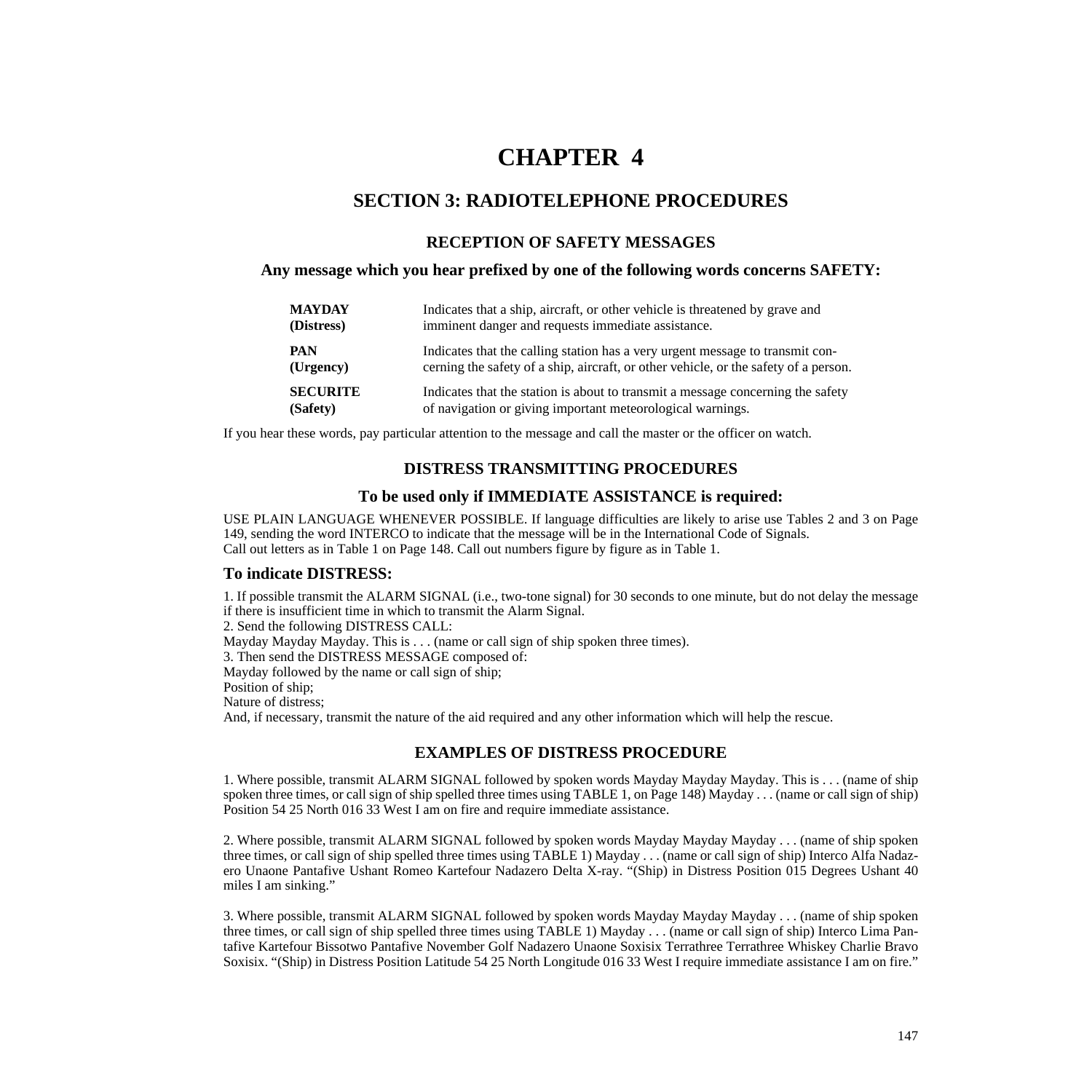# CHAPTER 4

## SECTION 3: RADIOTELEPHONE PROCEDURES

### RECEPTION OF SAFETY MESSAGES

**Any message which you hear prefixed by one of the following words concerns SAFETY:**

| | |
|---|---|
| **MAYDAY (Distress)** | Indicates that a ship, aircraft, or other vehicle is threatened by grave and imminent danger and requests immediate assistance. |
| **PAN (Urgency)** | Indicates that the calling station has a very urgent message to transmit concerning the safety of a ship, aircraft, or other vehicle, or the safety of a person. |
| **SECURITE (Safety)** | Indicates that the station is about to transmit a message concerning the safety of navigation or giving important meteorological warnings. |

If you hear these words, pay particular attention to the message and call the master or the officer on watch.

### DISTRESS TRANSMITTING PROCEDURES

**To be used only if IMMEDIATE ASSISTANCE is required:**

USE PLAIN LANGUAGE WHENEVER POSSIBLE. If language difficulties are likely to arise use Tables 2 and 3 on Page 149, sending the word INTERCO to indicate that the message will be in the International Code of Signals.
Call out letters as in Table 1 on Page 148. Call out numbers figure by figure as in Table 1.

### To indicate DISTRESS:

1. If possible transmit the ALARM SIGNAL (i.e., two-tone signal) for 30 seconds to one minute, but do not delay the message if there is insufficient time in which to transmit the Alarm Signal.
2. Send the following DISTRESS CALL:
Mayday Mayday Mayday. This is . . . (name or call sign of ship spoken three times).
3. Then send the DISTRESS MESSAGE composed of:
Mayday followed by the name or call sign of ship;
Position of ship;
Nature of distress;
And, if necessary, transmit the nature of the aid required and any other information which will help the rescue.

### EXAMPLES OF DISTRESS PROCEDURE

1. Where possible, transmit ALARM SIGNAL followed by spoken words Mayday Mayday Mayday. This is . . . (name of ship spoken three times, or call sign of ship spelled three times using TABLE 1, on Page 148) Mayday . . . (name or call sign of ship) Position 54 25 North 016 33 West I am on fire and require immediate assistance.

2. Where possible, transmit ALARM SIGNAL followed by spoken words Mayday Mayday Mayday . . . (name of ship spoken three times, or call sign of ship spelled three times using TABLE 1) Mayday . . . (name or call sign of ship) Interco Alfa Nadazero Unaone Pantafive Ushant Romeo Kartefour Nadazero Delta X-ray. "(Ship) in Distress Position 015 Degrees Ushant 40 miles I am sinking."

3. Where possible, transmit ALARM SIGNAL followed by spoken words Mayday Mayday Mayday . . . (name of ship spoken three times, or call sign of ship spelled three times using TABLE 1) Mayday . . . (name or call sign of ship) Interco Lima Pantafive Kartefour Bissotwo Pantafive November Golf Nadazero Unaone Soxisix Terrathree Terrathree Whiskey Charlie Bravo Soxisix. "(Ship) in Distress Position Latitude 54 25 North Longitude 016 33 West I require immediate assistance I am on fire."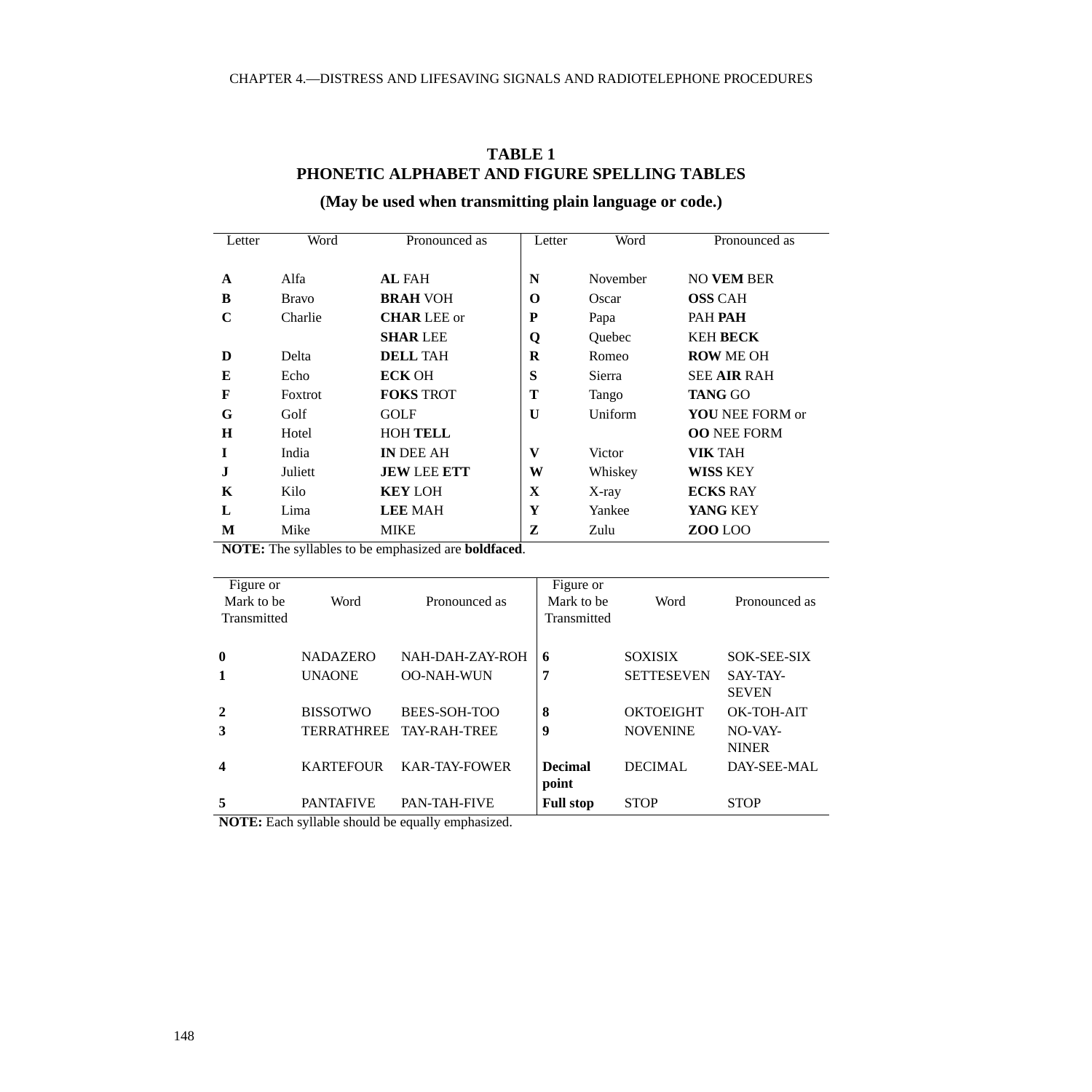**TABLE 1**
**PHONETIC ALPHABET AND FIGURE SPELLING TABLES**

**(May be used when transmitting plain language or code.)**

| Letter | Word | Pronounced as | Letter | Word | Pronounced as |
|---|---|---|---|---|---|
| **A** | Alfa | **AL** FAH | **N** | November | NO **VEM** BER |
| **B** | Bravo | **BRAH** VOH | **O** | Oscar | **OSS** CAH |
| **C** | Charlie | **CHAR** LEE or **SHAR** LEE | **P** | Papa | PAH **PAH** |
| | | | **Q** | Quebec | KEH **BECK** |
| **D** | Delta | **DELL** TAH | **R** | Romeo | **ROW** ME OH |
| **E** | Echo | **ECK** OH | **S** | Sierra | SEE **AIR** RAH |
| **F** | Foxtrot | **FOKS** TROT | **T** | Tango | **TANG** GO |
| **G** | Golf | GOLF | **U** | Uniform | **YOU** NEE FORM or **OO** NEE FORM |
| **H** | Hotel | HOH **TELL** | | | |
| **I** | India | **IN** DEE AH | **V** | Victor | **VIK** TAH |
| **J** | Juliett | **JEW** LEE **ETT** | **W** | Whiskey | **WISS** KEY |
| **K** | Kilo | **KEY** LOH | **X** | X-ray | **ECKS** RAY |
| **L** | Lima | **LEE** MAH | **Y** | Yankee | **YANG** KEY |
| **M** | Mike | MIKE | **Z** | Zulu | **ZOO** LOO |

**NOTE:** The syllables to be emphasized are **boldfaced**.

| Figure or Mark to be Transmitted | Word | Pronounced as | Figure or Mark to be Transmitted | Word | Pronounced as |
|---|---|---|---|---|---|
| **0** | NADAZERO | NAH-DAH-ZAY-ROH | **6** | SOXISIX | SOK-SEE-SIX |
| **1** | UNAONE | OO-NAH-WUN | **7** | SETTESEVEN | SAY-TAY-SEVEN |
| **2** | BISSOTWO | BEES-SOH-TOO | **8** | OKTOEIGHT | OK-TOH-AIT |
| **3** | TERRATHREE | TAY-RAH-TREE | **9** | NOVENINE | NO-VAY-NINER |
| **4** | KARTEFOUR | KAR-TAY-FOWER | **Decimal point** | DECIMAL | DAY-SEE-MAL |
| **5** | PANTAFIVE | PAN-TAH-FIVE | **Full stop** | STOP | STOP |

**NOTE:** Each syllable should be equally emphasized.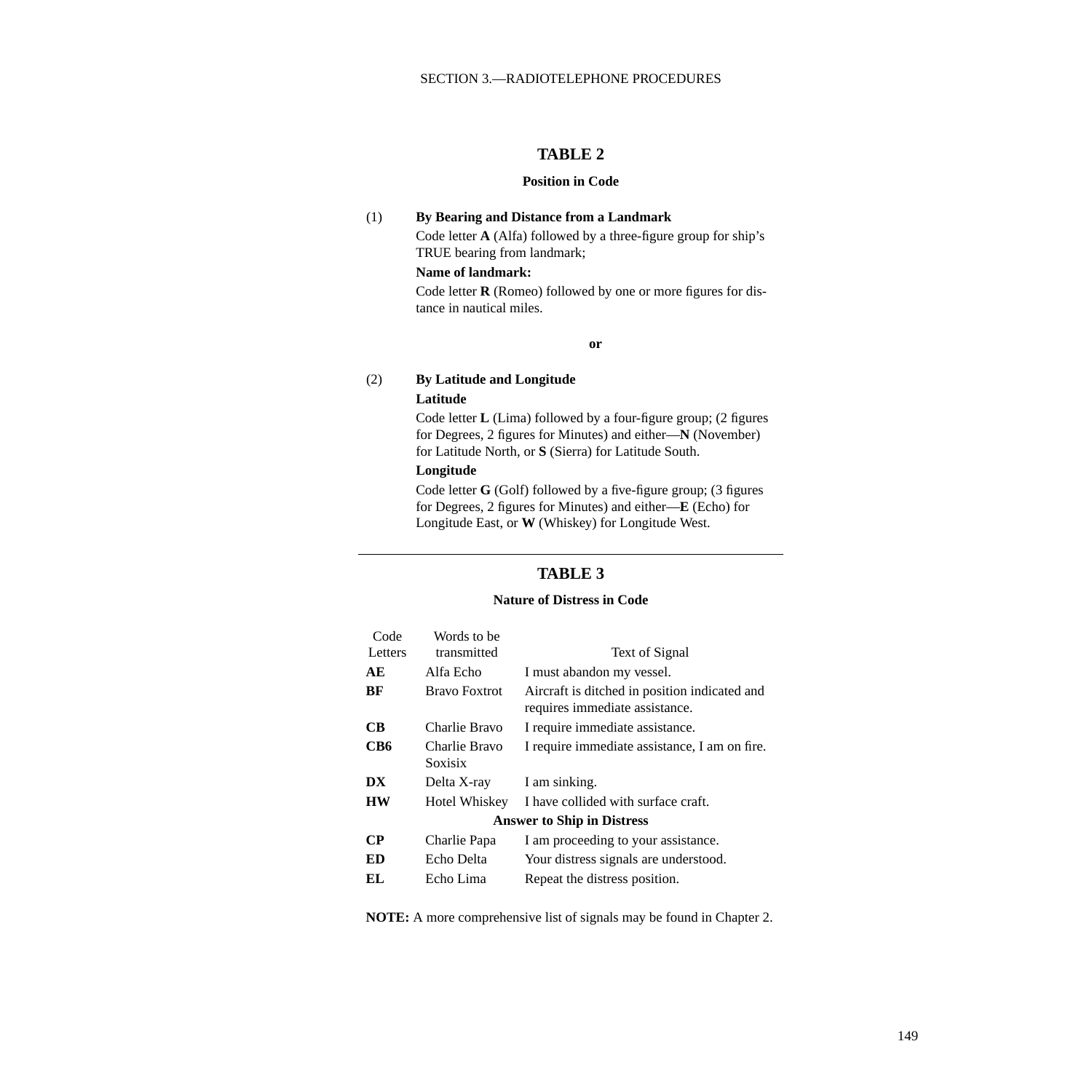## TABLE 2

### Position in Code

(1) **By Bearing and Distance from a Landmark**

Code letter **A** (Alfa) followed by a three-figure group for ship's TRUE bearing from landmark;

**Name of landmark:**

Code letter **R** (Romeo) followed by one or more figures for distance in nautical miles.

**or**

(2) **By Latitude and Longitude**

**Latitude**

Code letter **L** (Lima) followed by a four-figure group; (2 figures for Degrees, 2 figures for Minutes) and either—**N** (November) for Latitude North, or **S** (Sierra) for Latitude South.

**Longitude**

Code letter **G** (Golf) followed by a five-figure group; (3 figures for Degrees, 2 figures for Minutes) and either—**E** (Echo) for Longitude East, or **W** (Whiskey) for Longitude West.

---

## TABLE 3

### Nature of Distress in Code

| Code Letters | Words to be transmitted | Text of Signal |
|---|---|---|
| **AE** | Alfa Echo | I must abandon my vessel. |
| **BF** | Bravo Foxtrot | Aircraft is ditched in position indicated and requires immediate assistance. |
| **CB** | Charlie Bravo | I require immediate assistance. |
| **CB6** | Charlie Bravo Soxisix | I require immediate assistance, I am on fire. |
| **DX** | Delta X-ray | I am sinking. |
| **HW** | Hotel Whiskey | I have collided with surface craft. |
| | **Answer to Ship in Distress** | |
| **CP** | Charlie Papa | I am proceeding to your assistance. |
| **ED** | Echo Delta | Your distress signals are understood. |
| **EL** | Echo Lima | Repeat the distress position. |

**NOTE:** A more comprehensive list of signals may be found in Chapter 2.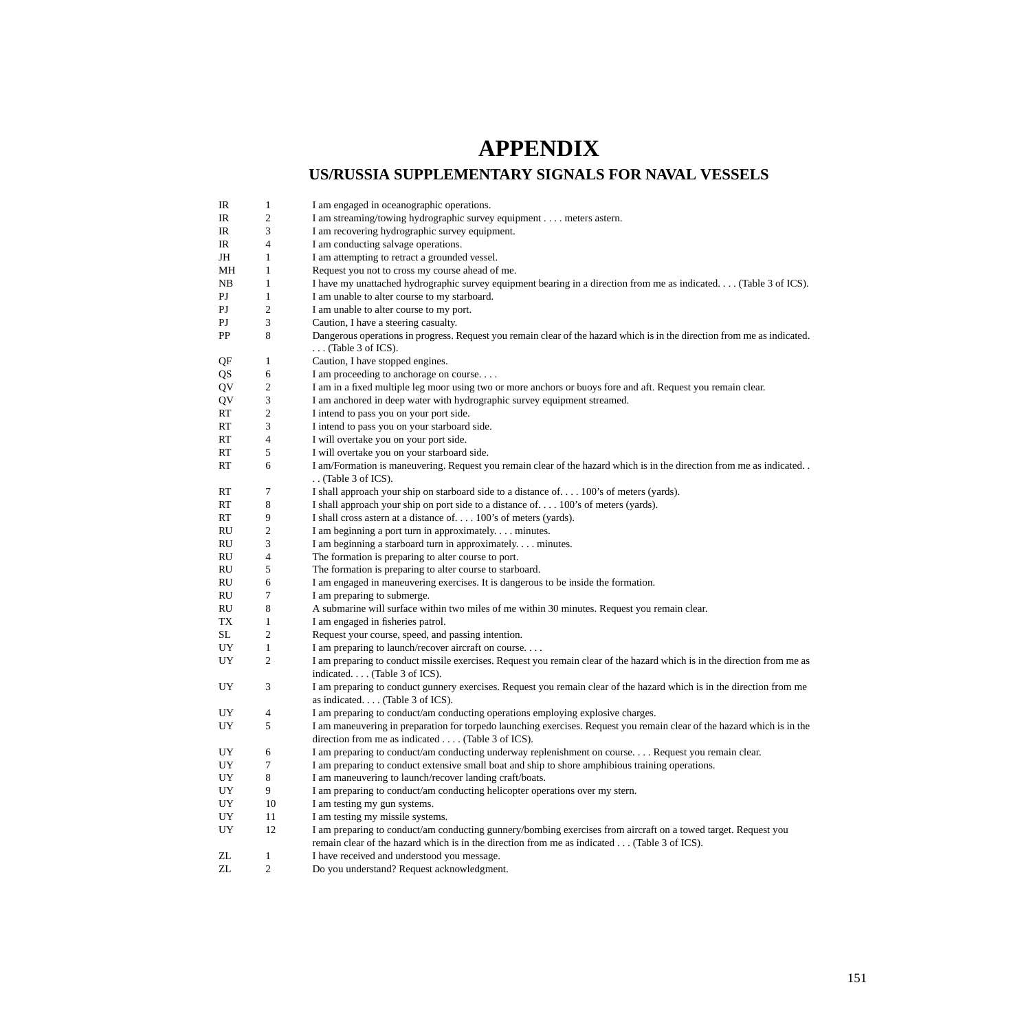# APPENDIX

## US/RUSSIA SUPPLEMENTARY SIGNALS FOR NAVAL VESSELS

| | | |
|---|---|---|
| IR | 1 | I am engaged in oceanographic operations. |
| IR | 2 | I am streaming/towing hydrographic survey equipment . . . . meters astern. |
| IR | 3 | I am recovering hydrographic survey equipment. |
| IR | 4 | I am conducting salvage operations. |
| JH | 1 | I am attempting to retract a grounded vessel. |
| MH | 1 | Request you not to cross my course ahead of me. |
| NB | 1 | I have my unattached hydrographic survey equipment bearing in a direction from me as indicated. . . . (Table 3 of ICS). |
| PJ | 1 | I am unable to alter course to my starboard. |
| PJ | 2 | I am unable to alter course to my port. |
| PJ | 3 | Caution, I have a steering casualty. |
| PP | 8 | Dangerous operations in progress. Request you remain clear of the hazard which is in the direction from me as indicated. . . . (Table 3 of ICS). |
| QF | 1 | Caution, I have stopped engines. |
| QS | 6 | I am proceeding to anchorage on course. . . . |
| QV | 2 | I am in a fixed multiple leg moor using two or more anchors or buoys fore and aft. Request you remain clear. |
| QV | 3 | I am anchored in deep water with hydrographic survey equipment streamed. |
| RT | 2 | I intend to pass you on your port side. |
| RT | 3 | I intend to pass you on your starboard side. |
| RT | 4 | I will overtake you on your port side. |
| RT | 5 | I will overtake you on your starboard side. |
| RT | 6 | I am/Formation is maneuvering. Request you remain clear of the hazard which is in the direction from me as indicated. . . . (Table 3 of ICS). |
| RT | 7 | I shall approach your ship on starboard side to a distance of. . . . 100's of meters (yards). |
| RT | 8 | I shall approach your ship on port side to a distance of. . . . 100's of meters (yards). |
| RT | 9 | I shall cross astern at a distance of. . . . 100's of meters (yards). |
| RU | 2 | I am beginning a port turn in approximately. . . . minutes. |
| RU | 3 | I am beginning a starboard turn in approximately. . . . minutes. |
| RU | 4 | The formation is preparing to alter course to port. |
| RU | 5 | The formation is preparing to alter course to starboard. |
| RU | 6 | I am engaged in maneuvering exercises. It is dangerous to be inside the formation. |
| RU | 7 | I am preparing to submerge. |
| RU | 8 | A submarine will surface within two miles of me within 30 minutes. Request you remain clear. |
| TX | 1 | I am engaged in fisheries patrol. |
| SL | 2 | Request your course, speed, and passing intention. |
| UY | 1 | I am preparing to launch/recover aircraft on course. . . . |
| UY | 2 | I am preparing to conduct missile exercises. Request you remain clear of the hazard which is in the direction from me as indicated. . . . (Table 3 of ICS). |
| UY | 3 | I am preparing to conduct gunnery exercises. Request you remain clear of the hazard which is in the direction from me as indicated. . . . (Table 3 of ICS). |
| UY | 4 | I am preparing to conduct/am conducting operations employing explosive charges. |
| UY | 5 | I am maneuvering in preparation for torpedo launching exercises. Request you remain clear of the hazard which is in the direction from me as indicated . . . . (Table 3 of ICS). |
| UY | 6 | I am preparing to conduct/am conducting underway replenishment on course. . . . Request you remain clear. |
| UY | 7 | I am preparing to conduct extensive small boat and ship to shore amphibious training operations. |
| UY | 8 | I am maneuvering to launch/recover landing craft/boats. |
| UY | 9 | I am preparing to conduct/am conducting helicopter operations over my stern. |
| UY | 10 | I am testing my gun systems. |
| UY | 11 | I am testing my missile systems. |
| UY | 12 | I am preparing to conduct/am conducting gunnery/bombing exercises from aircraft on a towed target. Request you remain clear of the hazard which is in the direction from me as indicated . . . (Table 3 of ICS). |
| ZL | 1 | I have received and understood you message. |
| ZL | 2 | Do you understand? Request acknowledgment. |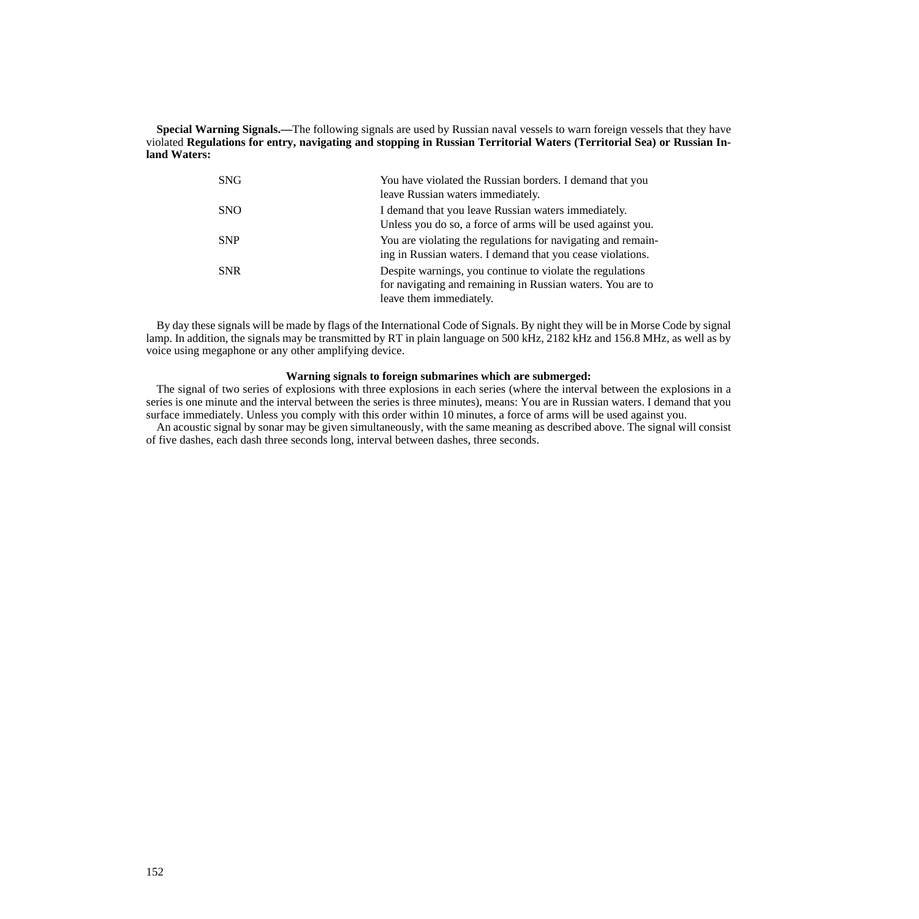**Special Warning Signals.—**The following signals are used by Russian naval vessels to warn foreign vessels that they have violated **Regulations for entry, navigating and stopping in Russian Territorial Waters (Territorial Sea) or Russian Inland Waters:**

| | |
|---|---|
| SNG | You have violated the Russian borders. I demand that you leave Russian waters immediately. |
| SNO | I demand that you leave Russian waters immediately. Unless you do so, a force of arms will be used against you. |
| SNP | You are violating the regulations for navigating and remaining in Russian waters. I demand that you cease violations. |
| SNR | Despite warnings, you continue to violate the regulations for navigating and remaining in Russian waters. You are to leave them immediately. |

By day these signals will be made by flags of the International Code of Signals. By night they will be in Morse Code by signal lamp. In addition, the signals may be transmitted by RT in plain language on 500 kHz, 2182 kHz and 156.8 MHz, as well as by voice using megaphone or any other amplifying device.

**Warning signals to foreign submarines which are submerged:**

The signal of two series of explosions with three explosions in each series (where the interval between the explosions in a series is one minute and the interval between the series is three minutes), means: You are in Russian waters. I demand that you surface immediately. Unless you comply with this order within 10 minutes, a force of arms will be used against you.

An acoustic signal by sonar may be given simultaneously, with the same meaning as described above. The signal will consist of five dashes, each dash three seconds long, interval between dashes, three seconds.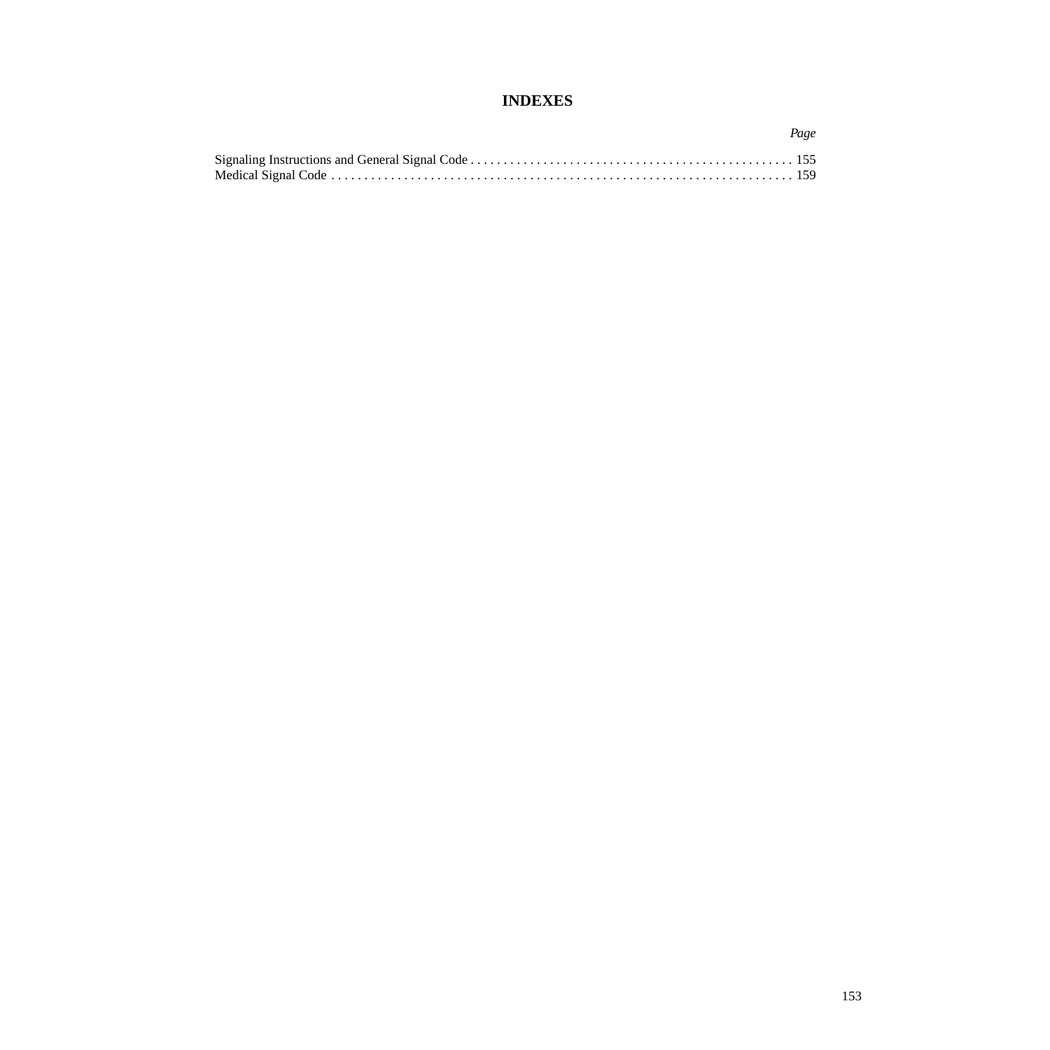# INDEXES

| | *Page* |
|---|---|
| Signaling Instructions and General Signal Code | 155 |
| Medical Signal Code | 159 |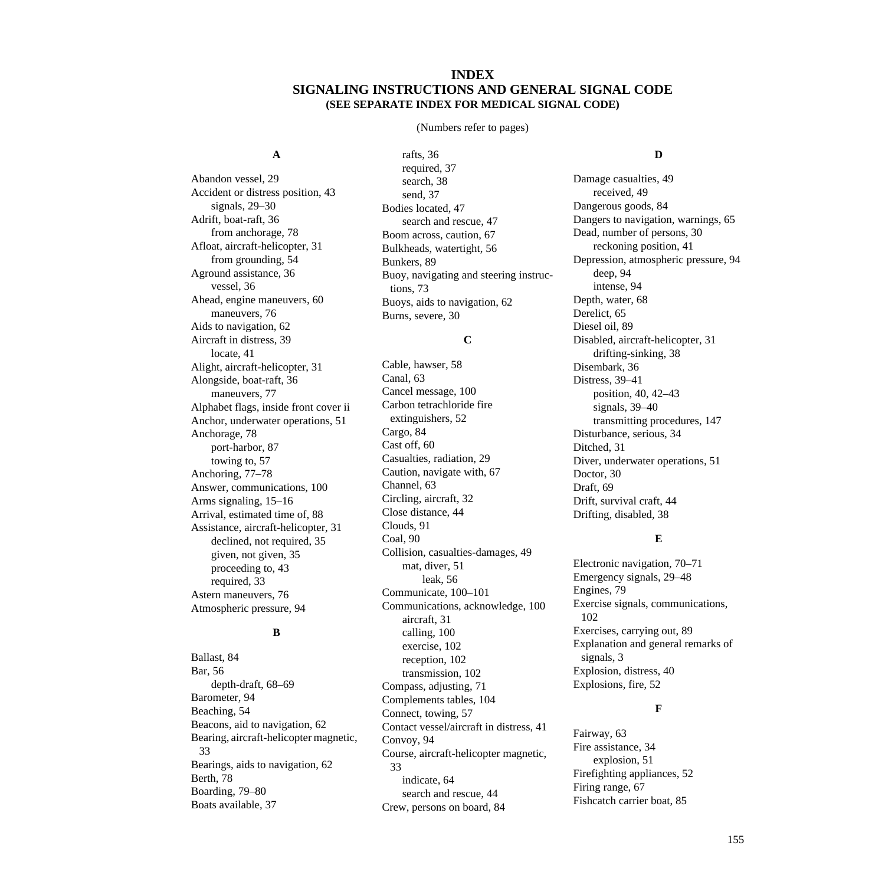# INDEX
## SIGNALING INSTRUCTIONS AND GENERAL SIGNAL CODE
### (SEE SEPARATE INDEX FOR MEDICAL SIGNAL CODE)

(Numbers refer to pages)

**A**

Abandon vessel, 29
Accident or distress position, 43
  signals, 29–30
Adrift, boat-raft, 36
  from anchorage, 78
Afloat, aircraft-helicopter, 31
  from grounding, 54
Aground assistance, 36
  vessel, 36
Ahead, engine maneuvers, 60
  maneuvers, 76
Aids to navigation, 62
Aircraft in distress, 39
  locate, 41
Alight, aircraft-helicopter, 31
Alongside, boat-raft, 36
  maneuvers, 77
Alphabet flags, inside front cover ii
Anchor, underwater operations, 51
Anchorage, 78
  port-harbor, 87
  towing to, 57
Anchoring, 77–78
Answer, communications, 100
Arms signaling, 15–16
Arrival, estimated time of, 88
Assistance, aircraft-helicopter, 31
  declined, not required, 35
  given, not given, 35
  proceeding to, 43
  required, 33
Astern maneuvers, 76
Atmospheric pressure, 94

**B**

Ballast, 84
Bar, 56
  depth-draft, 68–69
Barometer, 94
Beaching, 54
Beacons, aid to navigation, 62
Bearing, aircraft-helicopter magnetic, 33
Bearings, aids to navigation, 62
Berth, 78
Boarding, 79–80
Boats available, 37
  rafts, 36
  required, 37
  search, 38
  send, 37
Bodies located, 47
  search and rescue, 47
Boom across, caution, 67
Bulkheads, watertight, 56
Bunkers, 89
Buoy, navigating and steering instructions, 73
Buoys, aids to navigation, 62
Burns, severe, 30

**C**

Cable, hawser, 58
Canal, 63
Cancel message, 100
Carbon tetrachloride fire extinguishers, 52
Cargo, 84
Cast off, 60
Casualties, radiation, 29
Caution, navigate with, 67
Channel, 63
Circling, aircraft, 32
Close distance, 44
Clouds, 91
Coal, 90
Collision, casualties-damages, 49
  mat, diver, 51
    leak, 56
Communicate, 100–101
Communications, acknowledge, 100
  aircraft, 31
  calling, 100
  exercise, 102
  reception, 102
  transmission, 102
Compass, adjusting, 71
Complements tables, 104
Connect, towing, 57
Contact vessel/aircraft in distress, 41
Convoy, 94
Course, aircraft-helicopter magnetic, 33
  indicate, 64
  search and rescue, 44
Crew, persons on board, 84

**D**

Damage casualties, 49
  received, 49
Dangerous goods, 84
Dangers to navigation, warnings, 65
Dead, number of persons, 30
  reckoning position, 41
Depression, atmospheric pressure, 94
  deep, 94
  intense, 94
Depth, water, 68
Derelict, 65
Diesel oil, 89
Disabled, aircraft-helicopter, 31
  drifting-sinking, 38
Disembark, 36
Distress, 39–41
  position, 40, 42–43
  signals, 39–40
  transmitting procedures, 147
Disturbance, serious, 34
Ditched, 31
Diver, underwater operations, 51
Doctor, 30
Draft, 69
Drift, survival craft, 44
Drifting, disabled, 38

**E**

Electronic navigation, 70–71
Emergency signals, 29–48
Engines, 79
Exercise signals, communications, 102
Exercises, carrying out, 89
Explanation and general remarks of signals, 3
Explosion, distress, 40
Explosions, fire, 52

**F**

Fairway, 63
Fire assistance, 34
  explosion, 51
Firefighting appliances, 52
Firing range, 67
Fishcatch carrier boat, 85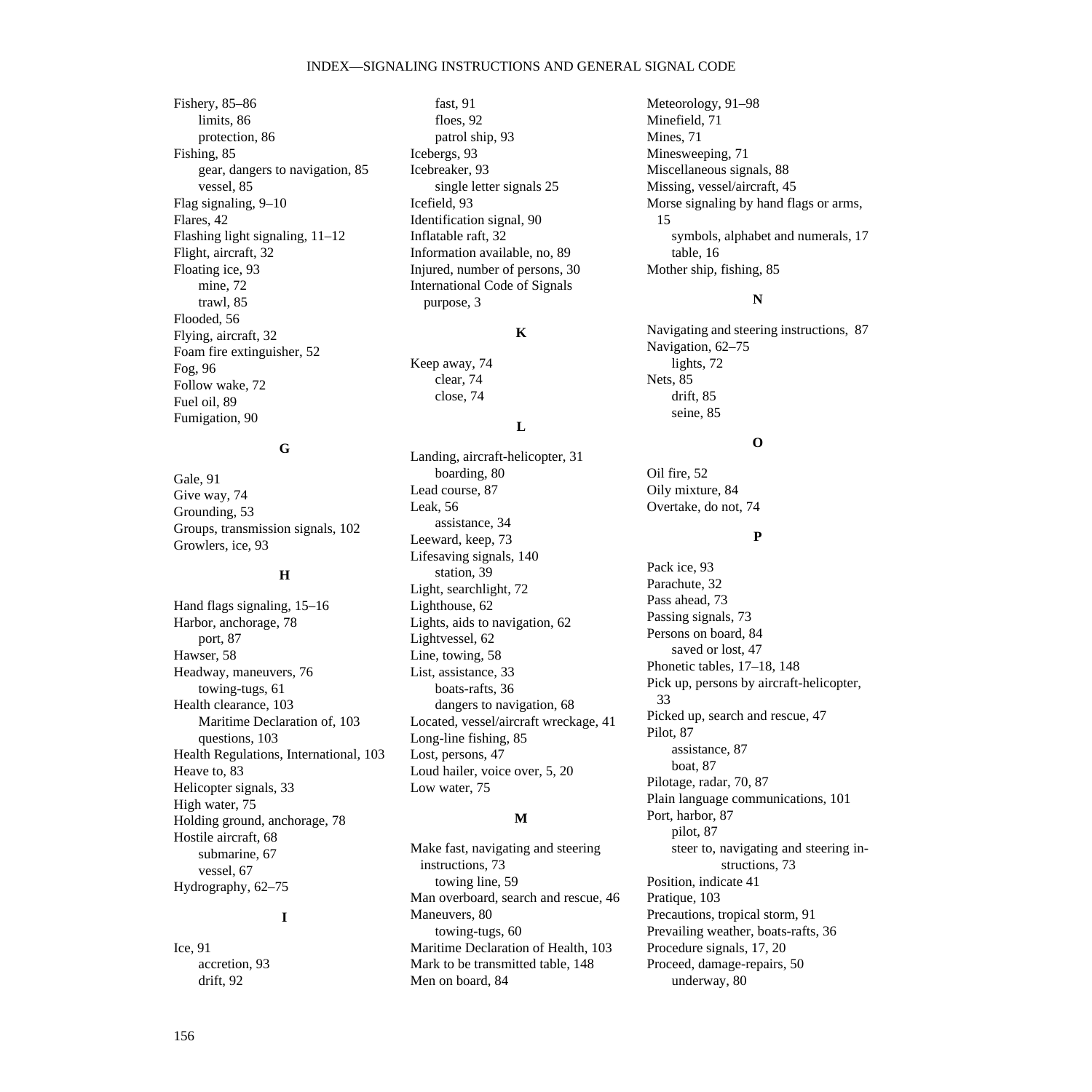Fishery, 85–86
- limits, 86
- protection, 86

Fishing, 85
- gear, dangers to navigation, 85
- vessel, 85

Flag signaling, 9–10
Flares, 42
Flashing light signaling, 11–12
Flight, aircraft, 32
Floating ice, 93
- mine, 72
- trawl, 85

Flooded, 56
Flying, aircraft, 32
Foam fire extinguisher, 52
Fog, 96
Follow wake, 72
Fuel oil, 89
Fumigation, 90

**G**

Gale, 91
Give way, 74
Grounding, 53
Groups, transmission signals, 102
Growlers, ice, 93

**H**

Hand flags signaling, 15–16
Harbor, anchorage, 78
- port, 87

Hawser, 58
Headway, maneuvers, 76
- towing-tugs, 61

Health clearance, 103
- Maritime Declaration of, 103
- questions, 103

Health Regulations, International, 103
Heave to, 83
Helicopter signals, 33
High water, 75
Holding ground, anchorage, 78
Hostile aircraft, 68
- submarine, 67
- vessel, 67

Hydrography, 62–75

**I**

Ice, 91
- accretion, 93
- drift, 92
- fast, 91
- floes, 92
- patrol ship, 93

Icebergs, 93
Icebreaker, 93
- single letter signals 25

Icefield, 93
Identification signal, 90
Inflatable raft, 32
Information available, no, 89
Injured, number of persons, 30
International Code of Signals purpose, 3

**K**

Keep away, 74
- clear, 74
- close, 74

**L**

Landing, aircraft-helicopter, 31
- boarding, 80

Lead course, 87
Leak, 56
- assistance, 34

Leeward, keep, 73
Lifesaving signals, 140
- station, 39

Light, searchlight, 72
Lighthouse, 62
Lights, aids to navigation, 62
Lightvessel, 62
Line, towing, 58
List, assistance, 33
- boats-rafts, 36
- dangers to navigation, 68

Located, vessel/aircraft wreckage, 41
Long-line fishing, 85
Lost, persons, 47
Loud hailer, voice over, 5, 20
Low water, 75

**M**

Make fast, navigating and steering instructions, 73
- towing line, 59

Man overboard, search and rescue, 46
Maneuvers, 80
- towing-tugs, 60

Maritime Declaration of Health, 103
Mark to be transmitted table, 148
Men on board, 84
Meteorology, 91–98
Minefield, 71
Mines, 71
Minesweeping, 71
Miscellaneous signals, 88
Missing, vessel/aircraft, 45
Morse signaling by hand flags or arms, 15
- symbols, alphabet and numerals, 17
- table, 16

Mother ship, fishing, 85

**N**

Navigating and steering instructions, 87
Navigation, 62–75
- lights, 72

Nets, 85
- drift, 85
- seine, 85

**O**

Oil fire, 52
Oily mixture, 84
Overtake, do not, 74

**P**

Pack ice, 93
Parachute, 32
Pass ahead, 73
Passing signals, 73
Persons on board, 84
- saved or lost, 47

Phonetic tables, 17–18, 148
Pick up, persons by aircraft-helicopter, 33
Picked up, search and rescue, 47
Pilot, 87
- assistance, 87
- boat, 87

Pilotage, radar, 70, 87
Plain language communications, 101
Port, harbor, 87
- pilot, 87
- steer to, navigating and steering instructions, 73

Position, indicate 41
Pratique, 103
Precautions, tropical storm, 91
Prevailing weather, boats-rafts, 36
Procedure signals, 17, 20
Proceed, damage-repairs, 50
- underway, 80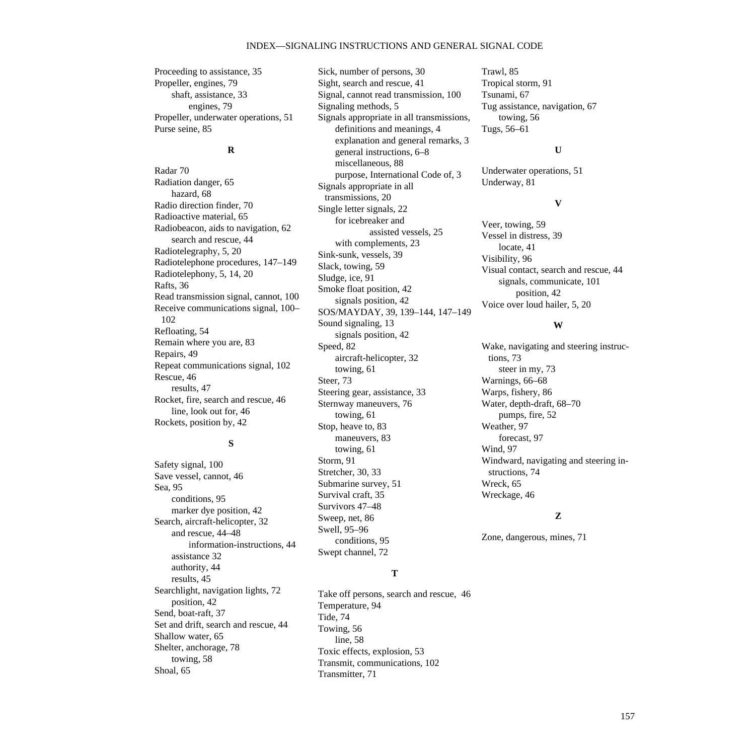Proceeding to assistance, 35
Propeller, engines, 79
  shaft, assistance, 33
    engines, 79
Propeller, underwater operations, 51
Purse seine, 85

**R**

Radar 70
Radiation danger, 65
  hazard, 68
Radio direction finder, 70
Radioactive material, 65
Radiobeacon, aids to navigation, 62
  search and rescue, 44
Radiotelegraphy, 5, 20
Radiotelephone procedures, 147–149
Radiotelephony, 5, 14, 20
Rafts, 36
Read transmission signal, cannot, 100
Receive communications signal, 100–102
Refloating, 54
Remain where you are, 83
Repairs, 49
Repeat communications signal, 102
Rescue, 46
  results, 47
Rocket, fire, search and rescue, 46
  line, look out for, 46
Rockets, position by, 42

**S**

Safety signal, 100
Save vessel, cannot, 46
Sea, 95
  conditions, 95
  marker dye position, 42
Search, aircraft-helicopter, 32
  and rescue, 44–48
    information-instructions, 44
  assistance 32
  authority, 44
  results, 45
Searchlight, navigation lights, 72
  position, 42
Send, boat-raft, 37
Set and drift, search and rescue, 44
Shallow water, 65
Shelter, anchorage, 78
  towing, 58
Shoal, 65
Sick, number of persons, 30
Sight, search and rescue, 41
Signal, cannot read transmission, 100
Signaling methods, 5
Signals appropriate in all transmissions,
  definitions and meanings, 4
  explanation and general remarks, 3
  general instructions, 6–8
  miscellaneous, 88
  purpose, International Code of, 3
Signals appropriate in all transmissions, 20
Single letter signals, 22
  for icebreaker and
    assisted vessels, 25
  with complements, 23
Sink-sunk, vessels, 39
Slack, towing, 59
Sludge, ice, 91
Smoke float position, 42
  signals position, 42
SOS/MAYDAY, 39, 139–144, 147–149
Sound signaling, 13
  signals position, 42
Speed, 82
  aircraft-helicopter, 32
  towing, 61
Steer, 73
Steering gear, assistance, 33
Sternway maneuvers, 76
  towing, 61
Stop, heave to, 83
  maneuvers, 83
  towing, 61
Storm, 91
Stretcher, 30, 33
Submarine survey, 51
Survival craft, 35
Survivors 47–48
Sweep, net, 86
Swell, 95–96
  conditions, 95
Swept channel, 72

**T**

Take off persons, search and rescue, 46
Temperature, 94
Tide, 74
Towing, 56
  line, 58
Toxic effects, explosion, 53
Transmit, communications, 102
Transmitter, 71
Trawl, 85
Tropical storm, 91
Tsunami, 67
Tug assistance, navigation, 67
  towing, 56
Tugs, 56–61

**U**

Underwater operations, 51
Underway, 81

**V**

Veer, towing, 59
Vessel in distress, 39
  locate, 41
Visibility, 96
Visual contact, search and rescue, 44
  signals, communicate, 101
    position, 42
Voice over loud hailer, 5, 20

**W**

Wake, navigating and steering instructions, 73
  steer in my, 73
Warnings, 66–68
Warps, fishery, 86
Water, depth-draft, 68–70
  pumps, fire, 52
Weather, 97
  forecast, 97
Wind, 97
Windward, navigating and steering instructions, 74
Wreck, 65
Wreckage, 46

**Z**

Zone, dangerous, mines, 71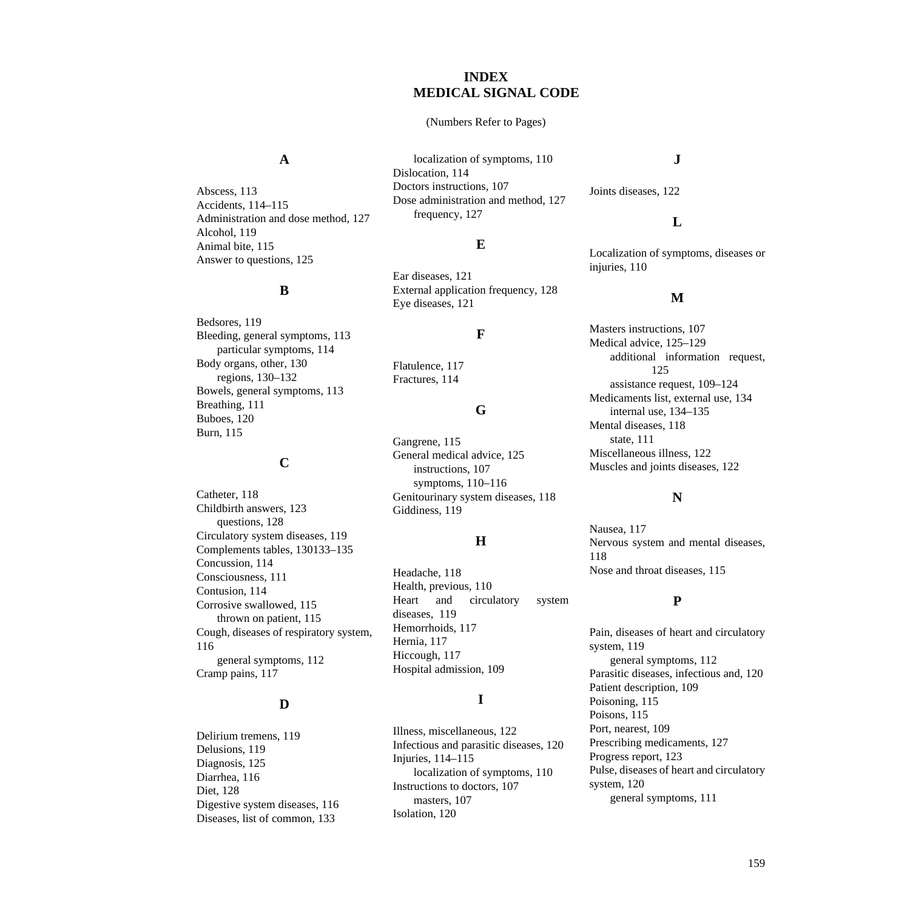# INDEX
# MEDICAL SIGNAL CODE

(Numbers Refer to Pages)

## A

Abscess, 113
Accidents, 114–115
Administration and dose method, 127
Alcohol, 119
Animal bite, 115
Answer to questions, 125

## B

Bedsores, 119
Bleeding, general symptoms, 113
    particular symptoms, 114
Body organs, other, 130
    regions, 130–132
Bowels, general symptoms, 113
Breathing, 111
Buboes, 120
Burn, 115

## C

Catheter, 118
Childbirth answers, 123
    questions, 128
Circulatory system diseases, 119
Complements tables, 130133–135
Concussion, 114
Consciousness, 111
Contusion, 114
Corrosive swallowed, 115
    thrown on patient, 115
Cough, diseases of respiratory system, 116
    general symptoms, 112
Cramp pains, 117

## D

Delirium tremens, 119
Delusions, 119
Diagnosis, 125
Diarrhea, 116
Diet, 128
Digestive system diseases, 116
Diseases, list of common, 133
    localization of symptoms, 110
Dislocation, 114
Doctors instructions, 107
Dose administration and method, 127
    frequency, 127

## E

Ear diseases, 121
External application frequency, 128
Eye diseases, 121

## F

Flatulence, 117
Fractures, 114

## G

Gangrene, 115
General medical advice, 125
    instructions, 107
    symptoms, 110–116
Genitourinary system diseases, 118
Giddiness, 119

## H

Headache, 118
Health, previous, 110
Heart and circulatory system diseases, 119
Hemorrhoids, 117
Hernia, 117
Hiccough, 117
Hospital admission, 109

## I

Illness, miscellaneous, 122
Infectious and parasitic diseases, 120
Injuries, 114–115
    localization of symptoms, 110
Instructions to doctors, 107
    masters, 107
Isolation, 120

## J

Joints diseases, 122

## L

Localization of symptoms, diseases or injuries, 110

## M

Masters instructions, 107
Medical advice, 125–129
    additional information request, 125
    assistance request, 109–124
Medicaments list, external use, 134
    internal use, 134–135
Mental diseases, 118
    state, 111
Miscellaneous illness, 122
Muscles and joints diseases, 122

## N

Nausea, 117
Nervous system and mental diseases, 118
Nose and throat diseases, 115

## P

Pain, diseases of heart and circulatory system, 119
    general symptoms, 112
Parasitic diseases, infectious and, 120
Patient description, 109
Poisoning, 115
Poisons, 115
Port, nearest, 109
Prescribing medicaments, 127
Progress report, 123
Pulse, diseases of heart and circulatory system, 120
    general symptoms, 111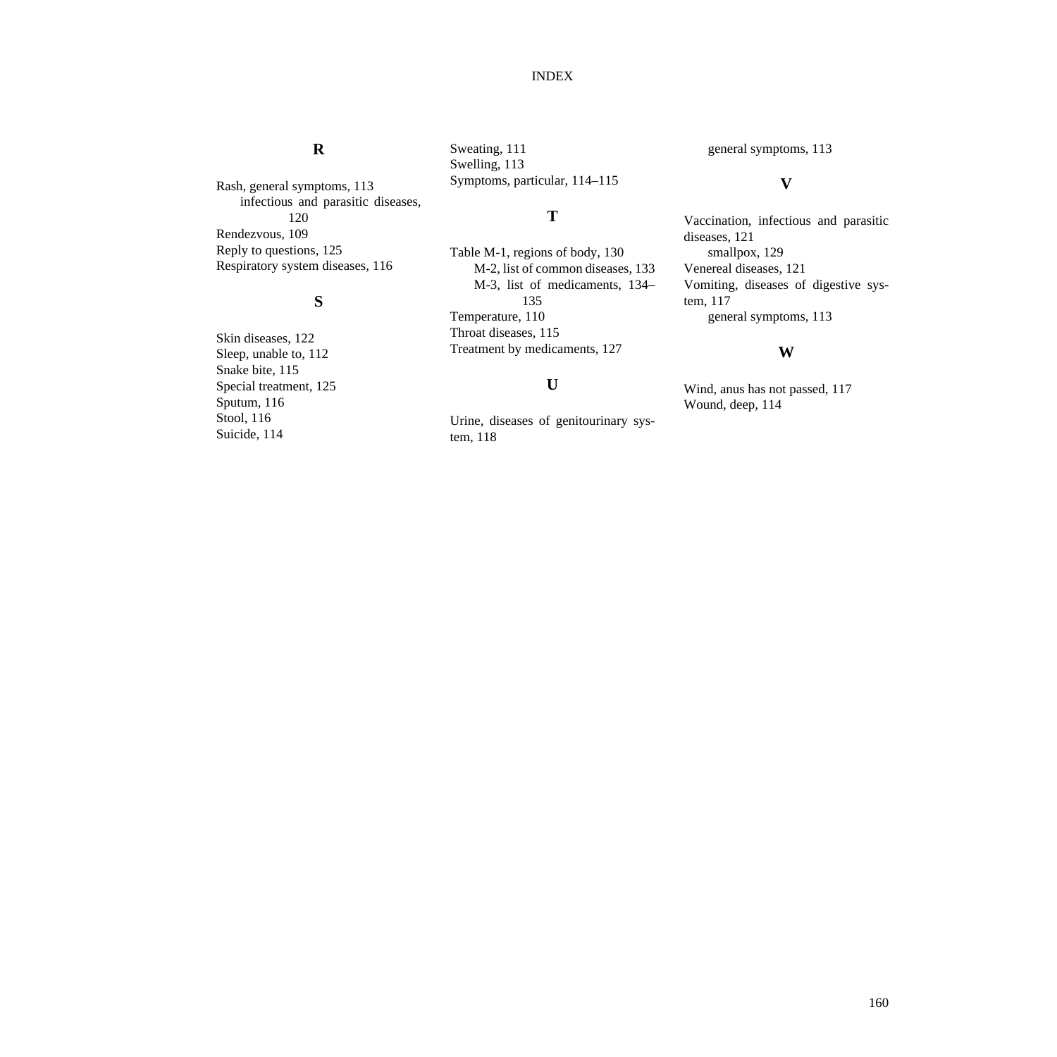## R

Rash, general symptoms, 113
 infectious and parasitic diseases, 120
Rendezvous, 109
Reply to questions, 125
Respiratory system diseases, 116

## S

Skin diseases, 122
Sleep, unable to, 112
Snake bite, 115
Special treatment, 125
Sputum, 116
Stool, 116
Suicide, 114
Sweating, 111
Swelling, 113
Symptoms, particular, 114–115

## T

Table M-1, regions of body, 130
 M-2, list of common diseases, 133
 M-3, list of medicaments, 134–135
Temperature, 110
Throat diseases, 115
Treatment by medicaments, 127

## U

Urine, diseases of genitourinary system, 118
 general symptoms, 113

## V

Vaccination, infectious and parasitic diseases, 121
 smallpox, 129
Venereal diseases, 121
Vomiting, diseases of digestive system, 117
 general symptoms, 113

## W

Wind, anus has not passed, 117
Wound, deep, 114